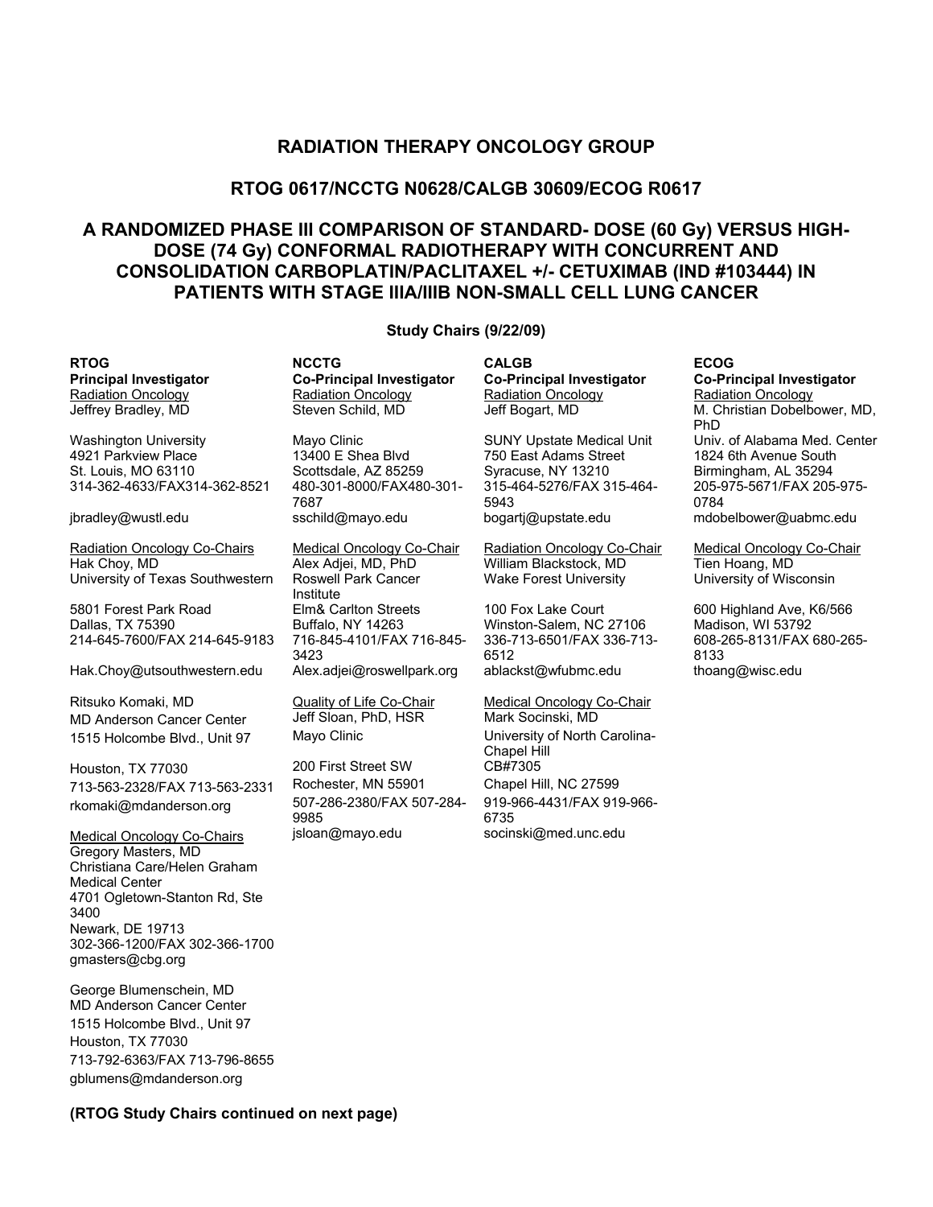# RADIATION THERAPY ONCOLOGY GROUP

## RTOG 0617/NCCTG N0628/CALGB 30609/ECOG R0617

## A RANDOMIZED PHASE III COMPARISON OF STANDARD- DOSE (60 Gy) VERSUS HIGH-DOSE (74 Gy) CONFORMAL RADIOTHERAPY WITH CONCURRENT AND CONSOLIDATION CARBOPLATIN/PACLITAXEL +/- CETUXIMAB (IND #103444) IN PATIENTS WITH STAGE IIIA/IIIB NON-SMALL CELL LUNG CANCER

**Study Chairs (9/22/09)**

**RTOG**
**Principal Investigator**
Radiation Oncology
Jeffrey Bradley, MD

Washington University
4921 Parkview Place
St. Louis, MO 63110
314-362-4633/FAX314-362-8521

jbradley@wustl.edu

Radiation Oncology Co-Chairs
Hak Choy, MD
University of Texas Southwestern

5801 Forest Park Road
Dallas, TX 75390
214-645-7600/FAX 214-645-9183

Hak.Choy@utsouthwestern.edu

Ritsuko Komaki, MD
MD Anderson Cancer Center
1515 Holcombe Blvd., Unit 97

Houston, TX 77030
713-563-2328/FAX 713-563-2331
rkomaki@mdanderson.org

Medical Oncology Co-Chairs
Gregory Masters, MD
Christiana Care/Helen Graham Medical Center
4701 Ogletown-Stanton Rd, Ste 3400
Newark, DE 19713
302-366-1200/FAX 302-366-1700
gmasters@cbg.org

George Blumenschein, MD
MD Anderson Cancer Center
1515 Holcombe Blvd., Unit 97
Houston, TX 77030
713-792-6363/FAX 713-796-8655
gblumens@mdanderson.org

**NCCTG**
**Co-Principal Investigator**
Radiation Oncology
Steven Schild, MD

Mayo Clinic
13400 E Shea Blvd
Scottsdale, AZ 85259
480-301-8000/FAX480-301-7687
sschild@mayo.edu

Medical Oncology Co-Chair
Alex Adjei, MD, PhD
Roswell Park Cancer Institute
Elm& Carlton Streets
Buffalo, NY 14263
716-845-4101/FAX 716-845-3423
Alex.adjei@roswellpark.org

Quality of Life Co-Chair
Jeff Sloan, PhD, HSR
Mayo Clinic

200 First Street SW
Rochester, MN 55901
507-286-2380/FAX 507-284-9985
jsloan@mayo.edu

**CALGB**
**Co-Principal Investigator**
Radiation Oncology
Jeff Bogart, MD

SUNY Upstate Medical Unit
750 East Adams Street
Syracuse, NY 13210
315-464-5276/FAX 315-464-5943
bogartj@upstate.edu

Radiation Oncology Co-Chair
William Blackstock, MD
Wake Forest University

100 Fox Lake Court
Winston-Salem, NC 27106
336-713-6501/FAX 336-713-6512
ablackst@wfubmc.edu

Medical Oncology Co-Chair
Mark Socinski, MD
University of North Carolina-Chapel Hill
CB#7305
Chapel Hill, NC 27599
919-966-4431/FAX 919-966-6735
socinski@med.unc.edu

**ECOG**
**Co-Principal Investigator**
Radiation Oncology
M. Christian Dobelbower, MD, PhD
Univ. of Alabama Med. Center
1824 6th Avenue South
Birmingham, AL 35294
205-975-5671/FAX 205-975-0784
mdobelbower@uabmc.edu

Medical Oncology Co-Chair
Tien Hoang, MD
University of Wisconsin

600 Highland Ave, K6/566
Madison, WI 53792
608-265-8131/FAX 680-265-8133
thoang@wisc.edu

**(RTOG Study Chairs continued on next page)**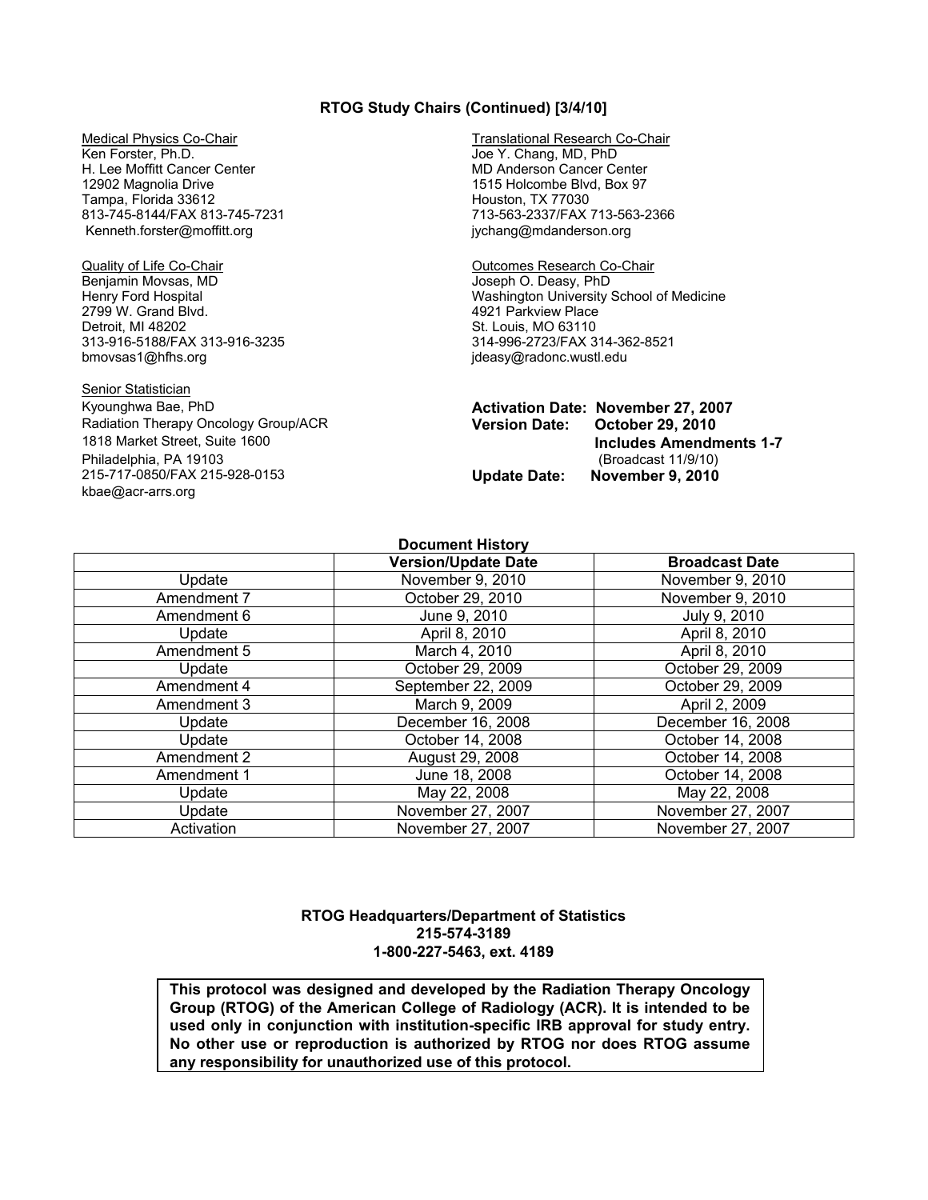**RTOG Study Chairs (Continued) [3/4/10]**

Medical Physics Co-Chair
Ken Forster, Ph.D.
H. Lee Moffitt Cancer Center
12902 Magnolia Drive
Tampa, Florida 33612
813-745-8144/FAX 813-745-7231
Kenneth.forster@moffitt.org

Translational Research Co-Chair
Joe Y. Chang, MD, PhD
MD Anderson Cancer Center
1515 Holcombe Blvd, Box 97
Houston, TX 77030
713-563-2337/FAX 713-563-2366
jychang@mdanderson.org

Quality of Life Co-Chair
Benjamin Movsas, MD
Henry Ford Hospital
2799 W. Grand Blvd.
Detroit, MI 48202
313-916-5188/FAX 313-916-3235
bmovsas1@hfhs.org

Outcomes Research Co-Chair
Joseph O. Deasy, PhD
Washington University School of Medicine
4921 Parkview Place
St. Louis, MO 63110
314-996-2723/FAX 314-362-8521
jdeasy@radonc.wustl.edu

Senior Statistician
Kyounghwa Bae, PhD
Radiation Therapy Oncology Group/ACR
1818 Market Street, Suite 1600
Philadelphia, PA 19103
215-717-0850/FAX 215-928-0153
kbae@acr-arrs.org

**Activation Date: November 27, 2007**
**Version Date: October 29, 2010**
**Includes Amendments 1-7**
(Broadcast 11/9/10)
**Update Date: November 9, 2010**

**Document History**

| | Version/Update Date | Broadcast Date |
|---|---|---|
| Update | November 9, 2010 | November 9, 2010 |
| Amendment 7 | October 29, 2010 | November 9, 2010 |
| Amendment 6 | June 9, 2010 | July 9, 2010 |
| Update | April 8, 2010 | April 8, 2010 |
| Amendment 5 | March 4, 2010 | April 8, 2010 |
| Update | October 29, 2009 | October 29, 2009 |
| Amendment 4 | September 22, 2009 | October 29, 2009 |
| Amendment 3 | March 9, 2009 | April 2, 2009 |
| Update | December 16, 2008 | December 16, 2008 |
| Update | October 14, 2008 | October 14, 2008 |
| Amendment 2 | August 29, 2008 | October 14, 2008 |
| Amendment 1 | June 18, 2008 | October 14, 2008 |
| Update | May 22, 2008 | May 22, 2008 |
| Update | November 27, 2007 | November 27, 2007 |
| Activation | November 27, 2007 | November 27, 2007 |

**RTOG Headquarters/Department of Statistics**
**215-574-3189**
**1-800-227-5463, ext. 4189**

**This protocol was designed and developed by the Radiation Therapy Oncology Group (RTOG) of the American College of Radiology (ACR). It is intended to be used only in conjunction with institution-specific IRB approval for study entry. No other use or reproduction is authorized by RTOG nor does RTOG assume any responsibility for unauthorized use of this protocol.**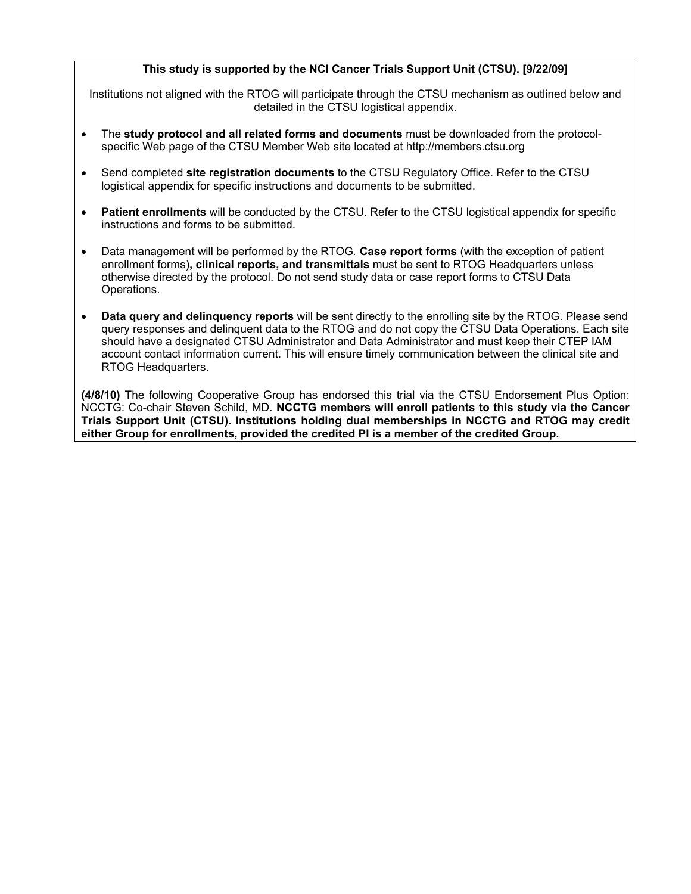**This study is supported by the NCI Cancer Trials Support Unit (CTSU). [9/22/09]**

Institutions not aligned with the RTOG will participate through the CTSU mechanism as outlined below and detailed in the CTSU logistical appendix.

- The **study protocol and all related forms and documents** must be downloaded from the protocol-specific Web page of the CTSU Member Web site located at http://members.ctsu.org
- Send completed **site registration documents** to the CTSU Regulatory Office. Refer to the CTSU logistical appendix for specific instructions and documents to be submitted.
- **Patient enrollments** will be conducted by the CTSU. Refer to the CTSU logistical appendix for specific instructions and forms to be submitted.
- Data management will be performed by the RTOG. **Case report forms** (with the exception of patient enrollment forms)**, clinical reports, and transmittals** must be sent to RTOG Headquarters unless otherwise directed by the protocol. Do not send study data or case report forms to CTSU Data Operations.
- **Data query and delinquency reports** will be sent directly to the enrolling site by the RTOG. Please send query responses and delinquent data to the RTOG and do not copy the CTSU Data Operations. Each site should have a designated CTSU Administrator and Data Administrator and must keep their CTEP IAM account contact information current. This will ensure timely communication between the clinical site and RTOG Headquarters.

**(4/8/10)** The following Cooperative Group has endorsed this trial via the CTSU Endorsement Plus Option: NCCTG: Co-chair Steven Schild, MD. **NCCTG members will enroll patients to this study via the Cancer Trials Support Unit (CTSU). Institutions holding dual memberships in NCCTG and RTOG may credit either Group for enrollments, provided the credited PI is a member of the credited Group.**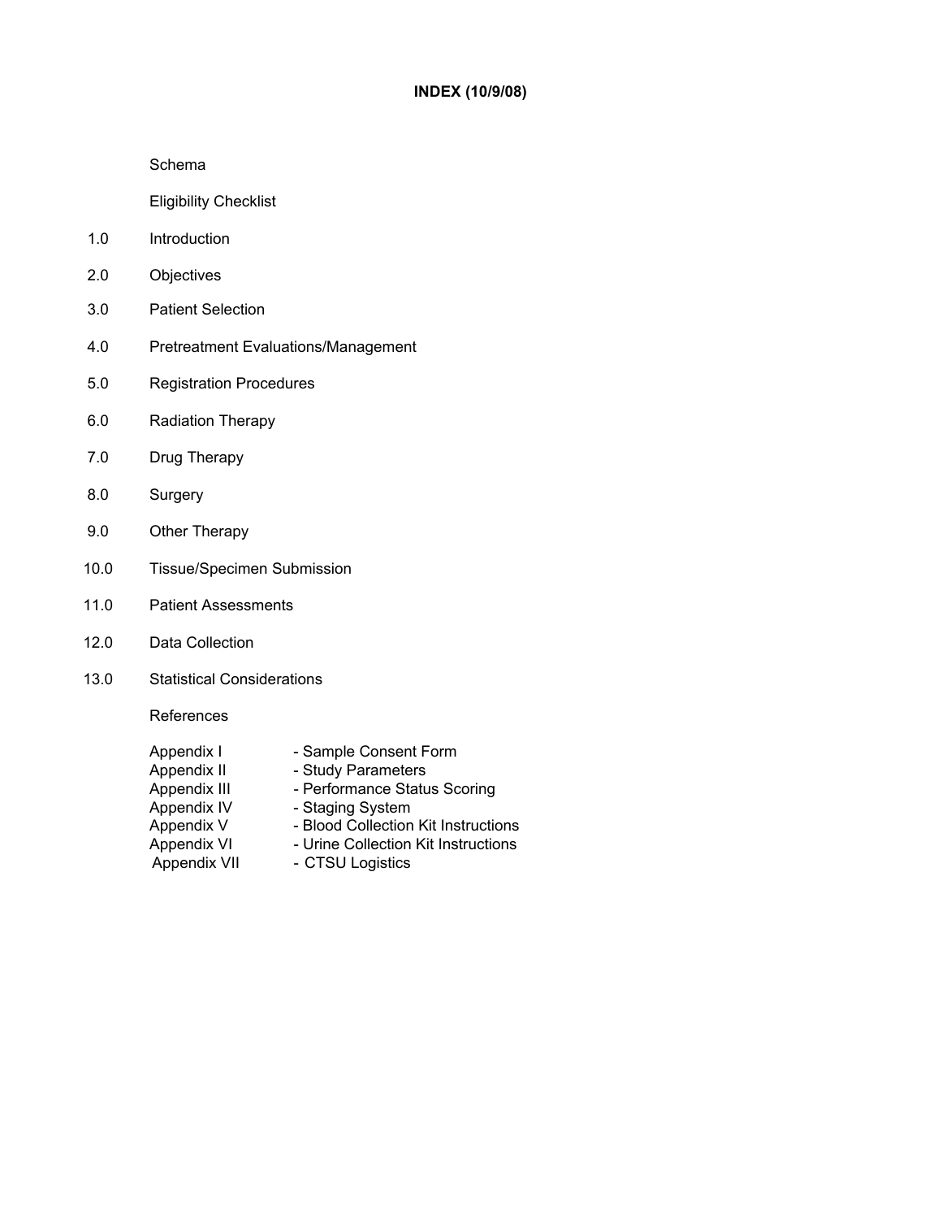**INDEX (10/9/08)**

Schema

Eligibility Checklist

1.0 Introduction

2.0 Objectives

3.0 Patient Selection

4.0 Pretreatment Evaluations/Management

5.0 Registration Procedures

6.0 Radiation Therapy

7.0 Drug Therapy

8.0 Surgery

9.0 Other Therapy

10.0 Tissue/Specimen Submission

11.0 Patient Assessments

12.0 Data Collection

13.0 Statistical Considerations

References

Appendix I - Sample Consent Form
Appendix II - Study Parameters
Appendix III - Performance Status Scoring
Appendix IV - Staging System
Appendix V - Blood Collection Kit Instructions
Appendix VI - Urine Collection Kit Instructions
Appendix VII - CTSU Logistics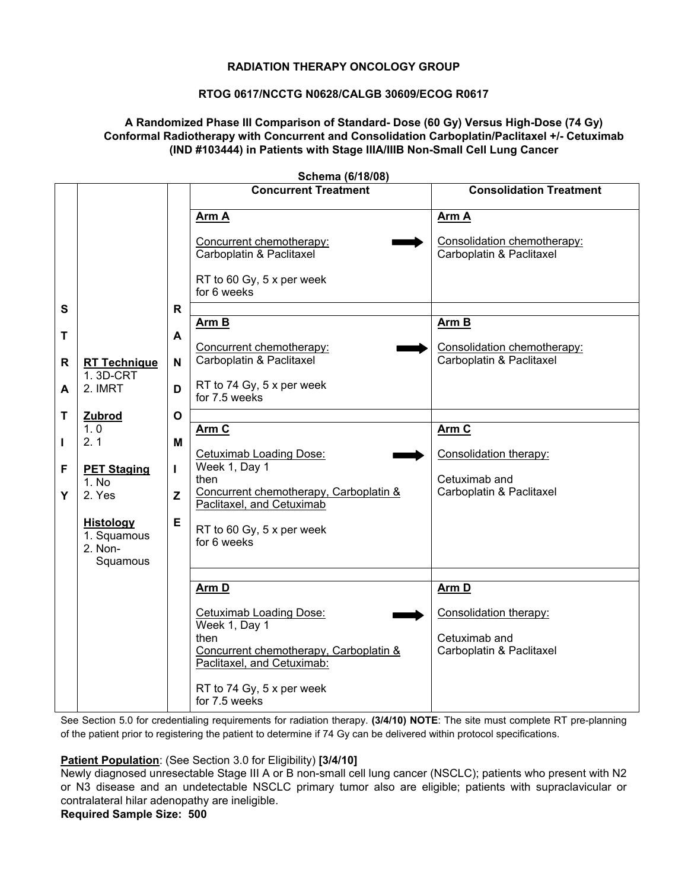**RADIATION THERAPY ONCOLOGY GROUP**

**RTOG 0617/NCCTG N0628/CALGB 30609/ECOG R0617**

**A Randomized Phase III Comparison of Standard- Dose (60 Gy) Versus High-Dose (74 Gy) Conformal Radiotherapy with Concurrent and Consolidation Carboplatin/Paclitaxel +/- Cetuximab (IND #103444) in Patients with Stage IIIA/IIIB Non-Small Cell Lung Cancer**

**Schema (6/18/08)**

| STRATIFY | | RANDOMIZE | Concurrent Treatment | Consolidation Treatment |
|---|---|---|---|---|
| | **RT Technique**<br>1. 3D-CRT<br>2. IMRT<br><br>**Zubrod**<br>1. 0<br>2. 1<br><br>**PET Staging**<br>1. No<br>2. Yes<br><br>**Histology**<br>1. Squamous<br>2. Non-Squamous | | **Arm A**<br><br>Concurrent chemotherapy:<br>Carboplatin & Paclitaxel<br><br>RT to 60 Gy, 5 x per week for 6 weeks | **Arm A**<br><br>Consolidation chemotherapy:<br>Carboplatin & Paclitaxel |
| | | | **Arm B**<br><br>Concurrent chemotherapy:<br>Carboplatin & Paclitaxel<br><br>RT to 74 Gy, 5 x per week for 7.5 weeks | **Arm B**<br><br>Consolidation chemotherapy:<br>Carboplatin & Paclitaxel |
| | | | **Arm C**<br><br>Cetuximab Loading Dose:<br>Week 1, Day 1<br>then<br>Concurrent chemotherapy, Carboplatin & Paclitaxel, and Cetuximab<br><br>RT to 60 Gy, 5 x per week for 6 weeks | **Arm C**<br><br>Consolidation therapy:<br><br>Cetuximab and<br>Carboplatin & Paclitaxel |
| | | | **Arm D**<br><br>Cetuximab Loading Dose:<br>Week 1, Day 1<br>then<br>Concurrent chemotherapy, Carboplatin & Paclitaxel, and Cetuximab:<br><br>RT to 74 Gy, 5 x per week for 7.5 weeks | **Arm D**<br><br>Consolidation therapy:<br><br>Cetuximab and<br>Carboplatin & Paclitaxel |

See Section 5.0 for credentialing requirements for radiation therapy. **(3/4/10) NOTE**: The site must complete RT pre-planning of the patient prior to registering the patient to determine if 74 Gy can be delivered within protocol specifications.

**Patient Population**: (See Section 3.0 for Eligibility) **[3/4/10]**
Newly diagnosed unresectable Stage III A or B non-small cell lung cancer (NSCLC); patients who present with N2 or N3 disease and an undetectable NSCLC primary tumor also are eligible; patients with supraclavicular or contralateral hilar adenopathy are ineligible.
**Required Sample Size: 500**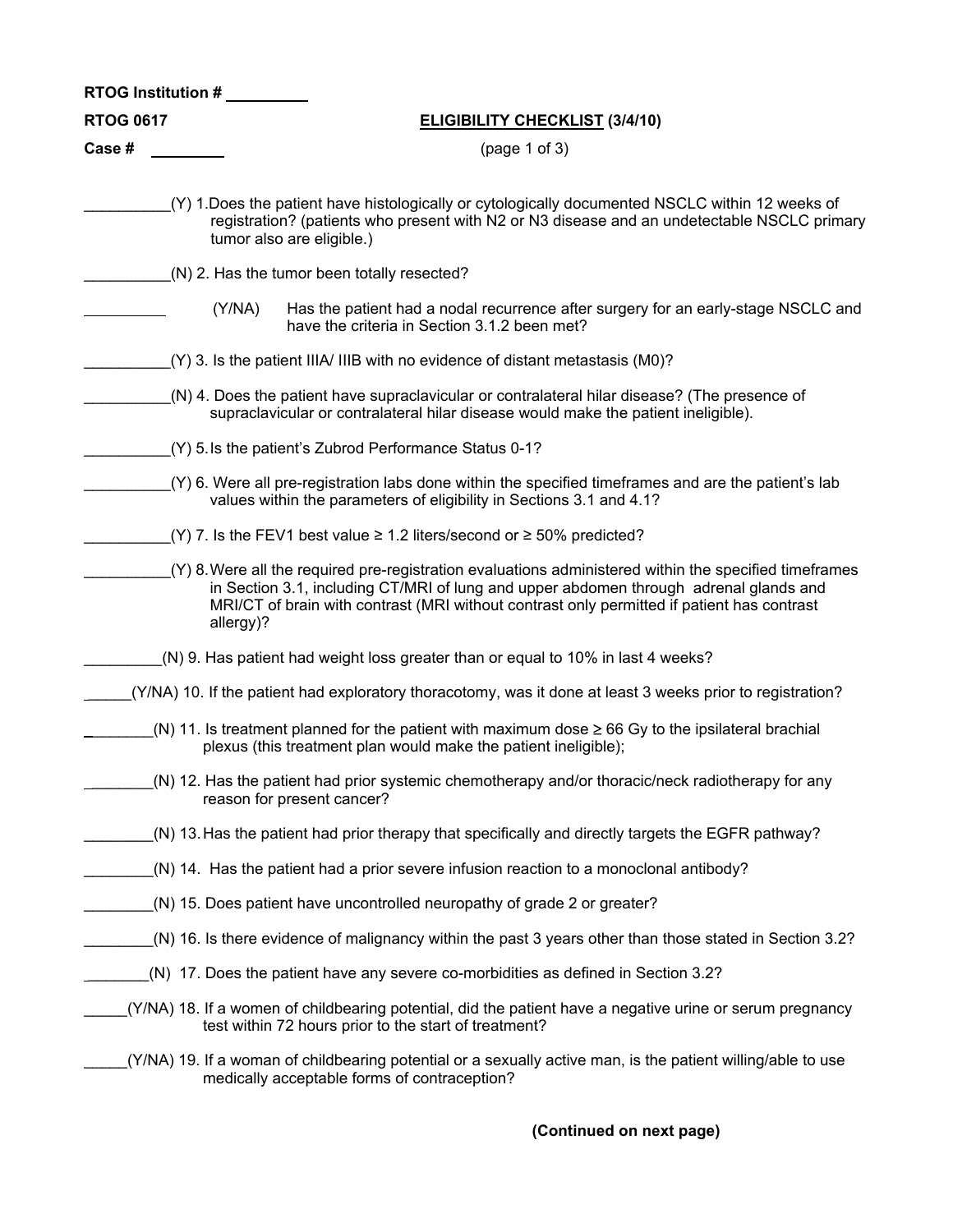RTOG Institution # __________

**RTOG 0617** **ELIGIBILITY CHECKLIST (3/4/10)**

**Case #** _________ (page 1 of 3)

__________(Y) 1. Does the patient have histologically or cytologically documented NSCLC within 12 weeks of registration? (patients who present with N2 or N3 disease and an undetectable NSCLC primary tumor also are eligible.)

__________(N) 2. Has the tumor been totally resected?

__________ (Y/NA) Has the patient had a nodal recurrence after surgery for an early-stage NSCLC and have the criteria in Section 3.1.2 been met?

__________(Y) 3. Is the patient IIIA/ IIIB with no evidence of distant metastasis (M0)?

__________(N) 4. Does the patient have supraclavicular or contralateral hilar disease? (The presence of supraclavicular or contralateral hilar disease would make the patient ineligible).

__________(Y) 5. Is the patient's Zubrod Performance Status 0-1?

__________(Y) 6. Were all pre-registration labs done within the specified timeframes and are the patient's lab values within the parameters of eligibility in Sections 3.1 and 4.1?

__________(Y) 7. Is the FEV1 best value ≥ 1.2 liters/second or ≥ 50% predicted?

__________(Y) 8. Were all the required pre-registration evaluations administered within the specified timeframes in Section 3.1, including CT/MRI of lung and upper abdomen through adrenal glands and MRI/CT of brain with contrast (MRI without contrast only permitted if patient has contrast allergy)?

_________(N) 9. Has patient had weight loss greater than or equal to 10% in last 4 weeks?

_____(Y/NA) 10. If the patient had exploratory thoracotomy, was it done at least 3 weeks prior to registration?

________(N) 11. Is treatment planned for the patient with maximum dose ≥ 66 Gy to the ipsilateral brachial plexus (this treatment plan would make the patient ineligible);

________(N) 12. Has the patient had prior systemic chemotherapy and/or thoracic/neck radiotherapy for any reason for present cancer?

________(N) 13. Has the patient had prior therapy that specifically and directly targets the EGFR pathway?

________(N) 14. Has the patient had a prior severe infusion reaction to a monoclonal antibody?

________(N) 15. Does patient have uncontrolled neuropathy of grade 2 or greater?

________(N) 16. Is there evidence of malignancy within the past 3 years other than those stated in Section 3.2?

________(N) 17. Does the patient have any severe co-morbidities as defined in Section 3.2?

_____(Y/NA) 18. If a women of childbearing potential, did the patient have a negative urine or serum pregnancy test within 72 hours prior to the start of treatment?

_____(Y/NA) 19. If a woman of childbearing potential or a sexually active man, is the patient willing/able to use medically acceptable forms of contraception?

**(Continued on next page)**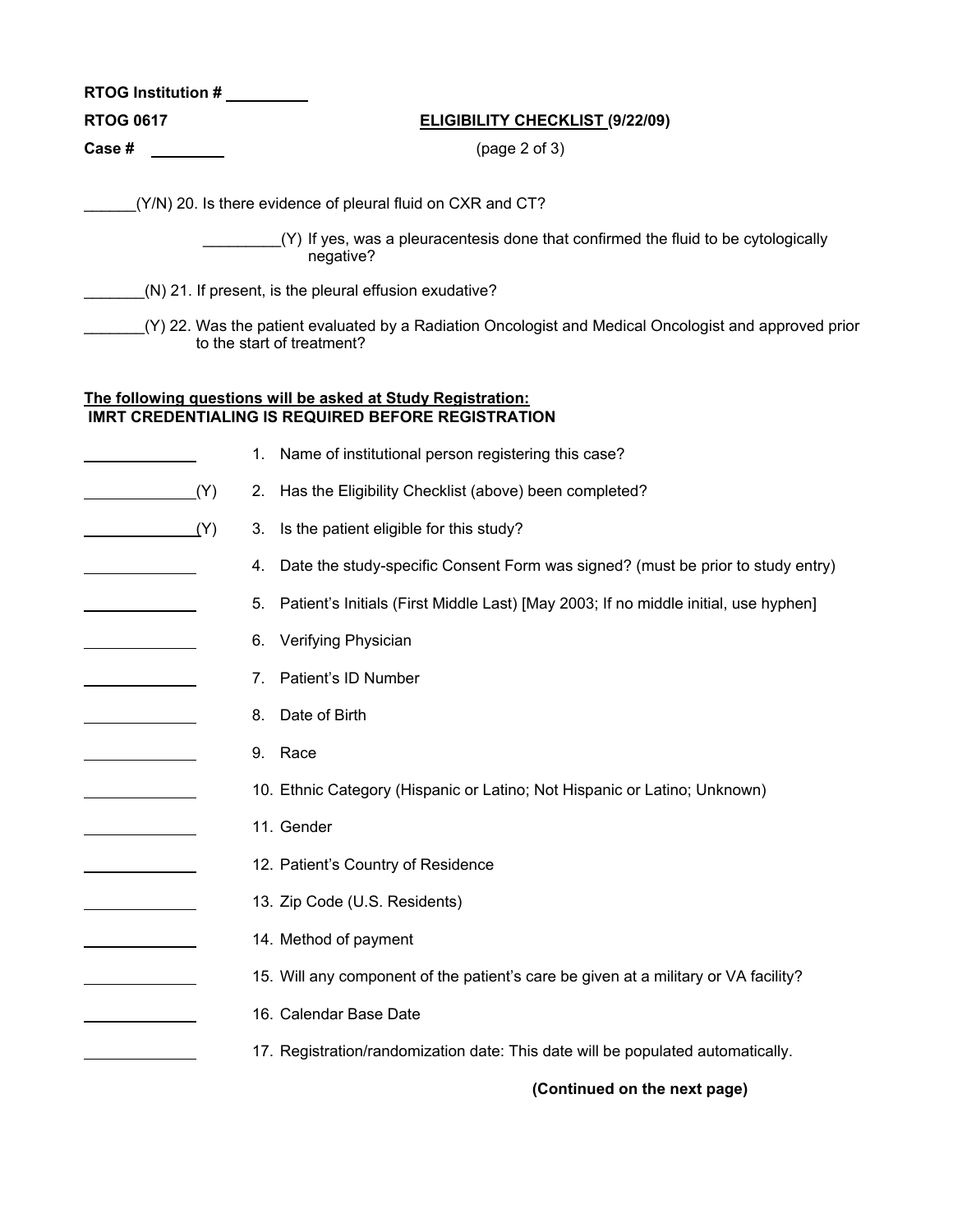RTOG Institution # __________

**RTOG 0617** **ELIGIBILITY CHECKLIST (9/22/09)**

**Case #** _________ (page 2 of 3)

______(Y/N) 20. Is there evidence of pleural fluid on CXR and CT?

_________(Y) If yes, was a pleuracentesis done that confirmed the fluid to be cytologically negative?

_______(N) 21. If present, is the pleural effusion exudative?

_______(Y) 22. Was the patient evaluated by a Radiation Oncologist and Medical Oncologist and approved prior to the start of treatment?

**The following questions will be asked at Study Registration:**
**IMRT CREDENTIALING IS REQUIRED BEFORE REGISTRATION**

______________ 1. Name of institutional person registering this case?

______________(Y) 2. Has the Eligibility Checklist (above) been completed?

______________(Y) 3. Is the patient eligible for this study?

______________ 4. Date the study-specific Consent Form was signed? (must be prior to study entry)

______________ 5. Patient's Initials (First Middle Last) [May 2003; If no middle initial, use hyphen]

______________ 6. Verifying Physician

______________ 7. Patient's ID Number

______________ 8. Date of Birth

______________ 9. Race

______________ 10. Ethnic Category (Hispanic or Latino; Not Hispanic or Latino; Unknown)

______________ 11. Gender

______________ 12. Patient's Country of Residence

______________ 13. Zip Code (U.S. Residents)

______________ 14. Method of payment

______________ 15. Will any component of the patient's care be given at a military or VA facility?

______________ 16. Calendar Base Date

______________ 17. Registration/randomization date: This date will be populated automatically.

**(Continued on the next page)**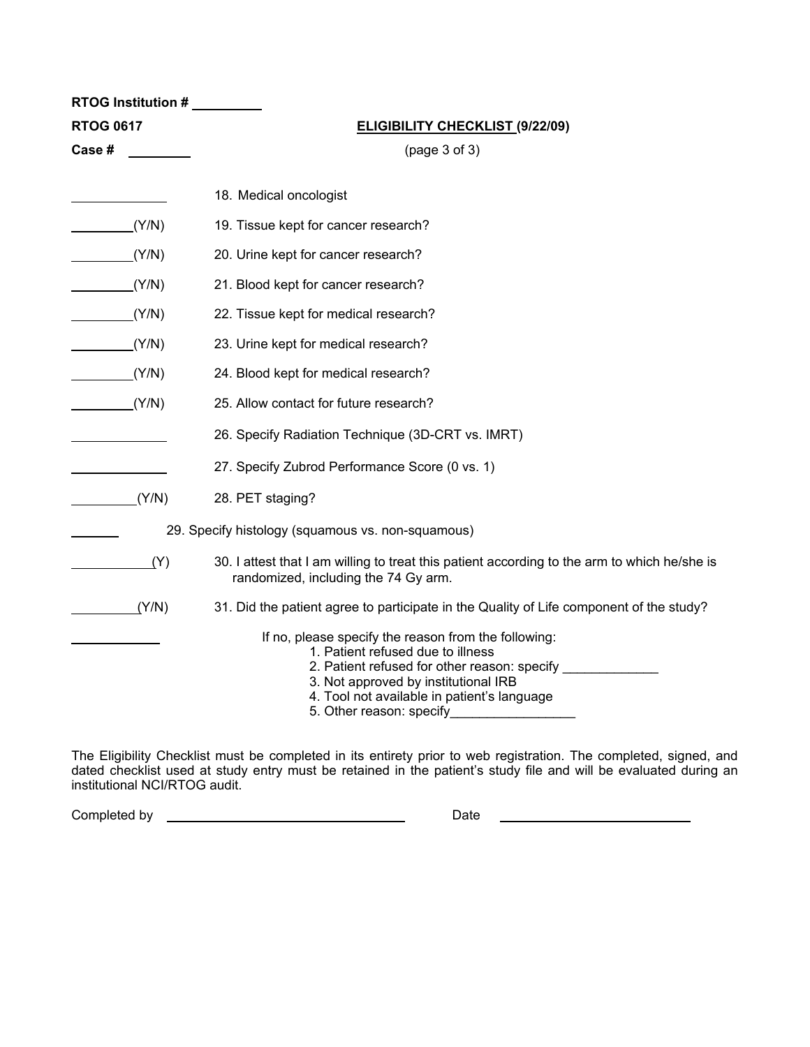RTOG Institution # _________

**RTOG 0617** **ELIGIBILITY CHECKLIST (9/22/09)**

Case # ________ (page 3 of 3)

____________ 18. Medical oncologist

________(Y/N) 19. Tissue kept for cancer research?

________(Y/N) 20. Urine kept for cancer research?

________(Y/N) 21. Blood kept for cancer research?

________(Y/N) 22. Tissue kept for medical research?

________(Y/N) 23. Urine kept for medical research?

________(Y/N) 24. Blood kept for medical research?

________(Y/N) 25. Allow contact for future research?

____________ 26. Specify Radiation Technique (3D-CRT vs. IMRT)

____________ 27. Specify Zubrod Performance Score (0 vs. 1)

________(Y/N) 28. PET staging?

______ 29. Specify histology (squamous vs. non-squamous)

__________(Y) 30. I attest that I am willing to treat this patient according to the arm to which he/she is randomized, including the 74 Gy arm.

________(Y/N) 31. Did the patient agree to participate in the Quality of Life component of the study?

____________ If no, please specify the reason from the following:
1. Patient refused due to illness
2. Patient refused for other reason: specify _____________
3. Not approved by institutional IRB
4. Tool not available in patient's language
5. Other reason: specify_________________

The Eligibility Checklist must be completed in its entirety prior to web registration. The completed, signed, and dated checklist used at study entry must be retained in the patient's study file and will be evaluated during an institutional NCI/RTOG audit.

Completed by _______________________________ Date ________________________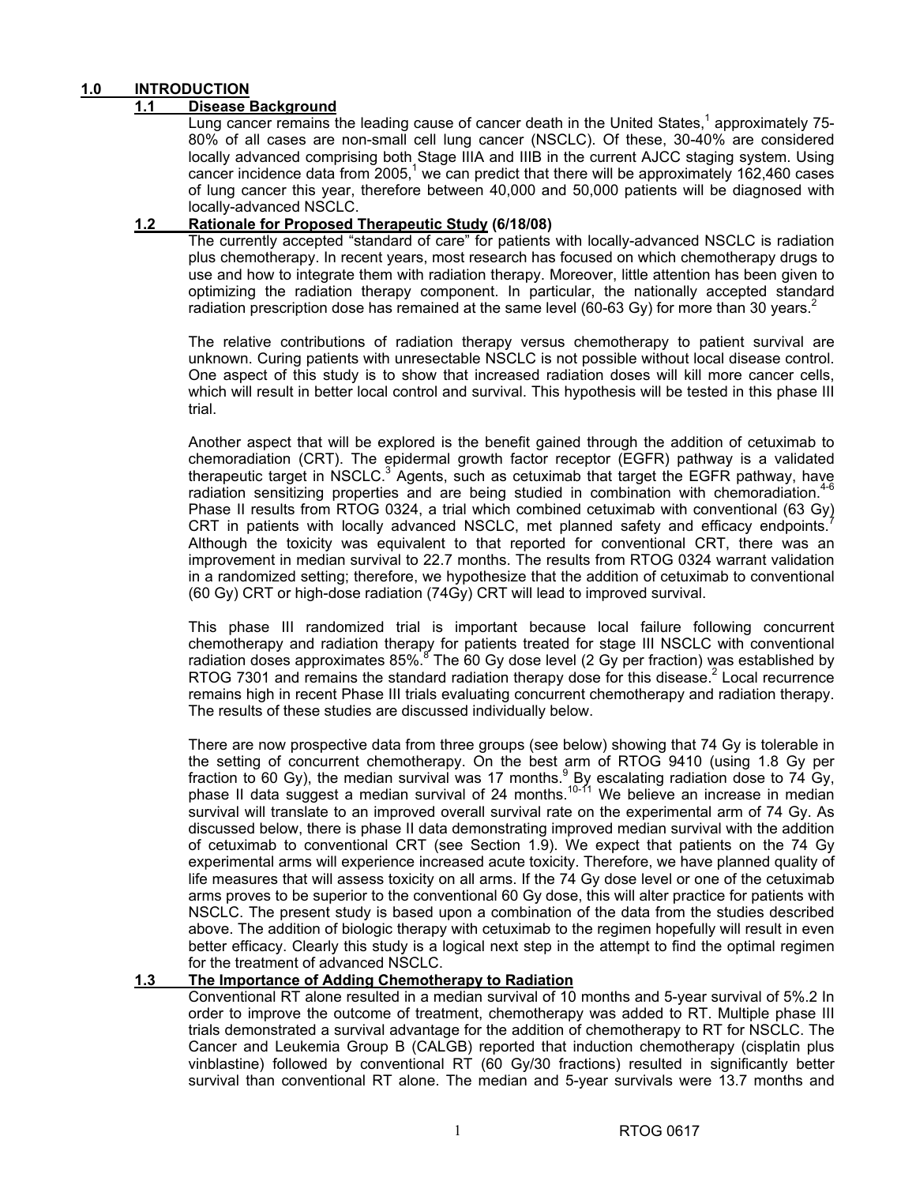# 1.0 INTRODUCTION

## 1.1 Disease Background

Lung cancer remains the leading cause of cancer death in the United States,[1] approximately 75-80% of all cases are non-small cell lung cancer (NSCLC). Of these, 30-40% are considered locally advanced comprising both Stage IIIA and IIIB in the current AJCC staging system. Using cancer incidence data from 2005,[1] we can predict that there will be approximately 162,460 cases of lung cancer this year, therefore between 40,000 and 50,000 patients will be diagnosed with locally-advanced NSCLC.

## 1.2 Rationale for Proposed Therapeutic Study (6/18/08)

The currently accepted "standard of care" for patients with locally-advanced NSCLC is radiation plus chemotherapy. In recent years, most research has focused on which chemotherapy drugs to use and how to integrate them with radiation therapy. Moreover, little attention has been given to optimizing the radiation therapy component. In particular, the nationally accepted standard radiation prescription dose has remained at the same level (60-63 Gy) for more than 30 years.[2]

The relative contributions of radiation therapy versus chemotherapy to patient survival are unknown. Curing patients with unresectable NSCLC is not possible without local disease control. One aspect of this study is to show that increased radiation doses will kill more cancer cells, which will result in better local control and survival. This hypothesis will be tested in this phase III trial.

Another aspect that will be explored is the benefit gained through the addition of cetuximab to chemoradiation (CRT). The epidermal growth factor receptor (EGFR) pathway is a validated therapeutic target in NSCLC.[3] Agents, such as cetuximab that target the EGFR pathway, have radiation sensitizing properties and are being studied in combination with chemoradiation.[4-6] Phase II results from RTOG 0324, a trial which combined cetuximab with conventional (63 Gy) CRT in patients with locally advanced NSCLC, met planned safety and efficacy endpoints.[7] Although the toxicity was equivalent to that reported for conventional CRT, there was an improvement in median survival to 22.7 months. The results from RTOG 0324 warrant validation in a randomized setting; therefore, we hypothesize that the addition of cetuximab to conventional (60 Gy) CRT or high-dose radiation (74Gy) CRT will lead to improved survival.

This phase III randomized trial is important because local failure following concurrent chemotherapy and radiation therapy for patients treated for stage III NSCLC with conventional radiation doses approximates 85%.[8] The 60 Gy dose level (2 Gy per fraction) was established by RTOG 7301 and remains the standard radiation therapy dose for this disease.[2] Local recurrence remains high in recent Phase III trials evaluating concurrent chemotherapy and radiation therapy. The results of these studies are discussed individually below.

There are now prospective data from three groups (see below) showing that 74 Gy is tolerable in the setting of concurrent chemotherapy. On the best arm of RTOG 9410 (using 1.8 Gy per fraction to 60 Gy), the median survival was 17 months.[9] By escalating radiation dose to 74 Gy, phase II data suggest a median survival of 24 months.[10-11] We believe an increase in median survival will translate to an improved overall survival rate on the experimental arm of 74 Gy. As discussed below, there is phase II data demonstrating improved median survival with the addition of cetuximab to conventional CRT (see Section 1.9). We expect that patients on the 74 Gy experimental arms will experience increased acute toxicity. Therefore, we have planned quality of life measures that will assess toxicity on all arms. If the 74 Gy dose level or one of the cetuximab arms proves to be superior to the conventional 60 Gy dose, this will alter practice for patients with NSCLC. The present study is based upon a combination of the data from the studies described above. The addition of biologic therapy with cetuximab to the regimen hopefully will result in even better efficacy. Clearly this study is a logical next step in the attempt to find the optimal regimen for the treatment of advanced NSCLC.

## 1.3 The Importance of Adding Chemotherapy to Radiation

Conventional RT alone resulted in a median survival of 10 months and 5-year survival of 5%.2 In order to improve the outcome of treatment, chemotherapy was added to RT. Multiple phase III trials demonstrated a survival advantage for the addition of chemotherapy to RT for NSCLC. The Cancer and Leukemia Group B (CALGB) reported that induction chemotherapy (cisplatin plus vinblastine) followed by conventional RT (60 Gy/30 fractions) resulted in significantly better survival than conventional RT alone. The median and 5-year survivals were 13.7 months and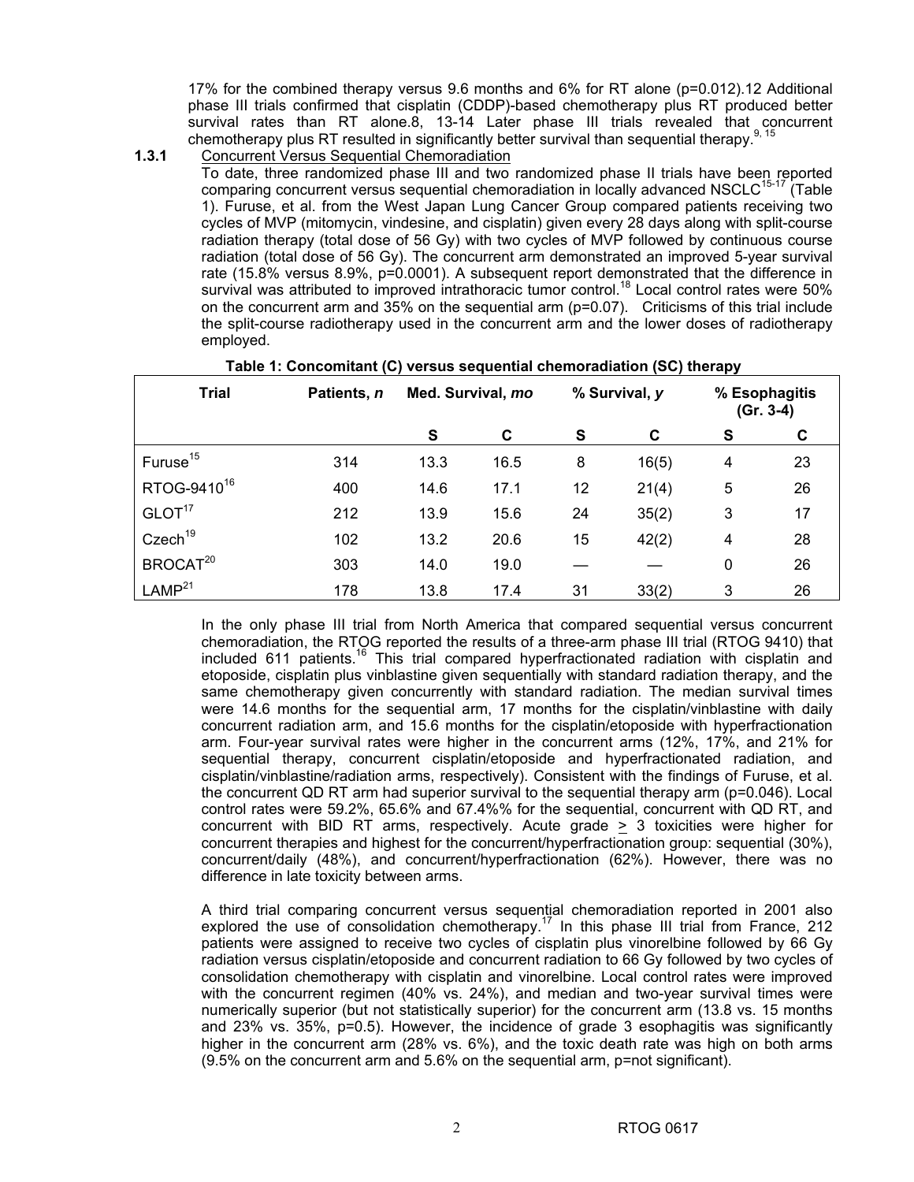17% for the combined therapy versus 9.6 months and 6% for RT alone (p=0.012).12 Additional phase III trials confirmed that cisplatin (CDDP)-based chemotherapy plus RT produced better survival rates than RT alone.8, 13-14 Later phase III trials revealed that concurrent chemotherapy plus RT resulted in significantly better survival than sequential therapy.[9, 15]

**1.3.1** Concurrent Versus Sequential Chemoradiation

To date, three randomized phase III and two randomized phase II trials have been reported comparing concurrent versus sequential chemoradiation in locally advanced NSCLC[15-17] (Table 1). Furuse, et al. from the West Japan Lung Cancer Group compared patients receiving two cycles of MVP (mitomycin, vindesine, and cisplatin) given every 28 days along with split-course radiation therapy (total dose of 56 Gy) with two cycles of MVP followed by continuous course radiation (total dose of 56 Gy). The concurrent arm demonstrated an improved 5-year survival rate (15.8% versus 8.9%, p=0.0001). A subsequent report demonstrated that the difference in survival was attributed to improved intrathoracic tumor control.[18] Local control rates were 50% on the concurrent arm and 35% on the sequential arm (p=0.07). Criticisms of this trial include the split-course radiotherapy used in the concurrent arm and the lower doses of radiotherapy employed.

**Table 1: Concomitant (C) versus sequential chemoradiation (SC) therapy**

| Trial | Patients, *n* | Med. Survival, *mo* | | % Survival, *y* | | % Esophagitis (Gr. 3-4) | |
|---|---|---|---|---|---|---|---|
| | | S | C | S | C | S | C |
| Furuse[15] | 314 | 13.3 | 16.5 | 8 | 16(5) | 4 | 23 |
| RTOG-9410[16] | 400 | 14.6 | 17.1 | 12 | 21(4) | 5 | 26 |
| GLOT[17] | 212 | 13.9 | 15.6 | 24 | 35(2) | 3 | 17 |
| Czech[19] | 102 | 13.2 | 20.6 | 15 | 42(2) | 4 | 28 |
| BROCAT[20] | 303 | 14.0 | 19.0 | — | — | 0 | 26 |
| LAMP[21] | 178 | 13.8 | 17.4 | 31 | 33(2) | 3 | 26 |

In the only phase III trial from North America that compared sequential versus concurrent chemoradiation, the RTOG reported the results of a three-arm phase III trial (RTOG 9410) that included 611 patients.[16] This trial compared hyperfractionated radiation with cisplatin and etoposide, cisplatin plus vinblastine given sequentially with standard radiation therapy, and the same chemotherapy given concurrently with standard radiation. The median survival times were 14.6 months for the sequential arm, 17 months for the cisplatin/vinblastine with daily concurrent radiation arm, and 15.6 months for the cisplatin/etoposide with hyperfractionation arm. Four-year survival rates were higher in the concurrent arms (12%, 17%, and 21% for sequential therapy, concurrent cisplatin/etoposide and hyperfractionated radiation, and cisplatin/vinblastine/radiation arms, respectively). Consistent with the findings of Furuse, et al. the concurrent QD RT arm had superior survival to the sequential therapy arm (p=0.046). Local control rates were 59.2%, 65.6% and 67.4%% for the sequential, concurrent with QD RT, and concurrent with BID RT arms, respectively. Acute grade $\geq$ 3 toxicities were higher for concurrent therapies and highest for the concurrent/hyperfractionation group: sequential (30%), concurrent/daily (48%), and concurrent/hyperfractionation (62%). However, there was no difference in late toxicity between arms.

A third trial comparing concurrent versus sequential chemoradiation reported in 2001 also explored the use of consolidation chemotherapy.[17] In this phase III trial from France, 212 patients were assigned to receive two cycles of cisplatin plus vinorelbine followed by 66 Gy radiation versus cisplatin/etoposide and concurrent radiation to 66 Gy followed by two cycles of consolidation chemotherapy with cisplatin and vinorelbine. Local control rates were improved with the concurrent regimen (40% vs. 24%), and median and two-year survival times were numerically superior (but not statistically superior) for the concurrent arm (13.8 vs. 15 months and 23% vs. 35%, p=0.5). However, the incidence of grade 3 esophagitis was significantly higher in the concurrent arm (28% vs. 6%), and the toxic death rate was high on both arms (9.5% on the concurrent arm and 5.6% on the sequential arm, p=not significant).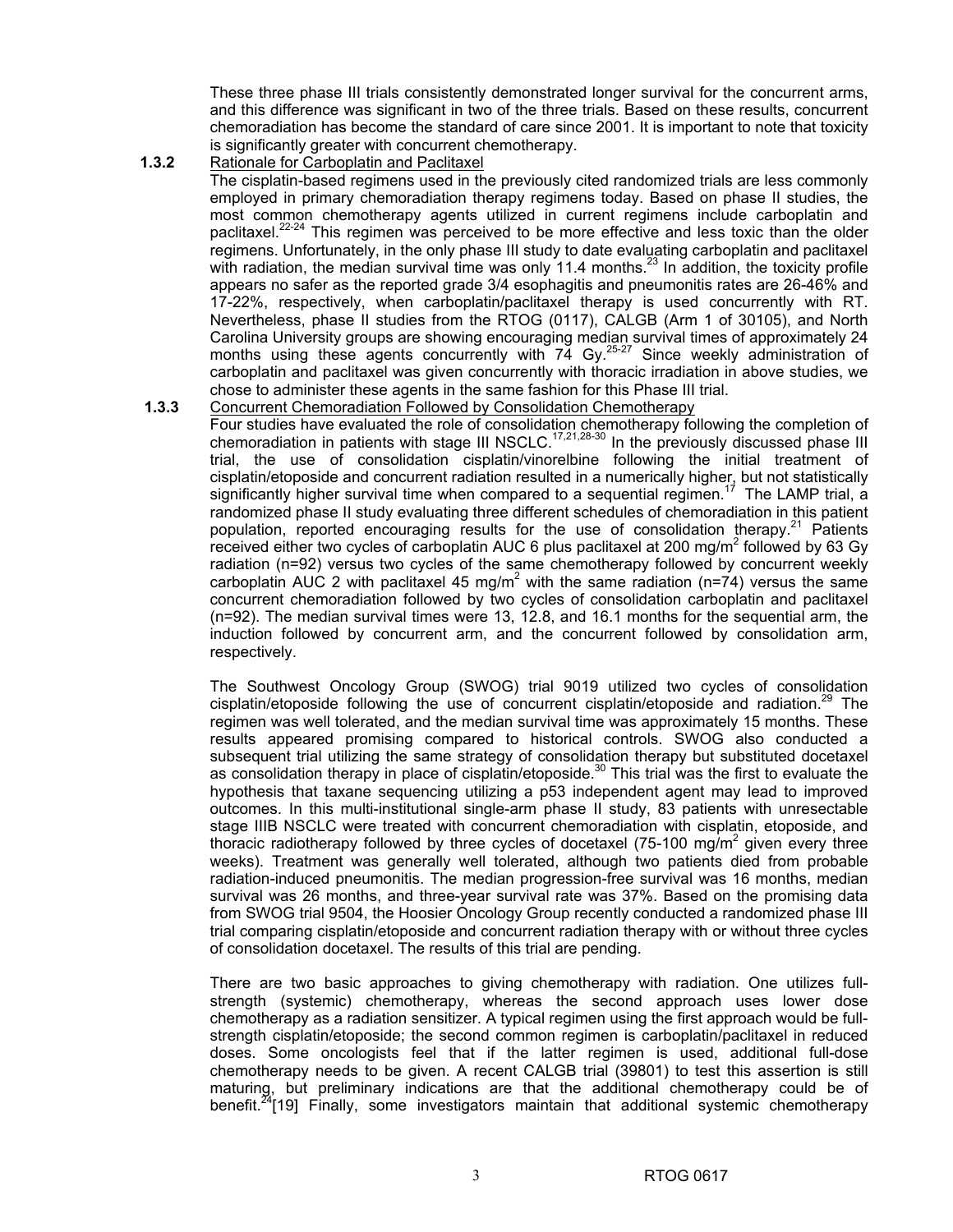These three phase III trials consistently demonstrated longer survival for the concurrent arms, and this difference was significant in two of the three trials. Based on these results, concurrent chemoradiation has become the standard of care since 2001. It is important to note that toxicity is significantly greater with concurrent chemotherapy.

### 1.3.2 Rationale for Carboplatin and Paclitaxel

The cisplatin-based regimens used in the previously cited randomized trials are less commonly employed in primary chemoradiation therapy regimens today. Based on phase II studies, the most common chemotherapy agents utilized in current regimens include carboplatin and paclitaxel.[22-24] This regimen was perceived to be more effective and less toxic than the older regimens. Unfortunately, in the only phase III study to date evaluating carboplatin and paclitaxel with radiation, the median survival time was only 11.4 months.[23] In addition, the toxicity profile appears no safer as the reported grade 3/4 esophagitis and pneumonitis rates are 26-46% and 17-22%, respectively, when carboplatin/paclitaxel therapy is used concurrently with RT. Nevertheless, phase II studies from the RTOG (0117), CALGB (Arm 1 of 30105), and North Carolina University groups are showing encouraging median survival times of approximately 24 months using these agents concurrently with 74 Gy.[25-27] Since weekly administration of carboplatin and paclitaxel was given concurrently with thoracic irradiation in above studies, we chose to administer these agents in the same fashion for this Phase III trial.

### 1.3.3 Concurrent Chemoradiation Followed by Consolidation Chemotherapy

Four studies have evaluated the role of consolidation chemotherapy following the completion of chemoradiation in patients with stage III NSCLC.[17,21,28-30] In the previously discussed phase III trial, the use of consolidation cisplatin/vinorelbine following the initial treatment of cisplatin/etoposide and concurrent radiation resulted in a numerically higher, but not statistically significantly higher survival time when compared to a sequential regimen.[17] The LAMP trial, a randomized phase II study evaluating three different schedules of chemoradiation in this patient population, reported encouraging results for the use of consolidation therapy.[21] Patients received either two cycles of carboplatin AUC 6 plus paclitaxel at 200 mg/m$^2$ followed by 63 Gy radiation (n=92) versus two cycles of the same chemotherapy followed by concurrent weekly carboplatin AUC 2 with paclitaxel 45 mg/m$^2$ with the same radiation (n=74) versus the same concurrent chemoradiation followed by two cycles of consolidation carboplatin and paclitaxel (n=92). The median survival times were 13, 12.8, and 16.1 months for the sequential arm, the induction followed by concurrent arm, and the concurrent followed by consolidation arm, respectively.

The Southwest Oncology Group (SWOG) trial 9019 utilized two cycles of consolidation cisplatin/etoposide following the use of concurrent cisplatin/etoposide and radiation.[29] The regimen was well tolerated, and the median survival time was approximately 15 months. These results appeared promising compared to historical controls. SWOG also conducted a subsequent trial utilizing the same strategy of consolidation therapy but substituted docetaxel as consolidation therapy in place of cisplatin/etoposide.[30] This trial was the first to evaluate the hypothesis that taxane sequencing utilizing a p53 independent agent may lead to improved outcomes. In this multi-institutional single-arm phase II study, 83 patients with unresectable stage IIIB NSCLC were treated with concurrent chemoradiation with cisplatin, etoposide, and thoracic radiotherapy followed by three cycles of docetaxel (75-100 mg/m$^2$ given every three weeks). Treatment was generally well tolerated, although two patients died from probable radiation-induced pneumonitis. The median progression-free survival was 16 months, median survival was 26 months, and three-year survival rate was 37%. Based on the promising data from SWOG trial 9504, the Hoosier Oncology Group recently conducted a randomized phase III trial comparing cisplatin/etoposide and concurrent radiation therapy with or without three cycles of consolidation docetaxel. The results of this trial are pending.

There are two basic approaches to giving chemotherapy with radiation. One utilizes full-strength (systemic) chemotherapy, whereas the second approach uses lower dose chemotherapy as a radiation sensitizer. A typical regimen using the first approach would be full-strength cisplatin/etoposide; the second common regimen is carboplatin/paclitaxel in reduced doses. Some oncologists feel that if the latter regimen is used, additional full-dose chemotherapy needs to be given. A recent CALGB trial (39801) to test this assertion is still maturing, but preliminary indications are that the additional chemotherapy could be of benefit.[24][19] Finally, some investigators maintain that additional systemic chemotherapy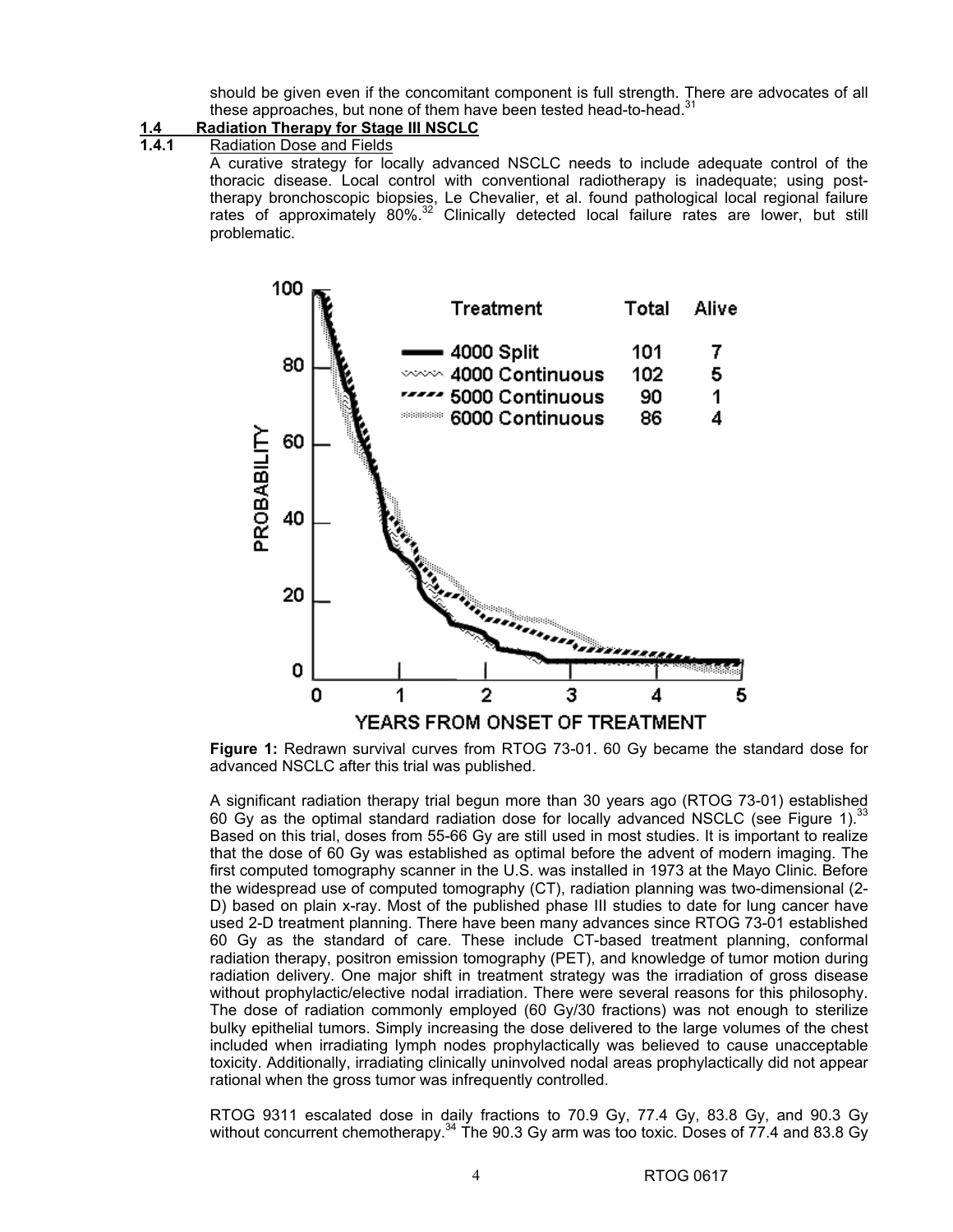should be given even if the concomitant component is full strength. There are advocates of all these approaches, but none of them have been tested head-to-head.[31]

## 1.4 Radiation Therapy for Stage III NSCLC

### 1.4.1 Radiation Dose and Fields

A curative strategy for locally advanced NSCLC needs to include adequate control of the thoracic disease. Local control with conventional radiotherapy is inadequate; using post-therapy bronchoscopic biopsies, Le Chevalier, et al. found pathological local regional failure rates of approximately 80%.[32] Clinically detected local failure rates are lower, but still problematic.

**Figure 1:** Redrawn survival curves from RTOG 73-01. 60 Gy became the standard dose for advanced NSCLC after this trial was published.

A significant radiation therapy trial begun more than 30 years ago (RTOG 73-01) established 60 Gy as the optimal standard radiation dose for locally advanced NSCLC (see Figure 1).[33] Based on this trial, doses from 55-66 Gy are still used in most studies. It is important to realize that the dose of 60 Gy was established as optimal before the advent of modern imaging. The first computed tomography scanner in the U.S. was installed in 1973 at the Mayo Clinic. Before the widespread use of computed tomography (CT), radiation planning was two-dimensional (2-D) based on plain x-ray. Most of the published phase III studies to date for lung cancer have used 2-D treatment planning. There have been many advances since RTOG 73-01 established 60 Gy as the standard of care. These include CT-based treatment planning, conformal radiation therapy, positron emission tomography (PET), and knowledge of tumor motion during radiation delivery. One major shift in treatment strategy was the irradiation of gross disease without prophylactic/elective nodal irradiation. There were several reasons for this philosophy. The dose of radiation commonly employed (60 Gy/30 fractions) was not enough to sterilize bulky epithelial tumors. Simply increasing the dose delivered to the large volumes of the chest included when irradiating lymph nodes prophylactically was believed to cause unacceptable toxicity. Additionally, irradiating clinically uninvolved nodal areas prophylactically did not appear rational when the gross tumor was infrequently controlled.

RTOG 9311 escalated dose in daily fractions to 70.9 Gy, 77.4 Gy, 83.8 Gy, and 90.3 Gy without concurrent chemotherapy.[34] The 90.3 Gy arm was too toxic. Doses of 77.4 and 83.8 Gy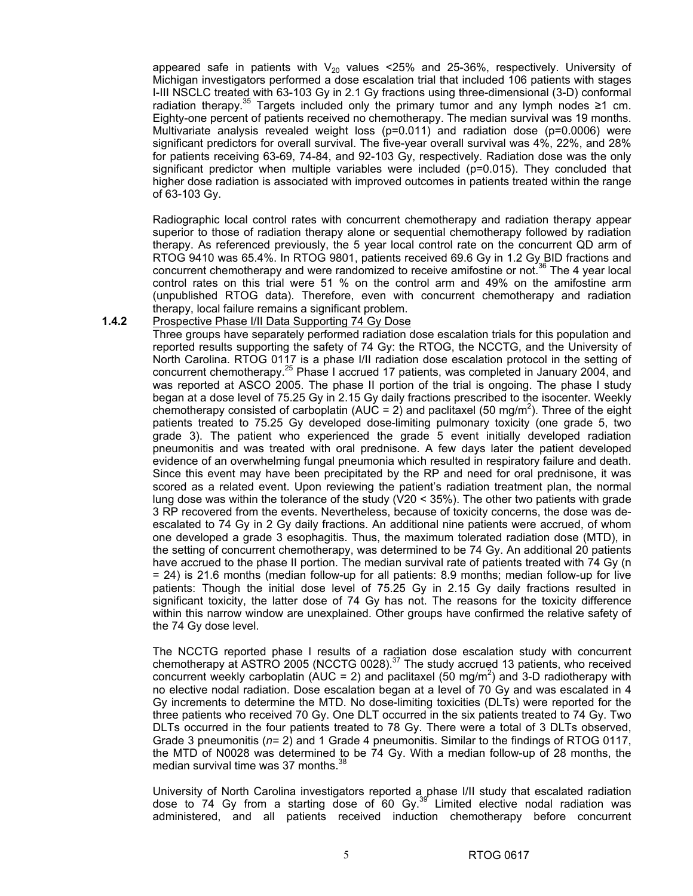appeared safe in patients with $V_{20}$ values <25% and 25-36%, respectively. University of Michigan investigators performed a dose escalation trial that included 106 patients with stages I-III NSCLC treated with 63-103 Gy in 2.1 Gy fractions using three-dimensional (3-D) conformal radiation therapy.[35] Targets included only the primary tumor and any lymph nodes ≥1 cm. Eighty-one percent of patients received no chemotherapy. The median survival was 19 months. Multivariate analysis revealed weight loss (p=0.011) and radiation dose (p=0.0006) were significant predictors for overall survival. The five-year overall survival was 4%, 22%, and 28% for patients receiving 63-69, 74-84, and 92-103 Gy, respectively. Radiation dose was the only significant predictor when multiple variables were included (p=0.015). They concluded that higher dose radiation is associated with improved outcomes in patients treated within the range of 63-103 Gy.

Radiographic local control rates with concurrent chemotherapy and radiation therapy appear superior to those of radiation therapy alone or sequential chemotherapy followed by radiation therapy. As referenced previously, the 5 year local control rate on the concurrent QD arm of RTOG 9410 was 65.4%. In RTOG 9801, patients received 69.6 Gy in 1.2 Gy BID fractions and concurrent chemotherapy and were randomized to receive amifostine or not.[36] The 4 year local control rates on this trial were 51 % on the control arm and 49% on the amifostine arm (unpublished RTOG data). Therefore, even with concurrent chemotherapy and radiation therapy, local failure remains a significant problem.

**1.4.2** Prospective Phase I/II Data Supporting 74 Gy Dose

Three groups have separately performed radiation dose escalation trials for this population and reported results supporting the safety of 74 Gy: the RTOG, the NCCTG, and the University of North Carolina. RTOG 0117 is a phase I/II radiation dose escalation protocol in the setting of concurrent chemotherapy.[25] Phase I accrued 17 patients, was completed in January 2004, and was reported at ASCO 2005. The phase II portion of the trial is ongoing. The phase I study began at a dose level of 75.25 Gy in 2.15 Gy daily fractions prescribed to the isocenter. Weekly chemotherapy consisted of carboplatin (AUC = 2) and paclitaxel (50 mg/m$^2$). Three of the eight patients treated to 75.25 Gy developed dose-limiting pulmonary toxicity (one grade 5, two grade 3). The patient who experienced the grade 5 event initially developed radiation pneumonitis and was treated with oral prednisone. A few days later the patient developed evidence of an overwhelming fungal pneumonia which resulted in respiratory failure and death. Since this event may have been precipitated by the RP and need for oral prednisone, it was scored as a related event. Upon reviewing the patient's radiation treatment plan, the normal lung dose was within the tolerance of the study (V20 < 35%). The other two patients with grade 3 RP recovered from the events. Nevertheless, because of toxicity concerns, the dose was de-escalated to 74 Gy in 2 Gy daily fractions. An additional nine patients were accrued, of whom one developed a grade 3 esophagitis. Thus, the maximum tolerated radiation dose (MTD), in the setting of concurrent chemotherapy, was determined to be 74 Gy. An additional 20 patients have accrued to the phase II portion. The median survival rate of patients treated with 74 Gy (n = 24) is 21.6 months (median follow-up for all patients: 8.9 months; median follow-up for live patients: Though the initial dose level of 75.25 Gy in 2.15 Gy daily fractions resulted in significant toxicity, the latter dose of 74 Gy has not. The reasons for the toxicity difference within this narrow window are unexplained. Other groups have confirmed the relative safety of the 74 Gy dose level.

The NCCTG reported phase I results of a radiation dose escalation study with concurrent chemotherapy at ASTRO 2005 (NCCTG 0028).[37] The study accrued 13 patients, who received concurrent weekly carboplatin (AUC = 2) and paclitaxel (50 mg/m$^2$) and 3-D radiotherapy with no elective nodal radiation. Dose escalation began at a level of 70 Gy and was escalated in 4 Gy increments to determine the MTD. No dose-limiting toxicities (DLTs) were reported for the three patients who received 70 Gy. One DLT occurred in the six patients treated to 74 Gy. Two DLTs occurred in the four patients treated to 78 Gy. There were a total of 3 DLTs observed, Grade 3 pneumonitis (*n*= 2) and 1 Grade 4 pneumonitis. Similar to the findings of RTOG 0117, the MTD of N0028 was determined to be 74 Gy. With a median follow-up of 28 months, the median survival time was 37 months.[38]

University of North Carolina investigators reported a phase I/II study that escalated radiation dose to 74 Gy from a starting dose of 60 Gy.[39] Limited elective nodal radiation was administered, and all patients received induction chemotherapy before concurrent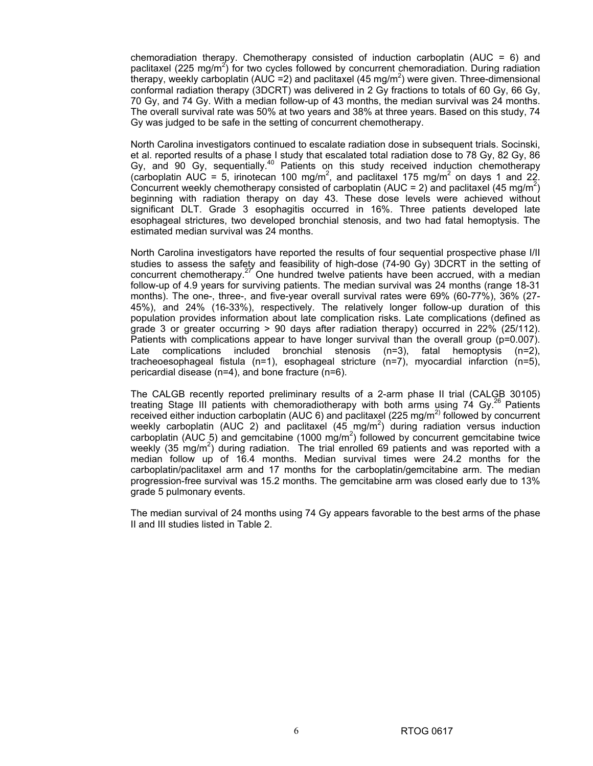chemoradiation therapy. Chemotherapy consisted of induction carboplatin (AUC = 6) and paclitaxel (225 mg/$m^2$) for two cycles followed by concurrent chemoradiation. During radiation therapy, weekly carboplatin (AUC =2) and paclitaxel (45 mg/$m^2$) were given. Three-dimensional conformal radiation therapy (3DCRT) was delivered in 2 Gy fractions to totals of 60 Gy, 66 Gy, 70 Gy, and 74 Gy. With a median follow-up of 43 months, the median survival was 24 months. The overall survival rate was 50% at two years and 38% at three years. Based on this study, 74 Gy was judged to be safe in the setting of concurrent chemotherapy.

North Carolina investigators continued to escalate radiation dose in subsequent trials. Socinski, et al. reported results of a phase I study that escalated total radiation dose to 78 Gy, 82 Gy, 86 Gy, and 90 Gy, sequentially.[40] Patients on this study received induction chemotherapy (carboplatin AUC = 5, irinotecan 100 mg/$m^2$, and paclitaxel 175 mg/$m^2$ on days 1 and 22. Concurrent weekly chemotherapy consisted of carboplatin (AUC = 2) and paclitaxel (45 mg/$m^2$) beginning with radiation therapy on day 43. These dose levels were achieved without significant DLT. Grade 3 esophagitis occurred in 16%. Three patients developed late esophageal strictures, two developed bronchial stenosis, and two had fatal hemoptysis. The estimated median survival was 24 months.

North Carolina investigators have reported the results of four sequential prospective phase I/II studies to assess the safety and feasibility of high-dose (74-90 Gy) 3DCRT in the setting of concurrent chemotherapy.[27] One hundred twelve patients have been accrued, with a median follow-up of 4.9 years for surviving patients. The median survival was 24 months (range 18-31 months). The one-, three-, and five-year overall survival rates were 69% (60-77%), 36% (27-45%), and 24% (16-33%), respectively. The relatively longer follow-up duration of this population provides information about late complication risks. Late complications (defined as grade 3 or greater occurring > 90 days after radiation therapy) occurred in 22% (25/112). Patients with complications appear to have longer survival than the overall group (p=0.007). Late complications included bronchial stenosis (n=3), fatal hemoptysis (n=2), tracheoesophageal fistula (n=1), esophageal stricture (n=7), myocardial infarction (n=5), pericardial disease (n=4), and bone fracture (n=6).

The CALGB recently reported preliminary results of a 2-arm phase II trial (CALGB 30105) treating Stage III patients with chemoradiotherapy with both arms using 74 Gy.[26] Patients received either induction carboplatin (AUC 6) and paclitaxel (225 mg/$m^2$) followed by concurrent weekly carboplatin (AUC 2) and paclitaxel (45 mg/$m^2$) during radiation versus induction carboplatin (AUC 5) and gemcitabine (1000 mg/$m^2$) followed by concurrent gemcitabine twice weekly (35 mg/$m^2$) during radiation. The trial enrolled 69 patients and was reported with a median follow up of 16.4 months. Median survival times were 24.2 months for the carboplatin/paclitaxel arm and 17 months for the carboplatin/gemcitabine arm. The median progression-free survival was 15.2 months. The gemcitabine arm was closed early due to 13% grade 5 pulmonary events.

The median survival of 24 months using 74 Gy appears favorable to the best arms of the phase II and III studies listed in Table 2.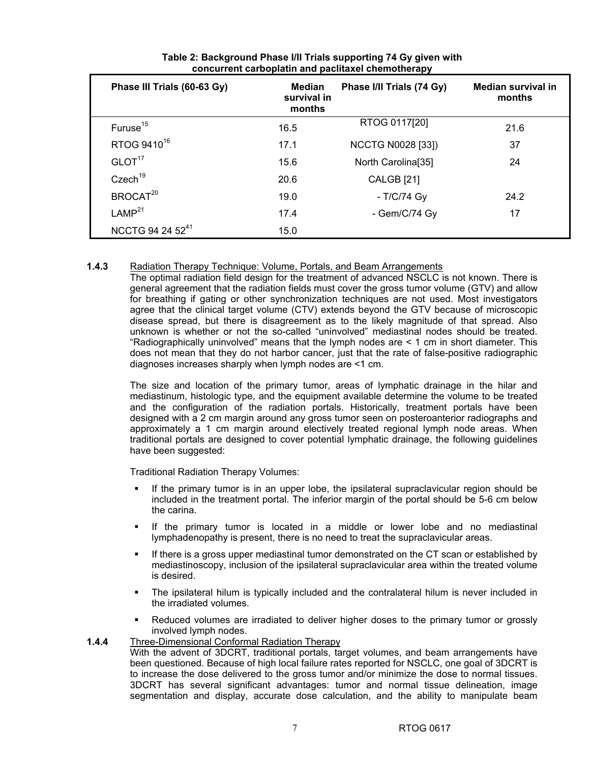**Table 2: Background Phase I/II Trials supporting 74 Gy given with concurrent carboplatin and paclitaxel chemotherapy**

| Phase III Trials (60-63 Gy) | Median survival in months | Phase I/II Trials (74 Gy) | Median survival in months |
|---|---|---|---|
| Furuse[15] | 16.5 | RTOG 0117[20] | 21.6 |
| RTOG 9410[16] | 17.1 | NCCTG N0028 [33]) | 37 |
| GLOT[17] | 15.6 | North Carolina[35] | 24 |
| Czech[19] | 20.6 | CALGB [21] | |
| BROCAT[20] | 19.0 | - T/C/74 Gy | 24.2 |
| LAMP[21] | 17.4 | - Gem/C/74 Gy | 17 |
| NCCTG 94 24 52[41] | 15.0 | | |

**1.4.3** Radiation Therapy Technique: Volume, Portals, and Beam Arrangements

The optimal radiation field design for the treatment of advanced NSCLC is not known. There is general agreement that the radiation fields must cover the gross tumor volume (GTV) and allow for breathing if gating or other synchronization techniques are not used. Most investigators agree that the clinical target volume (CTV) extends beyond the GTV because of microscopic disease spread, but there is disagreement as to the likely magnitude of that spread. Also unknown is whether or not the so-called "uninvolved" mediastinal nodes should be treated. "Radiographically uninvolved" means that the lymph nodes are < 1 cm in short diameter. This does not mean that they do not harbor cancer, just that the rate of false-positive radiographic diagnoses increases sharply when lymph nodes are <1 cm.

The size and location of the primary tumor, areas of lymphatic drainage in the hilar and mediastinum, histologic type, and the equipment available determine the volume to be treated and the configuration of the radiation portals. Historically, treatment portals have been designed with a 2 cm margin around any gross tumor seen on posteroanterior radiographs and approximately a 1 cm margin around electively treated regional lymph node areas. When traditional portals are designed to cover potential lymphatic drainage, the following guidelines have been suggested:

Traditional Radiation Therapy Volumes:

- If the primary tumor is in an upper lobe, the ipsilateral supraclavicular region should be included in the treatment portal. The inferior margin of the portal should be 5-6 cm below the carina.
- If the primary tumor is located in a middle or lower lobe and no mediastinal lymphadenopathy is present, there is no need to treat the supraclavicular areas.
- If there is a gross upper mediastinal tumor demonstrated on the CT scan or established by mediastinoscopy, inclusion of the ipsilateral supraclavicular area within the treated volume is desired.
- The ipsilateral hilum is typically included and the contralateral hilum is never included in the irradiated volumes.
- Reduced volumes are irradiated to deliver higher doses to the primary tumor or grossly involved lymph nodes.

**1.4.4** Three-Dimensional Conformal Radiation Therapy

With the advent of 3DCRT, traditional portals, target volumes, and beam arrangements have been questioned. Because of high local failure rates reported for NSCLC, one goal of 3DCRT is to increase the dose delivered to the gross tumor and/or minimize the dose to normal tissues. 3DCRT has several significant advantages: tumor and normal tissue delineation, image segmentation and display, accurate dose calculation, and the ability to manipulate beam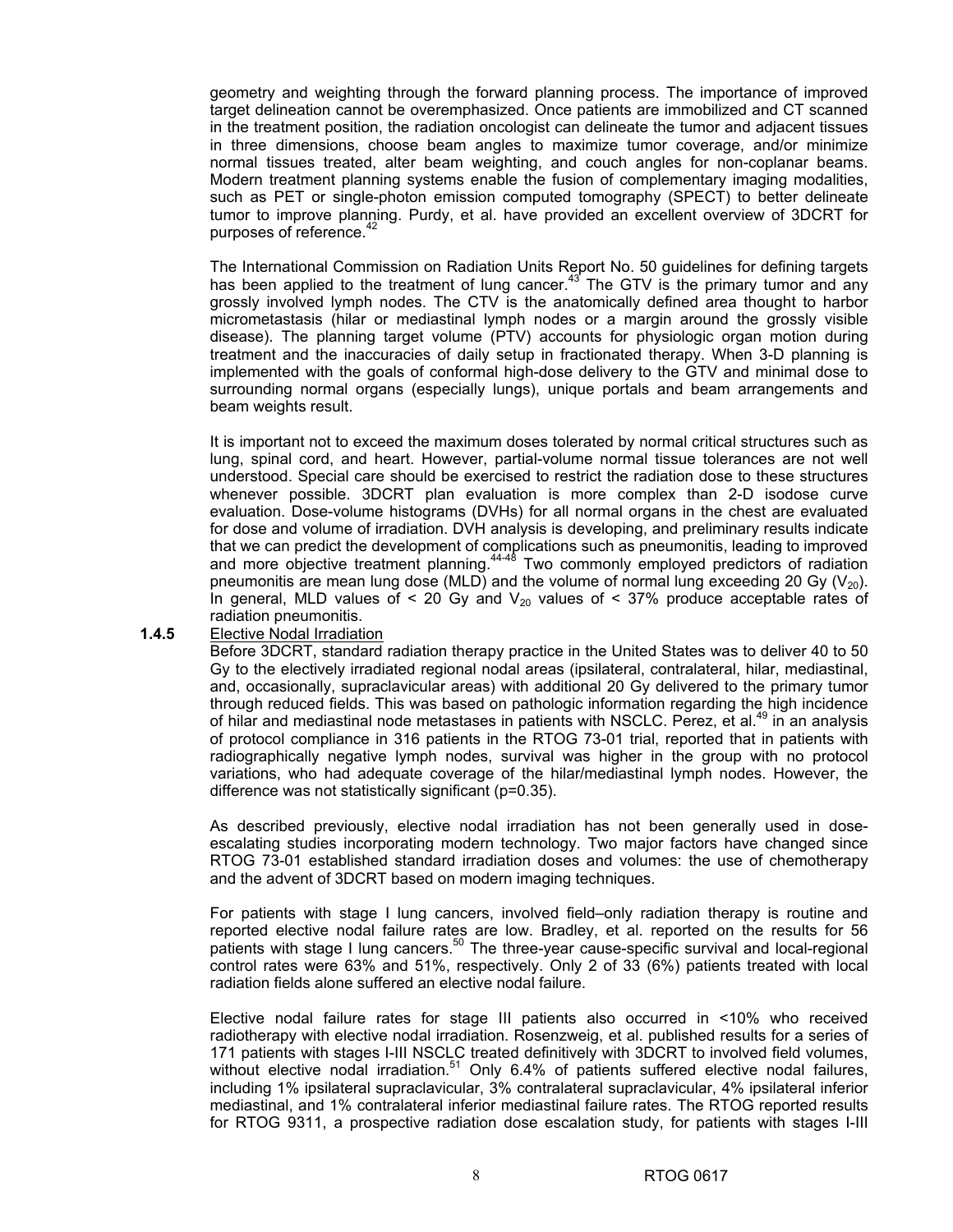geometry and weighting through the forward planning process. The importance of improved target delineation cannot be overemphasized. Once patients are immobilized and CT scanned in the treatment position, the radiation oncologist can delineate the tumor and adjacent tissues in three dimensions, choose beam angles to maximize tumor coverage, and/or minimize normal tissues treated, alter beam weighting, and couch angles for non-coplanar beams. Modern treatment planning systems enable the fusion of complementary imaging modalities, such as PET or single-photon emission computed tomography (SPECT) to better delineate tumor to improve planning. Purdy, et al. have provided an excellent overview of 3DCRT for purposes of reference.[42]

The International Commission on Radiation Units Report No. 50 guidelines for defining targets has been applied to the treatment of lung cancer.[43] The GTV is the primary tumor and any grossly involved lymph nodes. The CTV is the anatomically defined area thought to harbor micrometastasis (hilar or mediastinal lymph nodes or a margin around the grossly visible disease). The planning target volume (PTV) accounts for physiologic organ motion during treatment and the inaccuracies of daily setup in fractionated therapy. When 3-D planning is implemented with the goals of conformal high-dose delivery to the GTV and minimal dose to surrounding normal organs (especially lungs), unique portals and beam arrangements and beam weights result.

It is important not to exceed the maximum doses tolerated by normal critical structures such as lung, spinal cord, and heart. However, partial-volume normal tissue tolerances are not well understood. Special care should be exercised to restrict the radiation dose to these structures whenever possible. 3DCRT plan evaluation is more complex than 2-D isodose curve evaluation. Dose-volume histograms (DVHs) for all normal organs in the chest are evaluated for dose and volume of irradiation. DVH analysis is developing, and preliminary results indicate that we can predict the development of complications such as pneumonitis, leading to improved and more objective treatment planning.[44-48] Two commonly employed predictors of radiation pneumonitis are mean lung dose (MLD) and the volume of normal lung exceeding 20 Gy ($V_{20}$). In general, MLD values of < 20 Gy and $V_{20}$ values of < 37% produce acceptable rates of radiation pneumonitis.

**1.4.5** Elective Nodal Irradiation

Before 3DCRT, standard radiation therapy practice in the United States was to deliver 40 to 50 Gy to the electively irradiated regional nodal areas (ipsilateral, contralateral, hilar, mediastinal, and, occasionally, supraclavicular areas) with additional 20 Gy delivered to the primary tumor through reduced fields. This was based on pathologic information regarding the high incidence of hilar and mediastinal node metastases in patients with NSCLC. Perez, et al.[49] in an analysis of protocol compliance in 316 patients in the RTOG 73-01 trial, reported that in patients with radiographically negative lymph nodes, survival was higher in the group with no protocol variations, who had adequate coverage of the hilar/mediastinal lymph nodes. However, the difference was not statistically significant (p=0.35).

As described previously, elective nodal irradiation has not been generally used in dose-escalating studies incorporating modern technology. Two major factors have changed since RTOG 73-01 established standard irradiation doses and volumes: the use of chemotherapy and the advent of 3DCRT based on modern imaging techniques.

For patients with stage I lung cancers, involved field–only radiation therapy is routine and reported elective nodal failure rates are low. Bradley, et al. reported on the results for 56 patients with stage I lung cancers.[50] The three-year cause-specific survival and local-regional control rates were 63% and 51%, respectively. Only 2 of 33 (6%) patients treated with local radiation fields alone suffered an elective nodal failure.

Elective nodal failure rates for stage III patients also occurred in <10% who received radiotherapy with elective nodal irradiation. Rosenzweig, et al. published results for a series of 171 patients with stages I-III NSCLC treated definitively with 3DCRT to involved field volumes, without elective nodal irradiation.[51] Only 6.4% of patients suffered elective nodal failures, including 1% ipsilateral supraclavicular, 3% contralateral supraclavicular, 4% ipsilateral inferior mediastinal, and 1% contralateral inferior mediastinal failure rates. The RTOG reported results for RTOG 9311, a prospective radiation dose escalation study, for patients with stages I-III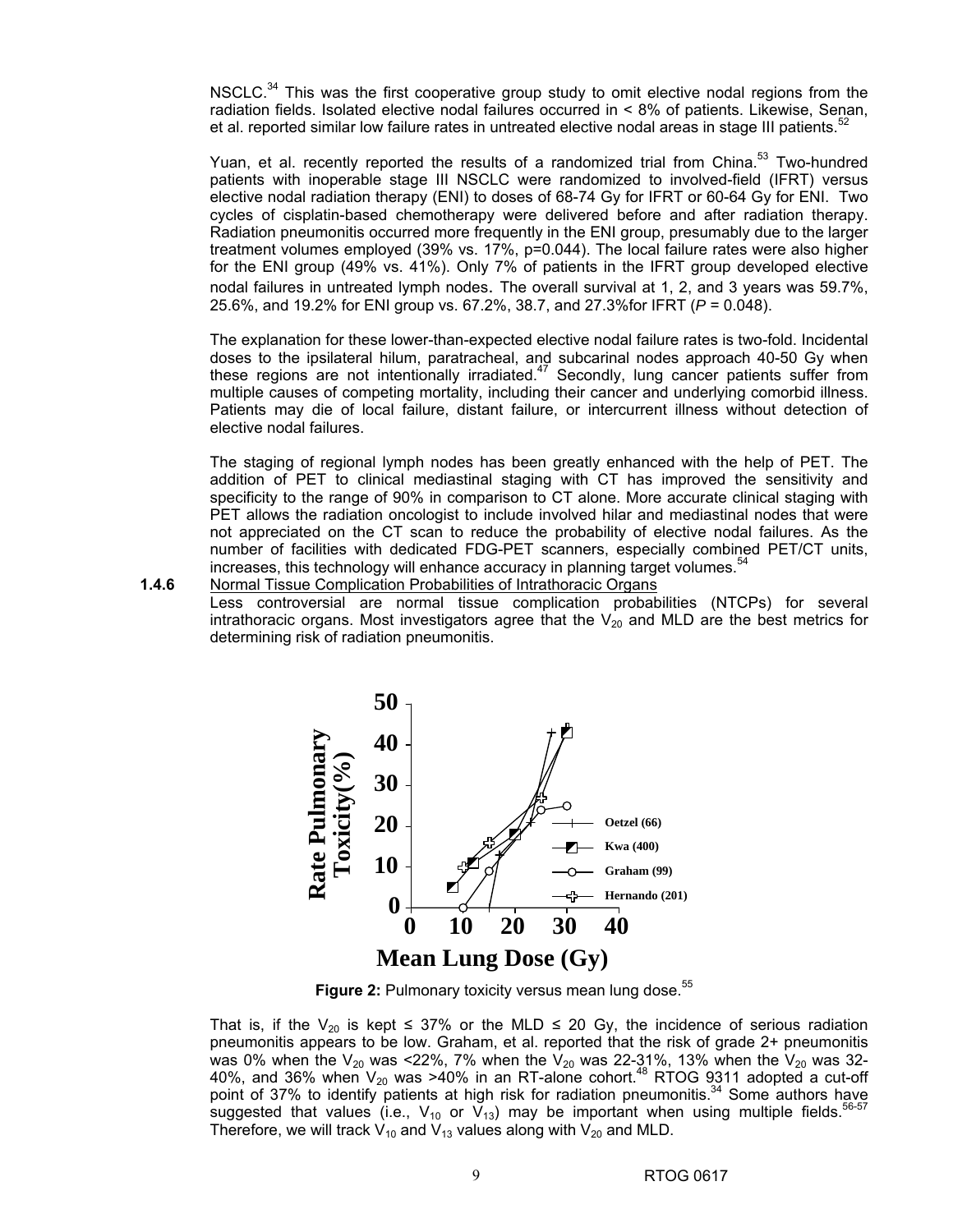NSCLC.[34] This was the first cooperative group study to omit elective nodal regions from the radiation fields. Isolated elective nodal failures occurred in < 8% of patients. Likewise, Senan, et al. reported similar low failure rates in untreated elective nodal areas in stage III patients.[52]

Yuan, et al. recently reported the results of a randomized trial from China.[53] Two-hundred patients with inoperable stage III NSCLC were randomized to involved-field (IFRT) versus elective nodal radiation therapy (ENI) to doses of 68-74 Gy for IFRT or 60-64 Gy for ENI. Two cycles of cisplatin-based chemotherapy were delivered before and after radiation therapy. Radiation pneumonitis occurred more frequently in the ENI group, presumably due to the larger treatment volumes employed (39% vs. 17%, p=0.044). The local failure rates were also higher for the ENI group (49% vs. 41%). Only 7% of patients in the IFRT group developed elective nodal failures in untreated lymph nodes. The overall survival at 1, 2, and 3 years was 59.7%, 25.6%, and 19.2% for ENI group vs. 67.2%, 38.7, and 27.3%for IFRT (*P* = 0.048).

The explanation for these lower-than-expected elective nodal failure rates is two-fold. Incidental doses to the ipsilateral hilum, paratracheal, and subcarinal nodes approach 40-50 Gy when these regions are not intentionally irradiated.[47] Secondly, lung cancer patients suffer from multiple causes of competing mortality, including their cancer and underlying comorbid illness. Patients may die of local failure, distant failure, or intercurrent illness without detection of elective nodal failures.

The staging of regional lymph nodes has been greatly enhanced with the help of PET. The addition of PET to clinical mediastinal staging with CT has improved the sensitivity and specificity to the range of 90% in comparison to CT alone. More accurate clinical staging with PET allows the radiation oncologist to include involved hilar and mediastinal nodes that were not appreciated on the CT scan to reduce the probability of elective nodal failures. As the number of facilities with dedicated FDG-PET scanners, especially combined PET/CT units, increases, this technology will enhance accuracy in planning target volumes.[54]

**1.4.6** Normal Tissue Complication Probabilities of Intrathoracic Organs

Less controversial are normal tissue complication probabilities (NTCPs) for several intrathoracic organs. Most investigators agree that the $V_{20}$ and MLD are the best metrics for determining risk of radiation pneumonitis.

**Figure 2:** Pulmonary toxicity versus mean lung dose.[55]

That is, if the $V_{20}$ is kept ≤ 37% or the MLD ≤ 20 Gy, the incidence of serious radiation pneumonitis appears to be low. Graham, et al. reported that the risk of grade 2+ pneumonitis was 0% when the $V_{20}$ was <22%, 7% when the $V_{20}$ was 22-31%, 13% when the $V_{20}$ was 32-40%, and 36% when $V_{20}$ was >40% in an RT-alone cohort.[48] RTOG 9311 adopted a cut-off point of 37% to identify patients at high risk for radiation pneumonitis.[34] Some authors have suggested that values (i.e., $V_{10}$ or $V_{13}$) may be important when using multiple fields.[56-57] Therefore, we will track $V_{10}$ and $V_{13}$ values along with $V_{20}$ and MLD.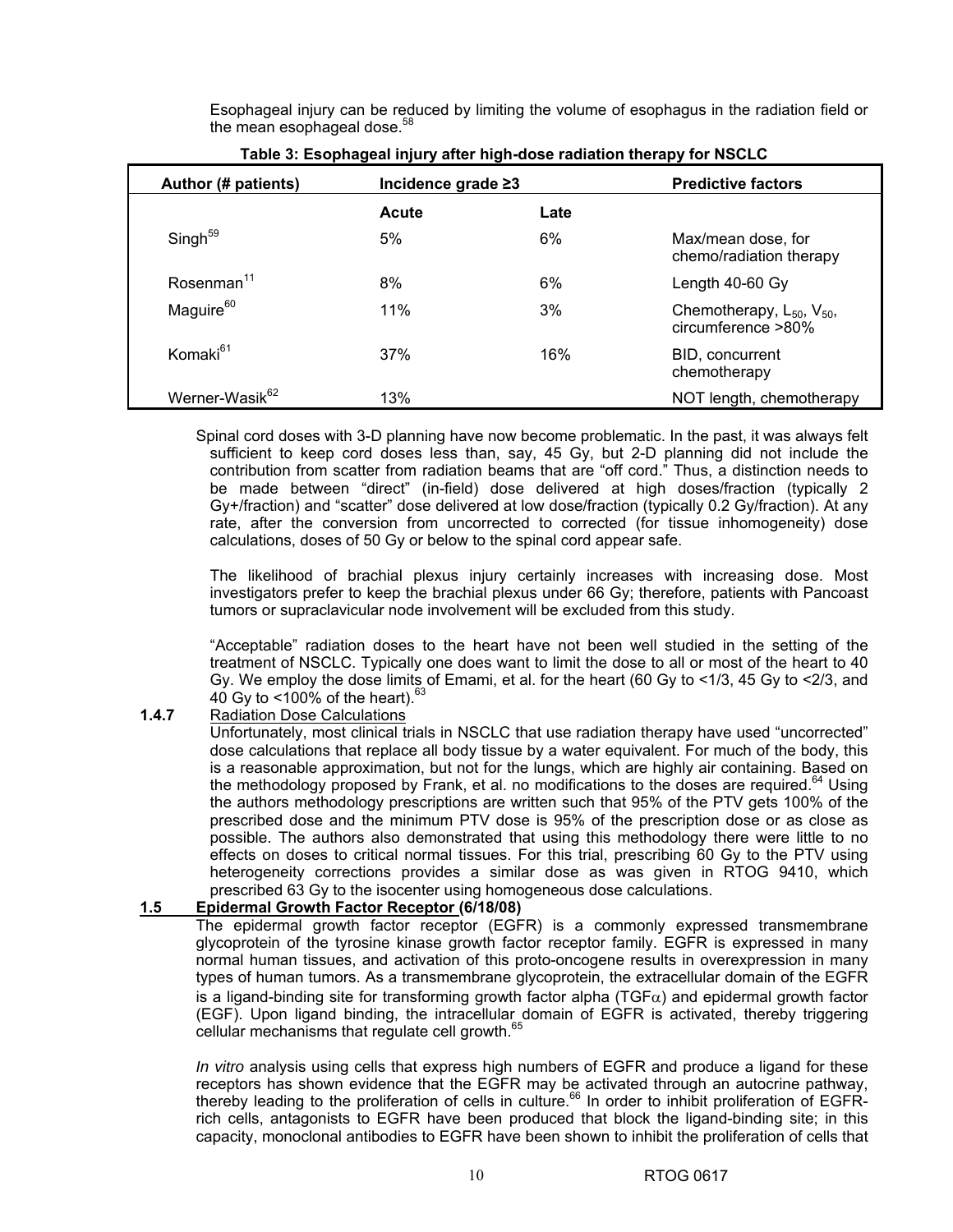Esophageal injury can be reduced by limiting the volume of esophagus in the radiation field or the mean esophageal dose.[58]

**Table 3: Esophageal injury after high-dose radiation therapy for NSCLC**

| Author (# patients) | Incidence grade ≥3 | | Predictive factors |
|---|---|---|---|
| | Acute | Late | |
| Singh[59] | 5% | 6% | Max/mean dose, for chemo/radiation therapy |
| Rosenman[11] | 8% | 6% | Length 40-60 Gy |
| Maguire[60] | 11% | 3% | Chemotherapy, $L_{50}$, $V_{50}$, circumference >80% |
| Komaki[61] | 37% | 16% | BID, concurrent chemotherapy |
| Werner-Wasik[62] | 13% | | NOT length, chemotherapy |

Spinal cord doses with 3-D planning have now become problematic. In the past, it was always felt sufficient to keep cord doses less than, say, 45 Gy, but 2-D planning did not include the contribution from scatter from radiation beams that are "off cord." Thus, a distinction needs to be made between "direct" (in-field) dose delivered at high doses/fraction (typically 2 Gy+/fraction) and "scatter" dose delivered at low dose/fraction (typically 0.2 Gy/fraction). At any rate, after the conversion from uncorrected to corrected (for tissue inhomogeneity) dose calculations, doses of 50 Gy or below to the spinal cord appear safe.

The likelihood of brachial plexus injury certainly increases with increasing dose. Most investigators prefer to keep the brachial plexus under 66 Gy; therefore, patients with Pancoast tumors or supraclavicular node involvement will be excluded from this study.

"Acceptable" radiation doses to the heart have not been well studied in the setting of the treatment of NSCLC. Typically one does want to limit the dose to all or most of the heart to 40 Gy. We employ the dose limits of Emami, et al. for the heart (60 Gy to <1/3, 45 Gy to <2/3, and 40 Gy to <100% of the heart).[63]

**1.4.7** Radiation Dose Calculations

Unfortunately, most clinical trials in NSCLC that use radiation therapy have used "uncorrected" dose calculations that replace all body tissue by a water equivalent. For much of the body, this is a reasonable approximation, but not for the lungs, which are highly air containing. Based on the methodology proposed by Frank, et al. no modifications to the doses are required.[64] Using the authors methodology prescriptions are written such that 95% of the PTV gets 100% of the prescribed dose and the minimum PTV dose is 95% of the prescription dose or as close as possible. The authors also demonstrated that using this methodology there were little to no effects on doses to critical normal tissues. For this trial, prescribing 60 Gy to the PTV using heterogeneity corrections provides a similar dose as was given in RTOG 9410, which prescribed 63 Gy to the isocenter using homogeneous dose calculations.

## 1.5 Epidermal Growth Factor Receptor (6/18/08)

The epidermal growth factor receptor (EGFR) is a commonly expressed transmembrane glycoprotein of the tyrosine kinase growth factor receptor family. EGFR is expressed in many normal human tissues, and activation of this proto-oncogene results in overexpression in many types of human tumors. As a transmembrane glycoprotein, the extracellular domain of the EGFR is a ligand-binding site for transforming growth factor alpha (TGF$\alpha$) and epidermal growth factor (EGF). Upon ligand binding, the intracellular domain of EGFR is activated, thereby triggering cellular mechanisms that regulate cell growth.[65]

*In vitro* analysis using cells that express high numbers of EGFR and produce a ligand for these receptors has shown evidence that the EGFR may be activated through an autocrine pathway, thereby leading to the proliferation of cells in culture.[66] In order to inhibit proliferation of EGFR-rich cells, antagonists to EGFR have been produced that block the ligand-binding site; in this capacity, monoclonal antibodies to EGFR have been shown to inhibit the proliferation of cells that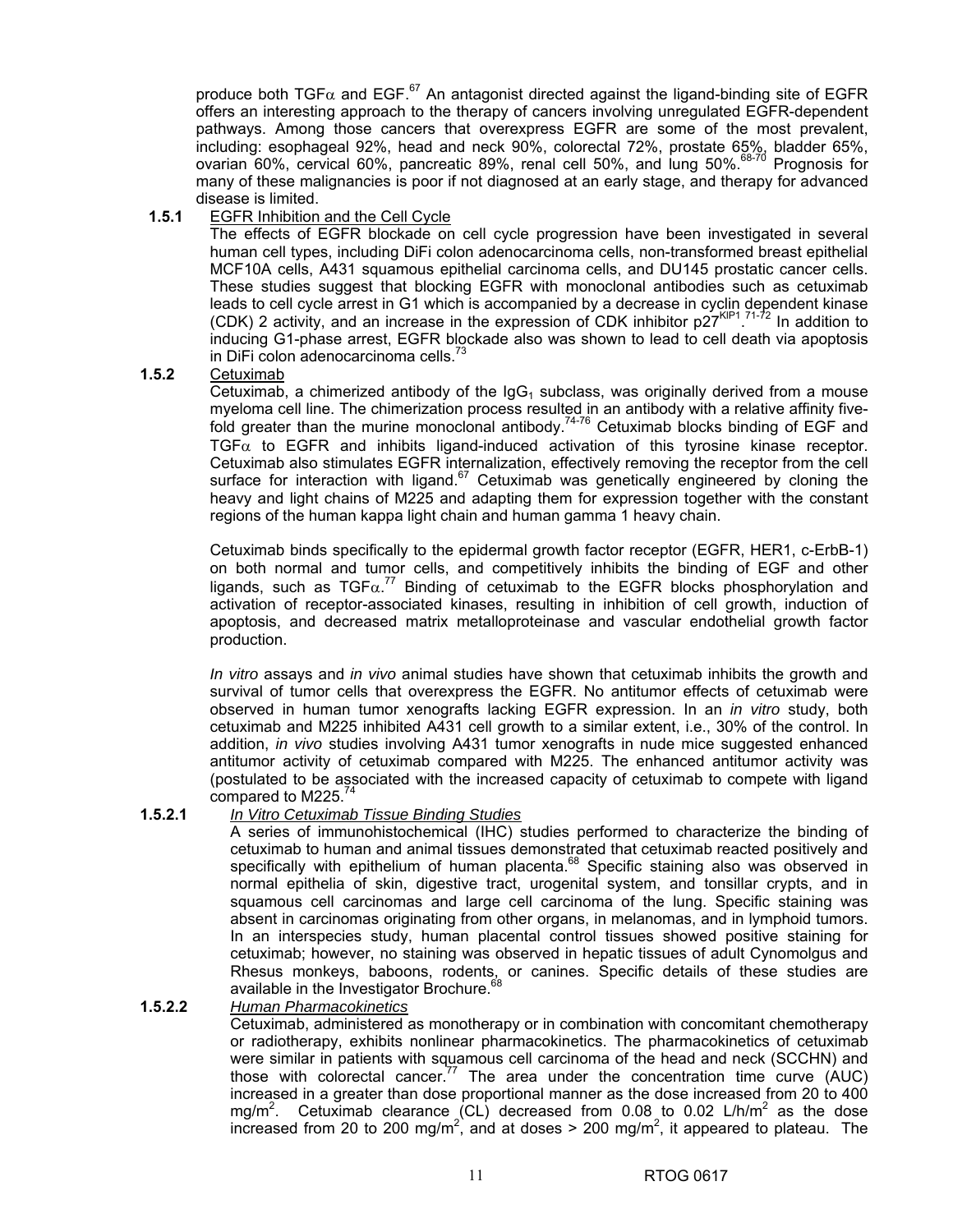produce both TGF$\alpha$ and EGF.[67] An antagonist directed against the ligand-binding site of EGFR offers an interesting approach to the therapy of cancers involving unregulated EGFR-dependent pathways. Among those cancers that overexpress EGFR are some of the most prevalent, including: esophageal 92%, head and neck 90%, colorectal 72%, prostate 65%, bladder 65%, ovarian 60%, cervical 60%, pancreatic 89%, renal cell 50%, and lung 50%.[68-70] Prognosis for many of these malignancies is poor if not diagnosed at an early stage, and therapy for advanced disease is limited.

**1.5.1** EGFR Inhibition and the Cell Cycle

The effects of EGFR blockade on cell cycle progression have been investigated in several human cell types, including DiFi colon adenocarcinoma cells, non-transformed breast epithelial MCF10A cells, A431 squamous epithelial carcinoma cells, and DU145 prostatic cancer cells. These studies suggest that blocking EGFR with monoclonal antibodies such as cetuximab leads to cell cycle arrest in G1 which is accompanied by a decrease in cyclin dependent kinase (CDK) 2 activity, and an increase in the expression of CDK inhibitor $p27^{KIP1}$.[71-72] In addition to inducing G1-phase arrest, EGFR blockade also was shown to lead to cell death via apoptosis in DiFi colon adenocarcinoma cells.[73]

**1.5.2** Cetuximab

Cetuximab, a chimerized antibody of the $IgG_1$ subclass, was originally derived from a mouse myeloma cell line. The chimerization process resulted in an antibody with a relative affinity five-fold greater than the murine monoclonal antibody.[74-76] Cetuximab blocks binding of EGF and TGF$\alpha$ to EGFR and inhibits ligand-induced activation of this tyrosine kinase receptor. Cetuximab also stimulates EGFR internalization, effectively removing the receptor from the cell surface for interaction with ligand.[67] Cetuximab was genetically engineered by cloning the heavy and light chains of M225 and adapting them for expression together with the constant regions of the human kappa light chain and human gamma 1 heavy chain.

Cetuximab binds specifically to the epidermal growth factor receptor (EGFR, HER1, c-ErbB-1) on both normal and tumor cells, and competitively inhibits the binding of EGF and other ligands, such as TGF$\alpha$.[77] Binding of cetuximab to the EGFR blocks phosphorylation and activation of receptor-associated kinases, resulting in inhibition of cell growth, induction of apoptosis, and decreased matrix metalloproteinase and vascular endothelial growth factor production.

*In vitro* assays and *in vivo* animal studies have shown that cetuximab inhibits the growth and survival of tumor cells that overexpress the EGFR. No antitumor effects of cetuximab were observed in human tumor xenografts lacking EGFR expression. In an *in vitro* study, both cetuximab and M225 inhibited A431 cell growth to a similar extent, i.e., 30% of the control. In addition, *in vivo* studies involving A431 tumor xenografts in nude mice suggested enhanced antitumor activity of cetuximab compared with M225. The enhanced antitumor activity was (postulated to be associated with the increased capacity of cetuximab to compete with ligand compared to M225.[74]

**1.5.2.1** *In Vitro Cetuximab Tissue Binding Studies*

A series of immunohistochemical (IHC) studies performed to characterize the binding of cetuximab to human and animal tissues demonstrated that cetuximab reacted positively and specifically with epithelium of human placenta.[68] Specific staining also was observed in normal epithelia of skin, digestive tract, urogenital system, and tonsillar crypts, and in squamous cell carcinomas and large cell carcinoma of the lung. Specific staining was absent in carcinomas originating from other organs, in melanomas, and in lymphoid tumors. In an interspecies study, human placental control tissues showed positive staining for cetuximab; however, no staining was observed in hepatic tissues of adult Cynomolgus and Rhesus monkeys, baboons, rodents, or canines. Specific details of these studies are available in the Investigator Brochure.[68]

**1.5.2.2** *Human Pharmacokinetics*

Cetuximab, administered as monotherapy or in combination with concomitant chemotherapy or radiotherapy, exhibits nonlinear pharmacokinetics. The pharmacokinetics of cetuximab were similar in patients with squamous cell carcinoma of the head and neck (SCCHN) and those with colorectal cancer.[77] The area under the concentration time curve (AUC) increased in a greater than dose proportional manner as the dose increased from 20 to 400 $mg/m^2$. Cetuximab clearance (CL) decreased from 0.08 to 0.02 $L/h/m^2$ as the dose increased from 20 to 200 $mg/m^2$, and at doses > 200 $mg/m^2$, it appeared to plateau. The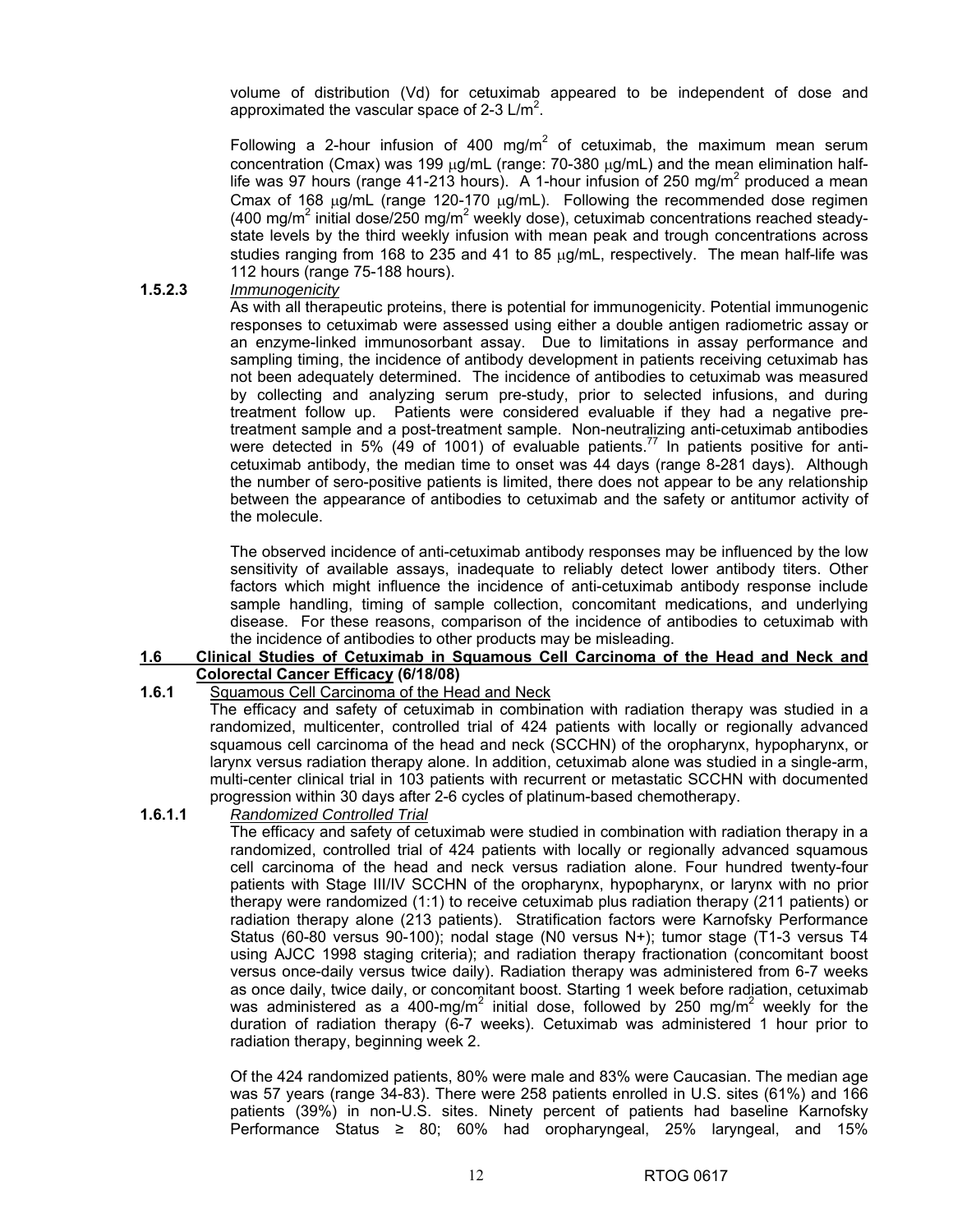volume of distribution (Vd) for cetuximab appeared to be independent of dose and approximated the vascular space of 2-3 L/m$^2$.

Following a 2-hour infusion of 400 mg/m$^2$ of cetuximab, the maximum mean serum concentration (Cmax) was 199 μg/mL (range: 70-380 μg/mL) and the mean elimination half-life was 97 hours (range 41-213 hours). A 1-hour infusion of 250 mg/m$^2$ produced a mean Cmax of 168 μg/mL (range 120-170 μg/mL). Following the recommended dose regimen (400 mg/m$^2$ initial dose/250 mg/m$^2$ weekly dose), cetuximab concentrations reached steady-state levels by the third weekly infusion with mean peak and trough concentrations across studies ranging from 168 to 235 and 41 to 85 μg/mL, respectively. The mean half-life was 112 hours (range 75-188 hours).

**1.5.2.3** *Immunogenicity*

As with all therapeutic proteins, there is potential for immunogenicity. Potential immunogenic responses to cetuximab were assessed using either a double antigen radiometric assay or an enzyme-linked immunosorbant assay. Due to limitations in assay performance and sampling timing, the incidence of antibody development in patients receiving cetuximab has not been adequately determined. The incidence of antibodies to cetuximab was measured by collecting and analyzing serum pre-study, prior to selected infusions, and during treatment follow up. Patients were considered evaluable if they had a negative pre-treatment sample and a post-treatment sample. Non-neutralizing anti-cetuximab antibodies were detected in 5% (49 of 1001) of evaluable patients.[77] In patients positive for anti-cetuximab antibody, the median time to onset was 44 days (range 8-281 days). Although the number of sero-positive patients is limited, there does not appear to be any relationship between the appearance of antibodies to cetuximab and the safety or antitumor activity of the molecule.

The observed incidence of anti-cetuximab antibody responses may be influenced by the low sensitivity of available assays, inadequate to reliably detect lower antibody titers. Other factors which might influence the incidence of anti-cetuximab antibody response include sample handling, timing of sample collection, concomitant medications, and underlying disease. For these reasons, comparison of the incidence of antibodies to cetuximab with the incidence of antibodies to other products may be misleading.

## 1.6 Clinical Studies of Cetuximab in Squamous Cell Carcinoma of the Head and Neck and Colorectal Cancer Efficacy (6/18/08)

**1.6.1** Squamous Cell Carcinoma of the Head and Neck

The efficacy and safety of cetuximab in combination with radiation therapy was studied in a randomized, multicenter, controlled trial of 424 patients with locally or regionally advanced squamous cell carcinoma of the head and neck (SCCHN) of the oropharynx, hypopharynx, or larynx versus radiation therapy alone. In addition, cetuximab alone was studied in a single-arm, multi-center clinical trial in 103 patients with recurrent or metastatic SCCHN with documented progression within 30 days after 2-6 cycles of platinum-based chemotherapy.

**1.6.1.1** *Randomized Controlled Trial*

The efficacy and safety of cetuximab were studied in combination with radiation therapy in a randomized, controlled trial of 424 patients with locally or regionally advanced squamous cell carcinoma of the head and neck versus radiation alone. Four hundred twenty-four patients with Stage III/IV SCCHN of the oropharynx, hypopharynx, or larynx with no prior therapy were randomized (1:1) to receive cetuximab plus radiation therapy (211 patients) or radiation therapy alone (213 patients). Stratification factors were Karnofsky Performance Status (60-80 versus 90-100); nodal stage (N0 versus N+); tumor stage (T1-3 versus T4 using AJCC 1998 staging criteria); and radiation therapy fractionation (concomitant boost versus once-daily versus twice daily). Radiation therapy was administered from 6-7 weeks as once daily, twice daily, or concomitant boost. Starting 1 week before radiation, cetuximab was administered as a 400-mg/m$^2$ initial dose, followed by 250 mg/m$^2$ weekly for the duration of radiation therapy (6-7 weeks). Cetuximab was administered 1 hour prior to radiation therapy, beginning week 2.

Of the 424 randomized patients, 80% were male and 83% were Caucasian. The median age was 57 years (range 34-83). There were 258 patients enrolled in U.S. sites (61%) and 166 patients (39%) in non-U.S. sites. Ninety percent of patients had baseline Karnofsky Performance Status ≥ 80; 60% had oropharyngeal, 25% laryngeal, and 15%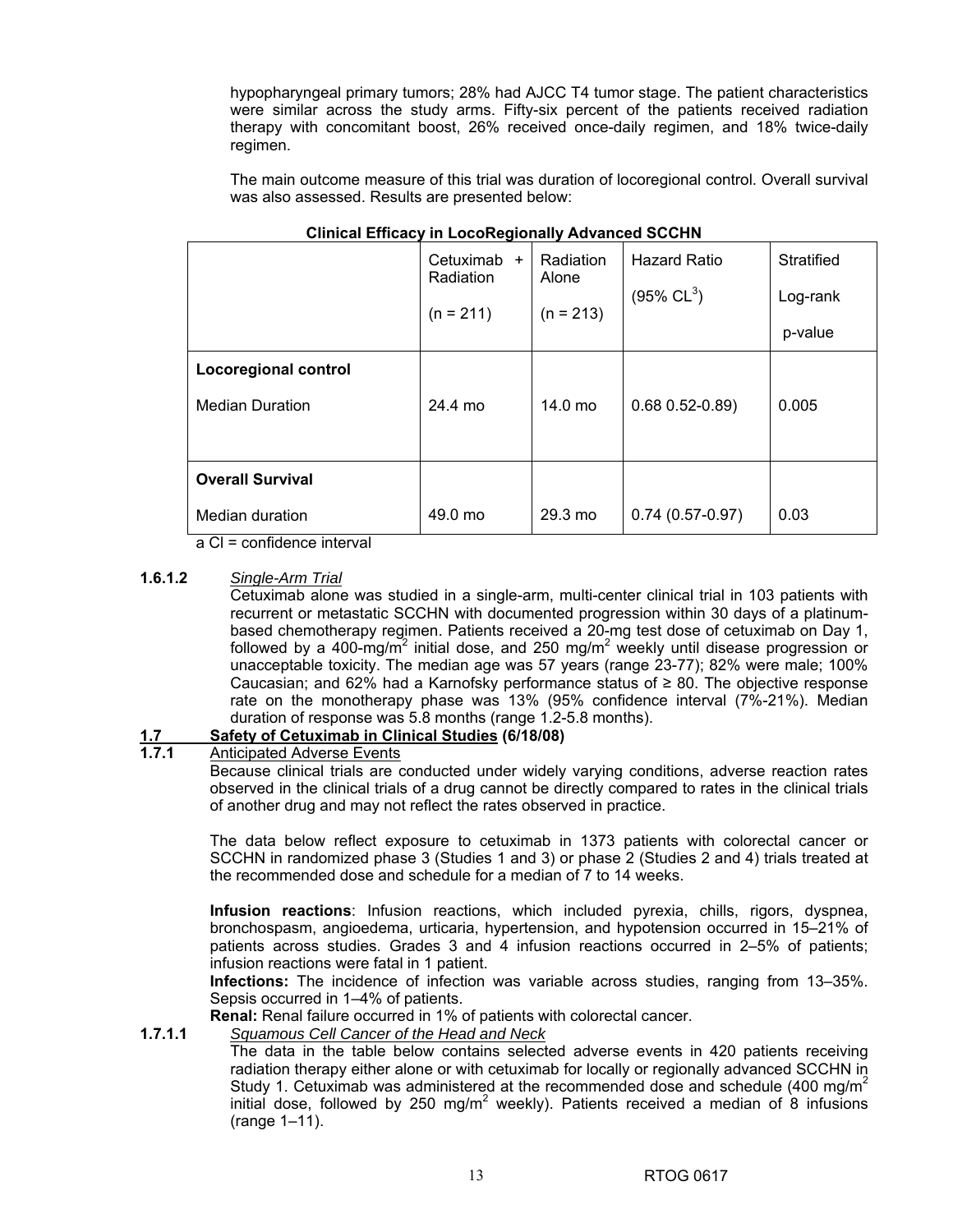hypopharyngeal primary tumors; 28% had AJCC T4 tumor stage. The patient characteristics were similar across the study arms. Fifty-six percent of the patients received radiation therapy with concomitant boost, 26% received once-daily regimen, and 18% twice-daily regimen.

The main outcome measure of this trial was duration of locoregional control. Overall survival was also assessed. Results are presented below:

**Clinical Efficacy in LocoRegionally Advanced SCCHN**

| | Cetuximab + Radiation (n = 211) | Radiation Alone (n = 213) | Hazard Ratio (95% CL[3]) | Stratified Log-rank p-value |
|---|---|---|---|---|
| **Locoregional control** | | | | |
| Median Duration | 24.4 mo | 14.0 mo | 0.68 0.52-0.89) | 0.005 |
| **Overall Survival** | | | | |
| Median duration | 49.0 mo | 29.3 mo | 0.74 (0.57-0.97) | 0.03 |

a CI = confidence interval

**1.6.1.2** *Single-Arm Trial*

Cetuximab alone was studied in a single-arm, multi-center clinical trial in 103 patients with recurrent or metastatic SCCHN with documented progression within 30 days of a platinum-based chemotherapy regimen. Patients received a 20-mg test dose of cetuximab on Day 1, followed by a 400-mg/m$^2$ initial dose, and 250 mg/m$^2$ weekly until disease progression or unacceptable toxicity. The median age was 57 years (range 23-77); 82% were male; 100% Caucasian; and 62% had a Karnofsky performance status of ≥ 80. The objective response rate on the monotherapy phase was 13% (95% confidence interval (7%-21%). Median duration of response was 5.8 months (range 1.2-5.8 months).

## 1.7 Safety of Cetuximab in Clinical Studies (6/18/08)

### 1.7.1 Anticipated Adverse Events

Because clinical trials are conducted under widely varying conditions, adverse reaction rates observed in the clinical trials of a drug cannot be directly compared to rates in the clinical trials of another drug and may not reflect the rates observed in practice.

The data below reflect exposure to cetuximab in 1373 patients with colorectal cancer or SCCHN in randomized phase 3 (Studies 1 and 3) or phase 2 (Studies 2 and 4) trials treated at the recommended dose and schedule for a median of 7 to 14 weeks.

**Infusion reactions**: Infusion reactions, which included pyrexia, chills, rigors, dyspnea, bronchospasm, angioedema, urticaria, hypertension, and hypotension occurred in 15–21% of patients across studies. Grades 3 and 4 infusion reactions occurred in 2–5% of patients; infusion reactions were fatal in 1 patient.

**Infections:** The incidence of infection was variable across studies, ranging from 13–35%. Sepsis occurred in 1–4% of patients.

**Renal:** Renal failure occurred in 1% of patients with colorectal cancer.

**1.7.1.1** *Squamous Cell Cancer of the Head and Neck*

The data in the table below contains selected adverse events in 420 patients receiving radiation therapy either alone or with cetuximab for locally or regionally advanced SCCHN in Study 1. Cetuximab was administered at the recommended dose and schedule (400 mg/m$^2$ initial dose, followed by 250 mg/m$^2$ weekly). Patients received a median of 8 infusions (range 1–11).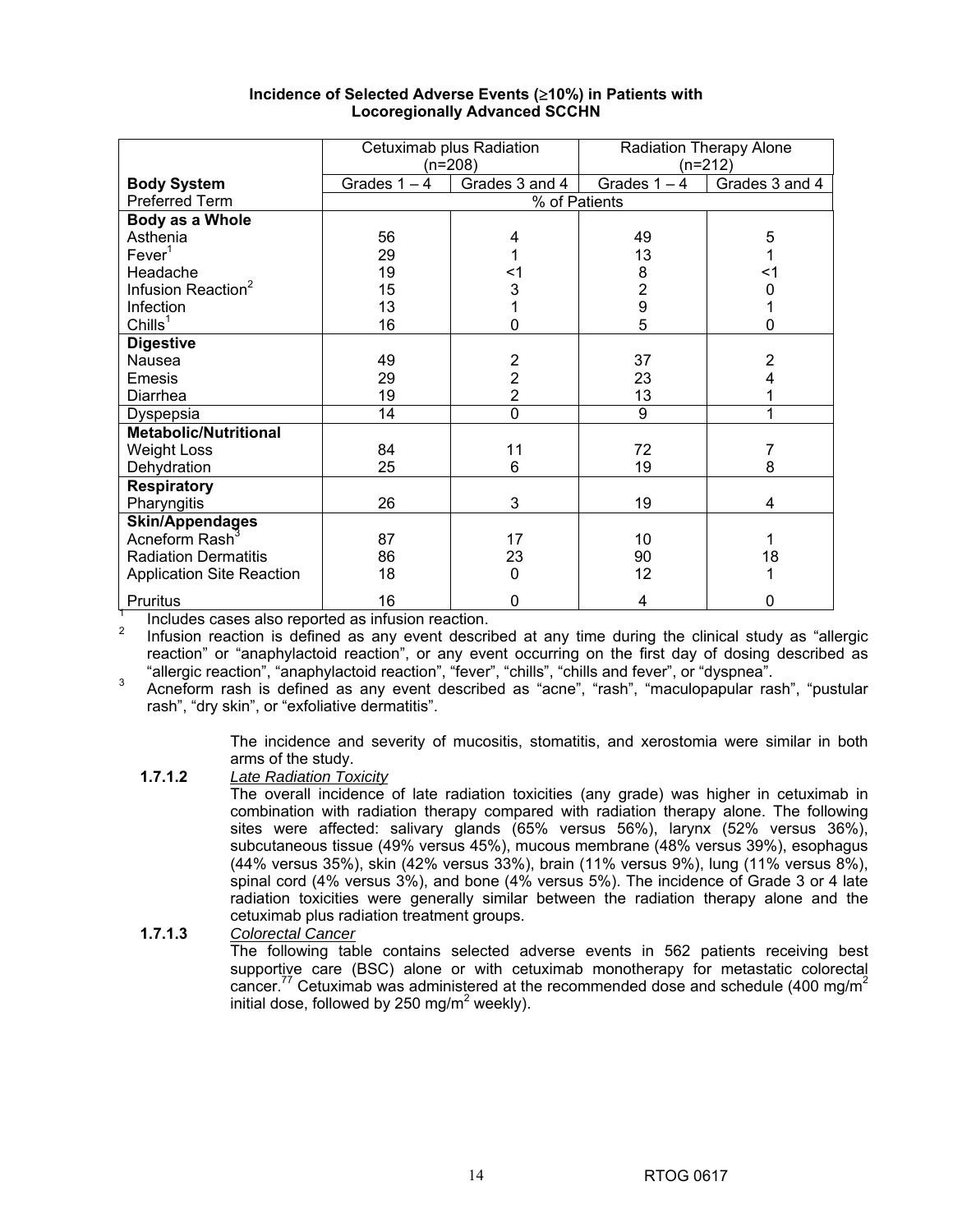**Incidence of Selected Adverse Events (≥10%) in Patients with Locoregionally Advanced SCCHN**

| | Cetuximab plus Radiation (n=208) | | Radiation Therapy Alone (n=212) | |
|---|---|---|---|---|
| **Body System** | Grades 1 – 4 | Grades 3 and 4 | Grades 1 – 4 | Grades 3 and 4 |
| Preferred Term | % of Patients | | | |
| **Body as a Whole** | | | | |
| Asthenia | 56 | 4 | 49 | 5 |
| Fever[1] | 29 | 1 | 13 | 1 |
| Headache | 19 | <1 | 8 | <1 |
| Infusion Reaction[2] | 15 | 3 | 2 | 0 |
| Infection | 13 | 1 | 9 | 1 |
| Chills[1] | 16 | 0 | 5 | 0 |
| **Digestive** | | | | |
| Nausea | 49 | 2 | 37 | 2 |
| Emesis | 29 | 2 | 23 | 4 |
| Diarrhea | 19 | 2 | 13 | 1 |
| Dyspepsia | 14 | 0 | 9 | 1 |
| **Metabolic/Nutritional** | | | | |
| Weight Loss | 84 | 11 | 72 | 7 |
| Dehydration | 25 | 6 | 19 | 8 |
| **Respiratory** | | | | |
| Pharyngitis | 26 | 3 | 19 | 4 |
| **Skin/Appendages** | | | | |
| Acneform Rash[3] | 87 | 17 | 10 | 1 |
| Radiation Dermatitis | 86 | 23 | 90 | 18 |
| Application Site Reaction | 18 | 0 | 12 | 1 |
| Pruritus | 16 | 0 | 4 | 0 |

[1] Includes cases also reported as infusion reaction.

[2] Infusion reaction is defined as any event described at any time during the clinical study as "allergic reaction" or "anaphylactoid reaction", or any event occurring on the first day of dosing described as "allergic reaction", "anaphylactoid reaction", "fever", "chills", "chills and fever", or "dyspnea".

[3] Acneform rash is defined as any event described as "acne", "rash", "maculopapular rash", "pustular rash", "dry skin", or "exfoliative dermatitis".

The incidence and severity of mucositis, stomatitis, and xerostomia were similar in both arms of the study.

**1.7.1.2** *Late Radiation Toxicity*

The overall incidence of late radiation toxicities (any grade) was higher in cetuximab in combination with radiation therapy compared with radiation therapy alone. The following sites were affected: salivary glands (65% versus 56%), larynx (52% versus 36%), subcutaneous tissue (49% versus 45%), mucous membrane (48% versus 39%), esophagus (44% versus 35%), skin (42% versus 33%), brain (11% versus 9%), lung (11% versus 8%), spinal cord (4% versus 3%), and bone (4% versus 5%). The incidence of Grade 3 or 4 late radiation toxicities were generally similar between the radiation therapy alone and the cetuximab plus radiation treatment groups.

**1.7.1.3** *Colorectal Cancer*

The following table contains selected adverse events in 562 patients receiving best supportive care (BSC) alone or with cetuximab monotherapy for metastatic colorectal cancer.[77] Cetuximab was administered at the recommended dose and schedule (400 mg/$m^2$ initial dose, followed by 250 mg/$m^2$ weekly).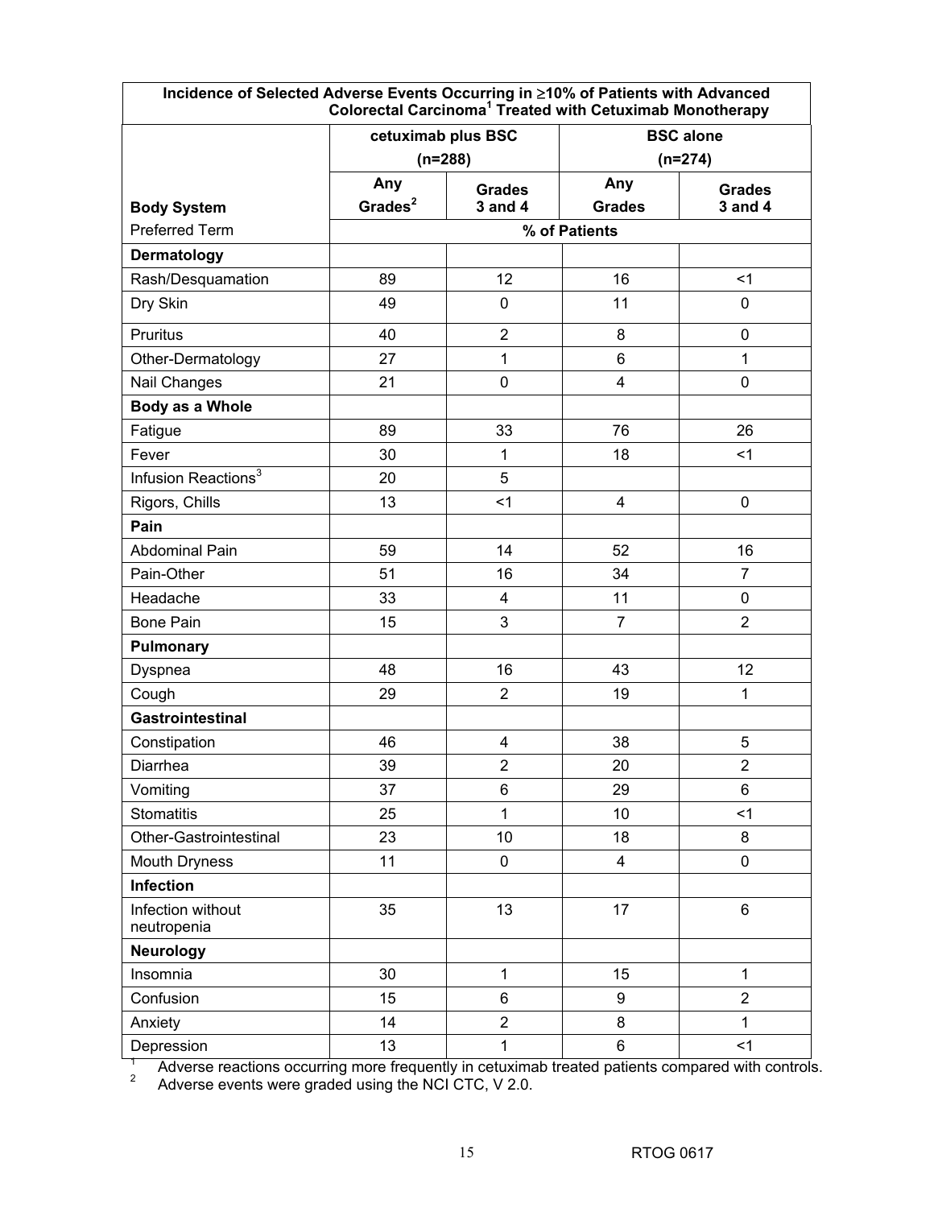| Incidence of Selected Adverse Events Occurring in ≥10% of Patients with Advanced Colorectal Carcinoma[1] Treated with Cetuximab Monotherapy | | | | |
|---|---|---|---|---|
| | cetuximab plus BSC (n=288) | | BSC alone (n=274) | |
| Body System | Any Grades[2] | Grades 3 and 4 | Any Grades | Grades 3 and 4 |
| Preferred Term | % of Patients | | | |
| **Dermatology** | | | | |
| Rash/Desquamation | 89 | 12 | 16 | <1 |
| Dry Skin | 49 | 0 | 11 | 0 |
| Pruritus | 40 | 2 | 8 | 0 |
| Other-Dermatology | 27 | 1 | 6 | 1 |
| Nail Changes | 21 | 0 | 4 | 0 |
| **Body as a Whole** | | | | |
| Fatigue | 89 | 33 | 76 | 26 |
| Fever | 30 | 1 | 18 | <1 |
| Infusion Reactions[3] | 20 | 5 | | |
| Rigors, Chills | 13 | <1 | 4 | 0 |
| **Pain** | | | | |
| Abdominal Pain | 59 | 14 | 52 | 16 |
| Pain-Other | 51 | 16 | 34 | 7 |
| Headache | 33 | 4 | 11 | 0 |
| Bone Pain | 15 | 3 | 7 | 2 |
| **Pulmonary** | | | | |
| Dyspnea | 48 | 16 | 43 | 12 |
| Cough | 29 | 2 | 19 | 1 |
| **Gastrointestinal** | | | | |
| Constipation | 46 | 4 | 38 | 5 |
| Diarrhea | 39 | 2 | 20 | 2 |
| Vomiting | 37 | 6 | 29 | 6 |
| Stomatitis | 25 | 1 | 10 | <1 |
| Other-Gastrointestinal | 23 | 10 | 18 | 8 |
| Mouth Dryness | 11 | 0 | 4 | 0 |
| **Infection** | | | | |
| Infection without neutropenia | 35 | 13 | 17 | 6 |
| **Neurology** | | | | |
| Insomnia | 30 | 1 | 15 | 1 |
| Confusion | 15 | 6 | 9 | 2 |
| Anxiety | 14 | 2 | 8 | 1 |
| Depression | 13 | 1 | 6 | <1 |

[1] Adverse reactions occurring more frequently in cetuximab treated patients compared with controls.
[2] Adverse events were graded using the NCI CTC, V 2.0.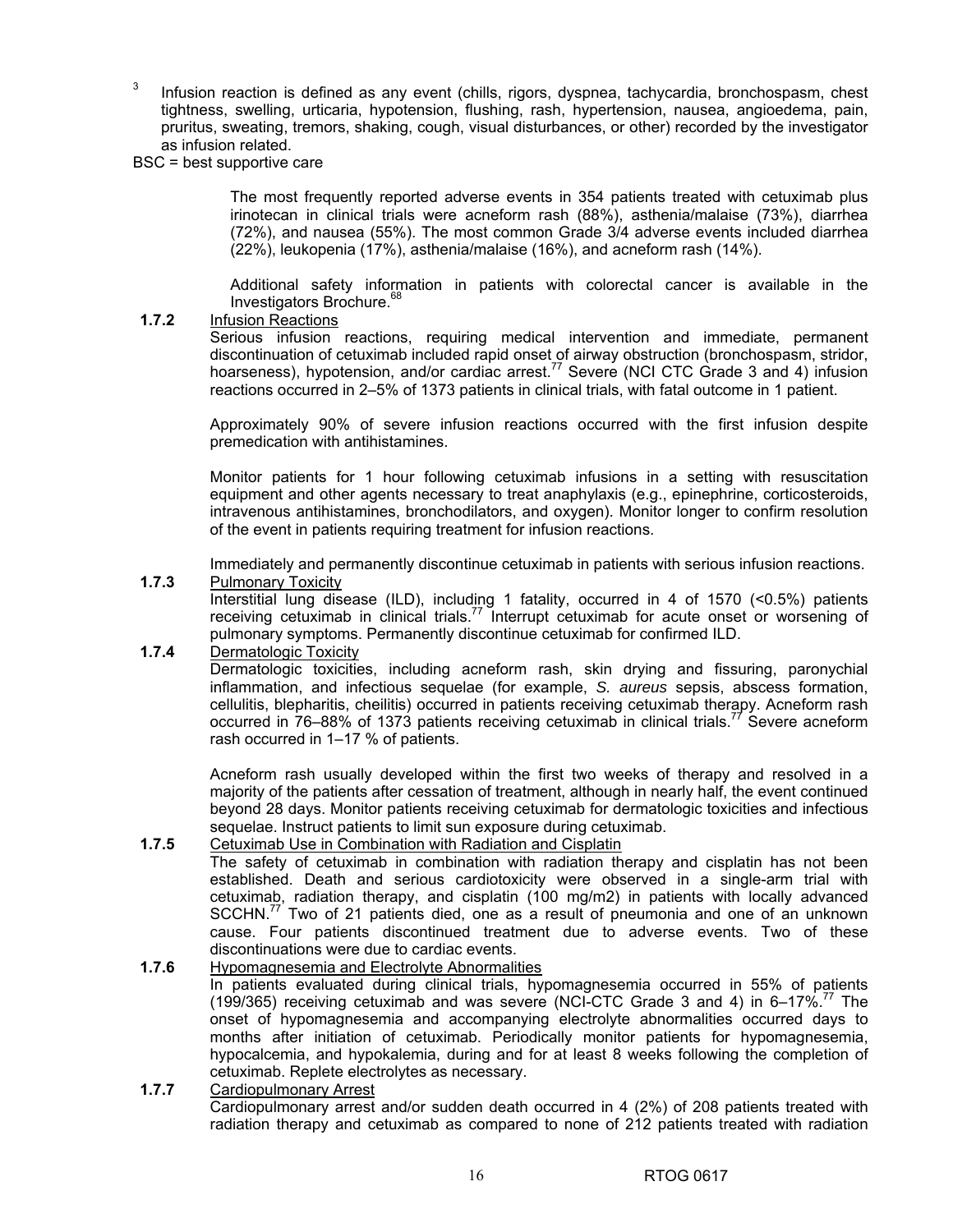3 Infusion reaction is defined as any event (chills, rigors, dyspnea, tachycardia, bronchospasm, chest tightness, swelling, urticaria, hypotension, flushing, rash, hypertension, nausea, angioedema, pain, pruritus, sweating, tremors, shaking, cough, visual disturbances, or other) recorded by the investigator as infusion related.

BSC = best supportive care

The most frequently reported adverse events in 354 patients treated with cetuximab plus irinotecan in clinical trials were acneform rash (88%), asthenia/malaise (73%), diarrhea (72%), and nausea (55%). The most common Grade 3/4 adverse events included diarrhea (22%), leukopenia (17%), asthenia/malaise (16%), and acneform rash (14%).

Additional safety information in patients with colorectal cancer is available in the Investigators Brochure.[68]

**1.7.2** Infusion Reactions

Serious infusion reactions, requiring medical intervention and immediate, permanent discontinuation of cetuximab included rapid onset of airway obstruction (bronchospasm, stridor, hoarseness), hypotension, and/or cardiac arrest.[77] Severe (NCI CTC Grade 3 and 4) infusion reactions occurred in 2–5% of 1373 patients in clinical trials, with fatal outcome in 1 patient.

Approximately 90% of severe infusion reactions occurred with the first infusion despite premedication with antihistamines.

Monitor patients for 1 hour following cetuximab infusions in a setting with resuscitation equipment and other agents necessary to treat anaphylaxis (e.g., epinephrine, corticosteroids, intravenous antihistamines, bronchodilators, and oxygen). Monitor longer to confirm resolution of the event in patients requiring treatment for infusion reactions.

Immediately and permanently discontinue cetuximab in patients with serious infusion reactions.

**1.7.3** Pulmonary Toxicity

Interstitial lung disease (ILD), including 1 fatality, occurred in 4 of 1570 (<0.5%) patients receiving cetuximab in clinical trials.[77] Interrupt cetuximab for acute onset or worsening of pulmonary symptoms. Permanently discontinue cetuximab for confirmed ILD.

**1.7.4** Dermatologic Toxicity

Dermatologic toxicities, including acneform rash, skin drying and fissuring, paronychial inflammation, and infectious sequelae (for example, *S. aureus* sepsis, abscess formation, cellulitis, blepharitis, cheilitis) occurred in patients receiving cetuximab therapy. Acneform rash occurred in 76–88% of 1373 patients receiving cetuximab in clinical trials.[77] Severe acneform rash occurred in 1–17 % of patients.

Acneform rash usually developed within the first two weeks of therapy and resolved in a majority of the patients after cessation of treatment, although in nearly half, the event continued beyond 28 days. Monitor patients receiving cetuximab for dermatologic toxicities and infectious sequelae. Instruct patients to limit sun exposure during cetuximab.

**1.7.5** Cetuximab Use in Combination with Radiation and Cisplatin

The safety of cetuximab in combination with radiation therapy and cisplatin has not been established. Death and serious cardiotoxicity were observed in a single-arm trial with cetuximab, radiation therapy, and cisplatin (100 mg/m2) in patients with locally advanced SCCHN.[77] Two of 21 patients died, one as a result of pneumonia and one of an unknown cause. Four patients discontinued treatment due to adverse events. Two of these discontinuations were due to cardiac events.

**1.7.6** Hypomagnesemia and Electrolyte Abnormalities

In patients evaluated during clinical trials, hypomagnesemia occurred in 55% of patients (199/365) receiving cetuximab and was severe (NCI-CTC Grade 3 and 4) in 6–17%.[77] The onset of hypomagnesemia and accompanying electrolyte abnormalities occurred days to months after initiation of cetuximab. Periodically monitor patients for hypomagnesemia, hypocalcemia, and hypokalemia, during and for at least 8 weeks following the completion of cetuximab. Replete electrolytes as necessary.

**1.7.7** Cardiopulmonary Arrest

Cardiopulmonary arrest and/or sudden death occurred in 4 (2%) of 208 patients treated with radiation therapy and cetuximab as compared to none of 212 patients treated with radiation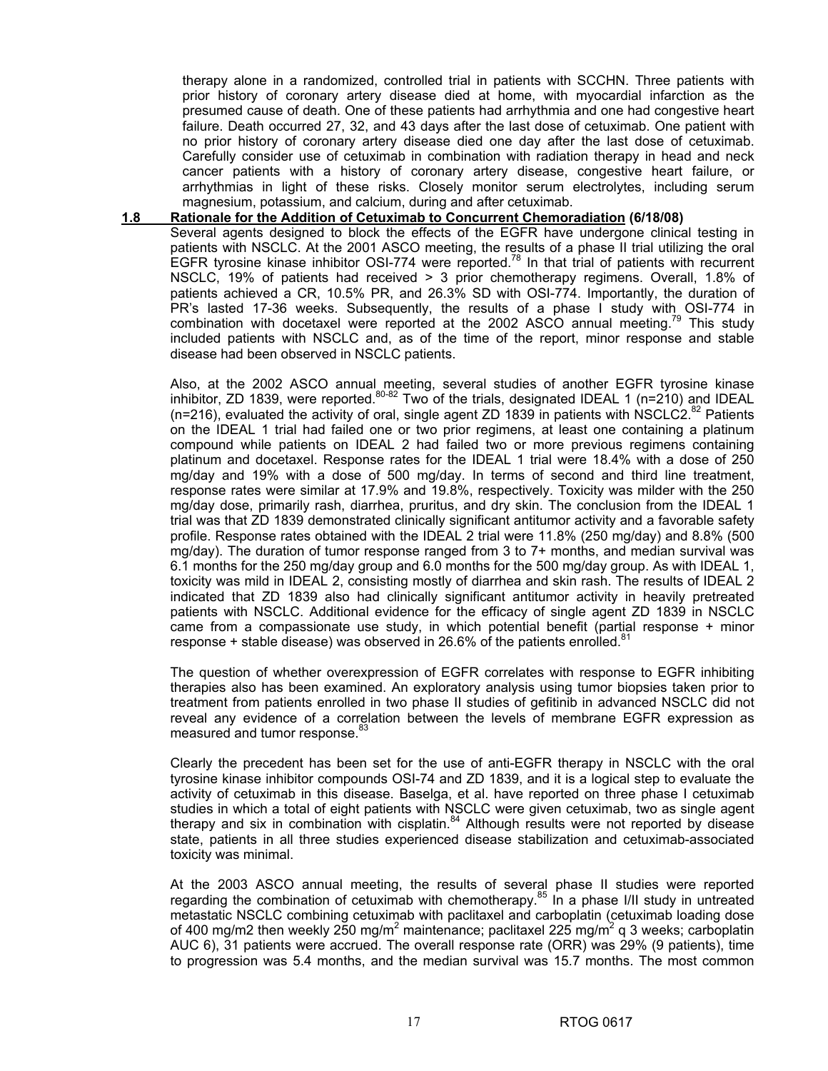therapy alone in a randomized, controlled trial in patients with SCCHN. Three patients with prior history of coronary artery disease died at home, with myocardial infarction as the presumed cause of death. One of these patients had arrhythmia and one had congestive heart failure. Death occurred 27, 32, and 43 days after the last dose of cetuximab. One patient with no prior history of coronary artery disease died one day after the last dose of cetuximab. Carefully consider use of cetuximab in combination with radiation therapy in head and neck cancer patients with a history of coronary artery disease, congestive heart failure, or arrhythmias in light of these risks. Closely monitor serum electrolytes, including serum magnesium, potassium, and calcium, during and after cetuximab.

## 1.8 Rationale for the Addition of Cetuximab to Concurrent Chemoradiation (6/18/08)

Several agents designed to block the effects of the EGFR have undergone clinical testing in patients with NSCLC. At the 2001 ASCO meeting, the results of a phase II trial utilizing the oral EGFR tyrosine kinase inhibitor OSI-774 were reported.[78] In that trial of patients with recurrent NSCLC, 19% of patients had received > 3 prior chemotherapy regimens. Overall, 1.8% of patients achieved a CR, 10.5% PR, and 26.3% SD with OSI-774. Importantly, the duration of PR's lasted 17-36 weeks. Subsequently, the results of a phase I study with OSI-774 in combination with docetaxel were reported at the 2002 ASCO annual meeting.[79] This study included patients with NSCLC and, as of the time of the report, minor response and stable disease had been observed in NSCLC patients.

Also, at the 2002 ASCO annual meeting, several studies of another EGFR tyrosine kinase inhibitor, ZD 1839, were reported.[80-82] Two of the trials, designated IDEAL 1 (n=210) and IDEAL (n=216), evaluated the activity of oral, single agent ZD 1839 in patients with NSCLC2.[82] Patients on the IDEAL 1 trial had failed one or two prior regimens, at least one containing a platinum compound while patients on IDEAL 2 had failed two or more previous regimens containing platinum and docetaxel. Response rates for the IDEAL 1 trial were 18.4% with a dose of 250 mg/day and 19% with a dose of 500 mg/day. In terms of second and third line treatment, response rates were similar at 17.9% and 19.8%, respectively. Toxicity was milder with the 250 mg/day dose, primarily rash, diarrhea, pruritus, and dry skin. The conclusion from the IDEAL 1 trial was that ZD 1839 demonstrated clinically significant antitumor activity and a favorable safety profile. Response rates obtained with the IDEAL 2 trial were 11.8% (250 mg/day) and 8.8% (500 mg/day). The duration of tumor response ranged from 3 to 7+ months, and median survival was 6.1 months for the 250 mg/day group and 6.0 months for the 500 mg/day group. As with IDEAL 1, toxicity was mild in IDEAL 2, consisting mostly of diarrhea and skin rash. The results of IDEAL 2 indicated that ZD 1839 also had clinically significant antitumor activity in heavily pretreated patients with NSCLC. Additional evidence for the efficacy of single agent ZD 1839 in NSCLC came from a compassionate use study, in which potential benefit (partial response + minor response + stable disease) was observed in 26.6% of the patients enrolled.[81]

The question of whether overexpression of EGFR correlates with response to EGFR inhibiting therapies also has been examined. An exploratory analysis using tumor biopsies taken prior to treatment from patients enrolled in two phase II studies of gefitinib in advanced NSCLC did not reveal any evidence of a correlation between the levels of membrane EGFR expression as measured and tumor response.[83]

Clearly the precedent has been set for the use of anti-EGFR therapy in NSCLC with the oral tyrosine kinase inhibitor compounds OSI-74 and ZD 1839, and it is a logical step to evaluate the activity of cetuximab in this disease. Baselga, et al. have reported on three phase I cetuximab studies in which a total of eight patients with NSCLC were given cetuximab, two as single agent therapy and six in combination with cisplatin.[84] Although results were not reported by disease state, patients in all three studies experienced disease stabilization and cetuximab-associated toxicity was minimal.

At the 2003 ASCO annual meeting, the results of several phase II studies were reported regarding the combination of cetuximab with chemotherapy.[85] In a phase I/II study in untreated metastatic NSCLC combining cetuximab with paclitaxel and carboplatin (cetuximab loading dose of 400 mg/m2 then weekly 250 mg/m$^2$ maintenance; paclitaxel 225 mg/m$^2$ q 3 weeks; carboplatin AUC 6), 31 patients were accrued. The overall response rate (ORR) was 29% (9 patients), time to progression was 5.4 months, and the median survival was 15.7 months. The most common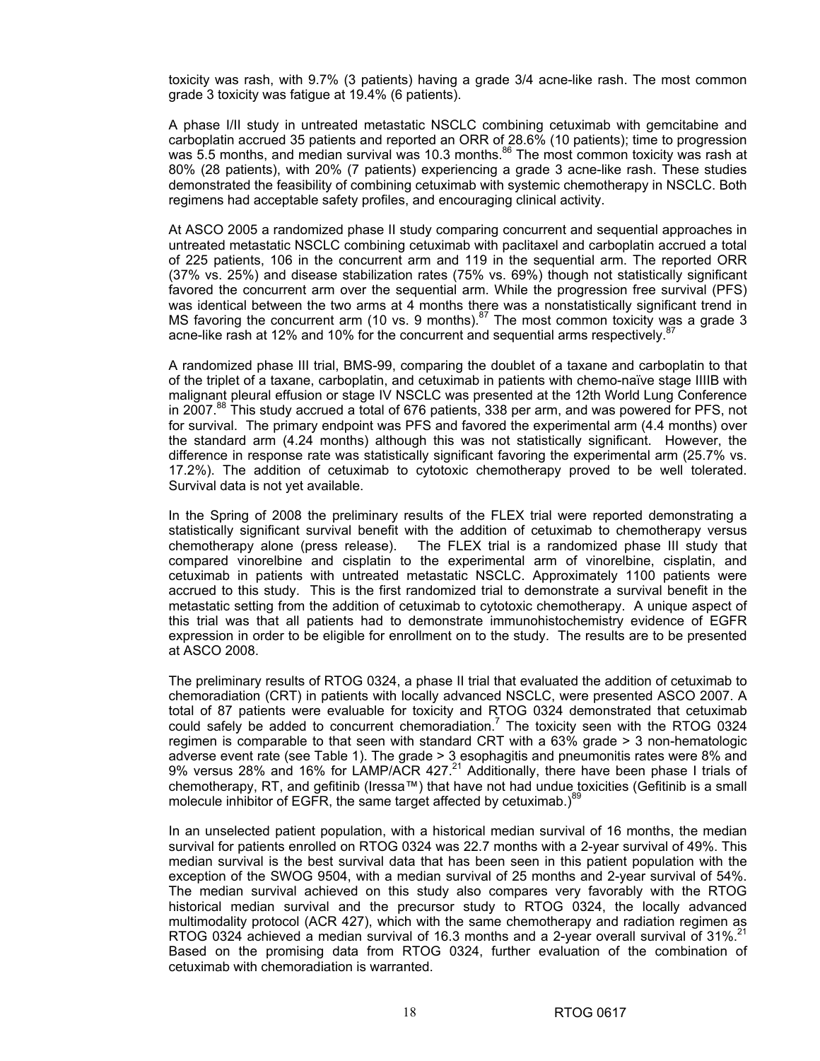toxicity was rash, with 9.7% (3 patients) having a grade 3/4 acne-like rash. The most common grade 3 toxicity was fatigue at 19.4% (6 patients).

A phase I/II study in untreated metastatic NSCLC combining cetuximab with gemcitabine and carboplatin accrued 35 patients and reported an ORR of 28.6% (10 patients); time to progression was 5.5 months, and median survival was 10.3 months.[86] The most common toxicity was rash at 80% (28 patients), with 20% (7 patients) experiencing a grade 3 acne-like rash. These studies demonstrated the feasibility of combining cetuximab with systemic chemotherapy in NSCLC. Both regimens had acceptable safety profiles, and encouraging clinical activity.

At ASCO 2005 a randomized phase II study comparing concurrent and sequential approaches in untreated metastatic NSCLC combining cetuximab with paclitaxel and carboplatin accrued a total of 225 patients, 106 in the concurrent arm and 119 in the sequential arm. The reported ORR (37% vs. 25%) and disease stabilization rates (75% vs. 69%) though not statistically significant favored the concurrent arm over the sequential arm. While the progression free survival (PFS) was identical between the two arms at 4 months there was a nonstatistically significant trend in MS favoring the concurrent arm (10 vs. 9 months).[87] The most common toxicity was a grade 3 acne-like rash at 12% and 10% for the concurrent and sequential arms respectively.[87]

A randomized phase III trial, BMS-99, comparing the doublet of a taxane and carboplatin to that of the triplet of a taxane, carboplatin, and cetuximab in patients with chemo-naïve stage IIIB with malignant pleural effusion or stage IV NSCLC was presented at the 12th World Lung Conference in 2007.[88] This study accrued a total of 676 patients, 338 per arm, and was powered for PFS, not for survival. The primary endpoint was PFS and favored the experimental arm (4.4 months) over the standard arm (4.24 months) although this was not statistically significant. However, the difference in response rate was statistically significant favoring the experimental arm (25.7% vs. 17.2%). The addition of cetuximab to cytotoxic chemotherapy proved to be well tolerated. Survival data is not yet available.

In the Spring of 2008 the preliminary results of the FLEX trial were reported demonstrating a statistically significant survival benefit with the addition of cetuximab to chemotherapy versus chemotherapy alone (press release). The FLEX trial is a randomized phase III study that compared vinorelbine and cisplatin to the experimental arm of vinorelbine, cisplatin, and cetuximab in patients with untreated metastatic NSCLC. Approximately 1100 patients were accrued to this study. This is the first randomized trial to demonstrate a survival benefit in the metastatic setting from the addition of cetuximab to cytotoxic chemotherapy. A unique aspect of this trial was that all patients had to demonstrate immunohistochemistry evidence of EGFR expression in order to be eligible for enrollment on to the study. The results are to be presented at ASCO 2008.

The preliminary results of RTOG 0324, a phase II trial that evaluated the addition of cetuximab to chemoradiation (CRT) in patients with locally advanced NSCLC, were presented ASCO 2007. A total of 87 patients were evaluable for toxicity and RTOG 0324 demonstrated that cetuximab could safely be added to concurrent chemoradiation.[7] The toxicity seen with the RTOG 0324 regimen is comparable to that seen with standard CRT with a 63% grade > 3 non-hematologic adverse event rate (see Table 1). The grade > 3 esophagitis and pneumonitis rates were 8% and 9% versus 28% and 16% for LAMP/ACR 427.[21] Additionally, there have been phase I trials of chemotherapy, RT, and gefitinib (Iressa™) that have not had undue toxicities (Gefitinib is a small molecule inhibitor of EGFR, the same target affected by cetuximab.)[89]

In an unselected patient population, with a historical median survival of 16 months, the median survival for patients enrolled on RTOG 0324 was 22.7 months with a 2-year survival of 49%. This median survival is the best survival data that has been seen in this patient population with the exception of the SWOG 9504, with a median survival of 25 months and 2-year survival of 54%. The median survival achieved on this study also compares very favorably with the RTOG historical median survival and the precursor study to RTOG 0324, the locally advanced multimodality protocol (ACR 427), which with the same chemotherapy and radiation regimen as RTOG 0324 achieved a median survival of 16.3 months and a 2-year overall survival of 31%.[21] Based on the promising data from RTOG 0324, further evaluation of the combination of cetuximab with chemoradiation is warranted.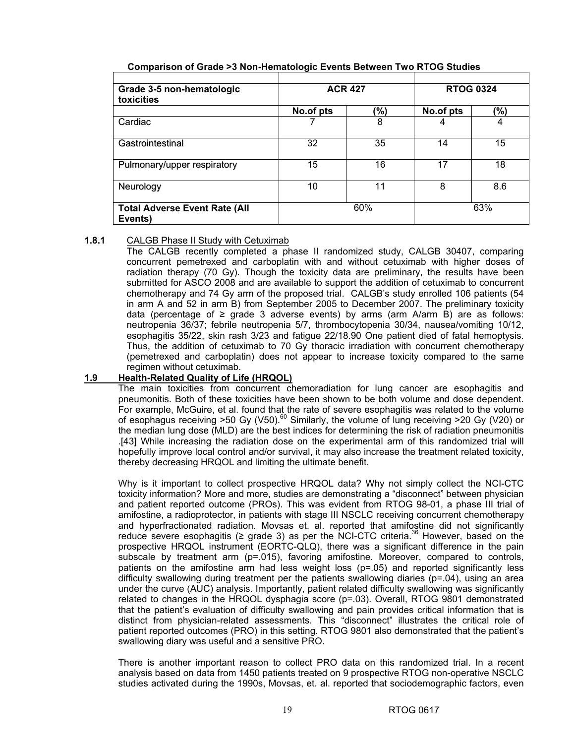**Comparison of Grade >3 Non-Hematologic Events Between Two RTOG Studies**

| Grade 3-5 non-hematologic toxicities | ACR 427 | | RTOG 0324 | |
|---|---|---|---|---|
| | No.of pts | (%) | No.of pts | (%) |
| Cardiac | 7 | 8 | 4 | 4 |
| Gastrointestinal | 32 | 35 | 14 | 15 |
| Pulmonary/upper respiratory | 15 | 16 | 17 | 18 |
| Neurology | 10 | 11 | 8 | 8.6 |
| **Total Adverse Event Rate (All Events)** | 60% | | 63% | |

**1.8.1** CALGB Phase II Study with Cetuximab

The CALGB recently completed a phase II randomized study, CALGB 30407, comparing concurrent pemetrexed and carboplatin with and without cetuximab with higher doses of radiation therapy (70 Gy). Though the toxicity data are preliminary, the results have been submitted for ASCO 2008 and are available to support the addition of cetuximab to concurrent chemotherapy and 74 Gy arm of the proposed trial. CALGB's study enrolled 106 patients (54 in arm A and 52 in arm B) from September 2005 to December 2007. The preliminary toxicity data (percentage of ≥ grade 3 adverse events) by arms (arm A/arm B) are as follows: neutropenia 36/37; febrile neutropenia 5/7, thrombocytopenia 30/34, nausea/vomiting 10/12, esophagitis 35/22, skin rash 3/23 and fatigue 22/18.90 One patient died of fatal hemoptysis. Thus, the addition of cetuximab to 70 Gy thoracic irradiation with concurrent chemotherapy (pemetrexed and carboplatin) does not appear to increase toxicity compared to the same regimen without cetuximab.

## 1.9 Health-Related Quality of Life (HRQOL)

The main toxicities from concurrent chemoradiation for lung cancer are esophagitis and pneumonitis. Both of these toxicities have been shown to be both volume and dose dependent. For example, McGuire, et al. found that the rate of severe esophagitis was related to the volume of esophagus receiving >50 Gy (V50).[60] Similarly, the volume of lung receiving >20 Gy (V20) or the median lung dose (MLD) are the best indices for determining the risk of radiation pneumonitis .[43] While increasing the radiation dose on the experimental arm of this randomized trial will hopefully improve local control and/or survival, it may also increase the treatment related toxicity, thereby decreasing HRQOL and limiting the ultimate benefit.

Why is it important to collect prospective HRQOL data? Why not simply collect the NCI-CTC toxicity information? More and more, studies are demonstrating a "disconnect" between physician and patient reported outcome (PROs). This was evident from RTOG 98-01, a phase III trial of amifostine, a radioprotector, in patients with stage III NSCLC receiving concurrent chemotherapy and hyperfractionated radiation. Movsas et. al. reported that amifostine did not significantly reduce severe esophagitis (≥ grade 3) as per the NCI-CTC criteria.[36] However, based on the prospective HRQOL instrument (EORTC-QLQ), there was a significant difference in the pain subscale by treatment arm (p=.015), favoring amifostine. Moreover, compared to controls, patients on the amifostine arm had less weight loss (p=.05) and reported significantly less difficulty swallowing during treatment per the patients swallowing diaries (p=.04), using an area under the curve (AUC) analysis. Importantly, patient related difficulty swallowing was significantly related to changes in the HRQOL dysphagia score (p=.03). Overall, RTOG 9801 demonstrated that the patient's evaluation of difficulty swallowing and pain provides critical information that is distinct from physician-related assessments. This "disconnect" illustrates the critical role of patient reported outcomes (PRO) in this setting. RTOG 9801 also demonstrated that the patient's swallowing diary was useful and a sensitive PRO.

There is another important reason to collect PRO data on this randomized trial. In a recent analysis based on data from 1450 patients treated on 9 prospective RTOG non-operative NSCLC studies activated during the 1990s, Movsas, et. al. reported that sociodemographic factors, even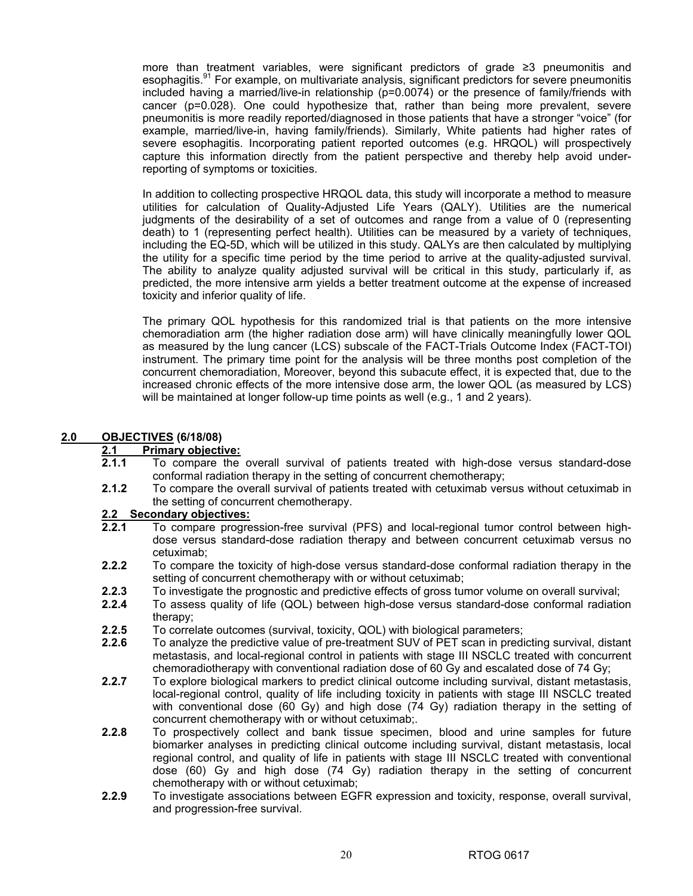more than treatment variables, were significant predictors of grade ≥3 pneumonitis and esophagitis.[91] For example, on multivariate analysis, significant predictors for severe pneumonitis included having a married/live-in relationship (p=0.0074) or the presence of family/friends with cancer (p=0.028). One could hypothesize that, rather than being more prevalent, severe pneumonitis is more readily reported/diagnosed in those patients that have a stronger "voice" (for example, married/live-in, having family/friends). Similarly, White patients had higher rates of severe esophagitis. Incorporating patient reported outcomes (e.g. HRQOL) will prospectively capture this information directly from the patient perspective and thereby help avoid under-reporting of symptoms or toxicities.

In addition to collecting prospective HRQOL data, this study will incorporate a method to measure utilities for calculation of Quality-Adjusted Life Years (QALY). Utilities are the numerical judgments of the desirability of a set of outcomes and range from a value of 0 (representing death) to 1 (representing perfect health). Utilities can be measured by a variety of techniques, including the EQ-5D, which will be utilized in this study. QALYs are then calculated by multiplying the utility for a specific time period by the time period to arrive at the quality-adjusted survival. The ability to analyze quality adjusted survival will be critical in this study, particularly if, as predicted, the more intensive arm yields a better treatment outcome at the expense of increased toxicity and inferior quality of life.

The primary QOL hypothesis for this randomized trial is that patients on the more intensive chemoradiation arm (the higher radiation dose arm) will have clinically meaningfully lower QOL as measured by the lung cancer (LCS) subscale of the FACT-Trials Outcome Index (FACT-TOI) instrument. The primary time point for the analysis will be three months post completion of the concurrent chemoradiation, Moreover, beyond this subacute effect, it is expected that, due to the increased chronic effects of the more intensive dose arm, the lower QOL (as measured by LCS) will be maintained at longer follow-up time points as well (e.g., 1 and 2 years).

## 2.0 OBJECTIVES (6/18/08)

### 2.1 Primary objective:

**2.1.1** To compare the overall survival of patients treated with high-dose versus standard-dose conformal radiation therapy in the setting of concurrent chemotherapy;

**2.1.2** To compare the overall survival of patients treated with cetuximab versus without cetuximab in the setting of concurrent chemotherapy.

### 2.2 Secondary objectives:

**2.2.1** To compare progression-free survival (PFS) and local-regional tumor control between high-dose versus standard-dose radiation therapy and between concurrent cetuximab versus no cetuximab;

**2.2.2** To compare the toxicity of high-dose versus standard-dose conformal radiation therapy in the setting of concurrent chemotherapy with or without cetuximab;

**2.2.3** To investigate the prognostic and predictive effects of gross tumor volume on overall survival;

**2.2.4** To assess quality of life (QOL) between high-dose versus standard-dose conformal radiation therapy;

**2.2.5** To correlate outcomes (survival, toxicity, QOL) with biological parameters;

**2.2.6** To analyze the predictive value of pre-treatment SUV of PET scan in predicting survival, distant metastasis, and local-regional control in patients with stage III NSCLC treated with concurrent chemoradiotherapy with conventional radiation dose of 60 Gy and escalated dose of 74 Gy;

**2.2.7** To explore biological markers to predict clinical outcome including survival, distant metastasis, local-regional control, quality of life including toxicity in patients with stage III NSCLC treated with conventional dose (60 Gy) and high dose (74 Gy) radiation therapy in the setting of concurrent chemotherapy with or without cetuximab;.

**2.2.8** To prospectively collect and bank tissue specimen, blood and urine samples for future biomarker analyses in predicting clinical outcome including survival, distant metastasis, local regional control, and quality of life in patients with stage III NSCLC treated with conventional dose (60) Gy and high dose (74 Gy) radiation therapy in the setting of concurrent chemotherapy with or without cetuximab;

**2.2.9** To investigate associations between EGFR expression and toxicity, response, overall survival, and progression-free survival.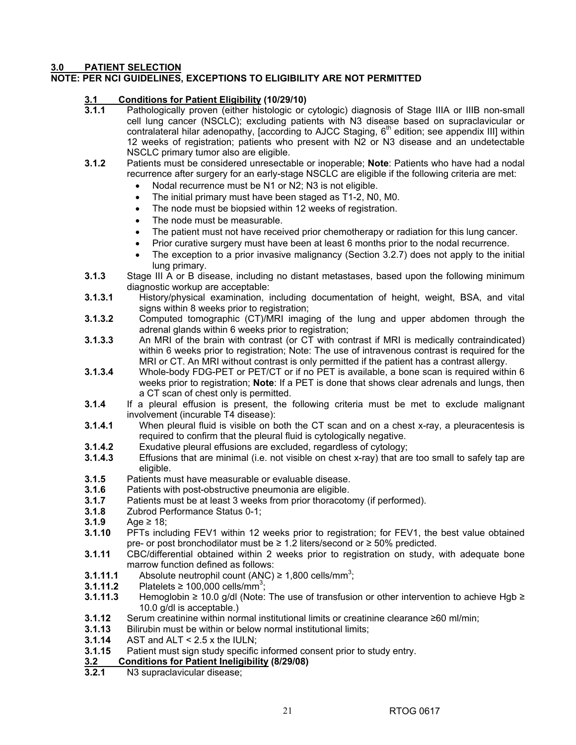## 3.0 PATIENT SELECTION

**NOTE: PER NCI GUIDELINES, EXCEPTIONS TO ELIGIBILITY ARE NOT PERMITTED**

### 3.1 Conditions for Patient Eligibility (10/29/10)

**3.1.1** Pathologically proven (either histologic or cytologic) diagnosis of Stage IIIA or IIIB non-small cell lung cancer (NSCLC); excluding patients with N3 disease based on supraclavicular or contralateral hilar adenopathy, [according to AJCC Staging, 6th edition; see appendix III] within 12 weeks of registration; patients who present with N2 or N3 disease and an undetectable NSCLC primary tumor also are eligible.

**3.1.2** Patients must be considered unresectable or inoperable; **Note**: Patients who have had a nodal recurrence after surgery for an early-stage NSCLC are eligible if the following criteria are met:

- Nodal recurrence must be N1 or N2; N3 is not eligible.
- The initial primary must have been staged as T1-2, N0, M0.
- The node must be biopsied within 12 weeks of registration.
- The node must be measurable.
- The patient must not have received prior chemotherapy or radiation for this lung cancer.
- Prior curative surgery must have been at least 6 months prior to the nodal recurrence.
- The exception to a prior invasive malignancy (Section 3.2.7) does not apply to the initial lung primary.

**3.1.3** Stage III A or B disease, including no distant metastases, based upon the following minimum diagnostic workup are acceptable:

**3.1.3.1** History/physical examination, including documentation of height, weight, BSA, and vital signs within 8 weeks prior to registration;

**3.1.3.2** Computed tomographic (CT)/MRI imaging of the lung and upper abdomen through the adrenal glands within 6 weeks prior to registration;

**3.1.3.3** An MRI of the brain with contrast (or CT with contrast if MRI is medically contraindicated) within 6 weeks prior to registration; Note: The use of intravenous contrast is required for the MRI or CT. An MRI without contrast is only permitted if the patient has a contrast allergy.

**3.1.3.4** Whole-body FDG-PET or PET/CT or if no PET is available, a bone scan is required within 6 weeks prior to registration; **Note**: If a PET is done that shows clear adrenals and lungs, then a CT scan of chest only is permitted.

**3.1.4** If a pleural effusion is present, the following criteria must be met to exclude malignant involvement (incurable T4 disease):

**3.1.4.1** When pleural fluid is visible on both the CT scan and on a chest x-ray, a pleuracentesis is required to confirm that the pleural fluid is cytologically negative.

**3.1.4.2** Exudative pleural effusions are excluded, regardless of cytology;

**3.1.4.3** Effusions that are minimal (i.e. not visible on chest x-ray) that are too small to safely tap are eligible.

**3.1.5** Patients must have measurable or evaluable disease.

**3.1.6** Patients with post-obstructive pneumonia are eligible.

**3.1.7** Patients must be at least 3 weeks from prior thoracotomy (if performed).

**3.1.8** Zubrod Performance Status 0-1;

**3.1.9** Age ≥ 18;

**3.1.10** PFTs including FEV1 within 12 weeks prior to registration; for FEV1, the best value obtained pre- or post bronchodilator must be ≥ 1.2 liters/second or ≥ 50% predicted.

**3.1.11** CBC/differential obtained within 2 weeks prior to registration on study, with adequate bone marrow function defined as follows:

**3.1.11.1** Absolute neutrophil count (ANC) ≥ 1,800 cells/mm$^3$;

**3.1.11.2** Platelets ≥ 100,000 cells/mm$^3$;

**3.1.11.3** Hemoglobin ≥ 10.0 g/dl (Note: The use of transfusion or other intervention to achieve Hgb ≥ 10.0 g/dl is acceptable.)

**3.1.12** Serum creatinine within normal institutional limits or creatinine clearance ≥60 ml/min;

**3.1.13** Bilirubin must be within or below normal institutional limits;

**3.1.14** AST and ALT < 2.5 x the IULN;

**3.1.15** Patient must sign study specific informed consent prior to study entry.

### 3.2 Conditions for Patient Ineligibility (8/29/08)

**3.2.1** N3 supraclavicular disease;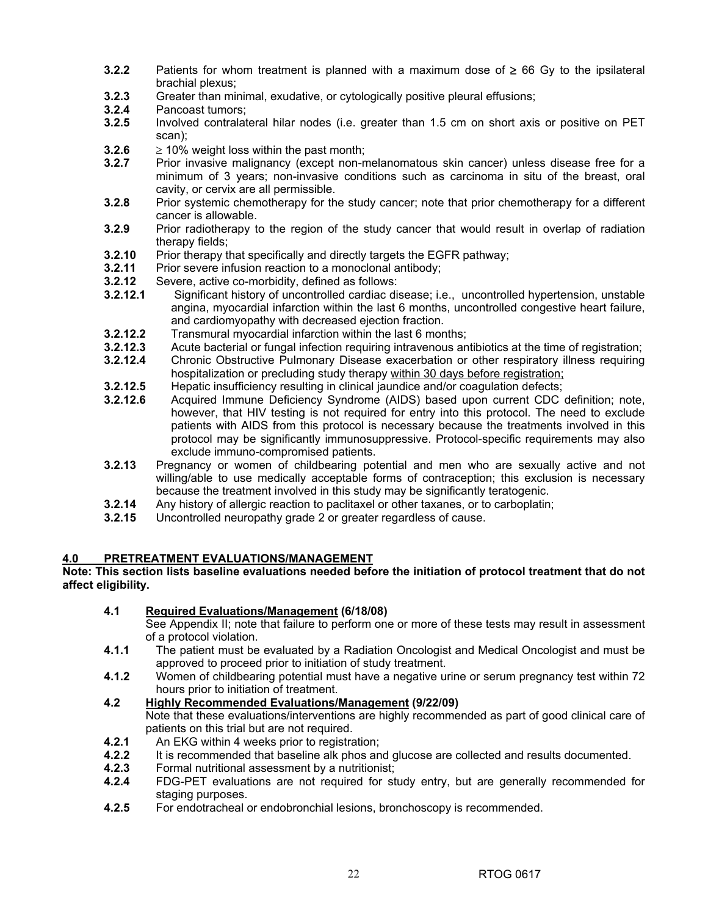**3.2.2** Patients for whom treatment is planned with a maximum dose of ≥ 66 Gy to the ipsilateral brachial plexus;

**3.2.3** Greater than minimal, exudative, or cytologically positive pleural effusions;

**3.2.4** Pancoast tumors;

**3.2.5** Involved contralateral hilar nodes (i.e. greater than 1.5 cm on short axis or positive on PET scan);

**3.2.6** ≥ 10% weight loss within the past month;

**3.2.7** Prior invasive malignancy (except non-melanomatous skin cancer) unless disease free for a minimum of 3 years; non-invasive conditions such as carcinoma in situ of the breast, oral cavity, or cervix are all permissible.

**3.2.8** Prior systemic chemotherapy for the study cancer; note that prior chemotherapy for a different cancer is allowable.

**3.2.9** Prior radiotherapy to the region of the study cancer that would result in overlap of radiation therapy fields;

**3.2.10** Prior therapy that specifically and directly targets the EGFR pathway;

**3.2.11** Prior severe infusion reaction to a monoclonal antibody;

**3.2.12** Severe, active co-morbidity, defined as follows:

**3.2.12.1** Significant history of uncontrolled cardiac disease; i.e., uncontrolled hypertension, unstable angina, myocardial infarction within the last 6 months, uncontrolled congestive heart failure, and cardiomyopathy with decreased ejection fraction.

**3.2.12.2** Transmural myocardial infarction within the last 6 months;

**3.2.12.3** Acute bacterial or fungal infection requiring intravenous antibiotics at the time of registration;

**3.2.12.4** Chronic Obstructive Pulmonary Disease exacerbation or other respiratory illness requiring hospitalization or precluding study therapy <u>within 30 days before registration;</u>

**3.2.12.5** Hepatic insufficiency resulting in clinical jaundice and/or coagulation defects;

**3.2.12.6** Acquired Immune Deficiency Syndrome (AIDS) based upon current CDC definition; note, however, that HIV testing is not required for entry into this protocol. The need to exclude patients with AIDS from this protocol is necessary because the treatments involved in this protocol may be significantly immunosuppressive. Protocol-specific requirements may also exclude immuno-compromised patients.

**3.2.13** Pregnancy or women of childbearing potential and men who are sexually active and not willing/able to use medically acceptable forms of contraception; this exclusion is necessary because the treatment involved in this study may be significantly teratogenic.

**3.2.14** Any history of allergic reaction to paclitaxel or other taxanes, or to carboplatin;

**3.2.15** Uncontrolled neuropathy grade 2 or greater regardless of cause.

## 4.0 PRETREATMENT EVALUATIONS/MANAGEMENT

**Note: This section lists baseline evaluations needed before the initiation of protocol treatment that do not affect eligibility.**

### 4.1 Required Evaluations/Management (6/18/08)

See Appendix II; note that failure to perform one or more of these tests may result in assessment of a protocol violation.

**4.1.1** The patient must be evaluated by a Radiation Oncologist and Medical Oncologist and must be approved to proceed prior to initiation of study treatment.

**4.1.2** Women of childbearing potential must have a negative urine or serum pregnancy test within 72 hours prior to initiation of treatment.

### 4.2 Highly Recommended Evaluations/Management (9/22/09)

Note that these evaluations/interventions are highly recommended as part of good clinical care of patients on this trial but are not required.

**4.2.1** An EKG within 4 weeks prior to registration;

**4.2.2** It is recommended that baseline alk phos and glucose are collected and results documented.

**4.2.3** Formal nutritional assessment by a nutritionist;

**4.2.4** FDG-PET evaluations are not required for study entry, but are generally recommended for staging purposes.

**4.2.5** For endotracheal or endobronchial lesions, bronchoscopy is recommended.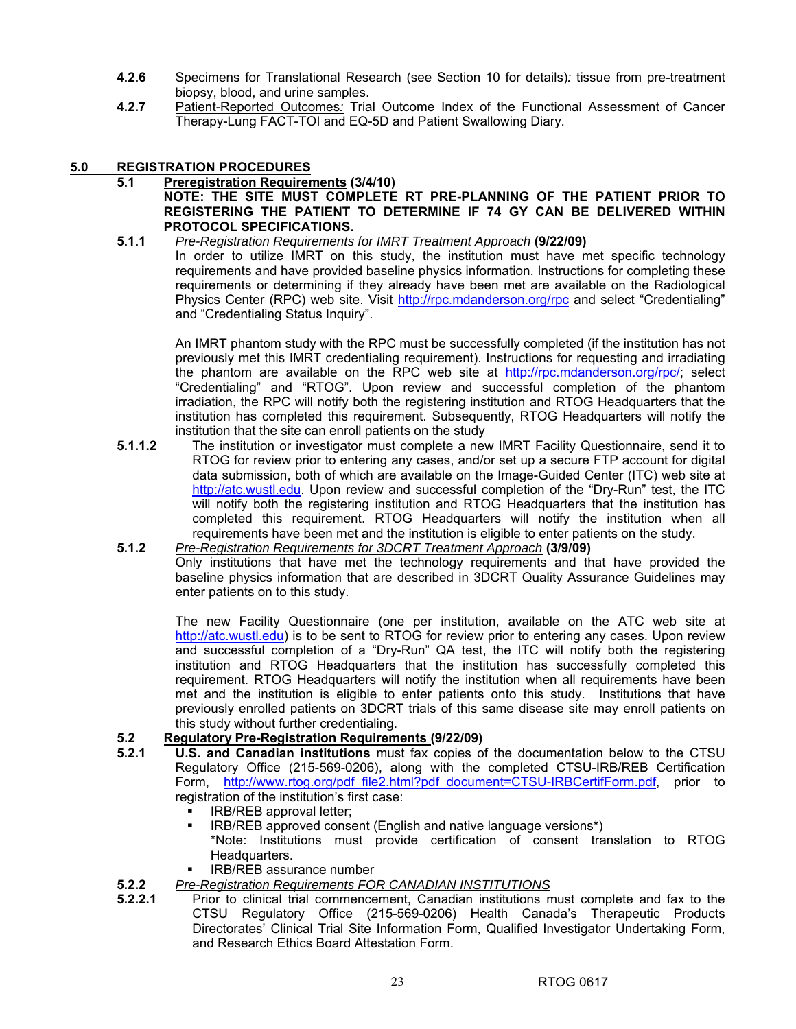**4.2.6** Specimens for Translational Research (see Section 10 for details)*:* tissue from pre-treatment biopsy, blood, and urine samples.

**4.2.7** Patient-Reported Outcomes*:* Trial Outcome Index of the Functional Assessment of Cancer Therapy-Lung FACT-TOI and EQ-5D and Patient Swallowing Diary.

## 5.0 REGISTRATION PROCEDURES

### 5.1 Preregistration Requirements (3/4/10)

**NOTE: THE SITE MUST COMPLETE RT PRE-PLANNING OF THE PATIENT PRIOR TO REGISTERING THE PATIENT TO DETERMINE IF 74 GY CAN BE DELIVERED WITHIN PROTOCOL SPECIFICATIONS.**

**5.1.1** *Pre-Registration Requirements for IMRT Treatment Approach* **(9/22/09)**

In order to utilize IMRT on this study, the institution must have met specific technology requirements and have provided baseline physics information. Instructions for completing these requirements or determining if they already have been met are available on the Radiological Physics Center (RPC) web site. Visit http://rpc.mdanderson.org/rpc and select "Credentialing" and "Credentialing Status Inquiry".

An IMRT phantom study with the RPC must be successfully completed (if the institution has not previously met this IMRT credentialing requirement). Instructions for requesting and irradiating the phantom are available on the RPC web site at http://rpc.mdanderson.org/rpc/; select "Credentialing" and "RTOG". Upon review and successful completion of the phantom irradiation, the RPC will notify both the registering institution and RTOG Headquarters that the institution has completed this requirement. Subsequently, RTOG Headquarters will notify the institution that the site can enroll patients on the study

**5.1.1.2** The institution or investigator must complete a new IMRT Facility Questionnaire, send it to RTOG for review prior to entering any cases, and/or set up a secure FTP account for digital data submission, both of which are available on the Image-Guided Center (ITC) web site at http://atc.wustl.edu. Upon review and successful completion of the "Dry-Run" test, the ITC will notify both the registering institution and RTOG Headquarters that the institution has completed this requirement. RTOG Headquarters will notify the institution when all requirements have been met and the institution is eligible to enter patients on the study.

**5.1.2** *Pre-Registration Requirements for 3DCRT Treatment Approach* **(3/9/09)**

Only institutions that have met the technology requirements and that have provided the baseline physics information that are described in 3DCRT Quality Assurance Guidelines may enter patients on to this study.

The new Facility Questionnaire (one per institution, available on the ATC web site at http://atc.wustl.edu) is to be sent to RTOG for review prior to entering any cases. Upon review and successful completion of a "Dry-Run" QA test, the ITC will notify both the registering institution and RTOG Headquarters that the institution has successfully completed this requirement. RTOG Headquarters will notify the institution when all requirements have been met and the institution is eligible to enter patients onto this study. Institutions that have previously enrolled patients on 3DCRT trials of this same disease site may enroll patients on this study without further credentialing.

### 5.2 Regulatory Pre-Registration Requirements (9/22/09)

**5.2.1** **U.S. and Canadian institutions** must fax copies of the documentation below to the CTSU Regulatory Office (215-569-0206), along with the completed CTSU-IRB/REB Certification Form, http://www.rtog.org/pdf_file2.html?pdf_document=CTSU-IRBCertifForm.pdf, prior to registration of the institution's first case:

- IRB/REB approval letter;
- IRB/REB approved consent (English and native language versions*)
  *Note: Institutions must provide certification of consent translation to RTOG Headquarters.
- IRB/REB assurance number

**5.2.2** *Pre-Registration Requirements FOR CANADIAN INSTITUTIONS*

**5.2.2.1** Prior to clinical trial commencement, Canadian institutions must complete and fax to the CTSU Regulatory Office (215-569-0206) Health Canada's Therapeutic Products Directorates' Clinical Trial Site Information Form, Qualified Investigator Undertaking Form, and Research Ethics Board Attestation Form.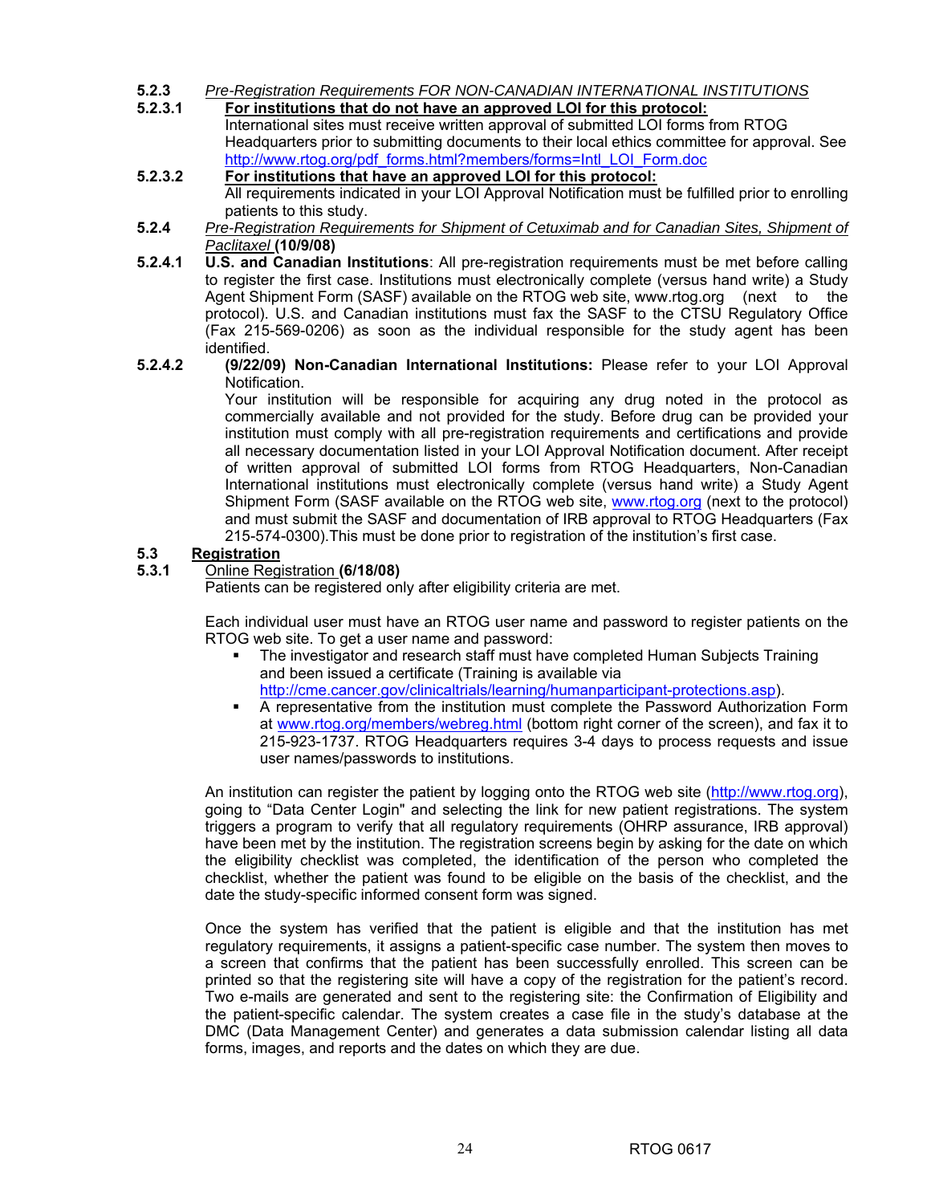**5.2.3** *Pre-Registration Requirements FOR NON-CANADIAN INTERNATIONAL INSTITUTIONS*

**5.2.3.1** **For institutions that do not have an approved LOI for this protocol:**
International sites must receive written approval of submitted LOI forms from RTOG Headquarters prior to submitting documents to their local ethics committee for approval. See http://www.rtog.org/pdf_forms.html?members/forms=Intl_LOI_Form.doc

**5.2.3.2** **For institutions that have an approved LOI for this protocol:**
All requirements indicated in your LOI Approval Notification must be fulfilled prior to enrolling patients to this study.

**5.2.4** *Pre-Registration Requirements for Shipment of Cetuximab and for Canadian Sites, Shipment of Paclitaxel* **(10/9/08)**

**5.2.4.1** **U.S. and Canadian Institutions**: All pre-registration requirements must be met before calling to register the first case. Institutions must electronically complete (versus hand write) a Study Agent Shipment Form (SASF) available on the RTOG web site, www.rtog.org (next to the protocol). U.S. and Canadian institutions must fax the SASF to the CTSU Regulatory Office (Fax 215-569-0206) as soon as the individual responsible for the study agent has been identified.

**5.2.4.2** **(9/22/09) Non-Canadian International Institutions:** Please refer to your LOI Approval Notification.
Your institution will be responsible for acquiring any drug noted in the protocol as commercially available and not provided for the study. Before drug can be provided your institution must comply with all pre-registration requirements and certifications and provide all necessary documentation listed in your LOI Approval Notification document. After receipt of written approval of submitted LOI forms from RTOG Headquarters, Non-Canadian International institutions must electronically complete (versus hand write) a Study Agent Shipment Form (SASF available on the RTOG web site, www.rtog.org (next to the protocol) and must submit the SASF and documentation of IRB approval to RTOG Headquarters (Fax 215-574-0300).This must be done prior to registration of the institution's first case.

## 5.3 Registration

**5.3.1** Online Registration **(6/18/08)**

Patients can be registered only after eligibility criteria are met.

Each individual user must have an RTOG user name and password to register patients on the RTOG web site. To get a user name and password:

- The investigator and research staff must have completed Human Subjects Training and been issued a certificate (Training is available via http://cme.cancer.gov/clinicaltrials/learning/humanparticipant-protections.asp).
- A representative from the institution must complete the Password Authorization Form at www.rtog.org/members/webreg.html (bottom right corner of the screen), and fax it to 215-923-1737. RTOG Headquarters requires 3-4 days to process requests and issue user names/passwords to institutions.

An institution can register the patient by logging onto the RTOG web site (http://www.rtog.org), going to "Data Center Login" and selecting the link for new patient registrations. The system triggers a program to verify that all regulatory requirements (OHRP assurance, IRB approval) have been met by the institution. The registration screens begin by asking for the date on which the eligibility checklist was completed, the identification of the person who completed the checklist, whether the patient was found to be eligible on the basis of the checklist, and the date the study-specific informed consent form was signed.

Once the system has verified that the patient is eligible and that the institution has met regulatory requirements, it assigns a patient-specific case number. The system then moves to a screen that confirms that the patient has been successfully enrolled. This screen can be printed so that the registering site will have a copy of the registration for the patient's record. Two e-mails are generated and sent to the registering site: the Confirmation of Eligibility and the patient-specific calendar. The system creates a case file in the study's database at the DMC (Data Management Center) and generates a data submission calendar listing all data forms, images, and reports and the dates on which they are due.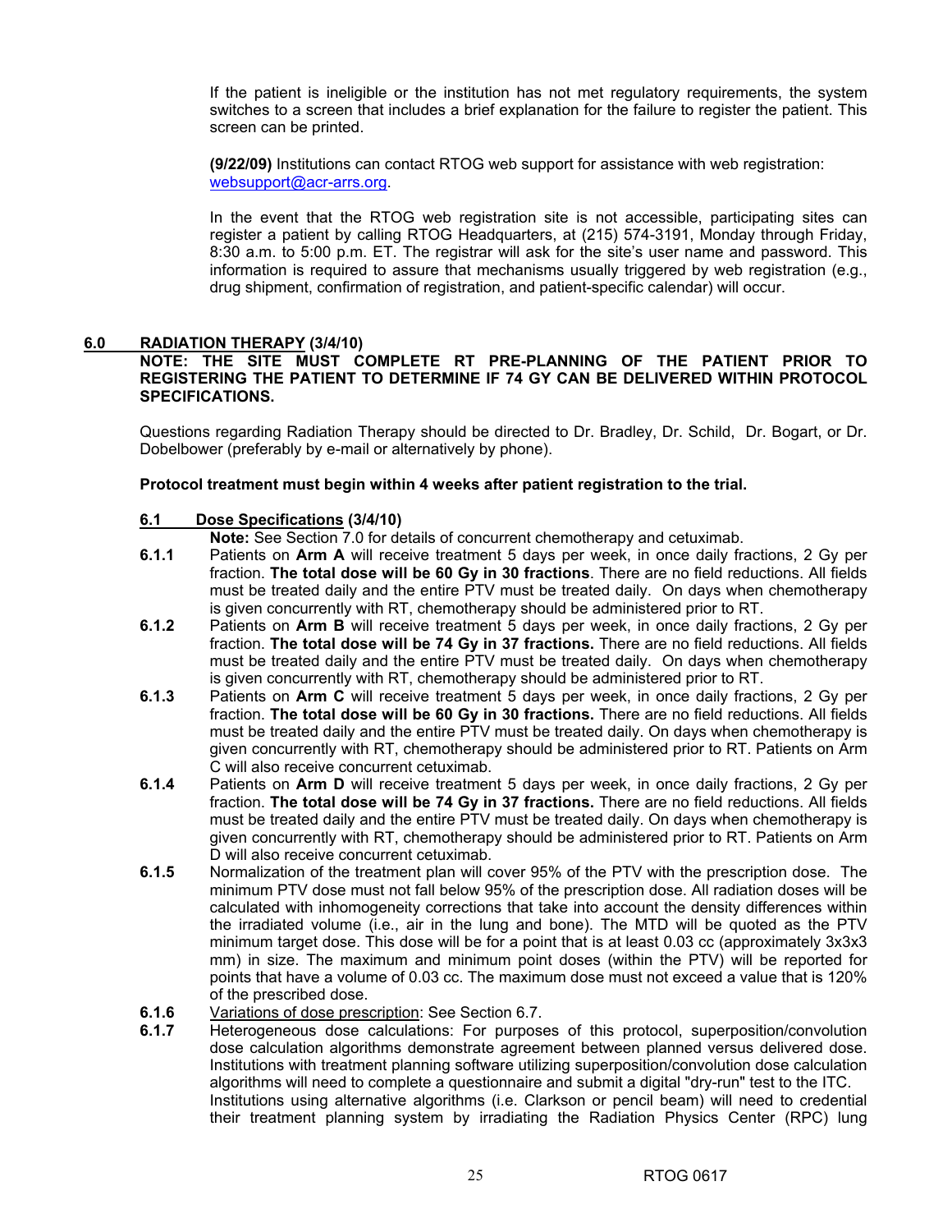If the patient is ineligible or the institution has not met regulatory requirements, the system switches to a screen that includes a brief explanation for the failure to register the patient. This screen can be printed.

**(9/22/09)** Institutions can contact RTOG web support for assistance with web registration: websupport@acr-arrs.org.

In the event that the RTOG web registration site is not accessible, participating sites can register a patient by calling RTOG Headquarters, at (215) 574-3191, Monday through Friday, 8:30 a.m. to 5:00 p.m. ET. The registrar will ask for the site's user name and password. This information is required to assure that mechanisms usually triggered by web registration (e.g., drug shipment, confirmation of registration, and patient-specific calendar) will occur.

## 6.0 RADIATION THERAPY (3/4/10)

**NOTE: THE SITE MUST COMPLETE RT PRE-PLANNING OF THE PATIENT PRIOR TO REGISTERING THE PATIENT TO DETERMINE IF 74 GY CAN BE DELIVERED WITHIN PROTOCOL SPECIFICATIONS.**

Questions regarding Radiation Therapy should be directed to Dr. Bradley, Dr. Schild, Dr. Bogart, or Dr. Dobelbower (preferably by e-mail or alternatively by phone).

**Protocol treatment must begin within 4 weeks after patient registration to the trial.**

### 6.1 Dose Specifications (3/4/10)

**Note:** See Section 7.0 for details of concurrent chemotherapy and cetuximab.

**6.1.1** Patients on **Arm A** will receive treatment 5 days per week, in once daily fractions, 2 Gy per fraction. **The total dose will be 60 Gy in 30 fractions**. There are no field reductions. All fields must be treated daily and the entire PTV must be treated daily. On days when chemotherapy is given concurrently with RT, chemotherapy should be administered prior to RT.

**6.1.2** Patients on **Arm B** will receive treatment 5 days per week, in once daily fractions, 2 Gy per fraction. **The total dose will be 74 Gy in 37 fractions.** There are no field reductions. All fields must be treated daily and the entire PTV must be treated daily. On days when chemotherapy is given concurrently with RT, chemotherapy should be administered prior to RT.

**6.1.3** Patients on **Arm C** will receive treatment 5 days per week, in once daily fractions, 2 Gy per fraction. **The total dose will be 60 Gy in 30 fractions.** There are no field reductions. All fields must be treated daily and the entire PTV must be treated daily. On days when chemotherapy is given concurrently with RT, chemotherapy should be administered prior to RT. Patients on Arm C will also receive concurrent cetuximab.

**6.1.4** Patients on **Arm D** will receive treatment 5 days per week, in once daily fractions, 2 Gy per fraction. **The total dose will be 74 Gy in 37 fractions.** There are no field reductions. All fields must be treated daily and the entire PTV must be treated daily. On days when chemotherapy is given concurrently with RT, chemotherapy should be administered prior to RT. Patients on Arm D will also receive concurrent cetuximab.

**6.1.5** Normalization of the treatment plan will cover 95% of the PTV with the prescription dose. The minimum PTV dose must not fall below 95% of the prescription dose. All radiation doses will be calculated with inhomogeneity corrections that take into account the density differences within the irradiated volume (i.e., air in the lung and bone). The MTD will be quoted as the PTV minimum target dose. This dose will be for a point that is at least 0.03 cc (approximately 3x3x3 mm) in size. The maximum and minimum point doses (within the PTV) will be reported for points that have a volume of 0.03 cc. The maximum dose must not exceed a value that is 120% of the prescribed dose.

**6.1.6** Variations of dose prescription: See Section 6.7.

**6.1.7** Heterogeneous dose calculations: For purposes of this protocol, superposition/convolution dose calculation algorithms demonstrate agreement between planned versus delivered dose. Institutions with treatment planning software utilizing superposition/convolution dose calculation algorithms will need to complete a questionnaire and submit a digital "dry-run" test to the ITC. Institutions using alternative algorithms (i.e. Clarkson or pencil beam) will need to credential their treatment planning system by irradiating the Radiation Physics Center (RPC) lung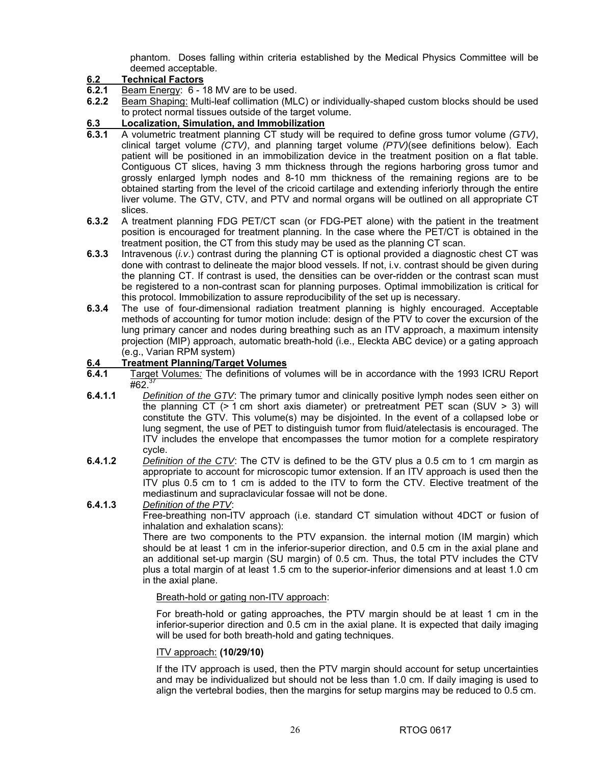phantom. Doses falling within criteria established by the Medical Physics Committee will be deemed acceptable.

## 6.2 Technical Factors

**6.2.1** Beam Energy: 6 - 18 MV are to be used.

**6.2.2** Beam Shaping: Multi-leaf collimation (MLC) or individually-shaped custom blocks should be used to protect normal tissues outside of the target volume.

## 6.3 Localization, Simulation, and Immobilization

**6.3.1** A volumetric treatment planning CT study will be required to define gross tumor volume *(GTV)*, clinical target volume *(CTV)*, and planning target volume *(PTV)*(see definitions below). Each patient will be positioned in an immobilization device in the treatment position on a flat table. Contiguous CT slices, having 3 mm thickness through the regions harboring gross tumor and grossly enlarged lymph nodes and 8-10 mm thickness of the remaining regions are to be obtained starting from the level of the cricoid cartilage and extending inferiorly through the entire liver volume. The GTV, CTV, and PTV and normal organs will be outlined on all appropriate CT slices.

**6.3.2** A treatment planning FDG PET/CT scan (or FDG-PET alone) with the patient in the treatment position is encouraged for treatment planning. In the case where the PET/CT is obtained in the treatment position, the CT from this study may be used as the planning CT scan.

**6.3.3** Intravenous (*i.v.*) contrast during the planning CT is optional provided a diagnostic chest CT was done with contrast to delineate the major blood vessels. If not, i.v. contrast should be given during the planning CT. If contrast is used, the densities can be over-ridden or the contrast scan must be registered to a non-contrast scan for planning purposes. Optimal immobilization is critical for this protocol. Immobilization to assure reproducibility of the set up is necessary.

**6.3.4** The use of four-dimensional radiation treatment planning is highly encouraged. Acceptable methods of accounting for tumor motion include: design of the PTV to cover the excursion of the lung primary cancer and nodes during breathing such as an ITV approach, a maximum intensity projection (MIP) approach, automatic breath-hold (i.e., Eleckta ABC device) or a gating approach (e.g., Varian RPM system)

## 6.4 Treatment Planning/Target Volumes

**6.4.1** Target Volumes*:* The definitions of volumes will be in accordance with the 1993 ICRU Report #62.[37]

**6.4.1.1** *Definition of the GTV*: The primary tumor and clinically positive lymph nodes seen either on the planning CT (> 1 cm short axis diameter) or pretreatment PET scan (SUV > 3) will constitute the GTV. This volume(s) may be disjointed. In the event of a collapsed lobe or lung segment, the use of PET to distinguish tumor from fluid/atelectasis is encouraged. The ITV includes the envelope that encompasses the tumor motion for a complete respiratory cycle.

**6.4.1.2** *Definition of the CTV*: The CTV is defined to be the GTV plus a 0.5 cm to 1 cm margin as appropriate to account for microscopic tumor extension. If an ITV approach is used then the ITV plus 0.5 cm to 1 cm is added to the ITV to form the CTV. Elective treatment of the mediastinum and supraclavicular fossae will not be done.

**6.4.1.3** *Definition of the PTV*:

Free-breathing non-ITV approach (i.e. standard CT simulation without 4DCT or fusion of inhalation and exhalation scans):

There are two components to the PTV expansion. the internal motion (IM margin) which should be at least 1 cm in the inferior-superior direction, and 0.5 cm in the axial plane and an additional set-up margin (SU margin) of 0.5 cm. Thus, the total PTV includes the CTV plus a total margin of at least 1.5 cm to the superior-inferior dimensions and at least 1.0 cm in the axial plane.

Breath-hold or gating non-ITV approach:

For breath-hold or gating approaches, the PTV margin should be at least 1 cm in the inferior-superior direction and 0.5 cm in the axial plane. It is expected that daily imaging will be used for both breath-hold and gating techniques.

ITV approach: **(10/29/10)**

If the ITV approach is used, then the PTV margin should account for setup uncertainties and may be individualized but should not be less than 1.0 cm. If daily imaging is used to align the vertebral bodies, then the margins for setup margins may be reduced to 0.5 cm.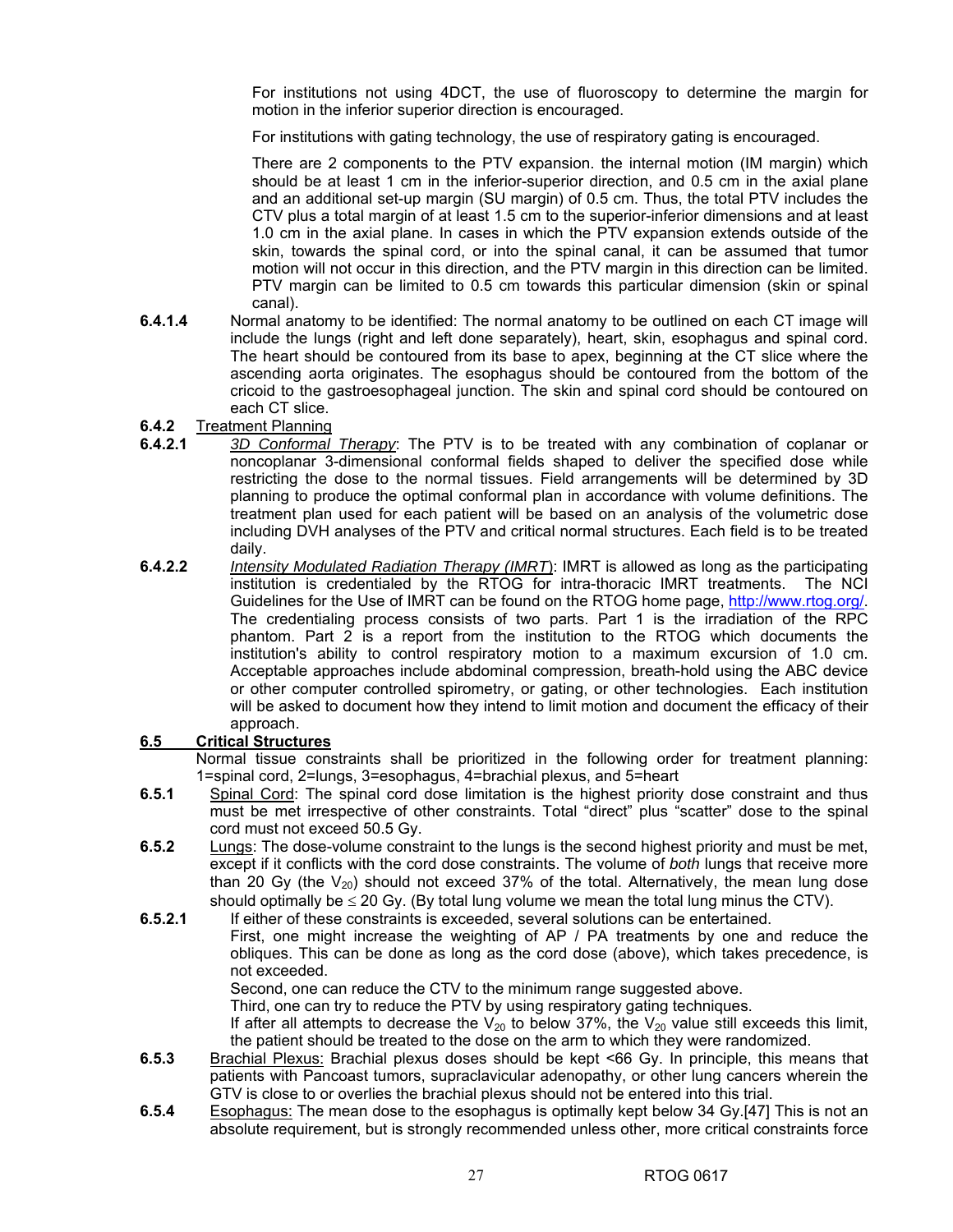For institutions not using 4DCT, the use of fluoroscopy to determine the margin for motion in the inferior superior direction is encouraged.

For institutions with gating technology, the use of respiratory gating is encouraged.

There are 2 components to the PTV expansion. the internal motion (IM margin) which should be at least 1 cm in the inferior-superior direction, and 0.5 cm in the axial plane and an additional set-up margin (SU margin) of 0.5 cm. Thus, the total PTV includes the CTV plus a total margin of at least 1.5 cm to the superior-inferior dimensions and at least 1.0 cm in the axial plane. In cases in which the PTV expansion extends outside of the skin, towards the spinal cord, or into the spinal canal, it can be assumed that tumor motion will not occur in this direction, and the PTV margin in this direction can be limited. PTV margin can be limited to 0.5 cm towards this particular dimension (skin or spinal canal).

**6.4.1.4** Normal anatomy to be identified: The normal anatomy to be outlined on each CT image will include the lungs (right and left done separately), heart, skin, esophagus and spinal cord. The heart should be contoured from its base to apex, beginning at the CT slice where the ascending aorta originates. The esophagus should be contoured from the bottom of the cricoid to the gastroesophageal junction. The skin and spinal cord should be contoured on each CT slice.

**6.4.2** Treatment Planning

**6.4.2.1** *3D Conformal Therapy*: The PTV is to be treated with any combination of coplanar or noncoplanar 3-dimensional conformal fields shaped to deliver the specified dose while restricting the dose to the normal tissues. Field arrangements will be determined by 3D planning to produce the optimal conformal plan in accordance with volume definitions. The treatment plan used for each patient will be based on an analysis of the volumetric dose including DVH analyses of the PTV and critical normal structures. Each field is to be treated daily.

**6.4.2.2** *Intensity Modulated Radiation Therapy (IMRT)*: IMRT is allowed as long as the participating institution is credentialed by the RTOG for intra-thoracic IMRT treatments. The NCI Guidelines for the Use of IMRT can be found on the RTOG home page, http://www.rtog.org/. The credentialing process consists of two parts. Part 1 is the irradiation of the RPC phantom. Part 2 is a report from the institution to the RTOG which documents the institution's ability to control respiratory motion to a maximum excursion of 1.0 cm. Acceptable approaches include abdominal compression, breath-hold using the ABC device or other computer controlled spirometry, or gating, or other technologies. Each institution will be asked to document how they intend to limit motion and document the efficacy of their approach.

## 6.5 Critical Structures

Normal tissue constraints shall be prioritized in the following order for treatment planning: 1=spinal cord, 2=lungs, 3=esophagus, 4=brachial plexus, and 5=heart

**6.5.1** Spinal Cord: The spinal cord dose limitation is the highest priority dose constraint and thus must be met irrespective of other constraints. Total "direct" plus "scatter" dose to the spinal cord must not exceed 50.5 Gy.

**6.5.2** Lungs: The dose-volume constraint to the lungs is the second highest priority and must be met, except if it conflicts with the cord dose constraints. The volume of *both* lungs that receive more than 20 Gy (the $V_{20}$) should not exceed 37% of the total. Alternatively, the mean lung dose should optimally be $\leq$ 20 Gy. (By total lung volume we mean the total lung minus the CTV).

**6.5.2.1** If either of these constraints is exceeded, several solutions can be entertained.
First, one might increase the weighting of AP / PA treatments by one and reduce the obliques. This can be done as long as the cord dose (above), which takes precedence, is not exceeded.
Second, one can reduce the CTV to the minimum range suggested above.
Third, one can try to reduce the PTV by using respiratory gating techniques.
If after all attempts to decrease the $V_{20}$ to below 37%, the $V_{20}$ value still exceeds this limit, the patient should be treated to the dose on the arm to which they were randomized.

**6.5.3** Brachial Plexus: Brachial plexus doses should be kept <66 Gy. In principle, this means that patients with Pancoast tumors, supraclavicular adenopathy, or other lung cancers wherein the GTV is close to or overlies the brachial plexus should not be entered into this trial.

**6.5.4** Esophagus: The mean dose to the esophagus is optimally kept below 34 Gy.[47] This is not an absolute requirement, but is strongly recommended unless other, more critical constraints force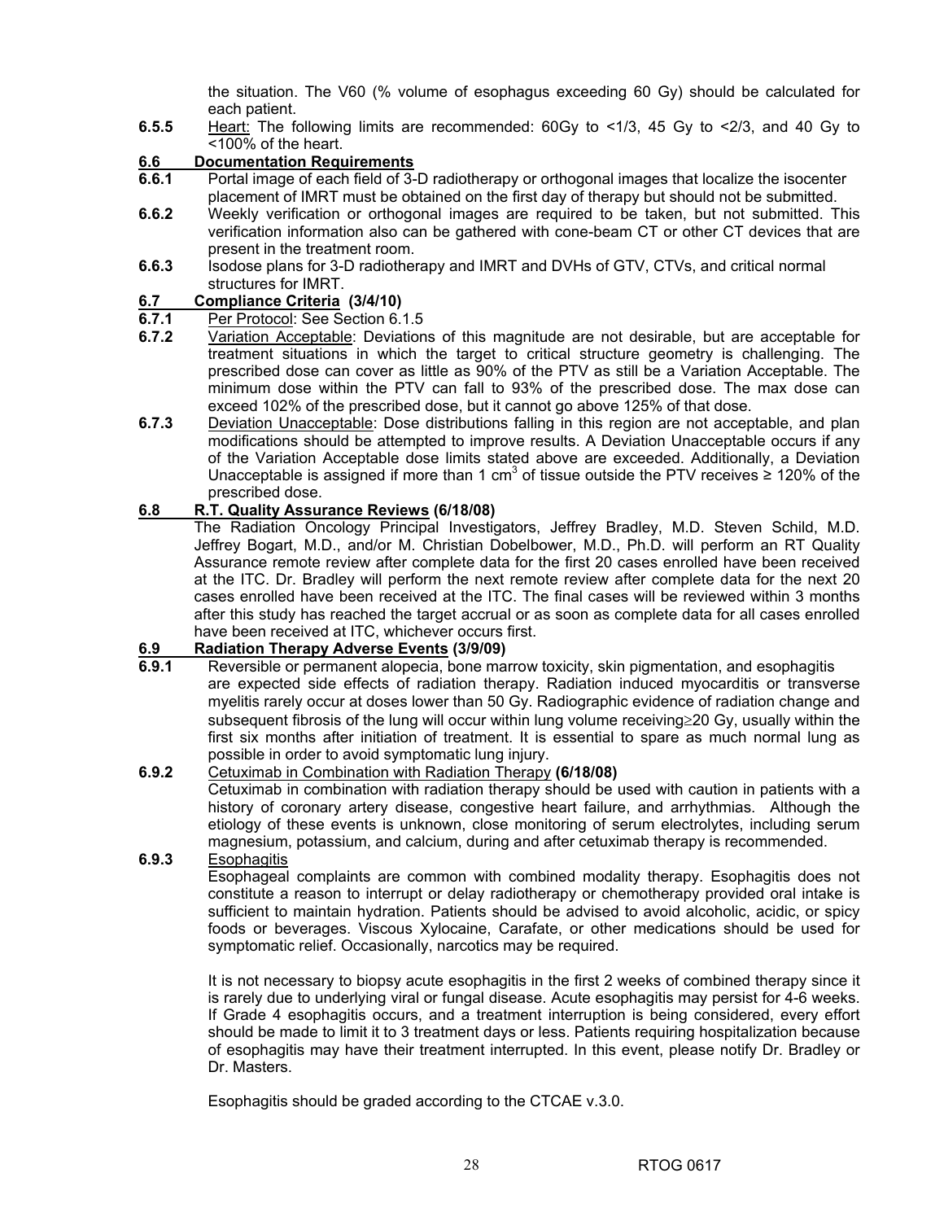the situation. The V60 (% volume of esophagus exceeding 60 Gy) should be calculated for each patient.

**6.5.5** Heart: The following limits are recommended: 60Gy to <1/3, 45 Gy to <2/3, and 40 Gy to <100% of the heart.

## 6.6 Documentation Requirements

**6.6.1** Portal image of each field of 3-D radiotherapy or orthogonal images that localize the isocenter placement of IMRT must be obtained on the first day of therapy but should not be submitted.

**6.6.2** Weekly verification or orthogonal images are required to be taken, but not submitted. This verification information also can be gathered with cone-beam CT or other CT devices that are present in the treatment room.

**6.6.3** Isodose plans for 3-D radiotherapy and IMRT and DVHs of GTV, CTVs, and critical normal structures for IMRT.

## 6.7 Compliance Criteria (3/4/10)

**6.7.1** Per Protocol: See Section 6.1.5

**6.7.2** Variation Acceptable: Deviations of this magnitude are not desirable, but are acceptable for treatment situations in which the target to critical structure geometry is challenging. The prescribed dose can cover as little as 90% of the PTV as still be a Variation Acceptable. The minimum dose within the PTV can fall to 93% of the prescribed dose. The max dose can exceed 102% of the prescribed dose, but it cannot go above 125% of that dose.

**6.7.3** Deviation Unacceptable: Dose distributions falling in this region are not acceptable, and plan modifications should be attempted to improve results. A Deviation Unacceptable occurs if any of the Variation Acceptable dose limits stated above are exceeded. Additionally, a Deviation Unacceptable is assigned if more than 1 $cm^3$ of tissue outside the PTV receives ≥ 120% of the prescribed dose.

## 6.8 R.T. Quality Assurance Reviews (6/18/08)

The Radiation Oncology Principal Investigators, Jeffrey Bradley, M.D. Steven Schild, M.D. Jeffrey Bogart, M.D., and/or M. Christian Dobelbower, M.D., Ph.D. will perform an RT Quality Assurance remote review after complete data for the first 20 cases enrolled have been received at the ITC. Dr. Bradley will perform the next remote review after complete data for the next 20 cases enrolled have been received at the ITC. The final cases will be reviewed within 3 months after this study has reached the target accrual or as soon as complete data for all cases enrolled have been received at ITC, whichever occurs first.

## 6.9 Radiation Therapy Adverse Events (3/9/09)

**6.9.1** Reversible or permanent alopecia, bone marrow toxicity, skin pigmentation, and esophagitis are expected side effects of radiation therapy. Radiation induced myocarditis or transverse myelitis rarely occur at doses lower than 50 Gy. Radiographic evidence of radiation change and subsequent fibrosis of the lung will occur within lung volume receiving≥20 Gy, usually within the first six months after initiation of treatment. It is essential to spare as much normal lung as possible in order to avoid symptomatic lung injury.

**6.9.2** Cetuximab in Combination with Radiation Therapy **(6/18/08)**

Cetuximab in combination with radiation therapy should be used with caution in patients with a history of coronary artery disease, congestive heart failure, and arrhythmias. Although the etiology of these events is unknown, close monitoring of serum electrolytes, including serum magnesium, potassium, and calcium, during and after cetuximab therapy is recommended.

**6.9.3** Esophagitis

Esophageal complaints are common with combined modality therapy. Esophagitis does not constitute a reason to interrupt or delay radiotherapy or chemotherapy provided oral intake is sufficient to maintain hydration. Patients should be advised to avoid alcoholic, acidic, or spicy foods or beverages. Viscous Xylocaine, Carafate, or other medications should be used for symptomatic relief. Occasionally, narcotics may be required.

It is not necessary to biopsy acute esophagitis in the first 2 weeks of combined therapy since it is rarely due to underlying viral or fungal disease. Acute esophagitis may persist for 4-6 weeks. If Grade 4 esophagitis occurs, and a treatment interruption is being considered, every effort should be made to limit it to 3 treatment days or less. Patients requiring hospitalization because of esophagitis may have their treatment interrupted. In this event, please notify Dr. Bradley or Dr. Masters.

Esophagitis should be graded according to the CTCAE v.3.0.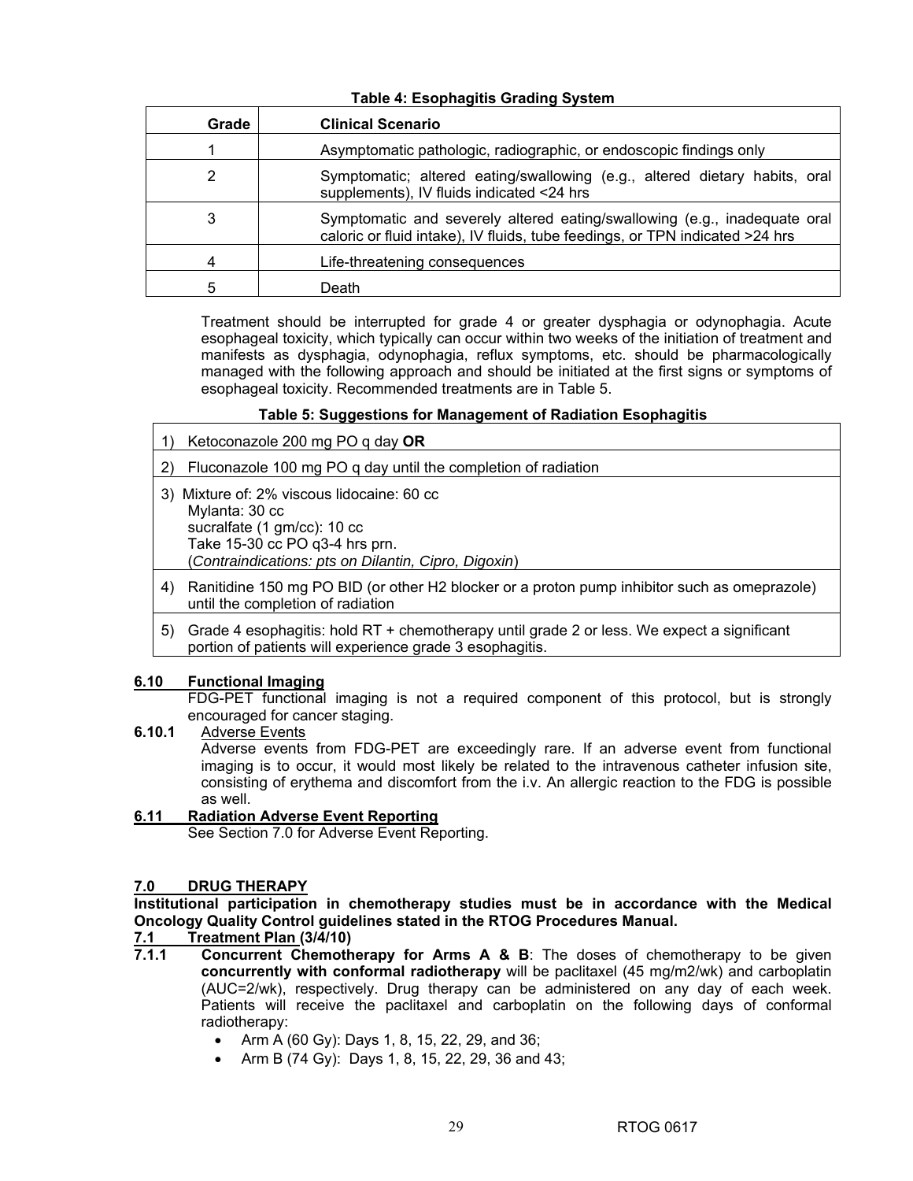**Table 4: Esophagitis Grading System**

| Grade | Clinical Scenario |
|---|---|
| 1 | Asymptomatic pathologic, radiographic, or endoscopic findings only |
| 2 | Symptomatic; altered eating/swallowing (e.g., altered dietary habits, oral supplements), IV fluids indicated <24 hrs |
| 3 | Symptomatic and severely altered eating/swallowing (e.g., inadequate oral caloric or fluid intake), IV fluids, tube feedings, or TPN indicated >24 hrs |
| 4 | Life-threatening consequences |
| 5 | Death |

Treatment should be interrupted for grade 4 or greater dysphagia or odynophagia. Acute esophageal toxicity, which typically can occur within two weeks of the initiation of treatment and manifests as dysphagia, odynophagia, reflux symptoms, etc. should be pharmacologically managed with the following approach and should be initiated at the first signs or symptoms of esophageal toxicity. Recommended treatments are in Table 5.

**Table 5: Suggestions for Management of Radiation Esophagitis**

| |
|---|
| 1) Ketoconazole 200 mg PO q day **OR** |
| 2) Fluconazole 100 mg PO q day until the completion of radiation |
| 3) Mixture of: 2% viscous lidocaine: 60 cc<br>Mylanta: 30 cc<br>sucralfate (1 gm/cc): 10 cc<br>Take 15-30 cc PO q3-4 hrs prn.<br>(*Contraindications: pts on Dilantin, Cipro, Digoxin*) |
| 4) Ranitidine 150 mg PO BID (or other H2 blocker or a proton pump inhibitor such as omeprazole) until the completion of radiation |
| 5) Grade 4 esophagitis: hold RT + chemotherapy until grade 2 or less. We expect a significant portion of patients will experience grade 3 esophagitis. |

**6.10 Functional Imaging**

FDG-PET functional imaging is not a required component of this protocol, but is strongly encouraged for cancer staging.

**6.10.1** Adverse Events

Adverse events from FDG-PET are exceedingly rare. If an adverse event from functional imaging is to occur, it would most likely be related to the intravenous catheter infusion site, consisting of erythema and discomfort from the i.v. An allergic reaction to the FDG is possible as well.

**6.11 Radiation Adverse Event Reporting**

See Section 7.0 for Adverse Event Reporting.

## 7.0 DRUG THERAPY

**Institutional participation in chemotherapy studies must be in accordance with the Medical Oncology Quality Control guidelines stated in the RTOG Procedures Manual.**

### 7.1 Treatment Plan (3/4/10)

**7.1.1 Concurrent Chemotherapy for Arms A & B**: The doses of chemotherapy to be given **concurrently with conformal radiotherapy** will be paclitaxel (45 mg/m2/wk) and carboplatin (AUC=2/wk), respectively. Drug therapy can be administered on any day of each week. Patients will receive the paclitaxel and carboplatin on the following days of conformal radiotherapy:

- Arm A (60 Gy): Days 1, 8, 15, 22, 29, and 36;
- Arm B (74 Gy): Days 1, 8, 15, 22, 29, 36 and 43;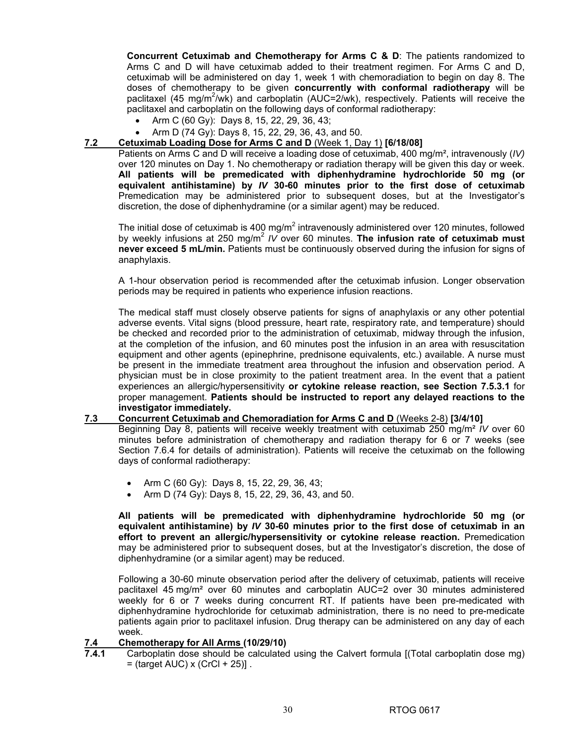**Concurrent Cetuximab and Chemotherapy for Arms C & D**: The patients randomized to Arms C and D will have cetuximab added to their treatment regimen. For Arms C and D, cetuximab will be administered on day 1, week 1 with chemoradiation to begin on day 8. The doses of chemotherapy to be given **concurrently with conformal radiotherapy** will be paclitaxel (45 mg/m$^2$/wk) and carboplatin (AUC=2/wk), respectively. Patients will receive the paclitaxel and carboplatin on the following days of conformal radiotherapy:

- Arm C (60 Gy): Days 8, 15, 22, 29, 36, 43;
- Arm D (74 Gy): Days 8, 15, 22, 29, 36, 43, and 50.

### 7.2 Cetuximab Loading Dose for Arms C and D (Week 1, Day 1) [6/18/08]

Patients on Arms C and D will receive a loading dose of cetuximab, 400 mg/m², intravenously (*IV)* over 120 minutes on Day 1. No chemotherapy or radiation therapy will be given this day or week. **All patients will be premedicated with diphenhydramine hydrochloride 50 mg (or equivalent antihistamine) by *IV* 30-60 minutes prior to the first dose of cetuximab** Premedication may be administered prior to subsequent doses, but at the Investigator's discretion, the dose of diphenhydramine (or a similar agent) may be reduced.

The initial dose of cetuximab is 400 mg/m$^2$ intravenously administered over 120 minutes, followed by weekly infusions at 250 mg/m$^2$ *IV* over 60 minutes. **The infusion rate of cetuximab must never exceed 5 mL/min.** Patients must be continuously observed during the infusion for signs of anaphylaxis.

A 1-hour observation period is recommended after the cetuximab infusion. Longer observation periods may be required in patients who experience infusion reactions.

The medical staff must closely observe patients for signs of anaphylaxis or any other potential adverse events. Vital signs (blood pressure, heart rate, respiratory rate, and temperature) should be checked and recorded prior to the administration of cetuximab, midway through the infusion, at the completion of the infusion, and 60 minutes post the infusion in an area with resuscitation equipment and other agents (epinephrine, prednisone equivalents, etc.) available. A nurse must be present in the immediate treatment area throughout the infusion and observation period. A physician must be in close proximity to the patient treatment area. In the event that a patient experiences an allergic/hypersensitivity **or cytokine release reaction, see Section 7.5.3.1** for proper management. **Patients should be instructed to report any delayed reactions to the investigator immediately.**

### 7.3 Concurrent Cetuximab and Chemoradiation for Arms C and D (Weeks 2-8) [3/4/10]

Beginning Day 8, patients will receive weekly treatment with cetuximab 250 mg/m² *IV* over 60 minutes before administration of chemotherapy and radiation therapy for 6 or 7 weeks (see Section 7.6.4 for details of administration). Patients will receive the cetuximab on the following days of conformal radiotherapy:

- Arm C (60 Gy): Days 8, 15, 22, 29, 36, 43;
- Arm D (74 Gy): Days 8, 15, 22, 29, 36, 43, and 50.

**All patients will be premedicated with diphenhydramine hydrochloride 50 mg (or equivalent antihistamine) by *IV* 30-60 minutes prior to the first dose of cetuximab in an effort to prevent an allergic/hypersensitivity or cytokine release reaction.** Premedication may be administered prior to subsequent doses, but at the Investigator's discretion, the dose of diphenhydramine (or a similar agent) may be reduced.

Following a 30-60 minute observation period after the delivery of cetuximab, patients will receive paclitaxel 45 mg/m² over 60 minutes and carboplatin AUC=2 over 30 minutes administered weekly for 6 or 7 weeks during concurrent RT. If patients have been pre-medicated with diphenhydramine hydrochloride for cetuximab administration, there is no need to pre-medicate patients again prior to paclitaxel infusion. Drug therapy can be administered on any day of each week.

### 7.4 Chemotherapy for All Arms (10/29/10)

**7.4.1** Carboplatin dose should be calculated using the Calvert formula [(Total carboplatin dose mg) = (target AUC) x (CrCl + 25)] .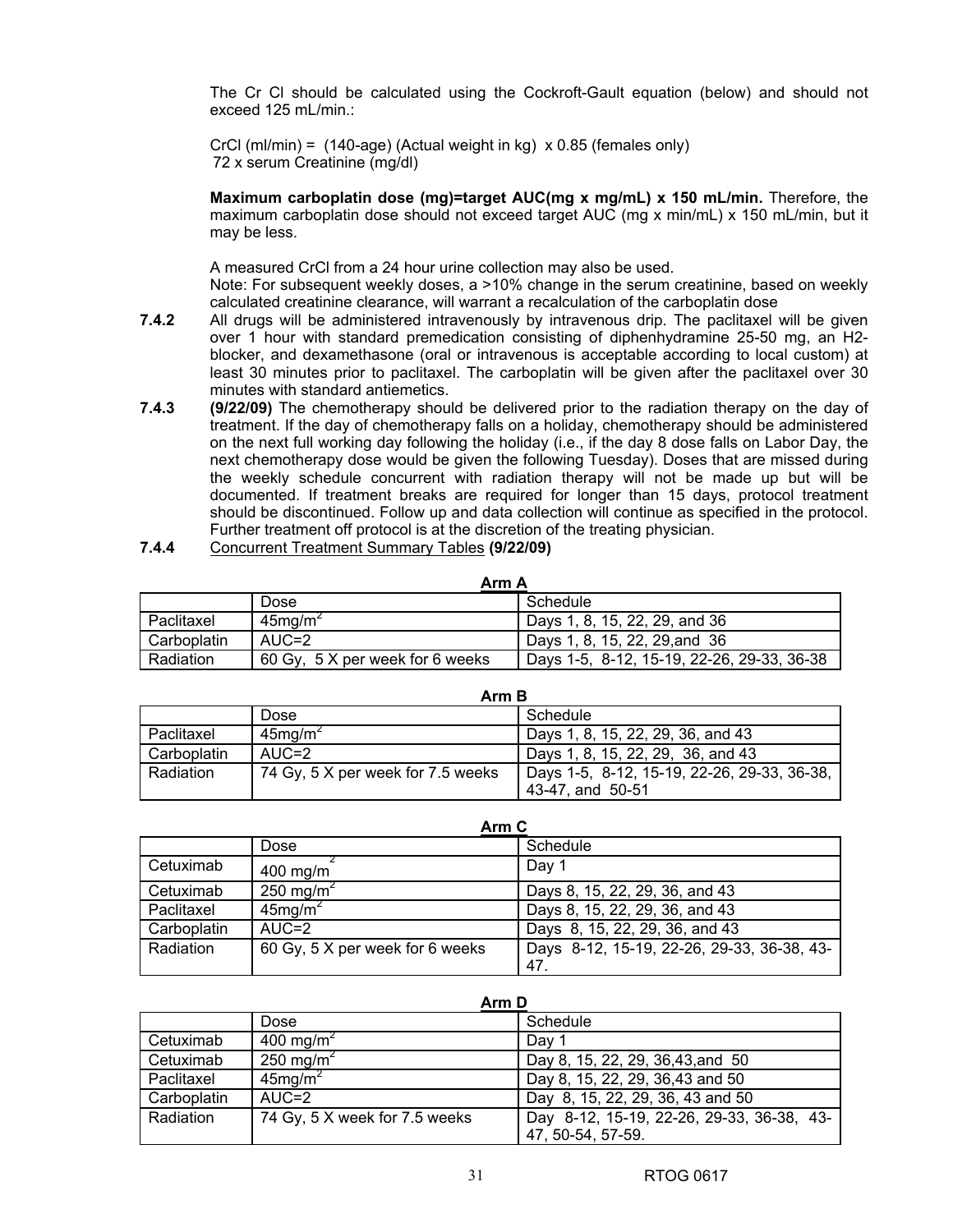The Cr Cl should be calculated using the Cockroft-Gault equation (below) and should not exceed 125 mL/min.:

$$\text{CrCl (ml/min)} = \frac{(140\text{-age})\ (\text{Actual weight in kg})\ \times 0.85\ (\text{females only})}{72 \times \text{serum Creatinine (mg/dl)}}$$

**Maximum carboplatin dose (mg)=target AUC(mg x mg/mL) x 150 mL/min.** Therefore, the maximum carboplatin dose should not exceed target AUC (mg x min/mL) x 150 mL/min, but it may be less.

A measured CrCl from a 24 hour urine collection may also be used.
Note: For subsequent weekly doses, a >10% change in the serum creatinine, based on weekly calculated creatinine clearance, will warrant a recalculation of the carboplatin dose

**7.4.2** All drugs will be administered intravenously by intravenous drip. The paclitaxel will be given over 1 hour with standard premedication consisting of diphenhydramine 25-50 mg, an H2-blocker, and dexamethasone (oral or intravenous is acceptable according to local custom) at least 30 minutes prior to paclitaxel. The carboplatin will be given after the paclitaxel over 30 minutes with standard antiemetics.

**7.4.3** **(9/22/09)** The chemotherapy should be delivered prior to the radiation therapy on the day of treatment. If the day of chemotherapy falls on a holiday, chemotherapy should be administered on the next full working day following the holiday (i.e., if the day 8 dose falls on Labor Day, the next chemotherapy dose would be given the following Tuesday). Doses that are missed during the weekly schedule concurrent with radiation therapy will not be made up but will be documented. If treatment breaks are required for longer than 15 days, protocol treatment should be discontinued. Follow up and data collection will continue as specified in the protocol. Further treatment off protocol is at the discretion of the treating physician.

**7.4.4** Concurrent Treatment Summary Tables **(9/22/09)**

**Arm A**

| | Dose | Schedule |
|---|---|---|
| Paclitaxel | 45mg/m$^2$ | Days 1, 8, 15, 22, 29, and 36 |
| Carboplatin | AUC=2 | Days 1, 8, 15, 22, 29,and 36 |
| Radiation | 60 Gy, 5 X per week for 6 weeks | Days 1-5, 8-12, 15-19, 22-26, 29-33, 36-38 |

**Arm B**

| | Dose | Schedule |
|---|---|---|
| Paclitaxel | 45mg/m$^2$ | Days 1, 8, 15, 22, 29, 36, and 43 |
| Carboplatin | AUC=2 | Days 1, 8, 15, 22, 29, 36, and 43 |
| Radiation | 74 Gy, 5 X per week for 7.5 weeks | Days 1-5, 8-12, 15-19, 22-26, 29-33, 36-38, 43-47, and 50-51 |

**Arm C**

| | Dose | Schedule |
|---|---|---|
| Cetuximab | 400 mg/m$^2$ | Day 1 |
| Cetuximab | 250 mg/m$^2$ | Days 8, 15, 22, 29, 36, and 43 |
| Paclitaxel | 45mg/m$^2$ | Days 8, 15, 22, 29, 36, and 43 |
| Carboplatin | AUC=2 | Days 8, 15, 22, 29, 36, and 43 |
| Radiation | 60 Gy, 5 X per week for 6 weeks | Days 8-12, 15-19, 22-26, 29-33, 36-38, 43-47. |

**Arm D**

| | Dose | Schedule |
|---|---|---|
| Cetuximab | 400 mg/m$^2$ | Day 1 |
| Cetuximab | 250 mg/m$^2$ | Day 8, 15, 22, 29, 36,43,and 50 |
| Paclitaxel | 45mg/m$^2$ | Day 8, 15, 22, 29, 36,43 and 50 |
| Carboplatin | AUC=2 | Day 8, 15, 22, 29, 36, 43 and 50 |
| Radiation | 74 Gy, 5 X week for 7.5 weeks | Day 8-12, 15-19, 22-26, 29-33, 36-38, 43-47, 50-54, 57-59. |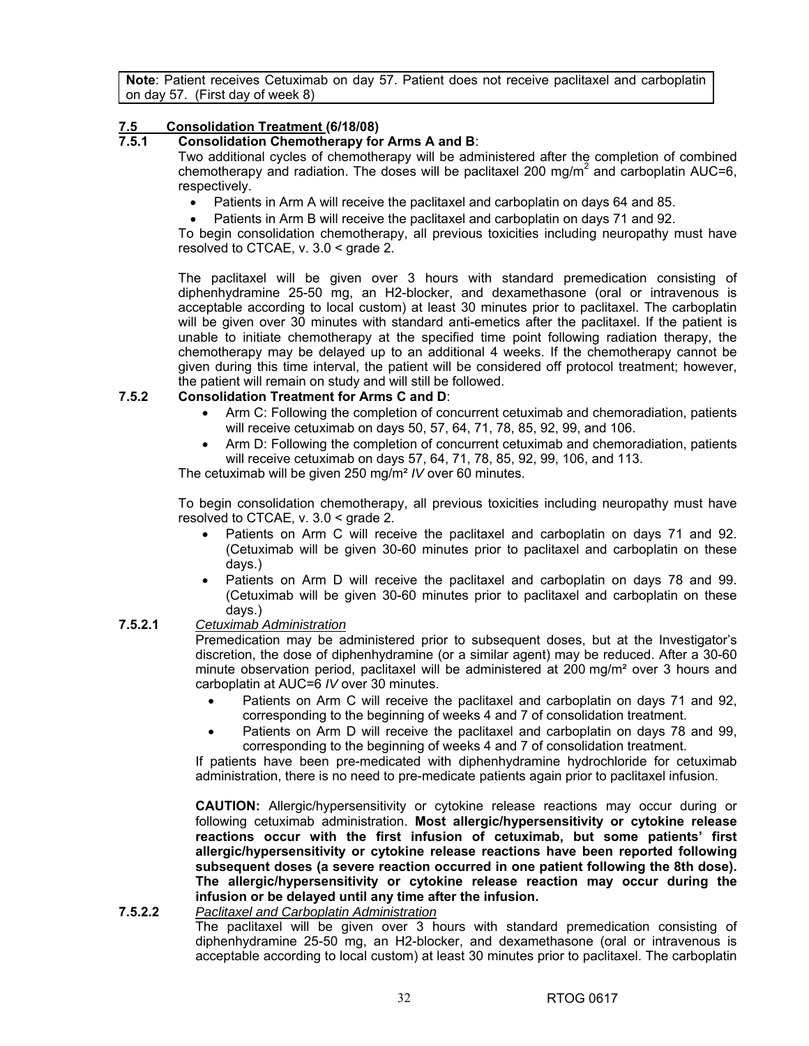**Note**: Patient receives Cetuximab on day 57. Patient does not receive paclitaxel and carboplatin on day 57. (First day of week 8)

## 7.5 Consolidation Treatment (6/18/08)

### 7.5.1 Consolidation Chemotherapy for Arms A and B:

Two additional cycles of chemotherapy will be administered after the completion of combined chemotherapy and radiation. The doses will be paclitaxel 200 mg/m$^2$ and carboplatin AUC=6, respectively.

- Patients in Arm A will receive the paclitaxel and carboplatin on days 64 and 85.
- Patients in Arm B will receive the paclitaxel and carboplatin on days 71 and 92.

To begin consolidation chemotherapy, all previous toxicities including neuropathy must have resolved to CTCAE, v. 3.0 < grade 2.

The paclitaxel will be given over 3 hours with standard premedication consisting of diphenhydramine 25-50 mg, an H2-blocker, and dexamethasone (oral or intravenous is acceptable according to local custom) at least 30 minutes prior to paclitaxel. The carboplatin will be given over 30 minutes with standard anti-emetics after the paclitaxel. If the patient is unable to initiate chemotherapy at the specified time point following radiation therapy, the chemotherapy may be delayed up to an additional 4 weeks. If the chemotherapy cannot be given during this time interval, the patient will be considered off protocol treatment; however, the patient will remain on study and will still be followed.

### 7.5.2 Consolidation Treatment for Arms C and D:

- Arm C: Following the completion of concurrent cetuximab and chemoradiation, patients will receive cetuximab on days 50, 57, 64, 71, 78, 85, 92, 99, and 106.
- Arm D: Following the completion of concurrent cetuximab and chemoradiation, patients will receive cetuximab on days 57, 64, 71, 78, 85, 92, 99, 106, and 113.

The cetuximab will be given 250 mg/m² *IV* over 60 minutes.

To begin consolidation chemotherapy, all previous toxicities including neuropathy must have resolved to CTCAE, v. 3.0 < grade 2.

- Patients on Arm C will receive the paclitaxel and carboplatin on days 71 and 92. (Cetuximab will be given 30-60 minutes prior to paclitaxel and carboplatin on these days.)
- Patients on Arm D will receive the paclitaxel and carboplatin on days 78 and 99. (Cetuximab will be given 30-60 minutes prior to paclitaxel and carboplatin on these days.)

#### 7.5.2.1 *Cetuximab Administration*

Premedication may be administered prior to subsequent doses, but at the Investigator's discretion, the dose of diphenhydramine (or a similar agent) may be reduced. After a 30-60 minute observation period, paclitaxel will be administered at 200 mg/m² over 3 hours and carboplatin at AUC=6 *IV* over 30 minutes.

- Patients on Arm C will receive the paclitaxel and carboplatin on days 71 and 92, corresponding to the beginning of weeks 4 and 7 of consolidation treatment.
- Patients on Arm D will receive the paclitaxel and carboplatin on days 78 and 99, corresponding to the beginning of weeks 4 and 7 of consolidation treatment.

If patients have been pre-medicated with diphenhydramine hydrochloride for cetuximab administration, there is no need to pre-medicate patients again prior to paclitaxel infusion.

**CAUTION:** Allergic/hypersensitivity or cytokine release reactions may occur during or following cetuximab administration. **Most allergic/hypersensitivity or cytokine release reactions occur with the first infusion of cetuximab, but some patients' first allergic/hypersensitivity or cytokine release reactions have been reported following subsequent doses (a severe reaction occurred in one patient following the 8th dose). The allergic/hypersensitivity or cytokine release reaction may occur during the infusion or be delayed until any time after the infusion.**

#### 7.5.2.2 *Paclitaxel and Carboplatin Administration*

The paclitaxel will be given over 3 hours with standard premedication consisting of diphenhydramine 25-50 mg, an H2-blocker, and dexamethasone (oral or intravenous is acceptable according to local custom) at least 30 minutes prior to paclitaxel. The carboplatin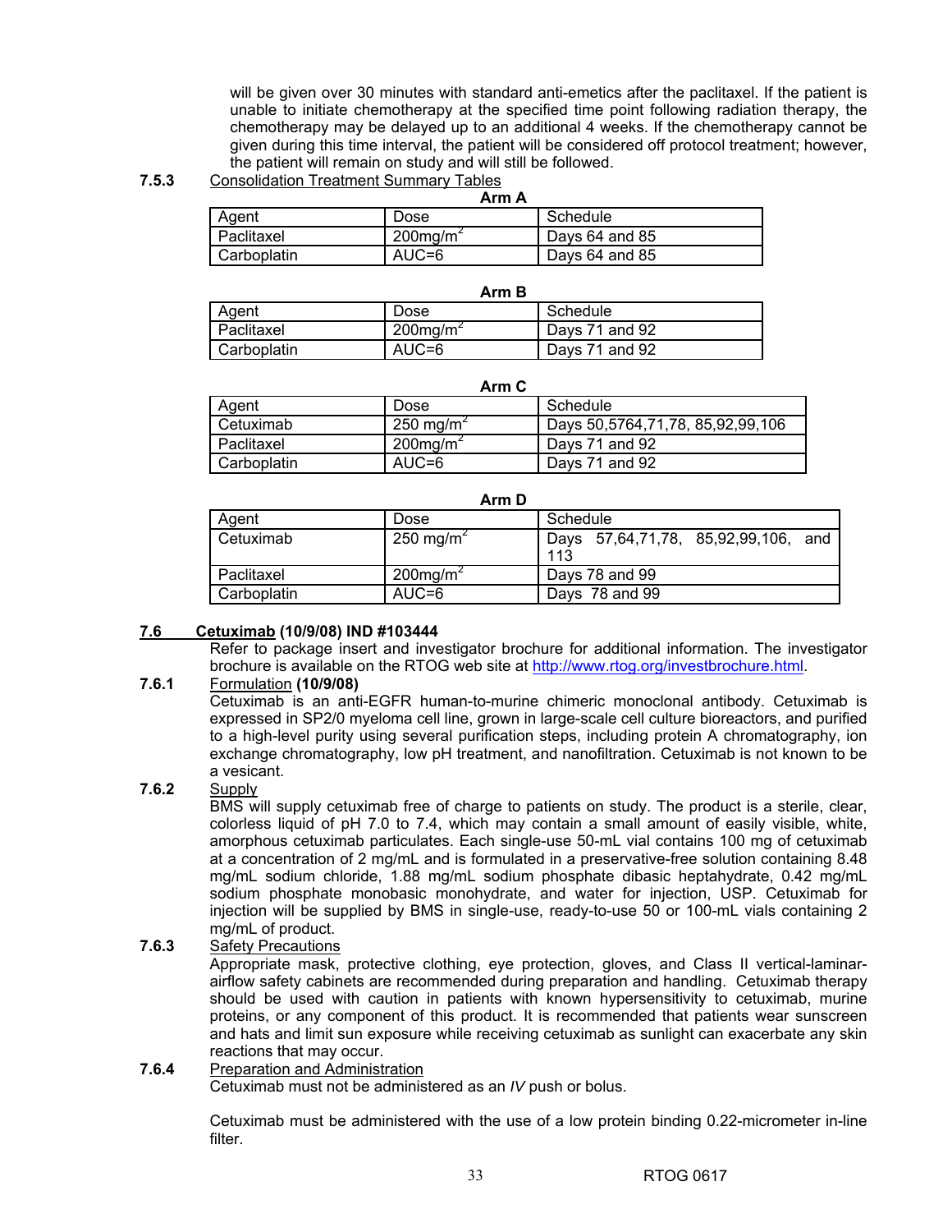will be given over 30 minutes with standard anti-emetics after the paclitaxel. If the patient is unable to initiate chemotherapy at the specified time point following radiation therapy, the chemotherapy may be delayed up to an additional 4 weeks. If the chemotherapy cannot be given during this time interval, the patient will be considered off protocol treatment; however, the patient will remain on study and will still be followed.

**7.5.3** Consolidation Treatment Summary Tables

**Arm A**

| Agent | Dose | Schedule |
|---|---|---|
| Paclitaxel | 200mg/m$^2$ | Days 64 and 85 |
| Carboplatin | AUC=6 | Days 64 and 85 |

**Arm B**

| Agent | Dose | Schedule |
|---|---|---|
| Paclitaxel | 200mg/m$^2$ | Days 71 and 92 |
| Carboplatin | AUC=6 | Days 71 and 92 |

**Arm C**

| Agent | Dose | Schedule |
|---|---|---|
| Cetuximab | 250 mg/m$^2$ | Days 50,5764,71,78, 85,92,99,106 |
| Paclitaxel | 200mg/m$^2$ | Days 71 and 92 |
| Carboplatin | AUC=6 | Days 71 and 92 |

**Arm D**

| Agent | Dose | Schedule |
|---|---|---|
| Cetuximab | 250 mg/m$^2$ | Days 57,64,71,78, 85,92,99,106, and 113 |
| Paclitaxel | 200mg/m$^2$ | Days 78 and 99 |
| Carboplatin | AUC=6 | Days 78 and 99 |

## 7.6 Cetuximab (10/9/08) IND #103444

Refer to package insert and investigator brochure for additional information. The investigator brochure is available on the RTOG web site at http://www.rtog.org/investbrochure.html.

**7.6.1** Formulation **(10/9/08)**

Cetuximab is an anti-EGFR human-to-murine chimeric monoclonal antibody. Cetuximab is expressed in SP2/0 myeloma cell line, grown in large-scale cell culture bioreactors, and purified to a high-level purity using several purification steps, including protein A chromatography, ion exchange chromatography, low pH treatment, and nanofiltration. Cetuximab is not known to be a vesicant.

**7.6.2** Supply

BMS will supply cetuximab free of charge to patients on study. The product is a sterile, clear, colorless liquid of pH 7.0 to 7.4, which may contain a small amount of easily visible, white, amorphous cetuximab particulates. Each single-use 50-mL vial contains 100 mg of cetuximab at a concentration of 2 mg/mL and is formulated in a preservative-free solution containing 8.48 mg/mL sodium chloride, 1.88 mg/mL sodium phosphate dibasic heptahydrate, 0.42 mg/mL sodium phosphate monobasic monohydrate, and water for injection, USP. Cetuximab for injection will be supplied by BMS in single-use, ready-to-use 50 or 100-mL vials containing 2 mg/mL of product.

**7.6.3** Safety Precautions

Appropriate mask, protective clothing, eye protection, gloves, and Class II vertical-laminar-airflow safety cabinets are recommended during preparation and handling. Cetuximab therapy should be used with caution in patients with known hypersensitivity to cetuximab, murine proteins, or any component of this product. It is recommended that patients wear sunscreen and hats and limit sun exposure while receiving cetuximab as sunlight can exacerbate any skin reactions that may occur.

**7.6.4** Preparation and Administration

Cetuximab must not be administered as an *IV* push or bolus.

Cetuximab must be administered with the use of a low protein binding 0.22-micrometer in-line filter.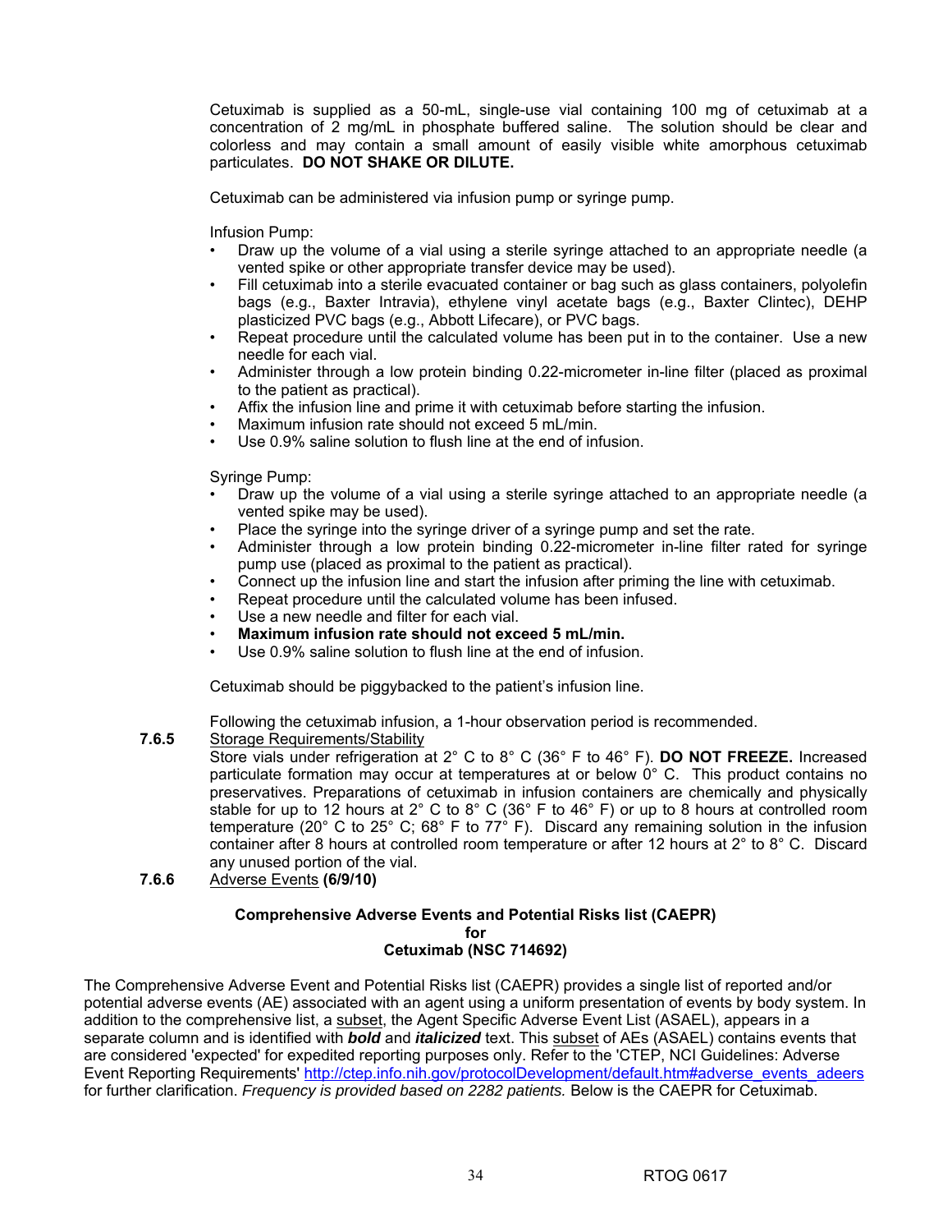Cetuximab is supplied as a 50-mL, single-use vial containing 100 mg of cetuximab at a concentration of 2 mg/mL in phosphate buffered saline. The solution should be clear and colorless and may contain a small amount of easily visible white amorphous cetuximab particulates. **DO NOT SHAKE OR DILUTE.**

Cetuximab can be administered via infusion pump or syringe pump.

Infusion Pump:

- Draw up the volume of a vial using a sterile syringe attached to an appropriate needle (a vented spike or other appropriate transfer device may be used).
- Fill cetuximab into a sterile evacuated container or bag such as glass containers, polyolefin bags (e.g., Baxter Intravia), ethylene vinyl acetate bags (e.g., Baxter Clintec), DEHP plasticized PVC bags (e.g., Abbott Lifecare), or PVC bags.
- Repeat procedure until the calculated volume has been put in to the container. Use a new needle for each vial.
- Administer through a low protein binding 0.22-micrometer in-line filter (placed as proximal to the patient as practical).
- Affix the infusion line and prime it with cetuximab before starting the infusion.
- Maximum infusion rate should not exceed 5 mL/min.
- Use 0.9% saline solution to flush line at the end of infusion.

Syringe Pump:

- Draw up the volume of a vial using a sterile syringe attached to an appropriate needle (a vented spike may be used).
- Place the syringe into the syringe driver of a syringe pump and set the rate.
- Administer through a low protein binding 0.22-micrometer in-line filter rated for syringe pump use (placed as proximal to the patient as practical).
- Connect up the infusion line and start the infusion after priming the line with cetuximab.
- Repeat procedure until the calculated volume has been infused.
- Use a new needle and filter for each vial.
- **Maximum infusion rate should not exceed 5 mL/min.**
- Use 0.9% saline solution to flush line at the end of infusion.

Cetuximab should be piggybacked to the patient's infusion line.

Following the cetuximab infusion, a 1-hour observation period is recommended.

**7.6.5** Storage Requirements/Stability

Store vials under refrigeration at 2° C to 8° C (36° F to 46° F). **DO NOT FREEZE.** Increased particulate formation may occur at temperatures at or below 0° C. This product contains no preservatives. Preparations of cetuximab in infusion containers are chemically and physically stable for up to 12 hours at 2° C to 8° C (36° F to 46° F) or up to 8 hours at controlled room temperature (20° C to 25° C; 68° F to 77° F). Discard any remaining solution in the infusion container after 8 hours at controlled room temperature or after 12 hours at 2° to 8° C. Discard any unused portion of the vial.

**7.6.6** Adverse Events **(6/9/10)**

**Comprehensive Adverse Events and Potential Risks list (CAEPR)
for
Cetuximab (NSC 714692)**

The Comprehensive Adverse Event and Potential Risks list (CAEPR) provides a single list of reported and/or potential adverse events (AE) associated with an agent using a uniform presentation of events by body system. In addition to the comprehensive list, a subset, the Agent Specific Adverse Event List (ASAEL), appears in a separate column and is identified with ***bold*** and ***italicized*** text. This subset of AEs (ASAEL) contains events that are considered 'expected' for expedited reporting purposes only. Refer to the 'CTEP, NCI Guidelines: Adverse Event Reporting Requirements' http://ctep.info.nih.gov/protocolDevelopment/default.htm#adverse_events_adeers for further clarification. *Frequency is provided based on 2282 patients.* Below is the CAEPR for Cetuximab.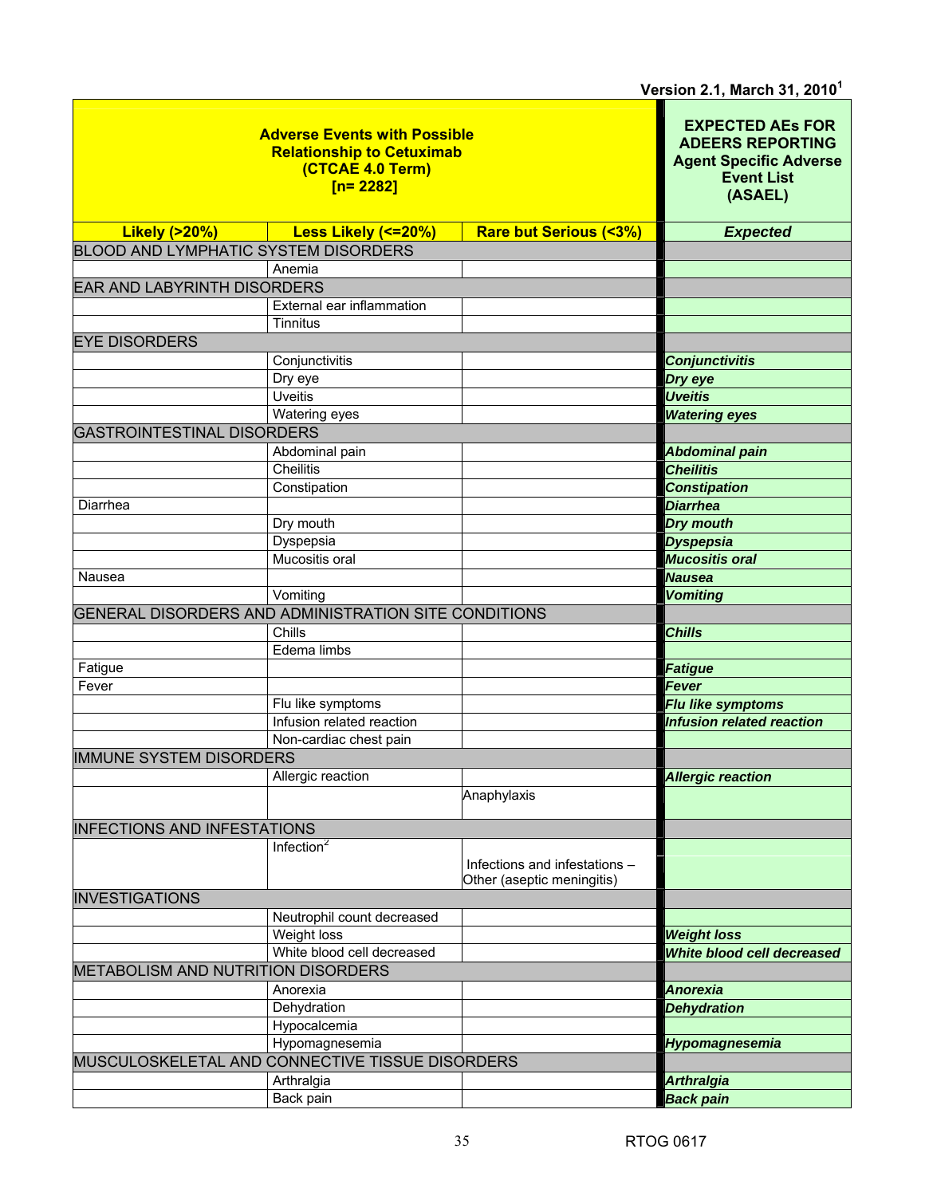Version 2.1, March 31, 2010[1]

| Adverse Events with Possible Relationship to Cetuximab (CTCAE 4.0 Term) [n= 2282] | | | EXPECTED AEs FOR ADEERS REPORTING Agent Specific Adverse Event List (ASAEL) |
|---|---|---|---|
| **Likely (>20%)** | **Less Likely (<=20%)** | **Rare but Serious (<3%)** | ***Expected*** |
| BLOOD AND LYMPHATIC SYSTEM DISORDERS | | | |
| | Anemia | | |
| EAR AND LABYRINTH DISORDERS | | | |
| | External ear inflammation | | |
| | Tinnitus | | |
| EYE DISORDERS | | | |
| | Conjunctivitis | | ***Conjunctivitis*** |
| | Dry eye | | ***Dry eye*** |
| | Uveitis | | ***Uveitis*** |
| | Watering eyes | | ***Watering eyes*** |
| GASTROINTESTINAL DISORDERS | | | |
| | Abdominal pain | | ***Abdominal pain*** |
| | Cheilitis | | ***Cheilitis*** |
| | Constipation | | ***Constipation*** |
| Diarrhea | | | ***Diarrhea*** |
| | Dry mouth | | ***Dry mouth*** |
| | Dyspepsia | | ***Dyspepsia*** |
| | Mucositis oral | | ***Mucositis oral*** |
| Nausea | | | ***Nausea*** |
| | Vomiting | | ***Vomiting*** |
| GENERAL DISORDERS AND ADMINISTRATION SITE CONDITIONS | | | |
| | Chills | | ***Chills*** |
| | Edema limbs | | |
| Fatigue | | | ***Fatigue*** |
| Fever | | | ***Fever*** |
| | Flu like symptoms | | ***Flu like symptoms*** |
| | Infusion related reaction | | ***Infusion related reaction*** |
| | Non-cardiac chest pain | | |
| IMMUNE SYSTEM DISORDERS | | | |
| | Allergic reaction | | ***Allergic reaction*** |
| | | Anaphylaxis | |
| INFECTIONS AND INFESTATIONS | | | |
| | Infection[2] | Infections and infestations – Other (aseptic meningitis) | |
| INVESTIGATIONS | | | |
| | Neutrophil count decreased | | |
| | Weight loss | | ***Weight loss*** |
| | White blood cell decreased | | ***White blood cell decreased*** |
| METABOLISM AND NUTRITION DISORDERS | | | |
| | Anorexia | | ***Anorexia*** |
| | Dehydration | | ***Dehydration*** |
| | Hypocalcemia | | |
| | Hypomagnesemia | | ***Hypomagnesemia*** |
| MUSCULOSKELETAL AND CONNECTIVE TISSUE DISORDERS | | | |
| | Arthralgia | | ***Arthralgia*** |
| | Back pain | | ***Back pain*** |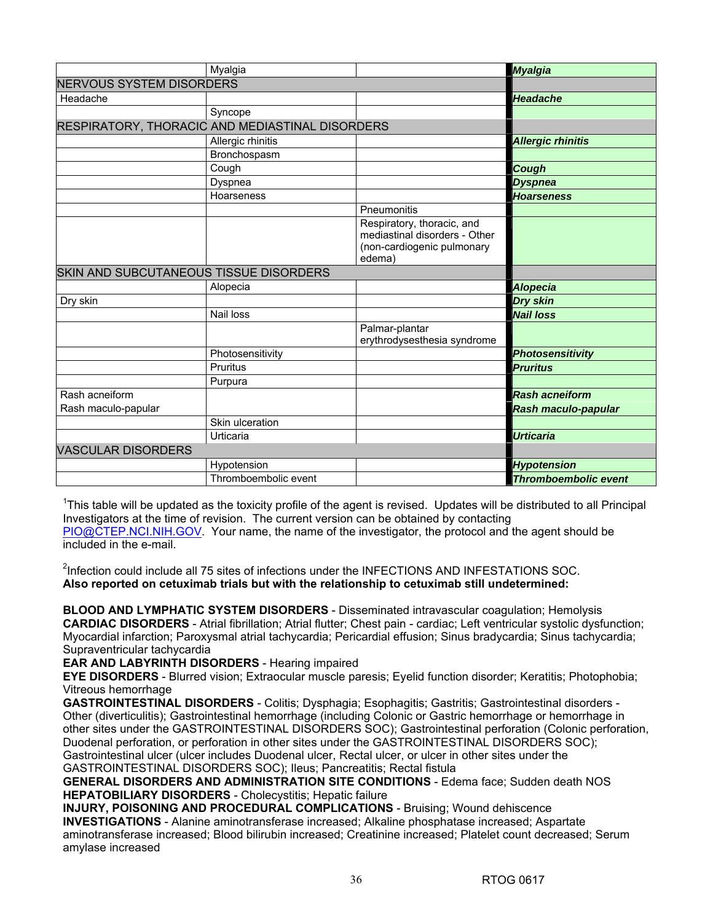| | | | |
|---|---|---|---|
| | Myalgia | | ***Myalgia*** |
| NERVOUS SYSTEM DISORDERS | | | |
| Headache | | | ***Headache*** |
| | Syncope | | |
| RESPIRATORY, THORACIC AND MEDIASTINAL DISORDERS | | | |
| | Allergic rhinitis | | ***Allergic rhinitis*** |
| | Bronchospasm | | |
| | Cough | | ***Cough*** |
| | Dyspnea | | ***Dyspnea*** |
| | Hoarseness | | ***Hoarseness*** |
| | | Pneumonitis | |
| | | Respiratory, thoracic, and mediastinal disorders - Other (non-cardiogenic pulmonary edema) | |
| SKIN AND SUBCUTANEOUS TISSUE DISORDERS | | | |
| | Alopecia | | ***Alopecia*** |
| Dry skin | | | ***Dry skin*** |
| | Nail loss | | ***Nail loss*** |
| | | Palmar-plantar erythrodysesthesia syndrome | |
| | Photosensitivity | | ***Photosensitivity*** |
| | Pruritus | | ***Pruritus*** |
| | Purpura | | |
| Rash acneiform | | | ***Rash acneiform*** |
| Rash maculo-papular | | | ***Rash maculo-papular*** |
| | Skin ulceration | | |
| | Urticaria | | ***Urticaria*** |
| VASCULAR DISORDERS | | | |
| | Hypotension | | ***Hypotension*** |
| | Thromboembolic event | | ***Thromboembolic event*** |

[1]This table will be updated as the toxicity profile of the agent is revised. Updates will be distributed to all Principal Investigators at the time of revision. The current version can be obtained by contacting PIO@CTEP.NCI.NIH.GOV. Your name, the name of the investigator, the protocol and the agent should be included in the e-mail.

[2]Infection could include all 75 sites of infections under the INFECTIONS AND INFESTATIONS SOC.

**Also reported on cetuximab trials but with the relationship to cetuximab still undetermined:**

**BLOOD AND LYMPHATIC SYSTEM DISORDERS** - Disseminated intravascular coagulation; Hemolysis
**CARDIAC DISORDERS** - Atrial fibrillation; Atrial flutter; Chest pain - cardiac; Left ventricular systolic dysfunction; Myocardial infarction; Paroxysmal atrial tachycardia; Pericardial effusion; Sinus bradycardia; Sinus tachycardia; Supraventricular tachycardia
**EAR AND LABYRINTH DISORDERS** - Hearing impaired
**EYE DISORDERS** - Blurred vision; Extraocular muscle paresis; Eyelid function disorder; Keratitis; Photophobia; Vitreous hemorrhage
**GASTROINTESTINAL DISORDERS** - Colitis; Dysphagia; Esophagitis; Gastritis; Gastrointestinal disorders - Other (diverticulitis); Gastrointestinal hemorrhage (including Colonic or Gastric hemorrhage or hemorrhage in other sites under the GASTROINTESTINAL DISORDERS SOC); Gastrointestinal perforation (Colonic perforation, Duodenal perforation, or perforation in other sites under the GASTROINTESTINAL DISORDERS SOC); Gastrointestinal ulcer (ulcer includes Duodenal ulcer, Rectal ulcer, or ulcer in other sites under the GASTROINTESTINAL DISORDERS SOC); Ileus; Pancreatitis; Rectal fistula
**GENERAL DISORDERS AND ADMINISTRATION SITE CONDITIONS** - Edema face; Sudden death NOS
**HEPATOBILIARY DISORDERS** - Cholecystitis; Hepatic failure
**INJURY, POISONING AND PROCEDURAL COMPLICATIONS** - Bruising; Wound dehiscence
**INVESTIGATIONS** - Alanine aminotransferase increased; Alkaline phosphatase increased; Aspartate aminotransferase increased; Blood bilirubin increased; Creatinine increased; Platelet count decreased; Serum amylase increased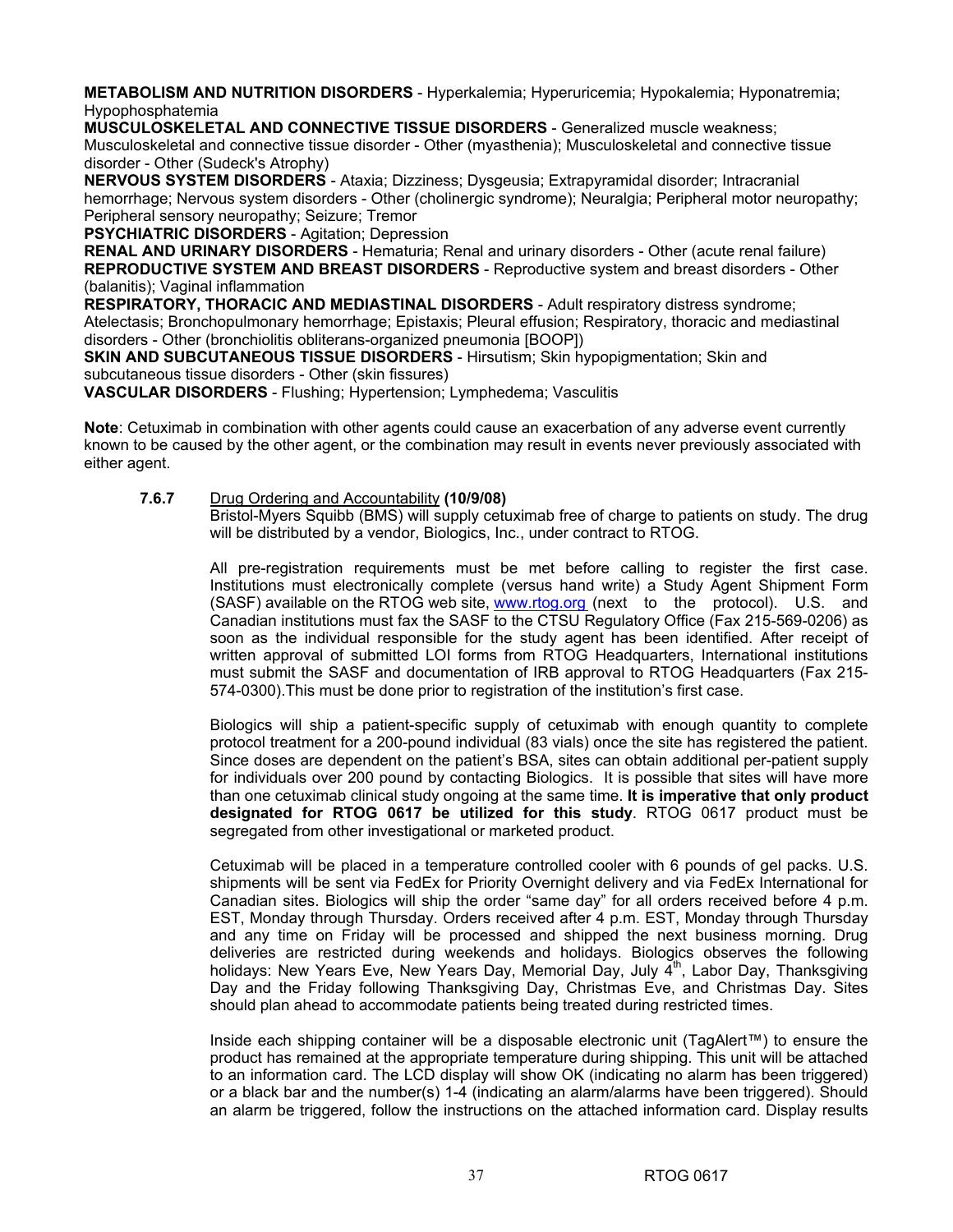**METABOLISM AND NUTRITION DISORDERS** - Hyperkalemia; Hyperuricemia; Hypokalemia; Hyponatremia; Hypophosphatemia
**MUSCULOSKELETAL AND CONNECTIVE TISSUE DISORDERS** - Generalized muscle weakness; Musculoskeletal and connective tissue disorder - Other (myasthenia); Musculoskeletal and connective tissue disorder - Other (Sudeck's Atrophy)
**NERVOUS SYSTEM DISORDERS** - Ataxia; Dizziness; Dysgeusia; Extrapyramidal disorder; Intracranial hemorrhage; Nervous system disorders - Other (cholinergic syndrome); Neuralgia; Peripheral motor neuropathy; Peripheral sensory neuropathy; Seizure; Tremor
**PSYCHIATRIC DISORDERS** - Agitation; Depression
**RENAL AND URINARY DISORDERS** - Hematuria; Renal and urinary disorders - Other (acute renal failure)
**REPRODUCTIVE SYSTEM AND BREAST DISORDERS** - Reproductive system and breast disorders - Other (balanitis); Vaginal inflammation
**RESPIRATORY, THORACIC AND MEDIASTINAL DISORDERS** - Adult respiratory distress syndrome; Atelectasis; Bronchopulmonary hemorrhage; Epistaxis; Pleural effusion; Respiratory, thoracic and mediastinal disorders - Other (bronchiolitis obliterans-organized pneumonia [BOOP])
**SKIN AND SUBCUTANEOUS TISSUE DISORDERS** - Hirsutism; Skin hypopigmentation; Skin and subcutaneous tissue disorders - Other (skin fissures)
**VASCULAR DISORDERS** - Flushing; Hypertension; Lymphedema; Vasculitis

**Note**: Cetuximab in combination with other agents could cause an exacerbation of any adverse event currently known to be caused by the other agent, or the combination may result in events never previously associated with either agent.

**7.6.7** Drug Ordering and Accountability **(10/9/08)**

Bristol-Myers Squibb (BMS) will supply cetuximab free of charge to patients on study. The drug will be distributed by a vendor, Biologics, Inc., under contract to RTOG.

All pre-registration requirements must be met before calling to register the first case. Institutions must electronically complete (versus hand write) a Study Agent Shipment Form (SASF) available on the RTOG web site, www.rtog.org (next to the protocol). U.S. and Canadian institutions must fax the SASF to the CTSU Regulatory Office (Fax 215-569-0206) as soon as the individual responsible for the study agent has been identified. After receipt of written approval of submitted LOI forms from RTOG Headquarters, International institutions must submit the SASF and documentation of IRB approval to RTOG Headquarters (Fax 215-574-0300).This must be done prior to registration of the institution's first case.

Biologics will ship a patient-specific supply of cetuximab with enough quantity to complete protocol treatment for a 200-pound individual (83 vials) once the site has registered the patient. Since doses are dependent on the patient's BSA, sites can obtain additional per-patient supply for individuals over 200 pound by contacting Biologics. It is possible that sites will have more than one cetuximab clinical study ongoing at the same time. **It is imperative that only product designated for RTOG 0617 be utilized for this study**. RTOG 0617 product must be segregated from other investigational or marketed product.

Cetuximab will be placed in a temperature controlled cooler with 6 pounds of gel packs. U.S. shipments will be sent via FedEx for Priority Overnight delivery and via FedEx International for Canadian sites. Biologics will ship the order "same day" for all orders received before 4 p.m. EST, Monday through Thursday. Orders received after 4 p.m. EST, Monday through Thursday and any time on Friday will be processed and shipped the next business morning. Drug deliveries are restricted during weekends and holidays. Biologics observes the following holidays: New Years Eve, New Years Day, Memorial Day, July 4th, Labor Day, Thanksgiving Day and the Friday following Thanksgiving Day, Christmas Eve, and Christmas Day. Sites should plan ahead to accommodate patients being treated during restricted times.

Inside each shipping container will be a disposable electronic unit (TagAlert™) to ensure the product has remained at the appropriate temperature during shipping. This unit will be attached to an information card. The LCD display will show OK (indicating no alarm has been triggered) or a black bar and the number(s) 1-4 (indicating an alarm/alarms have been triggered). Should an alarm be triggered, follow the instructions on the attached information card. Display results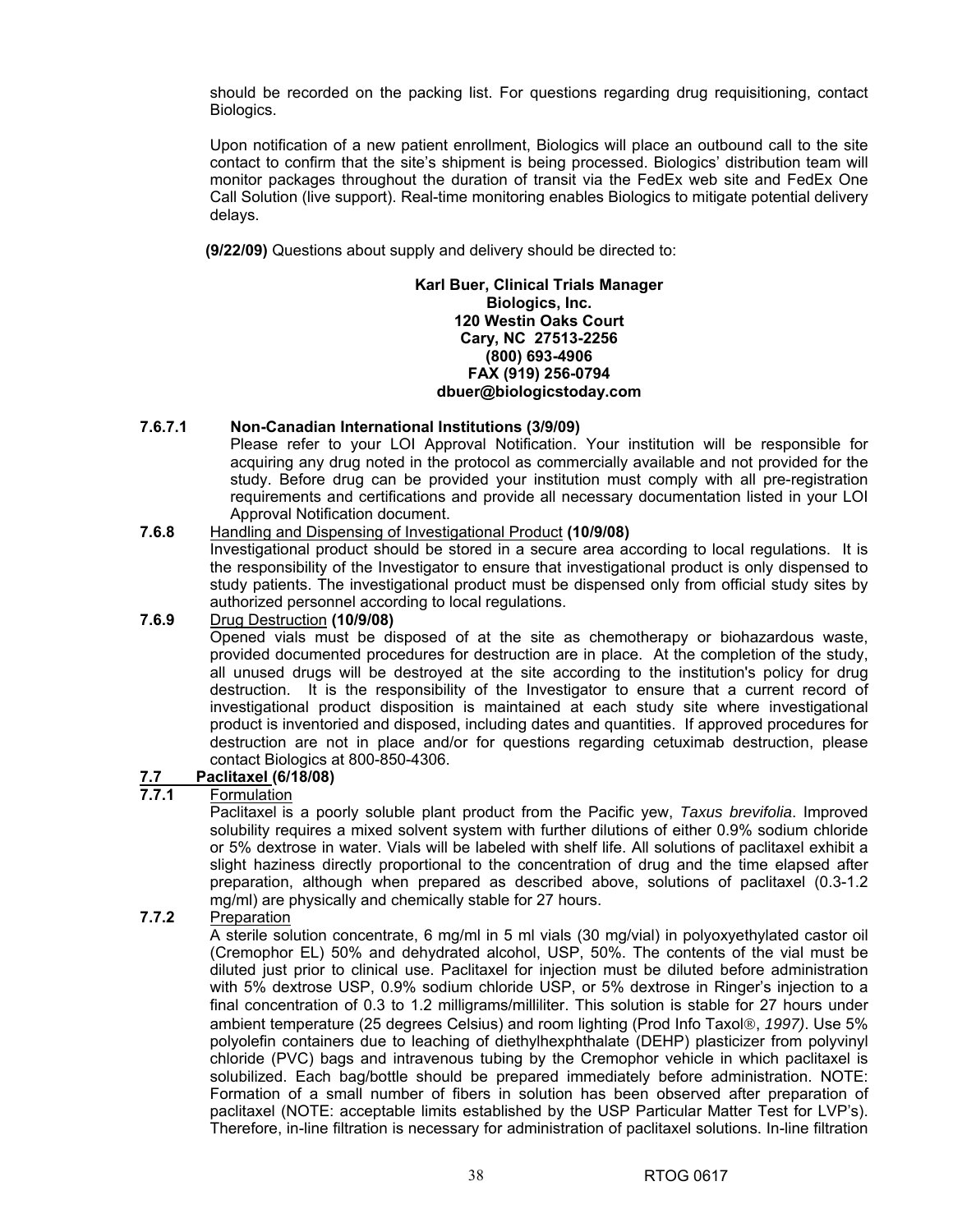should be recorded on the packing list. For questions regarding drug requisitioning, contact Biologics.

Upon notification of a new patient enrollment, Biologics will place an outbound call to the site contact to confirm that the site's shipment is being processed. Biologics' distribution team will monitor packages throughout the duration of transit via the FedEx web site and FedEx One Call Solution (live support). Real-time monitoring enables Biologics to mitigate potential delivery delays.

**(9/22/09)** Questions about supply and delivery should be directed to:

**Karl Buer, Clinical Trials Manager**
**Biologics, Inc.**
**120 Westin Oaks Court**
**Cary, NC 27513-2256**
**(800) 693-4906**
**FAX (919) 256-0794**
**dbuer@biologicstoday.com**

**7.6.7.1 Non-Canadian International Institutions (3/9/09)**

Please refer to your LOI Approval Notification. Your institution will be responsible for acquiring any drug noted in the protocol as commercially available and not provided for the study. Before drug can be provided your institution must comply with all pre-registration requirements and certifications and provide all necessary documentation listed in your LOI Approval Notification document.

**7.6.8** Handling and Dispensing of Investigational Product **(10/9/08)**

Investigational product should be stored in a secure area according to local regulations. It is the responsibility of the Investigator to ensure that investigational product is only dispensed to study patients. The investigational product must be dispensed only from official study sites by authorized personnel according to local regulations.

**7.6.9** Drug Destruction **(10/9/08)**

Opened vials must be disposed of at the site as chemotherapy or biohazardous waste, provided documented procedures for destruction are in place. At the completion of the study, all unused drugs will be destroyed at the site according to the institution's policy for drug destruction. It is the responsibility of the Investigator to ensure that a current record of investigational product disposition is maintained at each study site where investigational product is inventoried and disposed, including dates and quantities. If approved procedures for destruction are not in place and/or for questions regarding cetuximab destruction, please contact Biologics at 800-850-4306.

## 7.7 Paclitaxel (6/18/08)

**7.7.1** Formulation

Paclitaxel is a poorly soluble plant product from the Pacific yew, *Taxus brevifolia*. Improved solubility requires a mixed solvent system with further dilutions of either 0.9% sodium chloride or 5% dextrose in water. Vials will be labeled with shelf life. All solutions of paclitaxel exhibit a slight haziness directly proportional to the concentration of drug and the time elapsed after preparation, although when prepared as described above, solutions of paclitaxel (0.3-1.2 mg/ml) are physically and chemically stable for 27 hours.

**7.7.2** Preparation

A sterile solution concentrate, 6 mg/ml in 5 ml vials (30 mg/vial) in polyoxyethylated castor oil (Cremophor EL) 50% and dehydrated alcohol, USP, 50%. The contents of the vial must be diluted just prior to clinical use. Paclitaxel for injection must be diluted before administration with 5% dextrose USP, 0.9% sodium chloride USP, or 5% dextrose in Ringer's injection to a final concentration of 0.3 to 1.2 milligrams/milliliter. This solution is stable for 27 hours under ambient temperature (25 degrees Celsius) and room lighting (Prod Info Taxol®, *1997)*. Use 5% polyolefin containers due to leaching of diethylhexphthalate (DEHP) plasticizer from polyvinyl chloride (PVC) bags and intravenous tubing by the Cremophor vehicle in which paclitaxel is solubilized. Each bag/bottle should be prepared immediately before administration. NOTE: Formation of a small number of fibers in solution has been observed after preparation of paclitaxel (NOTE: acceptable limits established by the USP Particular Matter Test for LVP's). Therefore, in-line filtration is necessary for administration of paclitaxel solutions. In-line filtration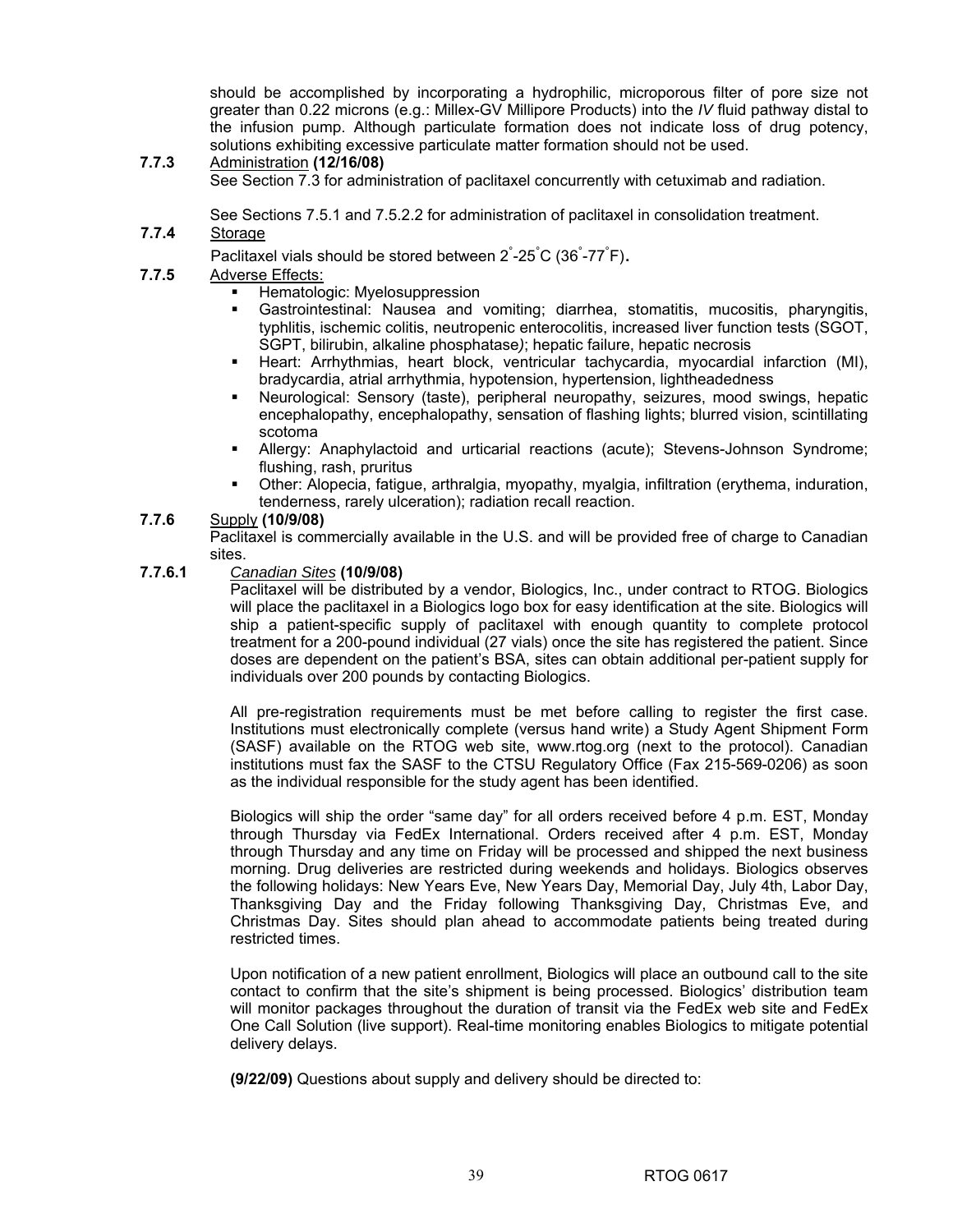should be accomplished by incorporating a hydrophilic, microporous filter of pore size not greater than 0.22 microns (e.g.: Millex-GV Millipore Products) into the *IV* fluid pathway distal to the infusion pump. Although particulate formation does not indicate loss of drug potency, solutions exhibiting excessive particulate matter formation should not be used.

**7.7.3** Administration **(12/16/08)**

See Section 7.3 for administration of paclitaxel concurrently with cetuximab and radiation.

See Sections 7.5.1 and 7.5.2.2 for administration of paclitaxel in consolidation treatment.

**7.7.4** Storage

Paclitaxel vials should be stored between 2°-25°C (36°-77°F).

**7.7.5** Adverse Effects:

- Hematologic: Myelosuppression
- Gastrointestinal: Nausea and vomiting; diarrhea, stomatitis, mucositis, pharyngitis, typhlitis, ischemic colitis, neutropenic enterocolitis, increased liver function tests (SGOT, SGPT, bilirubin, alkaline phosphatase); hepatic failure, hepatic necrosis
- Heart: Arrhythmias, heart block, ventricular tachycardia, myocardial infarction (MI), bradycardia, atrial arrhythmia, hypotension, hypertension, lightheadedness
- Neurological: Sensory (taste), peripheral neuropathy, seizures, mood swings, hepatic encephalopathy, encephalopathy, sensation of flashing lights; blurred vision, scintillating scotoma
- Allergy: Anaphylactoid and urticarial reactions (acute); Stevens-Johnson Syndrome; flushing, rash, pruritus
- Other: Alopecia, fatigue, arthralgia, myopathy, myalgia, infiltration (erythema, induration, tenderness, rarely ulceration); radiation recall reaction.

**7.7.6** Supply **(10/9/08)**

Paclitaxel is commercially available in the U.S. and will be provided free of charge to Canadian sites.

**7.7.6.1** *Canadian Sites* **(10/9/08)**

Paclitaxel will be distributed by a vendor, Biologics, Inc., under contract to RTOG. Biologics will place the paclitaxel in a Biologics logo box for easy identification at the site. Biologics will ship a patient-specific supply of paclitaxel with enough quantity to complete protocol treatment for a 200-pound individual (27 vials) once the site has registered the patient. Since doses are dependent on the patient's BSA, sites can obtain additional per-patient supply for individuals over 200 pounds by contacting Biologics.

All pre-registration requirements must be met before calling to register the first case. Institutions must electronically complete (versus hand write) a Study Agent Shipment Form (SASF) available on the RTOG web site, www.rtog.org (next to the protocol). Canadian institutions must fax the SASF to the CTSU Regulatory Office (Fax 215-569-0206) as soon as the individual responsible for the study agent has been identified.

Biologics will ship the order "same day" for all orders received before 4 p.m. EST, Monday through Thursday via FedEx International. Orders received after 4 p.m. EST, Monday through Thursday and any time on Friday will be processed and shipped the next business morning. Drug deliveries are restricted during weekends and holidays. Biologics observes the following holidays: New Years Eve, New Years Day, Memorial Day, July 4th, Labor Day, Thanksgiving Day and the Friday following Thanksgiving Day, Christmas Eve, and Christmas Day. Sites should plan ahead to accommodate patients being treated during restricted times.

Upon notification of a new patient enrollment, Biologics will place an outbound call to the site contact to confirm that the site's shipment is being processed. Biologics' distribution team will monitor packages throughout the duration of transit via the FedEx web site and FedEx One Call Solution (live support). Real-time monitoring enables Biologics to mitigate potential delivery delays.

**(9/22/09)** Questions about supply and delivery should be directed to: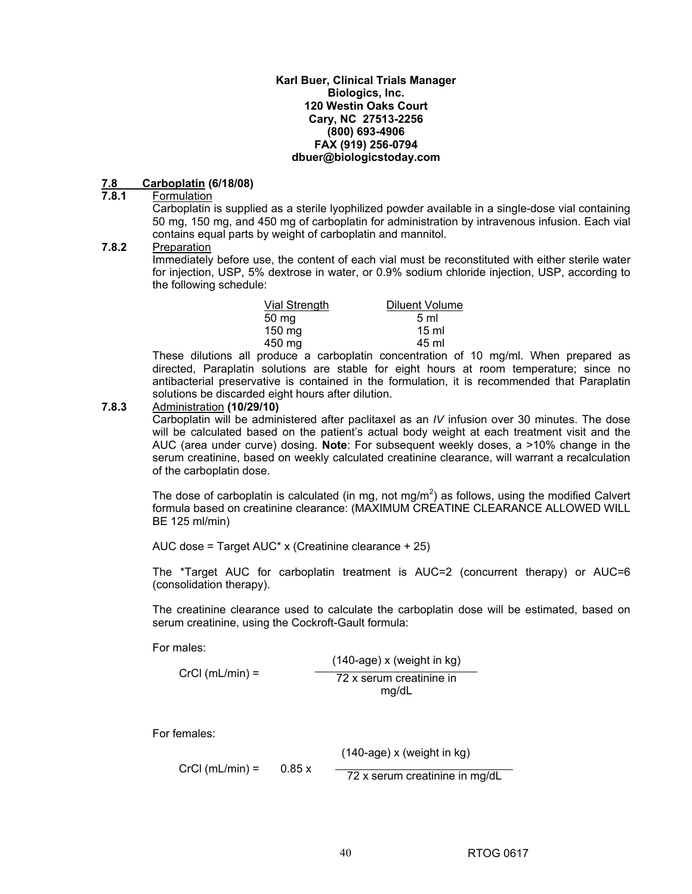**Karl Buer, Clinical Trials Manager**
**Biologics, Inc.**
**120 Westin Oaks Court**
**Cary, NC 27513-2256**
**(800) 693-4906**
**FAX (919) 256-0794**
**dbuer@biologicstoday.com**

### 7.8 Carboplatin (6/18/08)

#### 7.8.1 Formulation

Carboplatin is supplied as a sterile lyophilized powder available in a single-dose vial containing 50 mg, 150 mg, and 450 mg of carboplatin for administration by intravenous infusion. Each vial contains equal parts by weight of carboplatin and mannitol.

#### 7.8.2 Preparation

Immediately before use, the content of each vial must be reconstituted with either sterile water for injection, USP, 5% dextrose in water, or 0.9% sodium chloride injection, USP, according to the following schedule:

| Vial Strength | Diluent Volume |
|---|---|
| 50 mg | 5 ml |
| 150 mg | 15 ml |
| 450 mg | 45 ml |

These dilutions all produce a carboplatin concentration of 10 mg/ml. When prepared as directed, Paraplatin solutions are stable for eight hours at room temperature; since no antibacterial preservative is contained in the formulation, it is recommended that Paraplatin solutions be discarded eight hours after dilution.

#### 7.8.3 Administration **(10/29/10)**

Carboplatin will be administered after paclitaxel as an *IV* infusion over 30 minutes. The dose will be calculated based on the patient's actual body weight at each treatment visit and the AUC (area under curve) dosing. **Note**: For subsequent weekly doses, a >10% change in the serum creatinine, based on weekly calculated creatinine clearance, will warrant a recalculation of the carboplatin dose.

The dose of carboplatin is calculated (in mg, not mg/m$^2$) as follows, using the modified Calvert formula based on creatinine clearance: (MAXIMUM CREATINE CLEARANCE ALLOWED WILL BE 125 ml/min)

AUC dose = Target AUC* x (Creatinine clearance + 25)

The *Target AUC for carboplatin treatment is AUC=2 (concurrent therapy) or AUC=6 (consolidation therapy).

The creatinine clearance used to calculate the carboplatin dose will be estimated, based on serum creatinine, using the Cockroft-Gault formula:

For males:

$$\text{CrCl (mL/min)} = \frac{(140\text{-age}) \times (\text{weight in kg})}{72 \times \text{serum creatinine in mg/dL}}$$

For females:

$$\text{CrCl (mL/min)} = 0.85 \times \frac{(140\text{-age}) \times (\text{weight in kg})}{72 \times \text{serum creatinine in mg/dL}}$$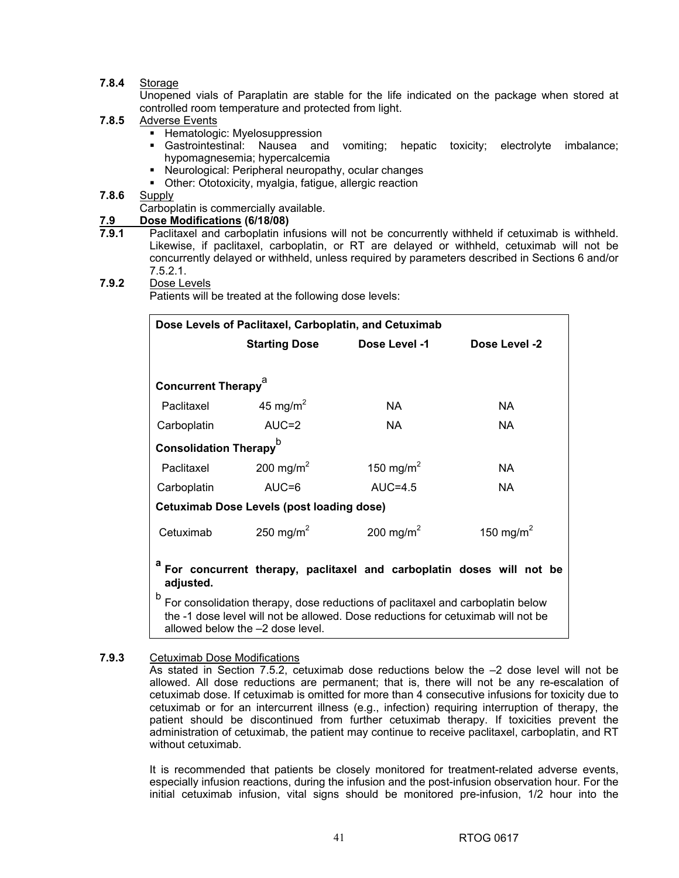**7.8.4** Storage

Unopened vials of Paraplatin are stable for the life indicated on the package when stored at controlled room temperature and protected from light.

**7.8.5** Adverse Events

- Hematologic: Myelosuppression
- Gastrointestinal: Nausea and vomiting; hepatic toxicity; electrolyte imbalance; hypomagnesemia; hypercalcemia
- Neurological: Peripheral neuropathy, ocular changes
- Other: Ototoxicity, myalgia, fatigue, allergic reaction

**7.8.6** Supply

Carboplatin is commercially available.

## 7.9 Dose Modifications (6/18/08)

**7.9.1** Paclitaxel and carboplatin infusions will not be concurrently withheld if cetuximab is withheld. Likewise, if paclitaxel, carboplatin, or RT are delayed or withheld, cetuximab will not be concurrently delayed or withheld, unless required by parameters described in Sections 6 and/or 7.5.2.1.

**7.9.2** Dose Levels

Patients will be treated at the following dose levels:

| Dose Levels of Paclitaxel, Carboplatin, and Cetuximab | Starting Dose | Dose Level -1 | Dose Level -2 |
|---|---|---|---|
| **Concurrent Therapy**[a] | | | |
| Paclitaxel | 45 mg/m$^2$ | NA | NA |
| Carboplatin | AUC=2 | NA | NA |
| **Consolidation Therapy**[b] | | | |
| Paclitaxel | 200 mg/m$^2$ | 150 mg/m$^2$ | NA |
| Carboplatin | AUC=6 | AUC=4.5 | NA |
| **Cetuximab Dose Levels (post loading dose)** | | | |
| Cetuximab | 250 mg/m$^2$ | 200 mg/m$^2$ | 150 mg/m$^2$ |

[a] **For concurrent therapy, paclitaxel and carboplatin doses will not be adjusted.**

[b] For consolidation therapy, dose reductions of paclitaxel and carboplatin below the -1 dose level will not be allowed. Dose reductions for cetuximab will not be allowed below the –2 dose level.

**7.9.3** Cetuximab Dose Modifications

As stated in Section 7.5.2, cetuximab dose reductions below the –2 dose level will not be allowed. All dose reductions are permanent; that is, there will not be any re-escalation of cetuximab dose. If cetuximab is omitted for more than 4 consecutive infusions for toxicity due to cetuximab or for an intercurrent illness (e.g., infection) requiring interruption of therapy, the patient should be discontinued from further cetuximab therapy. If toxicities prevent the administration of cetuximab, the patient may continue to receive paclitaxel, carboplatin, and RT without cetuximab.

It is recommended that patients be closely monitored for treatment-related adverse events, especially infusion reactions, during the infusion and the post-infusion observation hour. For the initial cetuximab infusion, vital signs should be monitored pre-infusion, 1/2 hour into the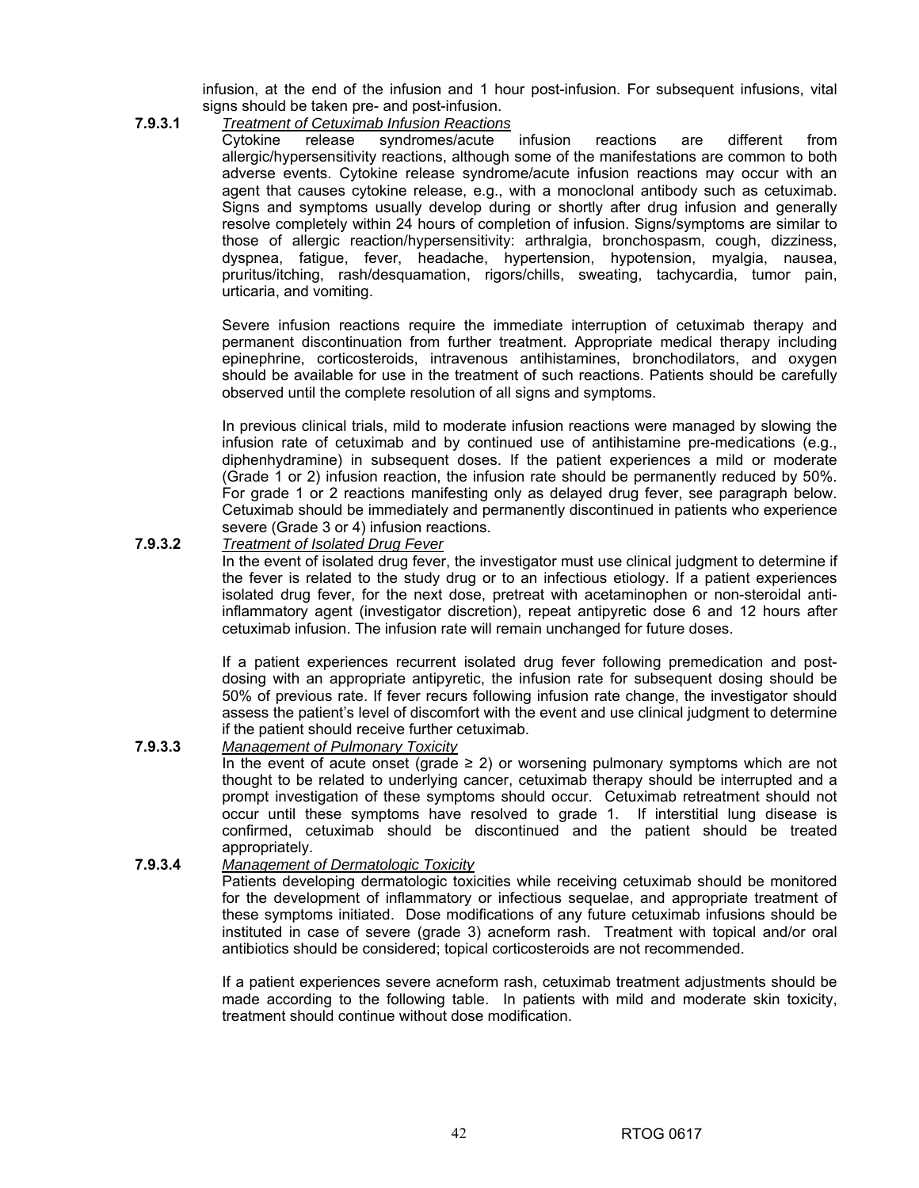infusion, at the end of the infusion and 1 hour post-infusion. For subsequent infusions, vital signs should be taken pre- and post-infusion.

**7.9.3.1** *Treatment of Cetuximab Infusion Reactions*

Cytokine release syndromes/acute infusion reactions are different from allergic/hypersensitivity reactions, although some of the manifestations are common to both adverse events. Cytokine release syndrome/acute infusion reactions may occur with an agent that causes cytokine release, e.g., with a monoclonal antibody such as cetuximab. Signs and symptoms usually develop during or shortly after drug infusion and generally resolve completely within 24 hours of completion of infusion. Signs/symptoms are similar to those of allergic reaction/hypersensitivity: arthralgia, bronchospasm, cough, dizziness, dyspnea, fatigue, fever, headache, hypertension, hypotension, myalgia, nausea, pruritus/itching, rash/desquamation, rigors/chills, sweating, tachycardia, tumor pain, urticaria, and vomiting.

Severe infusion reactions require the immediate interruption of cetuximab therapy and permanent discontinuation from further treatment. Appropriate medical therapy including epinephrine, corticosteroids, intravenous antihistamines, bronchodilators, and oxygen should be available for use in the treatment of such reactions. Patients should be carefully observed until the complete resolution of all signs and symptoms.

In previous clinical trials, mild to moderate infusion reactions were managed by slowing the infusion rate of cetuximab and by continued use of antihistamine pre-medications (e.g., diphenhydramine) in subsequent doses. If the patient experiences a mild or moderate (Grade 1 or 2) infusion reaction, the infusion rate should be permanently reduced by 50%. For grade 1 or 2 reactions manifesting only as delayed drug fever, see paragraph below. Cetuximab should be immediately and permanently discontinued in patients who experience severe (Grade 3 or 4) infusion reactions.

**7.9.3.2** *Treatment of Isolated Drug Fever*

In the event of isolated drug fever, the investigator must use clinical judgment to determine if the fever is related to the study drug or to an infectious etiology. If a patient experiences isolated drug fever, for the next dose, pretreat with acetaminophen or non-steroidal anti-inflammatory agent (investigator discretion), repeat antipyretic dose 6 and 12 hours after cetuximab infusion. The infusion rate will remain unchanged for future doses.

If a patient experiences recurrent isolated drug fever following premedication and post-dosing with an appropriate antipyretic, the infusion rate for subsequent dosing should be 50% of previous rate. If fever recurs following infusion rate change, the investigator should assess the patient's level of discomfort with the event and use clinical judgment to determine if the patient should receive further cetuximab.

**7.9.3.3** *Management of Pulmonary Toxicity*

In the event of acute onset (grade ≥ 2) or worsening pulmonary symptoms which are not thought to be related to underlying cancer, cetuximab therapy should be interrupted and a prompt investigation of these symptoms should occur. Cetuximab retreatment should not occur until these symptoms have resolved to grade 1. If interstitial lung disease is confirmed, cetuximab should be discontinued and the patient should be treated appropriately.

**7.9.3.4** *Management of Dermatologic Toxicity*

Patients developing dermatologic toxicities while receiving cetuximab should be monitored for the development of inflammatory or infectious sequelae, and appropriate treatment of these symptoms initiated. Dose modifications of any future cetuximab infusions should be instituted in case of severe (grade 3) acneform rash. Treatment with topical and/or oral antibiotics should be considered; topical corticosteroids are not recommended.

If a patient experiences severe acneform rash, cetuximab treatment adjustments should be made according to the following table. In patients with mild and moderate skin toxicity, treatment should continue without dose modification.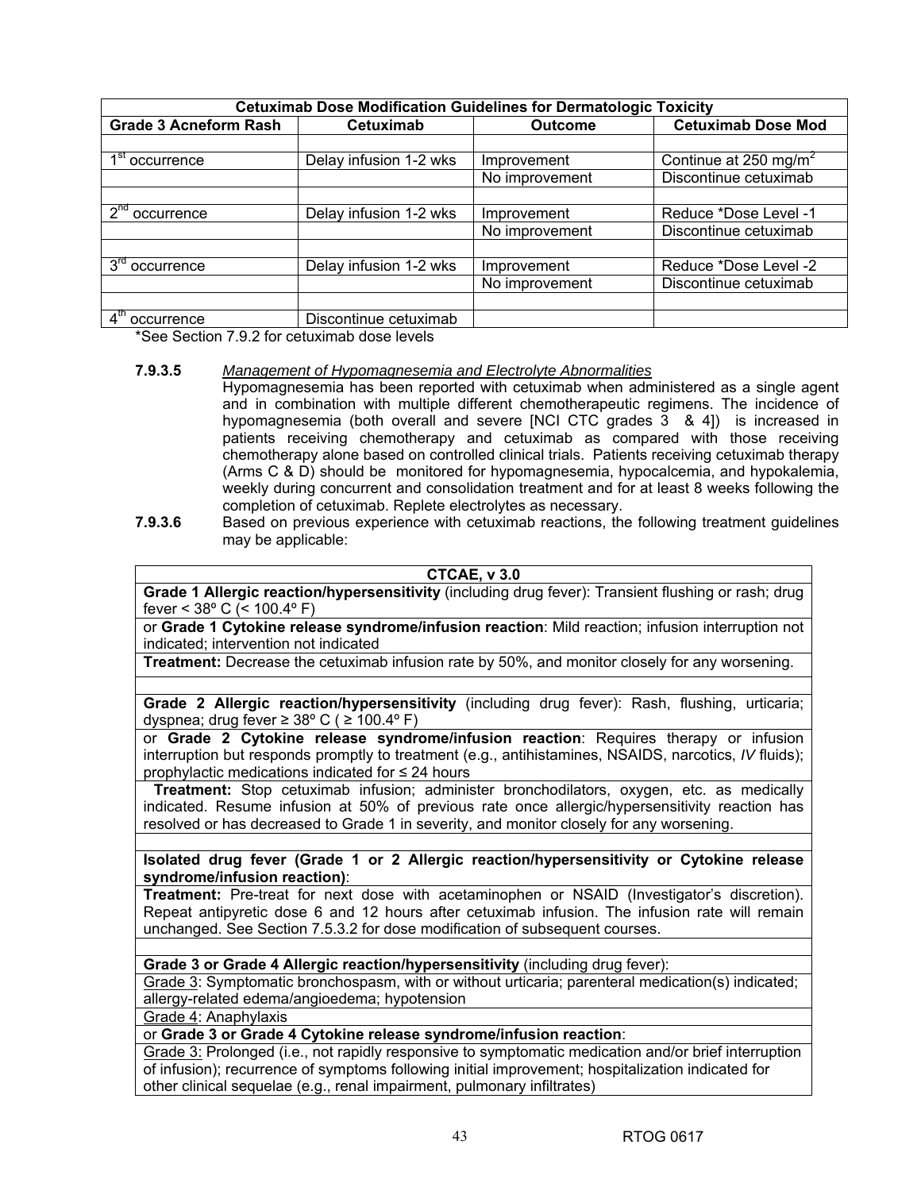| Cetuximab Dose Modification Guidelines for Dermatologic Toxicity | | | |
|---|---|---|---|
| **Grade 3 Acneform Rash** | **Cetuximab** | **Outcome** | **Cetuximab Dose Mod** |
| | | | |
| 1st occurrence | Delay infusion 1-2 wks | Improvement | Continue at 250 mg/m$^2$ |
| | | No improvement | Discontinue cetuximab |
| | | | |
| 2nd occurrence | Delay infusion 1-2 wks | Improvement | Reduce *Dose Level -1 |
| | | No improvement | Discontinue cetuximab |
| | | | |
| 3rd occurrence | Delay infusion 1-2 wks | Improvement | Reduce *Dose Level -2 |
| | | No improvement | Discontinue cetuximab |
| | | | |
| 4th occurrence | Discontinue cetuximab | | |

*See Section 7.9.2 for cetuximab dose levels

**7.9.3.5** *Management of Hypomagnesemia and Electrolyte Abnormalities*

Hypomagnesemia has been reported with cetuximab when administered as a single agent and in combination with multiple different chemotherapeutic regimens. The incidence of hypomagnesemia (both overall and severe [NCI CTC grades 3 & 4]) is increased in patients receiving chemotherapy and cetuximab as compared with those receiving chemotherapy alone based on controlled clinical trials. Patients receiving cetuximab therapy (Arms C & D) should be monitored for hypomagnesemia, hypocalcemia, and hypokalemia, weekly during concurrent and consolidation treatment and for at least 8 weeks following the completion of cetuximab. Replete electrolytes as necessary.

**7.9.3.6** Based on previous experience with cetuximab reactions, the following treatment guidelines may be applicable:

| CTCAE, v 3.0 |
|---|
| **Grade 1 Allergic reaction/hypersensitivity** (including drug fever): Transient flushing or rash; drug fever < 38º C (< 100.4º F) |
| or **Grade 1 Cytokine release syndrome/infusion reaction**: Mild reaction; infusion interruption not indicated; intervention not indicated |
| **Treatment:** Decrease the cetuximab infusion rate by 50%, and monitor closely for any worsening. |
| |
| **Grade 2 Allergic reaction/hypersensitivity** (including drug fever): Rash, flushing, urticaria; dyspnea; drug fever ≥ 38º C ( ≥ 100.4º F) |
| or **Grade 2 Cytokine release syndrome/infusion reaction**: Requires therapy or infusion interruption but responds promptly to treatment (e.g., antihistamines, NSAIDS, narcotics, *IV* fluids); prophylactic medications indicated for ≤ 24 hours |
| **Treatment:** Stop cetuximab infusion; administer bronchodilators, oxygen, etc. as medically indicated. Resume infusion at 50% of previous rate once allergic/hypersensitivity reaction has resolved or has decreased to Grade 1 in severity, and monitor closely for any worsening. |
| |
| **Isolated drug fever (Grade 1 or 2 Allergic reaction/hypersensitivity or Cytokine release syndrome/infusion reaction)**: |
| **Treatment:** Pre-treat for next dose with acetaminophen or NSAID (Investigator's discretion). Repeat antipyretic dose 6 and 12 hours after cetuximab infusion. The infusion rate will remain unchanged. See Section 7.5.3.2 for dose modification of subsequent courses. |
| |
| **Grade 3 or Grade 4 Allergic reaction/hypersensitivity** (including drug fever): |
| Grade 3: Symptomatic bronchospasm, with or without urticaria; parenteral medication(s) indicated; allergy-related edema/angioedema; hypotension |
| Grade 4: Anaphylaxis |
| or **Grade 3 or Grade 4 Cytokine release syndrome/infusion reaction**: |
| Grade 3: Prolonged (i.e., not rapidly responsive to symptomatic medication and/or brief interruption of infusion); recurrence of symptoms following initial improvement; hospitalization indicated for other clinical sequelae (e.g., renal impairment, pulmonary infiltrates) |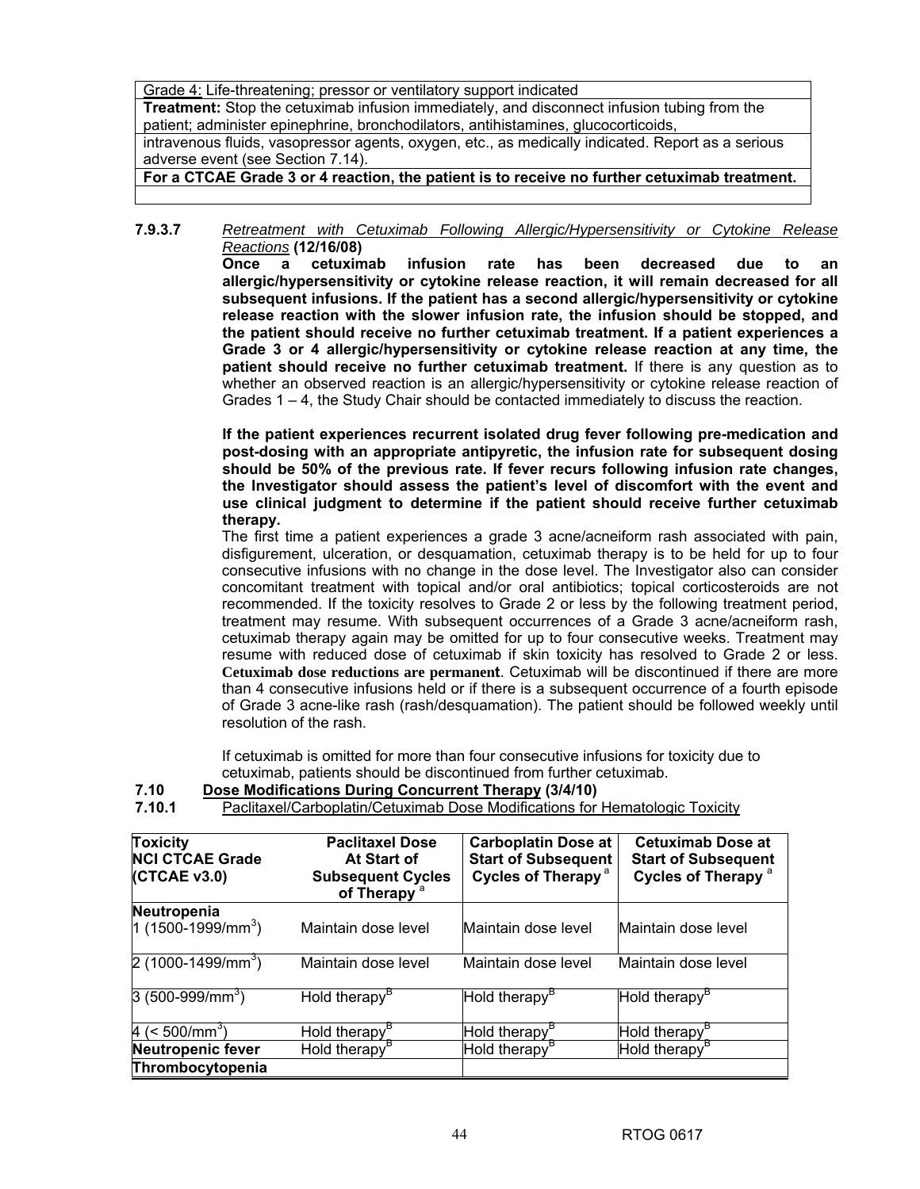| Grade 4: Life-threatening; pressor or ventilatory support indicated |
|---|
| **Treatment:** Stop the cetuximab infusion immediately, and disconnect infusion tubing from the patient; administer epinephrine, bronchodilators, antihistamines, glucocorticoids, |
| intravenous fluids, vasopressor agents, oxygen, etc., as medically indicated. Report as a serious adverse event (see Section 7.14). |
| **For a CTCAE Grade 3 or 4 reaction, the patient is to receive no further cetuximab treatment.** |

**7.9.3.7** *Retreatment with Cetuximab Following Allergic/Hypersensitivity or Cytokine Release Reactions* **(12/16/08)**

**Once a cetuximab infusion rate has been decreased due to an allergic/hypersensitivity or cytokine release reaction, it will remain decreased for all subsequent infusions. If the patient has a second allergic/hypersensitivity or cytokine release reaction with the slower infusion rate, the infusion should be stopped, and the patient should receive no further cetuximab treatment. If a patient experiences a Grade 3 or 4 allergic/hypersensitivity or cytokine release reaction at any time, the patient should receive no further cetuximab treatment.** If there is any question as to whether an observed reaction is an allergic/hypersensitivity or cytokine release reaction of Grades 1 – 4, the Study Chair should be contacted immediately to discuss the reaction.

**If the patient experiences recurrent isolated drug fever following pre-medication and post-dosing with an appropriate antipyretic, the infusion rate for subsequent dosing should be 50% of the previous rate. If fever recurs following infusion rate changes, the Investigator should assess the patient's level of discomfort with the event and use clinical judgment to determine if the patient should receive further cetuximab therapy.**

The first time a patient experiences a grade 3 acne/acneiform rash associated with pain, disfigurement, ulceration, or desquamation, cetuximab therapy is to be held for up to four consecutive infusions with no change in the dose level. The Investigator also can consider concomitant treatment with topical and/or oral antibiotics; topical corticosteroids are not recommended. If the toxicity resolves to Grade 2 or less by the following treatment period, treatment may resume. With subsequent occurrences of a Grade 3 acne/acneiform rash, cetuximab therapy again may be omitted for up to four consecutive weeks. Treatment may resume with reduced dose of cetuximab if skin toxicity has resolved to Grade 2 or less. **Cetuximab dose reductions are permanent**. Cetuximab will be discontinued if there are more than 4 consecutive infusions held or if there is a subsequent occurrence of a fourth episode of Grade 3 acne-like rash (rash/desquamation). The patient should be followed weekly until resolution of the rash.

If cetuximab is omitted for more than four consecutive infusions for toxicity due to cetuximab, patients should be discontinued from further cetuximab.

**7.10 Dose Modifications During Concurrent Therapy (3/4/10)**

**7.10.1** Paclitaxel/Carboplatin/Cetuximab Dose Modifications for Hematologic Toxicity

| Toxicity NCI CTCAE Grade (CTCAE v3.0) | Paclitaxel Dose At Start of Subsequent Cycles of Therapy [a] | Carboplatin Dose at Start of Subsequent Cycles of Therapy [a] | Cetuximab Dose at Start of Subsequent Cycles of Therapy [a] |
|---|---|---|---|
| **Neutropenia** 1 (1500-1999/mm$^3$) | Maintain dose level | Maintain dose level | Maintain dose level |
| 2 (1000-1499/mm$^3$) | Maintain dose level | Maintain dose level | Maintain dose level |
| 3 (500-999/mm$^3$) | Hold therapy[B] | Hold therapy[B] | Hold therapy[B] |
| 4 (< 500/mm$^3$) | Hold therapy[B] | Hold therapy[B] | Hold therapy[B] |
| **Neutropenic fever** | Hold therapy[B] | Hold therapy[B] | Hold therapy[B] |
| **Thrombocytopenia** | | | |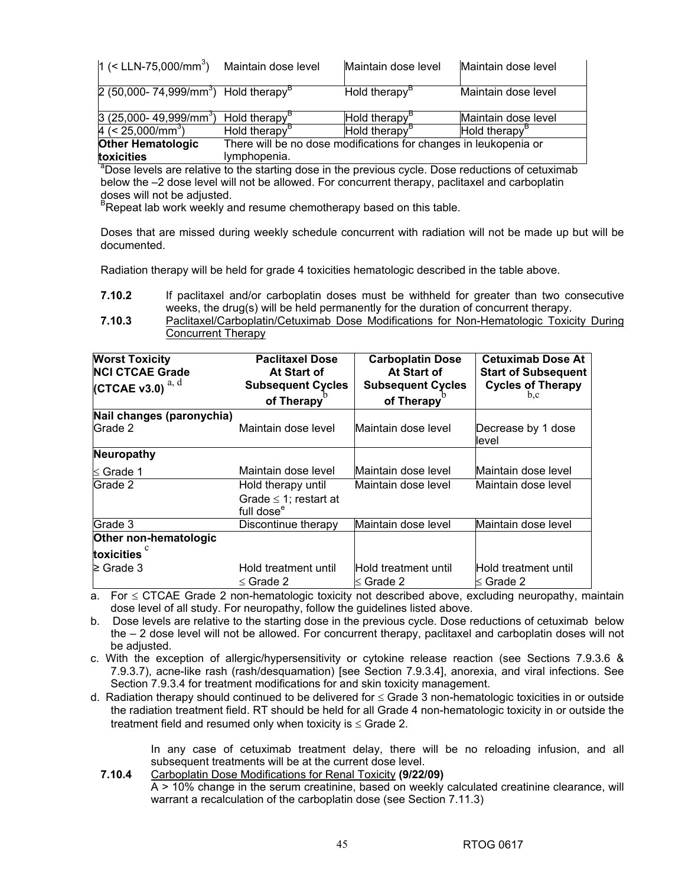| | | | |
|---|---|---|---|
| 1 (< LLN-75,000/mm$^3$) | Maintain dose level | Maintain dose level | Maintain dose level |
| 2 (50,000- 74,999/mm$^3$) | Hold therapy[B] | Hold therapy[B] | Maintain dose level |
| 3 (25,000- 49,999/mm$^3$) | Hold therapy[B] | Hold therapy[B] | Maintain dose level |
| 4 (< 25,000/mm$^3$) | Hold therapy[B] | Hold therapy[B] | Hold therapy[B] |
| **Other Hematologic toxicities** | There will be no dose modifications for changes in leukopenia or lymphopenia. | | |

[a]Dose levels are relative to the starting dose in the previous cycle. Dose reductions of cetuximab below the –2 dose level will not be allowed. For concurrent therapy, paclitaxel and carboplatin doses will not be adjusted.
[B]Repeat lab work weekly and resume chemotherapy based on this table.

Doses that are missed during weekly schedule concurrent with radiation will not be made up but will be documented.

Radiation therapy will be held for grade 4 toxicities hematologic described in the table above.

**7.10.2** If paclitaxel and/or carboplatin doses must be withheld for greater than two consecutive weeks, the drug(s) will be held permanently for the duration of concurrent therapy.

**7.10.3** Paclitaxel/Carboplatin/Cetuximab Dose Modifications for Non-Hematologic Toxicity During Concurrent Therapy

| Worst Toxicity NCI CTCAE Grade (CTCAE v3.0) [a, d] | Paclitaxel Dose At Start of Subsequent Cycles of Therapy [b] | Carboplatin Dose At Start of Subsequent Cycles of Therapy [b] | Cetuximab Dose At Start of Subsequent Cycles of Therapy [b,c] |
|---|---|---|---|
| **Nail changes (paronychia)** | | | |
| Grade 2 | Maintain dose level | Maintain dose level | Decrease by 1 dose level |
| **Neuropathy** | | | |
| ≤ Grade 1 | Maintain dose level | Maintain dose level | Maintain dose level |
| Grade 2 | Hold therapy until Grade ≤ 1; restart at full dose[e] | Maintain dose level | Maintain dose level |
| Grade 3 | Discontinue therapy | Maintain dose level | Maintain dose level |
| **Other non-hematologic toxicities** [c] | | | |
| ≥ Grade 3 | Hold treatment until ≤ Grade 2 | Hold treatment until ≤ Grade 2 | Hold treatment until ≤ Grade 2 |

a. For ≤ CTCAE Grade 2 non-hematologic toxicity not described above, excluding neuropathy, maintain dose level of all study. For neuropathy, follow the guidelines listed above.
b. Dose levels are relative to the starting dose in the previous cycle. Dose reductions of cetuximab below the – 2 dose level will not be allowed. For concurrent therapy, paclitaxel and carboplatin doses will not be adjusted.
c. With the exception of allergic/hypersensitivity or cytokine release reaction (see Sections 7.9.3.6 & 7.9.3.7), acne-like rash (rash/desquamation) [see Section 7.9.3.4], anorexia, and viral infections. See Section 7.9.3.4 for treatment modifications for and skin toxicity management.
d. Radiation therapy should continued to be delivered for ≤ Grade 3 non-hematologic toxicities in or outside the radiation treatment field. RT should be held for all Grade 4 non-hematologic toxicity in or outside the treatment field and resumed only when toxicity is ≤ Grade 2.

In any case of cetuximab treatment delay, there will be no reloading infusion, and all subsequent treatments will be at the current dose level.

**7.10.4** Carboplatin Dose Modifications for Renal Toxicity **(9/22/09)**
A > 10% change in the serum creatinine, based on weekly calculated creatinine clearance, will warrant a recalculation of the carboplatin dose (see Section 7.11.3)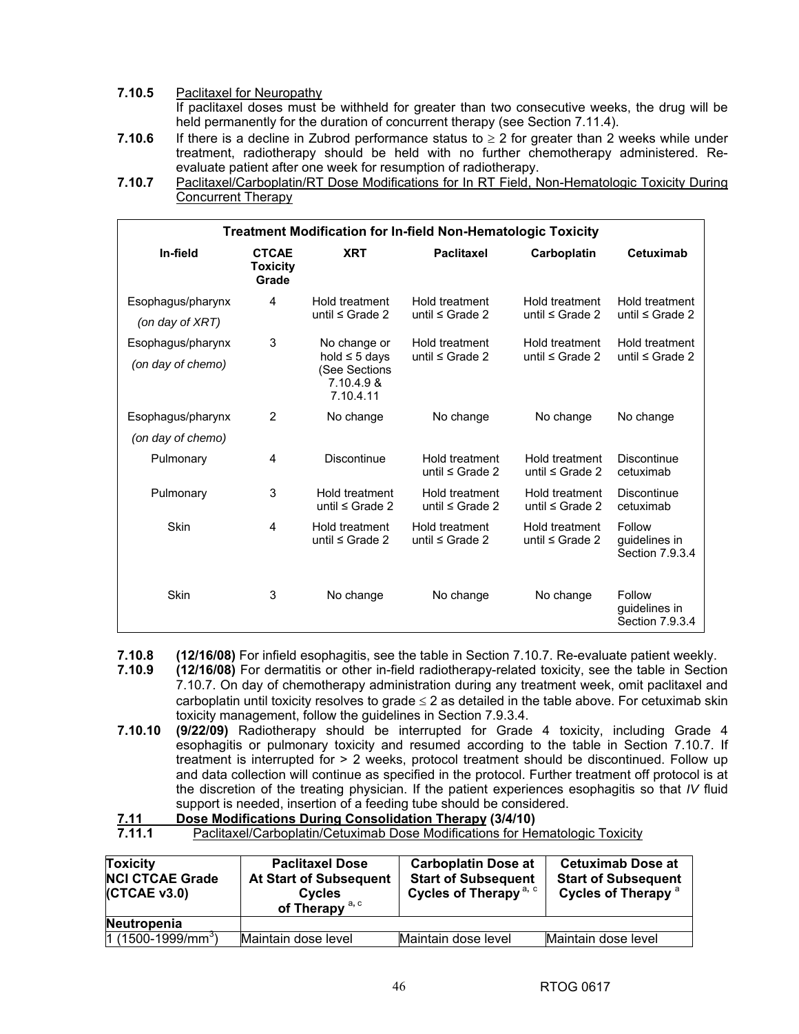**7.10.5** Paclitaxel for Neuropathy
If paclitaxel doses must be withheld for greater than two consecutive weeks, the drug will be held permanently for the duration of concurrent therapy (see Section 7.11.4).

**7.10.6** If there is a decline in Zubrod performance status to ≥ 2 for greater than 2 weeks while under treatment, radiotherapy should be held with no further chemotherapy administered. Re-evaluate patient after one week for resumption of radiotherapy.

**7.10.7** Paclitaxel/Carboplatin/RT Dose Modifications for In RT Field, Non-Hematologic Toxicity During Concurrent Therapy

| **Treatment Modification for In-field Non-Hematologic Toxicity** | | | | | |
|---|---|---|---|---|---|
| **In-field** | **CTCAE Toxicity Grade** | **XRT** | **Paclitaxel** | **Carboplatin** | **Cetuximab** |
| Esophagus/pharynx *(on day of XRT)* | 4 | Hold treatment until ≤ Grade 2 | Hold treatment until ≤ Grade 2 | Hold treatment until ≤ Grade 2 | Hold treatment until ≤ Grade 2 |
| Esophagus/pharynx *(on day of chemo)* | 3 | No change or hold ≤ 5 days (See Sections 7.10.4.9 & 7.10.4.11 | Hold treatment until ≤ Grade 2 | Hold treatment until ≤ Grade 2 | Hold treatment until ≤ Grade 2 |
| Esophagus/pharynx *(on day of chemo)* | 2 | No change | No change | No change | No change |
| Pulmonary | 4 | Discontinue | Hold treatment until ≤ Grade 2 | Hold treatment until ≤ Grade 2 | Discontinue cetuximab |
| Pulmonary | 3 | Hold treatment until ≤ Grade 2 | Hold treatment until ≤ Grade 2 | Hold treatment until ≤ Grade 2 | Discontinue cetuximab |
| Skin | 4 | Hold treatment until ≤ Grade 2 | Hold treatment until ≤ Grade 2 | Hold treatment until ≤ Grade 2 | Follow guidelines in Section 7.9.3.4 |
| Skin | 3 | No change | No change | No change | Follow guidelines in Section 7.9.3.4 |

**7.10.8** **(12/16/08)** For infield esophagitis, see the table in Section 7.10.7. Re-evaluate patient weekly.

**7.10.9** **(12/16/08)** For dermatitis or other in-field radiotherapy-related toxicity, see the table in Section 7.10.7. On day of chemotherapy administration during any treatment week, omit paclitaxel and carboplatin until toxicity resolves to grade ≤ 2 as detailed in the table above. For cetuximab skin toxicity management, follow the guidelines in Section 7.9.3.4.

**7.10.10** **(9/22/09)** Radiotherapy should be interrupted for Grade 4 toxicity, including Grade 4 esophagitis or pulmonary toxicity and resumed according to the table in Section 7.10.7. If treatment is interrupted for > 2 weeks, protocol treatment should be discontinued. Follow up and data collection will continue as specified in the protocol. Further treatment off protocol is at the discretion of the treating physician. If the patient experiences esophagitis so that *IV* fluid support is needed, insertion of a feeding tube should be considered.

## 7.11 Dose Modifications During Consolidation Therapy (3/4/10)

**7.11.1** Paclitaxel/Carboplatin/Cetuximab Dose Modifications for Hematologic Toxicity

| **Toxicity NCI CTCAE Grade (CTCAE v3.0)** | **Paclitaxel Dose At Start of Subsequent Cycles of Therapy** [a, c] | **Carboplatin Dose at Start of Subsequent Cycles of Therapy** [a, c] | **Cetuximab Dose at Start of Subsequent Cycles of Therapy** [a] |
|---|---|---|---|
| **Neutropenia** | | | |
| 1 (1500-1999/mm$^3$) | Maintain dose level | Maintain dose level | Maintain dose level |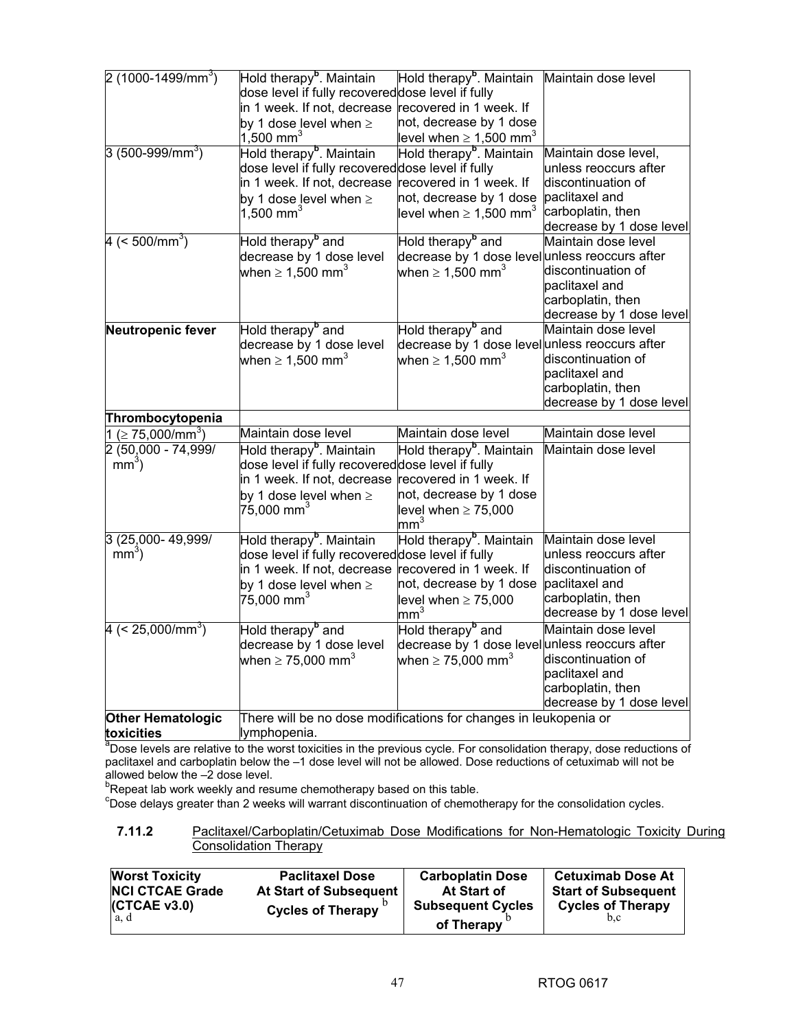| | | | |
|---|---|---|---|
| 2 (1000-1499/mm$^3$) | Hold therapy[b]. Maintain dose level if fully recovered in 1 week. If not, decrease by 1 dose level when ≥ 1,500 mm$^3$ | Hold therapy[b]. Maintain dose level if fully recovered in 1 week. If not, decrease by 1 dose level when ≥ 1,500 mm$^3$ | Maintain dose level |
| 3 (500-999/mm$^3$) | Hold therapy[b]. Maintain dose level if fully recovered in 1 week. If not, decrease by 1 dose level when ≥ 1,500 mm$^3$ | Hold therapy[b]. Maintain dose level if fully recovered in 1 week. If not, decrease by 1 dose level when ≥ 1,500 mm$^3$ | Maintain dose level, unless reoccurs after discontinuation of paclitaxel and carboplatin, then decrease by 1 dose level |
| 4 (< 500/mm$^3$) | Hold therapy[b] and decrease by 1 dose level when ≥ 1,500 mm$^3$ | Hold therapy[b] and decrease by 1 dose level when ≥ 1,500 mm$^3$ | Maintain dose level unless reoccurs after discontinuation of paclitaxel and carboplatin, then decrease by 1 dose level |
| **Neutropenic fever** | Hold therapy[b] and decrease by 1 dose level when ≥ 1,500 mm$^3$ | Hold therapy[b] and decrease by 1 dose level when ≥ 1,500 mm$^3$ | Maintain dose level unless reoccurs after discontinuation of paclitaxel and carboplatin, then decrease by 1 dose level |
| **Thrombocytopenia** | | | |
| 1 (≥ 75,000/mm$^3$) | Maintain dose level | Maintain dose level | Maintain dose level |
| 2 (50,000 - 74,999/ mm$^3$) | Hold therapy[b]. Maintain dose level if fully recovered in 1 week. If not, decrease by 1 dose level when ≥ 75,000 mm$^3$ | Hold therapy[b]. Maintain dose level if fully recovered in 1 week. If not, decrease by 1 dose level when ≥ 75,000 mm$^3$ | Maintain dose level |
| 3 (25,000- 49,999/ mm$^3$) | Hold therapy[b]. Maintain dose level if fully recovered in 1 week. If not, decrease by 1 dose level when ≥ 75,000 mm$^3$ | Hold therapy[b]. Maintain dose level if fully recovered in 1 week. If not, decrease by 1 dose level when ≥ 75,000 mm$^3$ | Maintain dose level unless reoccurs after discontinuation of paclitaxel and carboplatin, then decrease by 1 dose level |
| 4 (< 25,000/mm$^3$) | Hold therapy[b] and decrease by 1 dose level when ≥ 75,000 mm$^3$ | Hold therapy[b] and decrease by 1 dose level when ≥ 75,000 mm$^3$ | Maintain dose level unless reoccurs after discontinuation of paclitaxel and carboplatin, then decrease by 1 dose level |
| **Other Hematologic toxicities** | There will be no dose modifications for changes in leukopenia or lymphopenia. | | |

[a]Dose levels are relative to the worst toxicities in the previous cycle. For consolidation therapy, dose reductions of paclitaxel and carboplatin below the –1 dose level will not be allowed. Dose reductions of cetuximab will not be allowed below the –2 dose level.
[b]Repeat lab work weekly and resume chemotherapy based on this table.
[c]Dose delays greater than 2 weeks will warrant discontinuation of chemotherapy for the consolidation cycles.

**7.11.2** Paclitaxel/Carboplatin/Cetuximab Dose Modifications for Non-Hematologic Toxicity During Consolidation Therapy

| Worst Toxicity NCI CTCAE Grade (CTCAE v3.0) [a, d] | Paclitaxel Dose At Start of Subsequent Cycles of Therapy [b] | Carboplatin Dose At Start of Subsequent Cycles of Therapy [b] | Cetuximab Dose At Start of Subsequent Cycles of Therapy [b,c] |
|---|---|---|---|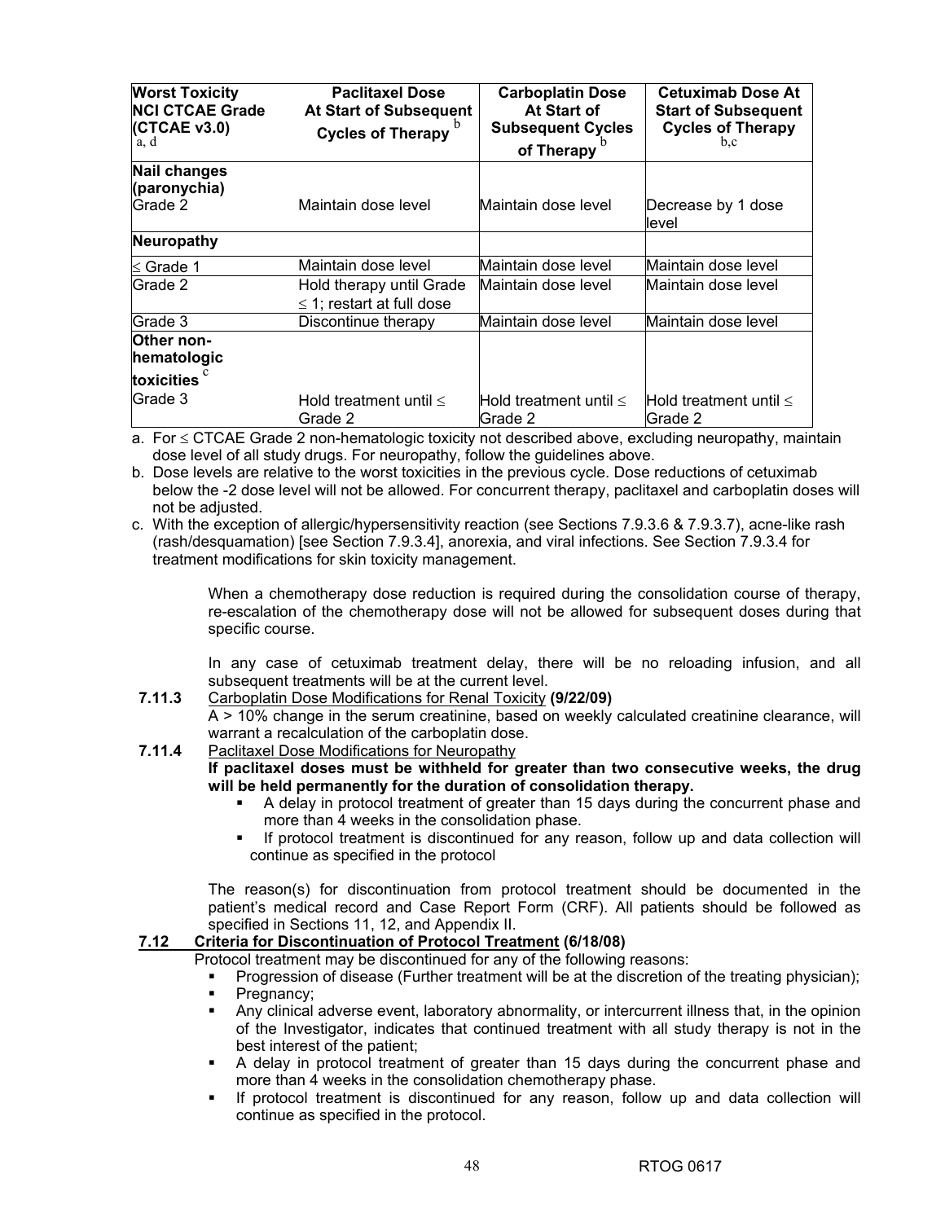| Worst Toxicity NCI CTCAE Grade (CTCAE v3.0) [a, d] | Paclitaxel Dose At Start of Subsequent Cycles of Therapy [b] | Carboplatin Dose At Start of Subsequent Cycles of Therapy [b] | Cetuximab Dose At Start of Subsequent Cycles of Therapy [b,c] |
|---|---|---|---|
| **Nail changes (paronychia)** Grade 2 | Maintain dose level | Maintain dose level | Decrease by 1 dose level |
| **Neuropathy** | | | |
| ≤ Grade 1 | Maintain dose level | Maintain dose level | Maintain dose level |
| Grade 2 | Hold therapy until Grade ≤ 1; restart at full dose | Maintain dose level | Maintain dose level |
| Grade 3 | Discontinue therapy | Maintain dose level | Maintain dose level |
| **Other non-hematologic toxicities** [c] Grade 3 | Hold treatment until ≤ Grade 2 | Hold treatment until ≤ Grade 2 | Hold treatment until ≤ Grade 2 |

a. For ≤ CTCAE Grade 2 non-hematologic toxicity not described above, excluding neuropathy, maintain dose level of all study drugs. For neuropathy, follow the guidelines above.

b. Dose levels are relative to the worst toxicities in the previous cycle. Dose reductions of cetuximab below the -2 dose level will not be allowed. For concurrent therapy, paclitaxel and carboplatin doses will not be adjusted.

c. With the exception of allergic/hypersensitivity reaction (see Sections 7.9.3.6 & 7.9.3.7), acne-like rash (rash/desquamation) [see Section 7.9.3.4], anorexia, and viral infections. See Section 7.9.3.4 for treatment modifications for skin toxicity management.

When a chemotherapy dose reduction is required during the consolidation course of therapy, re-escalation of the chemotherapy dose will not be allowed for subsequent doses during that specific course.

In any case of cetuximab treatment delay, there will be no reloading infusion, and all subsequent treatments will be at the current level.

**7.11.3** Carboplatin Dose Modifications for Renal Toxicity **(9/22/09)**

A > 10% change in the serum creatinine, based on weekly calculated creatinine clearance, will warrant a recalculation of the carboplatin dose.

**7.11.4** Paclitaxel Dose Modifications for Neuropathy

**If paclitaxel doses must be withheld for greater than two consecutive weeks, the drug will be held permanently for the duration of consolidation therapy.**

- A delay in protocol treatment of greater than 15 days during the concurrent phase and more than 4 weeks in the consolidation phase.
- If protocol treatment is discontinued for any reason, follow up and data collection will continue as specified in the protocol

The reason(s) for discontinuation from protocol treatment should be documented in the patient's medical record and Case Report Form (CRF). All patients should be followed as specified in Sections 11, 12, and Appendix II.

## 7.12 Criteria for Discontinuation of Protocol Treatment (6/18/08)

Protocol treatment may be discontinued for any of the following reasons:

- Progression of disease (Further treatment will be at the discretion of the treating physician);
- Pregnancy;
- Any clinical adverse event, laboratory abnormality, or intercurrent illness that, in the opinion of the Investigator, indicates that continued treatment with all study therapy is not in the best interest of the patient;
- A delay in protocol treatment of greater than 15 days during the concurrent phase and more than 4 weeks in the consolidation chemotherapy phase.
- If protocol treatment is discontinued for any reason, follow up and data collection will continue as specified in the protocol.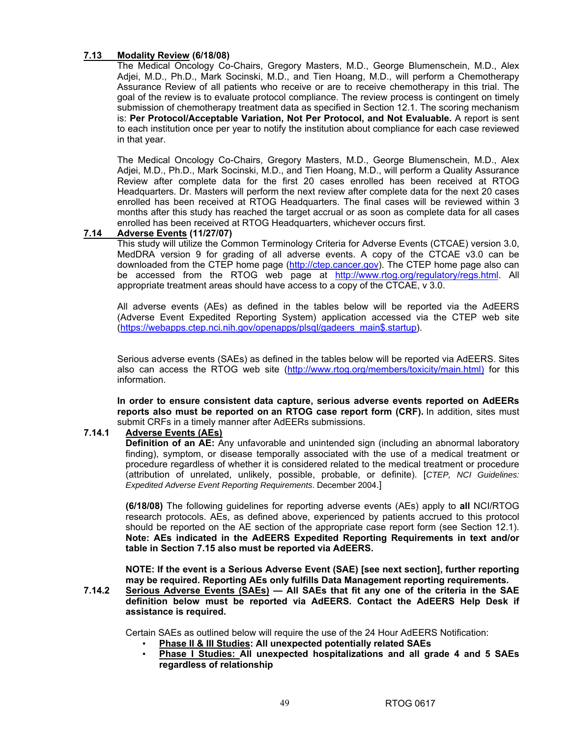### 7.13 Modality Review (6/18/08)

The Medical Oncology Co-Chairs, Gregory Masters, M.D., George Blumenschein, M.D., Alex Adjei, M.D., Ph.D., Mark Socinski, M.D., and Tien Hoang, M.D., will perform a Chemotherapy Assurance Review of all patients who receive or are to receive chemotherapy in this trial. The goal of the review is to evaluate protocol compliance. The review process is contingent on timely submission of chemotherapy treatment data as specified in Section 12.1. The scoring mechanism is: **Per Protocol/Acceptable Variation, Not Per Protocol, and Not Evaluable.** A report is sent to each institution once per year to notify the institution about compliance for each case reviewed in that year.

The Medical Oncology Co-Chairs, Gregory Masters, M.D., George Blumenschein, M.D., Alex Adjei, M.D., Ph.D., Mark Socinski, M.D., and Tien Hoang, M.D., will perform a Quality Assurance Review after complete data for the first 20 cases enrolled has been received at RTOG Headquarters. Dr. Masters will perform the next review after complete data for the next 20 cases enrolled has been received at RTOG Headquarters. The final cases will be reviewed within 3 months after this study has reached the target accrual or as soon as complete data for all cases enrolled has been received at RTOG Headquarters, whichever occurs first.

### 7.14 Adverse Events (11/27/07)

This study will utilize the Common Terminology Criteria for Adverse Events (CTCAE) version 3.0, MedDRA version 9 for grading of all adverse events. A copy of the CTCAE v3.0 can be downloaded from the CTEP home page (http://ctep.cancer.gov). The CTEP home page also can be accessed from the RTOG web page at http://www.rtog.org/regulatory/regs.html. All appropriate treatment areas should have access to a copy of the CTCAE, v 3.0.

All adverse events (AEs) as defined in the tables below will be reported via the AdEERS (Adverse Event Expedited Reporting System) application accessed via the CTEP web site (https://webapps.ctep.nci.nih.gov/openapps/plsql/gadeers_main$.startup).

Serious adverse events (SAEs) as defined in the tables below will be reported via AdEERS. Sites also can access the RTOG web site (http://www.rtog.org/members/toxicity/main.html) for this information.

**In order to ensure consistent data capture, serious adverse events reported on AdEERs reports also must be reported on an RTOG case report form (CRF).** In addition, sites must submit CRFs in a timely manner after AdEERs submissions.

#### 7.14.1 Adverse Events (AEs)

**Definition of an AE:** Any unfavorable and unintended sign (including an abnormal laboratory finding), symptom, or disease temporally associated with the use of a medical treatment or procedure regardless of whether it is considered related to the medical treatment or procedure (attribution of unrelated, unlikely, possible, probable, or definite). [*CTEP, NCI Guidelines: Expedited Adverse Event Reporting Requirements*. December 2004.]

**(6/18/08)** The following guidelines for reporting adverse events (AEs) apply to **all** NCI/RTOG research protocols. AEs, as defined above, experienced by patients accrued to this protocol should be reported on the AE section of the appropriate case report form (see Section 12.1). **Note: AEs indicated in the AdEERS Expedited Reporting Requirements in text and/or table in Section 7.15 also must be reported via AdEERS.**

**NOTE: If the event is a Serious Adverse Event (SAE) [see next section], further reporting may be required. Reporting AEs only fulfills Data Management reporting requirements.**

#### 7.14.2 Serious Adverse Events (SAEs) — All SAEs that fit any one of the criteria in the SAE definition below must be reported via AdEERS. Contact the AdEERS Help Desk if assistance is required.

Certain SAEs as outlined below will require the use of the 24 Hour AdEERS Notification:

- **Phase II & III Studies: All unexpected potentially related SAEs**
- **Phase I Studies: All unexpected hospitalizations and all grade 4 and 5 SAEs regardless of relationship**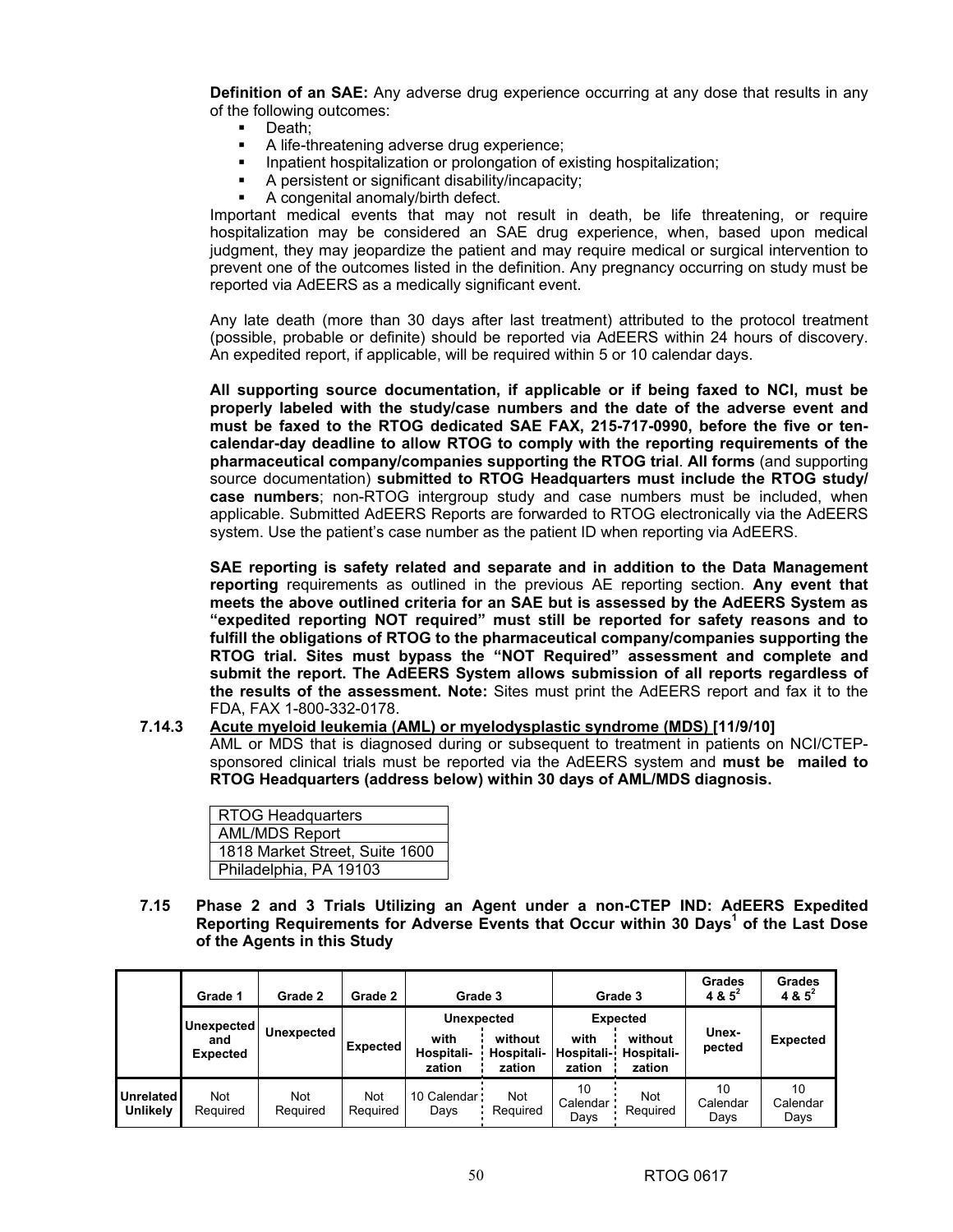**Definition of an SAE:** Any adverse drug experience occurring at any dose that results in any of the following outcomes:

- Death;
- A life-threatening adverse drug experience;
- Inpatient hospitalization or prolongation of existing hospitalization;
- A persistent or significant disability/incapacity;
- A congenital anomaly/birth defect.

Important medical events that may not result in death, be life threatening, or require hospitalization may be considered an SAE drug experience, when, based upon medical judgment, they may jeopardize the patient and may require medical or surgical intervention to prevent one of the outcomes listed in the definition. Any pregnancy occurring on study must be reported via AdEERS as a medically significant event.

Any late death (more than 30 days after last treatment) attributed to the protocol treatment (possible, probable or definite) should be reported via AdEERS within 24 hours of discovery. An expedited report, if applicable, will be required within 5 or 10 calendar days.

**All supporting source documentation, if applicable or if being faxed to NCI, must be properly labeled with the study/case numbers and the date of the adverse event and must be faxed to the RTOG dedicated SAE FAX, 215-717-0990, before the five or ten-calendar-day deadline to allow RTOG to comply with the reporting requirements of the pharmaceutical company/companies supporting the RTOG trial**. **All forms** (and supporting source documentation) **submitted to RTOG Headquarters must include the RTOG study/ case numbers**; non-RTOG intergroup study and case numbers must be included, when applicable. Submitted AdEERS Reports are forwarded to RTOG electronically via the AdEERS system. Use the patient's case number as the patient ID when reporting via AdEERS.

**SAE reporting is safety related and separate and in addition to the Data Management reporting** requirements as outlined in the previous AE reporting section. **Any event that meets the above outlined criteria for an SAE but is assessed by the AdEERS System as "expedited reporting NOT required" must still be reported for safety reasons and to fulfill the obligations of RTOG to the pharmaceutical company/companies supporting the RTOG trial. Sites must bypass the "NOT Required" assessment and complete and submit the report. The AdEERS System allows submission of all reports regardless of the results of the assessment. Note:** Sites must print the AdEERS report and fax it to the FDA, FAX 1-800-332-0178.

**7.14.3 Acute myeloid leukemia (AML) or myelodysplastic syndrome (MDS) [11/9/10]**

AML or MDS that is diagnosed during or subsequent to treatment in patients on NCI/CTEP-sponsored clinical trials must be reported via the AdEERS system and **must be mailed to RTOG Headquarters (address below) within 30 days of AML/MDS diagnosis.**

| RTOG Headquarters |
|---|
| AML/MDS Report |
| 1818 Market Street, Suite 1600 |
| Philadelphia, PA 19103 |

**7.15 Phase 2 and 3 Trials Utilizing an Agent under a non-CTEP IND: AdEERS Expedited Reporting Requirements for Adverse Events that Occur within 30 Days[1] of the Last Dose of the Agents in this Study**

| | Grade 1 | Grade 2 | Grade 2 | Grade 3 | | Grade 3 | | Grades 4 & 5[2] | Grades 4 & 5[2] |
|---|---|---|---|---|---|---|---|---|---|
| | Unexpected and Expected | Unexpected | Expected | Unexpected | | Expected | | Unex-pected | Expected |
| | | | | with Hospitali-zation | without Hospitali-zation | with Hospitali-zation | without Hospitali-zation | | |
| **Unrelated Unlikely** | Not Required | Not Required | Not Required | 10 Calendar Days | Not Required | 10 Calendar Days | Not Required | 10 Calendar Days | 10 Calendar Days |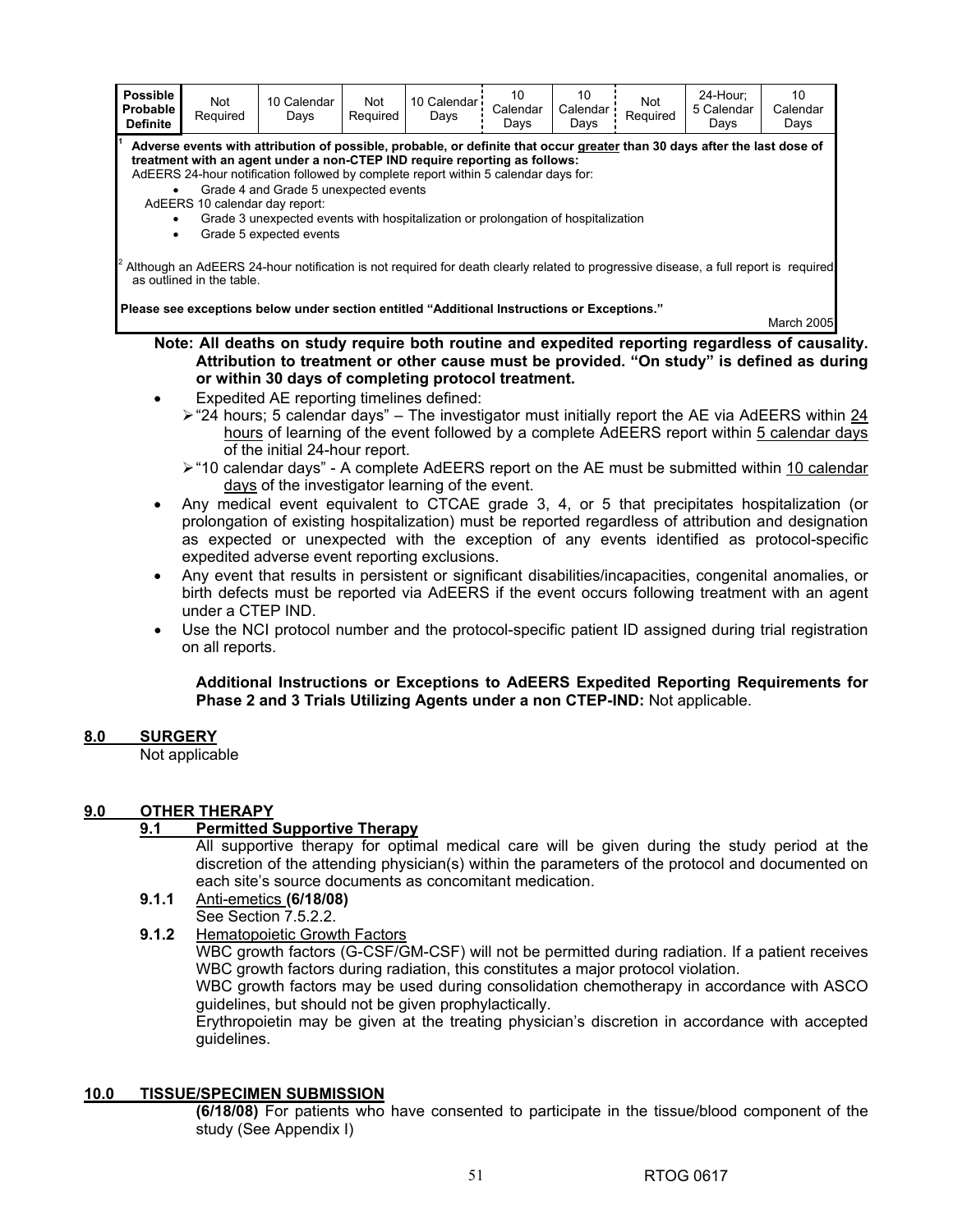| Possible Probable Definite | Not Required | 10 Calendar Days | Not Required | 10 Calendar Days | 10 Calendar Days | 10 Calendar Days | Not Required | 24-Hour; 5 Calendar Days | 10 Calendar Days |
|---|---|---|---|---|---|---|---|---|---|

[1] **Adverse events with attribution of possible, probable, or definite that occur greater than 30 days after the last dose of treatment with an agent under a non-CTEP IND require reporting as follows:**
AdEERS 24-hour notification followed by complete report within 5 calendar days for:
- Grade 4 and Grade 5 unexpected events

AdEERS 10 calendar day report:
- Grade 3 unexpected events with hospitalization or prolongation of hospitalization
- Grade 5 expected events

[2] Although an AdEERS 24-hour notification is not required for death clearly related to progressive disease, a full report is required as outlined in the table.

**Please see exceptions below under section entitled "Additional Instructions or Exceptions."**

March 2005

**Note: All deaths on study require both routine and expedited reporting regardless of causality. Attribution to treatment or other cause must be provided. "On study" is defined as during or within 30 days of completing protocol treatment.**

- Expedited AE reporting timelines defined:
  - "24 hours; 5 calendar days" – The investigator must initially report the AE via AdEERS within 24 hours of learning of the event followed by a complete AdEERS report within 5 calendar days of the initial 24-hour report.
  - "10 calendar days" - A complete AdEERS report on the AE must be submitted within 10 calendar days of the investigator learning of the event.
- Any medical event equivalent to CTCAE grade 3, 4, or 5 that precipitates hospitalization (or prolongation of existing hospitalization) must be reported regardless of attribution and designation as expected or unexpected with the exception of any events identified as protocol-specific expedited adverse event reporting exclusions.
- Any event that results in persistent or significant disabilities/incapacities, congenital anomalies, or birth defects must be reported via AdEERS if the event occurs following treatment with an agent under a CTEP IND.
- Use the NCI protocol number and the protocol-specific patient ID assigned during trial registration on all reports.

**Additional Instructions or Exceptions to AdEERS Expedited Reporting Requirements for Phase 2 and 3 Trials Utilizing Agents under a non CTEP-IND:** Not applicable.

## 8.0 SURGERY

Not applicable

## 9.0 OTHER THERAPY

### 9.1 Permitted Supportive Therapy

All supportive therapy for optimal medical care will be given during the study period at the discretion of the attending physician(s) within the parameters of the protocol and documented on each site's source documents as concomitant medication.

**9.1.1** Anti-emetics **(6/18/08)**

See Section 7.5.2.2.

**9.1.2** Hematopoietic Growth Factors

WBC growth factors (G-CSF/GM-CSF) will not be permitted during radiation. If a patient receives WBC growth factors during radiation, this constitutes a major protocol violation.

WBC growth factors may be used during consolidation chemotherapy in accordance with ASCO guidelines, but should not be given prophylactically.

Erythropoietin may be given at the treating physician's discretion in accordance with accepted guidelines.

## 10.0 TISSUE/SPECIMEN SUBMISSION

**(6/18/08)** For patients who have consented to participate in the tissue/blood component of the study (See Appendix I)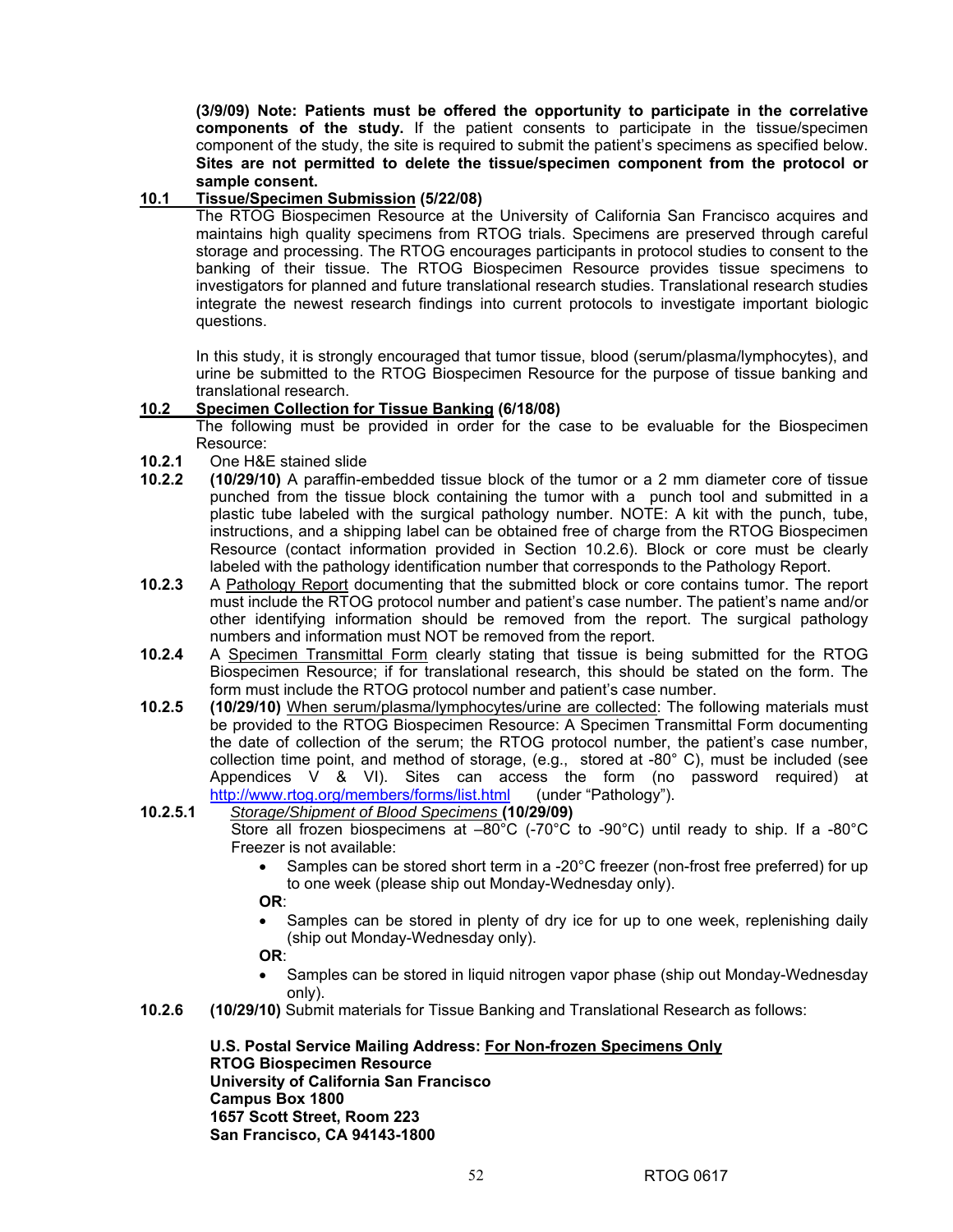**(3/9/09) Note: Patients must be offered the opportunity to participate in the correlative components of the study.** If the patient consents to participate in the tissue/specimen component of the study, the site is required to submit the patient's specimens as specified below. **Sites are not permitted to delete the tissue/specimen component from the protocol or sample consent.**

## 10.1 Tissue/Specimen Submission (5/22/08)

The RTOG Biospecimen Resource at the University of California San Francisco acquires and maintains high quality specimens from RTOG trials. Specimens are preserved through careful storage and processing. The RTOG encourages participants in protocol studies to consent to the banking of their tissue. The RTOG Biospecimen Resource provides tissue specimens to investigators for planned and future translational research studies. Translational research studies integrate the newest research findings into current protocols to investigate important biologic questions.

In this study, it is strongly encouraged that tumor tissue, blood (serum/plasma/lymphocytes), and urine be submitted to the RTOG Biospecimen Resource for the purpose of tissue banking and translational research.

## 10.2 Specimen Collection for Tissue Banking (6/18/08)

The following must be provided in order for the case to be evaluable for the Biospecimen Resource:

**10.2.1** One H&E stained slide

**10.2.2** **(10/29/10)** A paraffin-embedded tissue block of the tumor or a 2 mm diameter core of tissue punched from the tissue block containing the tumor with a punch tool and submitted in a plastic tube labeled with the surgical pathology number. NOTE: A kit with the punch, tube, instructions, and a shipping label can be obtained free of charge from the RTOG Biospecimen Resource (contact information provided in Section 10.2.6). Block or core must be clearly labeled with the pathology identification number that corresponds to the Pathology Report.

**10.2.3** A Pathology Report documenting that the submitted block or core contains tumor. The report must include the RTOG protocol number and patient's case number. The patient's name and/or other identifying information should be removed from the report. The surgical pathology numbers and information must NOT be removed from the report.

**10.2.4** A Specimen Transmittal Form clearly stating that tissue is being submitted for the RTOG Biospecimen Resource; if for translational research, this should be stated on the form. The form must include the RTOG protocol number and patient's case number.

**10.2.5** **(10/29/10)** When serum/plasma/lymphocytes/urine are collected: The following materials must be provided to the RTOG Biospecimen Resource: A Specimen Transmittal Form documenting the date of collection of the serum; the RTOG protocol number, the patient's case number, collection time point, and method of storage, (e.g., stored at -80° C), must be included (see Appendices V & VI). Sites can access the form (no password required) at http://www.rtog.org/members/forms/list.html (under "Pathology").

**10.2.5.1** *Storage/Shipment of Blood Specimens* **(10/29/09)**

Store all frozen biospecimens at –80°C (-70°C to -90°C) until ready to ship. If a -80°C Freezer is not available:

- Samples can be stored short term in a -20°C freezer (non-frost free preferred) for up to one week (please ship out Monday-Wednesday only).

**OR**:

- Samples can be stored in plenty of dry ice for up to one week, replenishing daily (ship out Monday-Wednesday only).

**OR**:

- Samples can be stored in liquid nitrogen vapor phase (ship out Monday-Wednesday only).

**10.2.6** **(10/29/10)** Submit materials for Tissue Banking and Translational Research as follows:

**U.S. Postal Service Mailing Address: For Non-frozen Specimens Only**
**RTOG Biospecimen Resource**
**University of California San Francisco**
**Campus Box 1800**
**1657 Scott Street, Room 223**
**San Francisco, CA 94143-1800**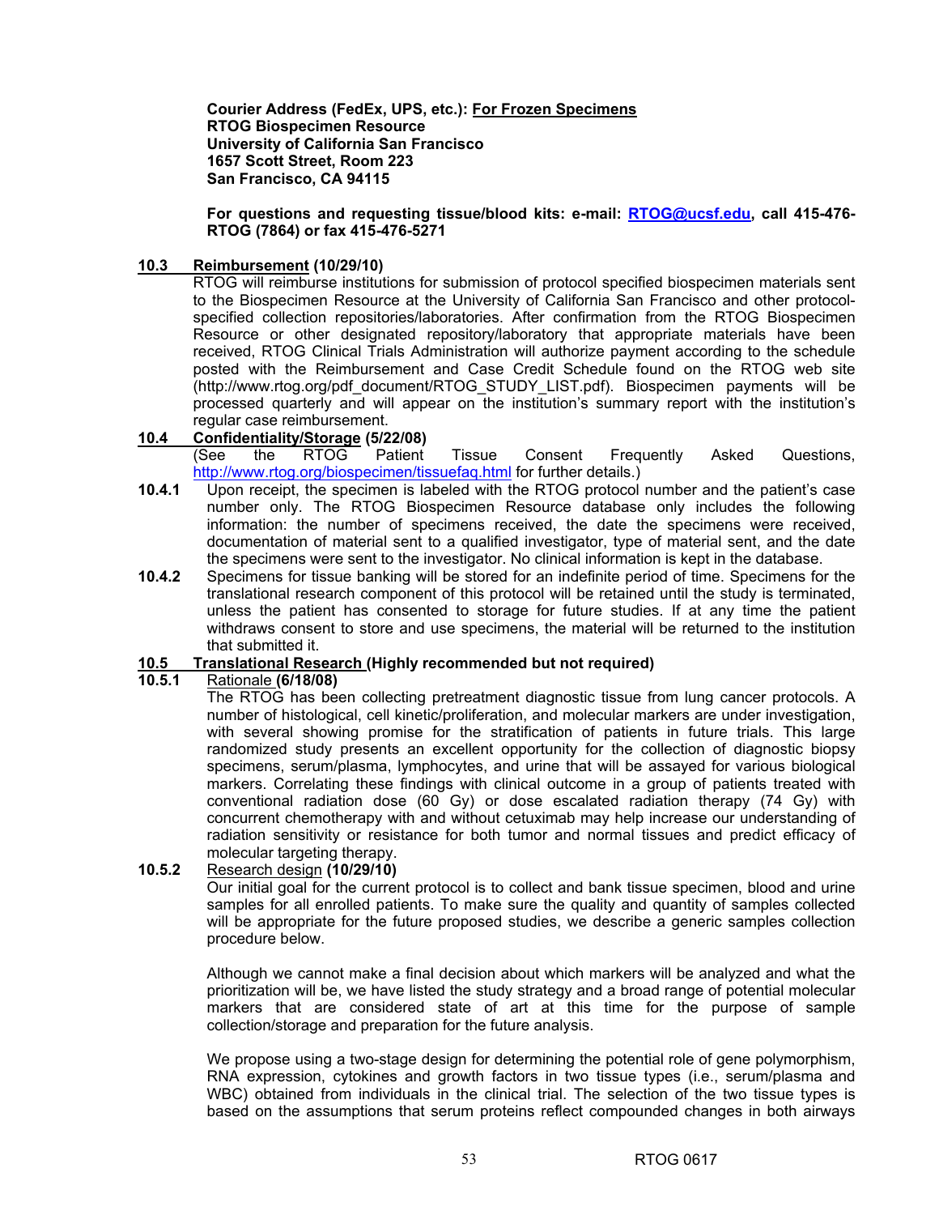**Courier Address (FedEx, UPS, etc.): For Frozen Specimens**
**RTOG Biospecimen Resource**
**University of California San Francisco**
**1657 Scott Street, Room 223**
**San Francisco, CA 94115**

**For questions and requesting tissue/blood kits: e-mail: RTOG@ucsf.edu, call 415-476-RTOG (7864) or fax 415-476-5271**

**10.3 Reimbursement (10/29/10)**

RTOG will reimburse institutions for submission of protocol specified biospecimen materials sent to the Biospecimen Resource at the University of California San Francisco and other protocol-specified collection repositories/laboratories. After confirmation from the RTOG Biospecimen Resource or other designated repository/laboratory that appropriate materials have been received, RTOG Clinical Trials Administration will authorize payment according to the schedule posted with the Reimbursement and Case Credit Schedule found on the RTOG web site (http://www.rtog.org/pdf_document/RTOG_STUDY_LIST.pdf). Biospecimen payments will be processed quarterly and will appear on the institution's summary report with the institution's regular case reimbursement.

**10.4 Confidentiality/Storage (5/22/08)**

(See the RTOG Patient Tissue Consent Frequently Asked Questions, http://www.rtog.org/biospecimen/tissuefaq.html for further details.)

**10.4.1** Upon receipt, the specimen is labeled with the RTOG protocol number and the patient's case number only. The RTOG Biospecimen Resource database only includes the following information: the number of specimens received, the date the specimens were received, documentation of material sent to a qualified investigator, type of material sent, and the date the specimens were sent to the investigator. No clinical information is kept in the database.

**10.4.2** Specimens for tissue banking will be stored for an indefinite period of time. Specimens for the translational research component of this protocol will be retained until the study is terminated, unless the patient has consented to storage for future studies. If at any time the patient withdraws consent to store and use specimens, the material will be returned to the institution that submitted it.

**10.5 Translational Research (Highly recommended but not required)**

**10.5.1 Rationale (6/18/08)**

The RTOG has been collecting pretreatment diagnostic tissue from lung cancer protocols. A number of histological, cell kinetic/proliferation, and molecular markers are under investigation, with several showing promise for the stratification of patients in future trials. This large randomized study presents an excellent opportunity for the collection of diagnostic biopsy specimens, serum/plasma, lymphocytes, and urine that will be assayed for various biological markers. Correlating these findings with clinical outcome in a group of patients treated with conventional radiation dose (60 Gy) or dose escalated radiation therapy (74 Gy) with concurrent chemotherapy with and without cetuximab may help increase our understanding of radiation sensitivity or resistance for both tumor and normal tissues and predict efficacy of molecular targeting therapy.

**10.5.2 Research design (10/29/10)**

Our initial goal for the current protocol is to collect and bank tissue specimen, blood and urine samples for all enrolled patients. To make sure the quality and quantity of samples collected will be appropriate for the future proposed studies, we describe a generic samples collection procedure below.

Although we cannot make a final decision about which markers will be analyzed and what the prioritization will be, we have listed the study strategy and a broad range of potential molecular markers that are considered state of art at this time for the purpose of sample collection/storage and preparation for the future analysis.

We propose using a two-stage design for determining the potential role of gene polymorphism, RNA expression, cytokines and growth factors in two tissue types (i.e., serum/plasma and WBC) obtained from individuals in the clinical trial. The selection of the two tissue types is based on the assumptions that serum proteins reflect compounded changes in both airways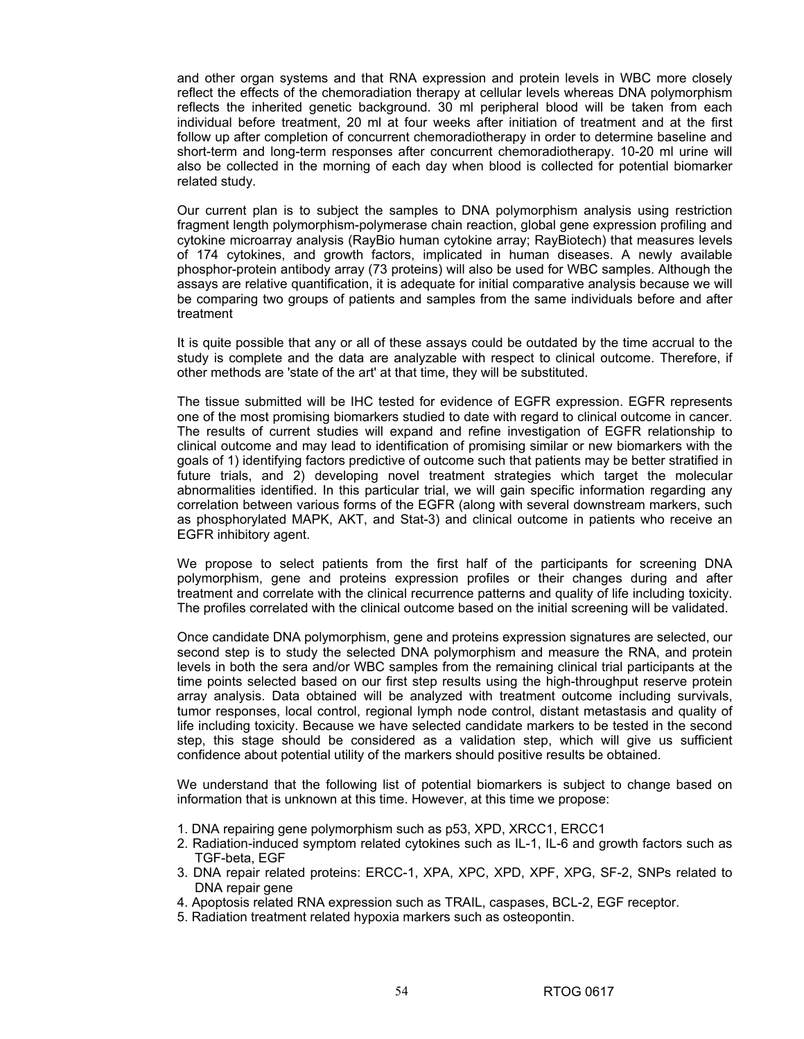and other organ systems and that RNA expression and protein levels in WBC more closely reflect the effects of the chemoradiation therapy at cellular levels whereas DNA polymorphism reflects the inherited genetic background. 30 ml peripheral blood will be taken from each individual before treatment, 20 ml at four weeks after initiation of treatment and at the first follow up after completion of concurrent chemoradiotherapy in order to determine baseline and short-term and long-term responses after concurrent chemoradiotherapy. 10-20 ml urine will also be collected in the morning of each day when blood is collected for potential biomarker related study.

Our current plan is to subject the samples to DNA polymorphism analysis using restriction fragment length polymorphism-polymerase chain reaction, global gene expression profiling and cytokine microarray analysis (RayBio human cytokine array; RayBiotech) that measures levels of 174 cytokines, and growth factors, implicated in human diseases. A newly available phosphor-protein antibody array (73 proteins) will also be used for WBC samples. Although the assays are relative quantification, it is adequate for initial comparative analysis because we will be comparing two groups of patients and samples from the same individuals before and after treatment

It is quite possible that any or all of these assays could be outdated by the time accrual to the study is complete and the data are analyzable with respect to clinical outcome. Therefore, if other methods are 'state of the art' at that time, they will be substituted.

The tissue submitted will be IHC tested for evidence of EGFR expression. EGFR represents one of the most promising biomarkers studied to date with regard to clinical outcome in cancer. The results of current studies will expand and refine investigation of EGFR relationship to clinical outcome and may lead to identification of promising similar or new biomarkers with the goals of 1) identifying factors predictive of outcome such that patients may be better stratified in future trials, and 2) developing novel treatment strategies which target the molecular abnormalities identified. In this particular trial, we will gain specific information regarding any correlation between various forms of the EGFR (along with several downstream markers, such as phosphorylated MAPK, AKT, and Stat-3) and clinical outcome in patients who receive an EGFR inhibitory agent.

We propose to select patients from the first half of the participants for screening DNA polymorphism, gene and proteins expression profiles or their changes during and after treatment and correlate with the clinical recurrence patterns and quality of life including toxicity. The profiles correlated with the clinical outcome based on the initial screening will be validated.

Once candidate DNA polymorphism, gene and proteins expression signatures are selected, our second step is to study the selected DNA polymorphism and measure the RNA, and protein levels in both the sera and/or WBC samples from the remaining clinical trial participants at the time points selected based on our first step results using the high-throughput reserve protein array analysis. Data obtained will be analyzed with treatment outcome including survivals, tumor responses, local control, regional lymph node control, distant metastasis and quality of life including toxicity. Because we have selected candidate markers to be tested in the second step, this stage should be considered as a validation step, which will give us sufficient confidence about potential utility of the markers should positive results be obtained.

We understand that the following list of potential biomarkers is subject to change based on information that is unknown at this time. However, at this time we propose:

1. DNA repairing gene polymorphism such as p53, XPD, XRCC1, ERCC1
2. Radiation-induced symptom related cytokines such as IL-1, IL-6 and growth factors such as TGF-beta, EGF
3. DNA repair related proteins: ERCC-1, XPA, XPC, XPD, XPF, XPG, SF-2, SNPs related to DNA repair gene
4. Apoptosis related RNA expression such as TRAIL, caspases, BCL-2, EGF receptor.
5. Radiation treatment related hypoxia markers such as osteopontin.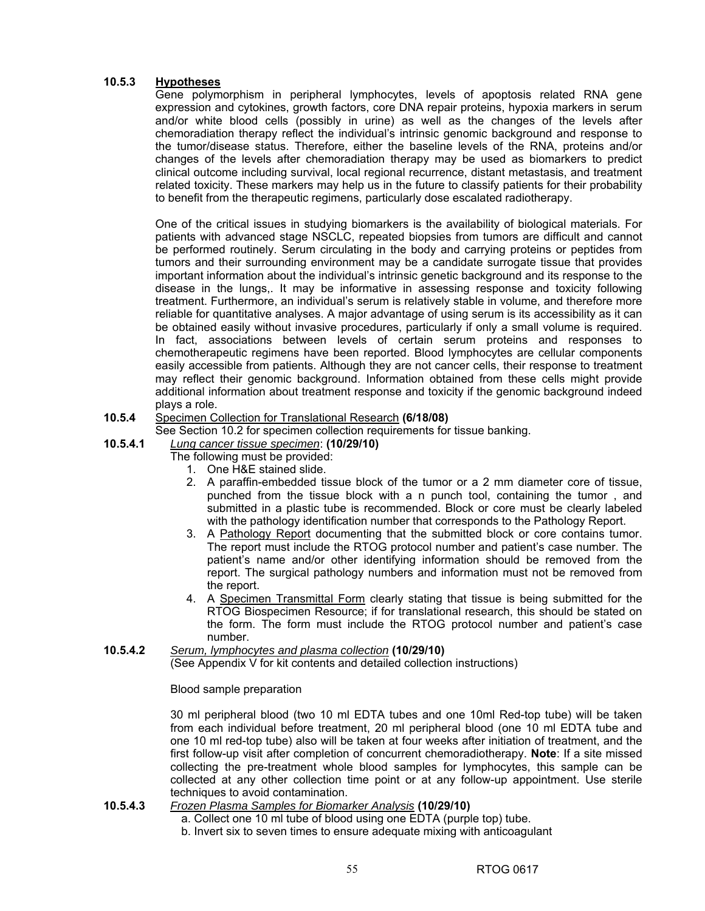**10.5.3 Hypotheses**

Gene polymorphism in peripheral lymphocytes, levels of apoptosis related RNA gene expression and cytokines, growth factors, core DNA repair proteins, hypoxia markers in serum and/or white blood cells (possibly in urine) as well as the changes of the levels after chemoradiation therapy reflect the individual's intrinsic genomic background and response to the tumor/disease status. Therefore, either the baseline levels of the RNA, proteins and/or changes of the levels after chemoradiation therapy may be used as biomarkers to predict clinical outcome including survival, local regional recurrence, distant metastasis, and treatment related toxicity. These markers may help us in the future to classify patients for their probability to benefit from the therapeutic regimens, particularly dose escalated radiotherapy.

One of the critical issues in studying biomarkers is the availability of biological materials. For patients with advanced stage NSCLC, repeated biopsies from tumors are difficult and cannot be performed routinely. Serum circulating in the body and carrying proteins or peptides from tumors and their surrounding environment may be a candidate surrogate tissue that provides important information about the individual's intrinsic genetic background and its response to the disease in the lungs,. It may be informative in assessing response and toxicity following treatment. Furthermore, an individual's serum is relatively stable in volume, and therefore more reliable for quantitative analyses. A major advantage of using serum is its accessibility as it can be obtained easily without invasive procedures, particularly if only a small volume is required. In fact, associations between levels of certain serum proteins and responses to chemotherapeutic regimens have been reported. Blood lymphocytes are cellular components easily accessible from patients. Although they are not cancer cells, their response to treatment may reflect their genomic background. Information obtained from these cells might provide additional information about treatment response and toxicity if the genomic background indeed plays a role.

**10.5.4** Specimen Collection for Translational Research **(6/18/08)**

See Section 10.2 for specimen collection requirements for tissue banking.

**10.5.4.1** *Lung cancer tissue specimen*: **(10/29/10)**

The following must be provided:

1. One H&E stained slide.
2. A paraffin-embedded tissue block of the tumor or a 2 mm diameter core of tissue, punched from the tissue block with a n punch tool, containing the tumor , and submitted in a plastic tube is recommended. Block or core must be clearly labeled with the pathology identification number that corresponds to the Pathology Report.
3. A Pathology Report documenting that the submitted block or core contains tumor. The report must include the RTOG protocol number and patient's case number. The patient's name and/or other identifying information should be removed from the report. The surgical pathology numbers and information must not be removed from the report.
4. A Specimen Transmittal Form clearly stating that tissue is being submitted for the RTOG Biospecimen Resource; if for translational research, this should be stated on the form. The form must include the RTOG protocol number and patient's case number.

**10.5.4.2** *Serum, lymphocytes and plasma collection* **(10/29/10)**

(See Appendix V for kit contents and detailed collection instructions)

Blood sample preparation

30 ml peripheral blood (two 10 ml EDTA tubes and one 10ml Red-top tube) will be taken from each individual before treatment, 20 ml peripheral blood (one 10 ml EDTA tube and one 10 ml red-top tube) also will be taken at four weeks after initiation of treatment, and the first follow-up visit after completion of concurrent chemoradiotherapy. **Note**: If a site missed collecting the pre-treatment whole blood samples for lymphocytes, this sample can be collected at any other collection time point or at any follow-up appointment. Use sterile techniques to avoid contamination.

**10.5.4.3** *Frozen Plasma Samples for Biomarker Analysis* **(10/29/10)**

a. Collect one 10 ml tube of blood using one EDTA (purple top) tube.
b. Invert six to seven times to ensure adequate mixing with anticoagulant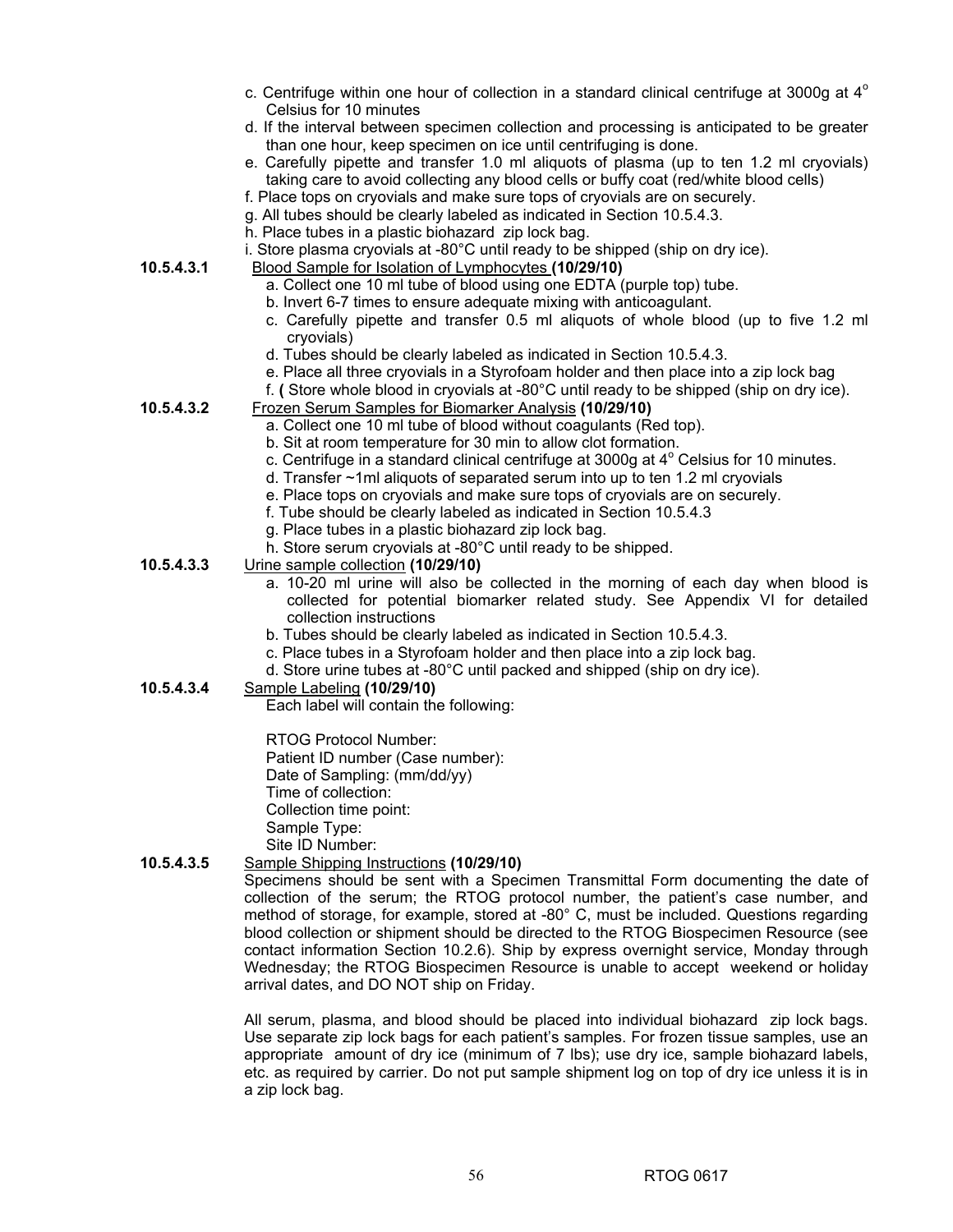c. Centrifuge within one hour of collection in a standard clinical centrifuge at 3000g at 4° Celsius for 10 minutes

d. If the interval between specimen collection and processing is anticipated to be greater than one hour, keep specimen on ice until centrifuging is done.

e. Carefully pipette and transfer 1.0 ml aliquots of plasma (up to ten 1.2 ml cryovials) taking care to avoid collecting any blood cells or buffy coat (red/white blood cells)

f. Place tops on cryovials and make sure tops of cryovials are on securely.

g. All tubes should be clearly labeled as indicated in Section 10.5.4.3.

h. Place tubes in a plastic biohazard zip lock bag.

i. Store plasma cryovials at -80°C until ready to be shipped (ship on dry ice).

**10.5.4.3.1** Blood Sample for Isolation of Lymphocytes **(10/29/10)**

a. Collect one 10 ml tube of blood using one EDTA (purple top) tube.

b. Invert 6-7 times to ensure adequate mixing with anticoagulant.

c. Carefully pipette and transfer 0.5 ml aliquots of whole blood (up to five 1.2 ml cryovials)

d. Tubes should be clearly labeled as indicated in Section 10.5.4.3.

e. Place all three cryovials in a Styrofoam holder and then place into a zip lock bag

f. **(** Store whole blood in cryovials at -80°C until ready to be shipped (ship on dry ice).

**10.5.4.3.2** Frozen Serum Samples for Biomarker Analysis **(10/29/10)**

a. Collect one 10 ml tube of blood without coagulants (Red top).

b. Sit at room temperature for 30 min to allow clot formation.

c. Centrifuge in a standard clinical centrifuge at 3000g at 4° Celsius for 10 minutes.

d. Transfer ~1ml aliquots of separated serum into up to ten 1.2 ml cryovials

e. Place tops on cryovials and make sure tops of cryovials are on securely.

f. Tube should be clearly labeled as indicated in Section 10.5.4.3

g. Place tubes in a plastic biohazard zip lock bag.

h. Store serum cryovials at -80°C until ready to be shipped.

**10.5.4.3.3** Urine sample collection **(10/29/10)**

a. 10-20 ml urine will also be collected in the morning of each day when blood is collected for potential biomarker related study. See Appendix VI for detailed collection instructions

b. Tubes should be clearly labeled as indicated in Section 10.5.4.3.

c. Place tubes in a Styrofoam holder and then place into a zip lock bag.

d. Store urine tubes at -80°C until packed and shipped (ship on dry ice).

**10.5.4.3.4** Sample Labeling **(10/29/10)**

Each label will contain the following:

RTOG Protocol Number:
Patient ID number (Case number):
Date of Sampling: (mm/dd/yy)
Time of collection:
Collection time point:
Sample Type:
Site ID Number:

**10.5.4.3.5** Sample Shipping Instructions **(10/29/10)**

Specimens should be sent with a Specimen Transmittal Form documenting the date of collection of the serum; the RTOG protocol number, the patient's case number, and method of storage, for example, stored at -80° C, must be included. Questions regarding blood collection or shipment should be directed to the RTOG Biospecimen Resource (see contact information Section 10.2.6). Ship by express overnight service, Monday through Wednesday; the RTOG Biospecimen Resource is unable to accept weekend or holiday arrival dates, and DO NOT ship on Friday.

All serum, plasma, and blood should be placed into individual biohazard zip lock bags. Use separate zip lock bags for each patient's samples. For frozen tissue samples, use an appropriate amount of dry ice (minimum of 7 lbs); use dry ice, sample biohazard labels, etc. as required by carrier. Do not put sample shipment log on top of dry ice unless it is in a zip lock bag.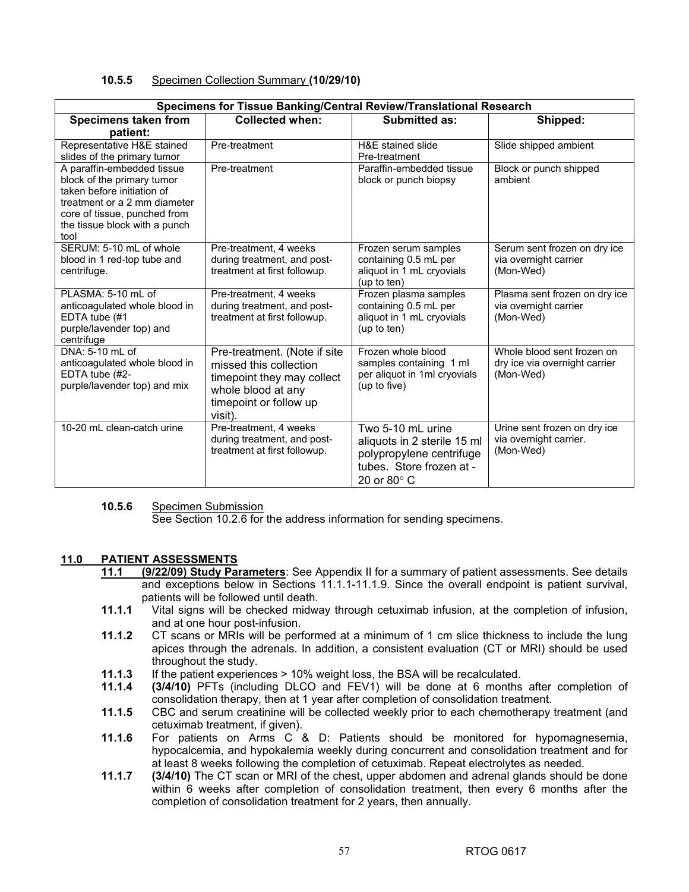#### 10.5.5 Specimen Collection Summary **(10/29/10)**

| Specimens for Tissue Banking/Central Review/Translational Research | | | |
|---|---|---|---|
| **Specimens taken from patient:** | **Collected when:** | **Submitted as:** | **Shipped:** |
| Representative H&E stained slides of the primary tumor | Pre-treatment | H&E stained slide Pre-treatment | Slide shipped ambient |
| A paraffin-embedded tissue block of the primary tumor taken before initiation of treatment or a 2 mm diameter core of tissue, punched from the tissue block with a punch tool | Pre-treatment | Paraffin-embedded tissue block or punch biopsy | Block or punch shipped ambient |
| SERUM: 5-10 mL of whole blood in 1 red-top tube and centrifuge. | Pre-treatment, 4 weeks during treatment, and post-treatment at first followup. | Frozen serum samples containing 0.5 mL per aliquot in 1 mL cryovials (up to ten) | Serum sent frozen on dry ice via overnight carrier (Mon-Wed) |
| PLASMA: 5-10 mL of anticoagulated whole blood in EDTA tube (#1 purple/lavender top) and centrifuge | Pre-treatment, 4 weeks during treatment, and post-treatment at first followup. | Frozen plasma samples containing 0.5 mL per aliquot in 1 mL cryovials (up to ten) | Plasma sent frozen on dry ice via overnight carrier (Mon-Wed) |
| DNA: 5-10 mL of anticoagulated whole blood in EDTA tube (#2-purple/lavender top) and mix | Pre-treatment. (Note if site missed this collection timepoint they may collect whole blood at any timepoint or follow up visit). | Frozen whole blood samples containing 1 ml per aliquot in 1ml cryovials (up to five) | Whole blood sent frozen on dry ice via overnight carrier (Mon-Wed) |
| 10-20 mL clean-catch urine | Pre-treatment, 4 weeks during treatment, and post-treatment at first followup. | Two 5-10 mL urine aliquots in 2 sterile 15 ml polypropylene centrifuge tubes. Store frozen at -20 or 80° C | Urine sent frozen on dry ice via overnight carrier. (Mon-Wed) |

#### 10.5.6 Specimen Submission

See Section 10.2.6 for the address information for sending specimens.

## 11.0 PATIENT ASSESSMENTS

**11.1 (9/22/09) Study Parameters**: See Appendix II for a summary of patient assessments. See details and exceptions below in Sections 11.1.1-11.1.9. Since the overall endpoint is patient survival, patients will be followed until death.

**11.1.1** Vital signs will be checked midway through cetuximab infusion, at the completion of infusion, and at one hour post-infusion.

**11.1.2** CT scans or MRIs will be performed at a minimum of 1 cm slice thickness to include the lung apices through the adrenals. In addition, a consistent evaluation (CT or MRI) should be used throughout the study.

**11.1.3** If the patient experiences > 10% weight loss, the BSA will be recalculated.

**11.1.4** **(3/4/10)** PFTs (including DLCO and FEV1) will be done at 6 months after completion of consolidation therapy, then at 1 year after completion of consolidation treatment.

**11.1.5** CBC and serum creatinine will be collected weekly prior to each chemotherapy treatment (and cetuximab treatment, if given).

**11.1.6** For patients on Arms C & D: Patients should be monitored for hypomagnesemia, hypocalcemia, and hypokalemia weekly during concurrent and consolidation treatment and for at least 8 weeks following the completion of cetuximab. Repeat electrolytes as needed.

**11.1.7** **(3/4/10)** The CT scan or MRI of the chest, upper abdomen and adrenal glands should be done within 6 weeks after completion of consolidation treatment, then every 6 months after the completion of consolidation treatment for 2 years, then annually.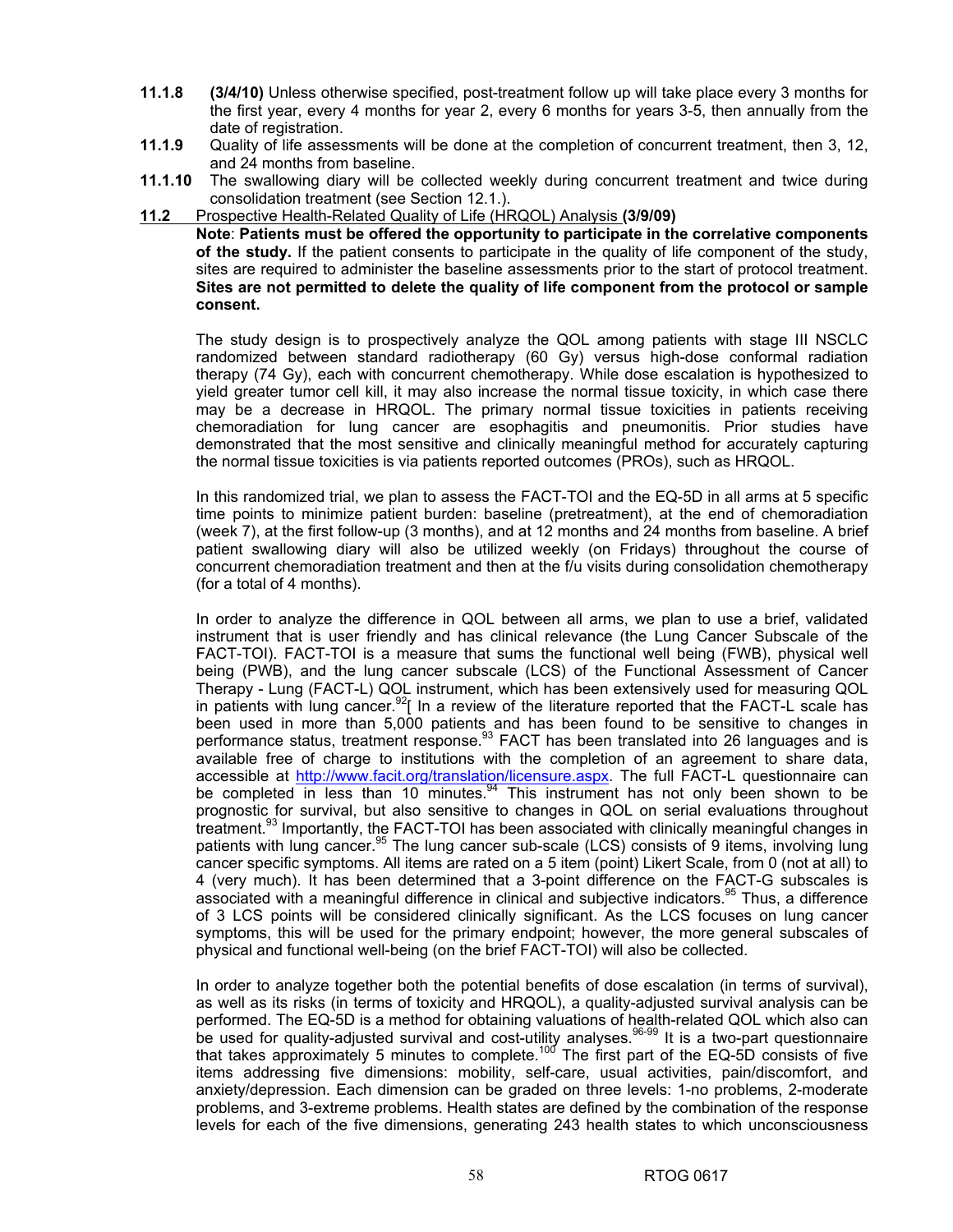**11.1.8** **(3/4/10)** Unless otherwise specified, post-treatment follow up will take place every 3 months for the first year, every 4 months for year 2, every 6 months for years 3-5, then annually from the date of registration.

**11.1.9** Quality of life assessments will be done at the completion of concurrent treatment, then 3, 12, and 24 months from baseline.

**11.1.10** The swallowing diary will be collected weekly during concurrent treatment and twice during consolidation treatment (see Section 12.1.).

## 11.2 Prospective Health-Related Quality of Life (HRQOL) Analysis **(3/9/09)**

**Note**: **Patients must be offered the opportunity to participate in the correlative components of the study.** If the patient consents to participate in the quality of life component of the study, sites are required to administer the baseline assessments prior to the start of protocol treatment. **Sites are not permitted to delete the quality of life component from the protocol or sample consent.**

The study design is to prospectively analyze the QOL among patients with stage III NSCLC randomized between standard radiotherapy (60 Gy) versus high-dose conformal radiation therapy (74 Gy), each with concurrent chemotherapy. While dose escalation is hypothesized to yield greater tumor cell kill, it may also increase the normal tissue toxicity, in which case there may be a decrease in HRQOL. The primary normal tissue toxicities in patients receiving chemoradiation for lung cancer are esophagitis and pneumonitis. Prior studies have demonstrated that the most sensitive and clinically meaningful method for accurately capturing the normal tissue toxicities is via patients reported outcomes (PROs), such as HRQOL.

In this randomized trial, we plan to assess the FACT-TOI and the EQ-5D in all arms at 5 specific time points to minimize patient burden: baseline (pretreatment), at the end of chemoradiation (week 7), at the first follow-up (3 months), and at 12 months and 24 months from baseline. A brief patient swallowing diary will also be utilized weekly (on Fridays) throughout the course of concurrent chemoradiation treatment and then at the f/u visits during consolidation chemotherapy (for a total of 4 months).

In order to analyze the difference in QOL between all arms, we plan to use a brief, validated instrument that is user friendly and has clinical relevance (the Lung Cancer Subscale of the FACT-TOI). FACT-TOI is a measure that sums the functional well being (FWB), physical well being (PWB), and the lung cancer subscale (LCS) of the Functional Assessment of Cancer Therapy - Lung (FACT-L) QOL instrument, which has been extensively used for measuring QOL in patients with lung cancer.[92][ In a review of the literature reported that the FACT-L scale has been used in more than 5,000 patients and has been found to be sensitive to changes in performance status, treatment response.[93] FACT has been translated into 26 languages and is available free of charge to institutions with the completion of an agreement to share data, accessible at http://www.facit.org/translation/licensure.aspx. The full FACT-L questionnaire can be completed in less than 10 minutes.[94] This instrument has not only been shown to be prognostic for survival, but also sensitive to changes in QOL on serial evaluations throughout treatment.[93] Importantly, the FACT-TOI has been associated with clinically meaningful changes in patients with lung cancer.[95] The lung cancer sub-scale (LCS) consists of 9 items, involving lung cancer specific symptoms. All items are rated on a 5 item (point) Likert Scale, from 0 (not at all) to 4 (very much). It has been determined that a 3-point difference on the FACT-G subscales is associated with a meaningful difference in clinical and subjective indicators.[95] Thus, a difference of 3 LCS points will be considered clinically significant. As the LCS focuses on lung cancer symptoms, this will be used for the primary endpoint; however, the more general subscales of physical and functional well-being (on the brief FACT-TOI) will also be collected.

In order to analyze together both the potential benefits of dose escalation (in terms of survival), as well as its risks (in terms of toxicity and HRQOL), a quality-adjusted survival analysis can be performed. The EQ-5D is a method for obtaining valuations of health-related QOL which also can be used for quality-adjusted survival and cost-utility analyses.[96-99] It is a two-part questionnaire that takes approximately 5 minutes to complete.[100] The first part of the EQ-5D consists of five items addressing five dimensions: mobility, self-care, usual activities, pain/discomfort, and anxiety/depression. Each dimension can be graded on three levels: 1-no problems, 2-moderate problems, and 3-extreme problems. Health states are defined by the combination of the response levels for each of the five dimensions, generating 243 health states to which unconsciousness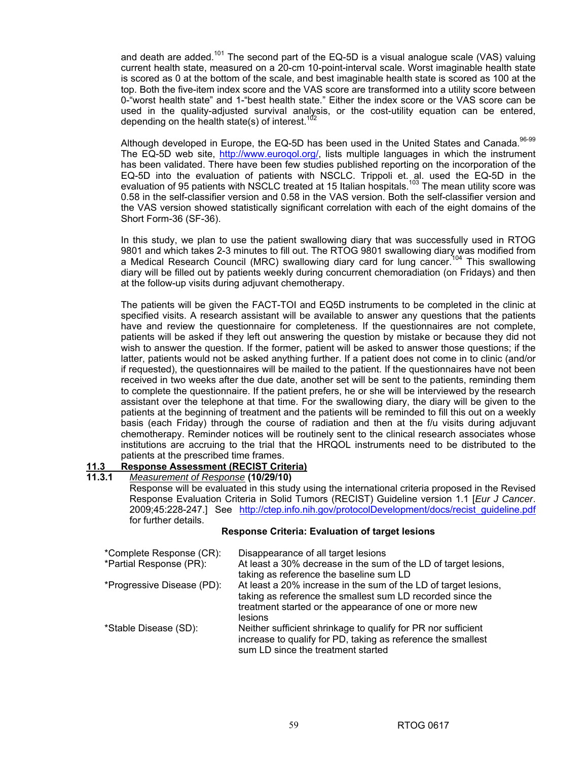and death are added.[101] The second part of the EQ-5D is a visual analogue scale (VAS) valuing current health state, measured on a 20-cm 10-point-interval scale. Worst imaginable health state is scored as 0 at the bottom of the scale, and best imaginable health state is scored as 100 at the top. Both the five-item index score and the VAS score are transformed into a utility score between 0-"worst health state" and 1-"best health state." Either the index score or the VAS score can be used in the quality-adjusted survival analysis, or the cost-utility equation can be entered, depending on the health state(s) of interest.[102]

Although developed in Europe, the EQ-5D has been used in the United States and Canada.[96-99] The EQ-5D web site, http://www.euroqol.org/, lists multiple languages in which the instrument has been validated. There have been few studies published reporting on the incorporation of the EQ-5D into the evaluation of patients with NSCLC. Trippoli et. al. used the EQ-5D in the evaluation of 95 patients with NSCLC treated at 15 Italian hospitals.[103] The mean utility score was 0.58 in the self-classifier version and 0.58 in the VAS version. Both the self-classifier version and the VAS version showed statistically significant correlation with each of the eight domains of the Short Form-36 (SF-36).

In this study, we plan to use the patient swallowing diary that was successfully used in RTOG 9801 and which takes 2-3 minutes to fill out. The RTOG 9801 swallowing diary was modified from a Medical Research Council (MRC) swallowing diary card for lung cancer.[104] This swallowing diary will be filled out by patients weekly during concurrent chemoradiation (on Fridays) and then at the follow-up visits during adjuvant chemotherapy.

The patients will be given the FACT-TOI and EQ5D instruments to be completed in the clinic at specified visits. A research assistant will be available to answer any questions that the patients have and review the questionnaire for completeness. If the questionnaires are not complete, patients will be asked if they left out answering the question by mistake or because they did not wish to answer the question. If the former, patient will be asked to answer those questions; if the latter, patients would not be asked anything further. If a patient does not come in to clinic (and/or if requested), the questionnaires will be mailed to the patient. If the questionnaires have not been received in two weeks after the due date, another set will be sent to the patients, reminding them to complete the questionnaire. If the patient prefers, he or she will be interviewed by the research assistant over the telephone at that time. For the swallowing diary, the diary will be given to the patients at the beginning of treatment and the patients will be reminded to fill this out on a weekly basis (each Friday) through the course of radiation and then at the f/u visits during adjuvant chemotherapy. Reminder notices will be routinely sent to the clinical research associates whose institutions are accruing to the trial that the HRQOL instruments need to be distributed to the patients at the prescribed time frames.

## 11.3 Response Assessment (RECIST Criteria)

### 11.3.1 *Measurement of Response* (10/29/10)

Response will be evaluated in this study using the international criteria proposed in the Revised Response Evaluation Criteria in Solid Tumors (RECIST) Guideline version 1.1 [*Eur J Cancer*. 2009;45:228-247.] See http://ctep.info.nih.gov/protocolDevelopment/docs/recist_guideline.pdf for further details.

**Response Criteria: Evaluation of target lesions**

| | |
|---|---|
| *Complete Response (CR): | Disappearance of all target lesions |
| *Partial Response (PR): | At least a 30% decrease in the sum of the LD of target lesions, taking as reference the baseline sum LD |
| *Progressive Disease (PD): | At least a 20% increase in the sum of the LD of target lesions, taking as reference the smallest sum LD recorded since the treatment started or the appearance of one or more new lesions |
| *Stable Disease (SD): | Neither sufficient shrinkage to qualify for PR nor sufficient increase to qualify for PD, taking as reference the smallest sum LD since the treatment started |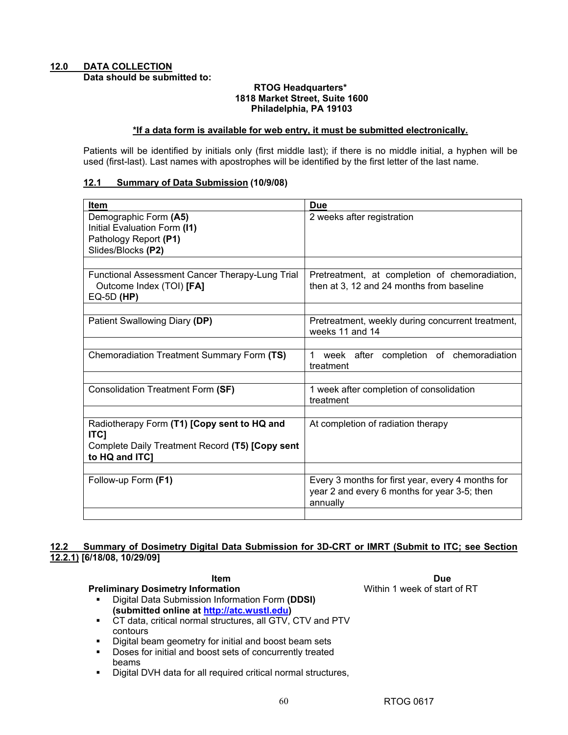## 12.0 DATA COLLECTION

**Data should be submitted to:**

**RTOG Headquarters***
**1818 Market Street, Suite 1600**
**Philadelphia, PA 19103**

***If a data form is available for web entry, it must be submitted electronically.**

Patients will be identified by initials only (first middle last); if there is no middle initial, a hyphen will be used (first-last). Last names with apostrophes will be identified by the first letter of the last name.

### 12.1 Summary of Data Submission (10/9/08)

| Item | Due |
|---|---|
| Demographic Form **(A5)**<br>Initial Evaluation Form **(I1)**<br>Pathology Report **(P1)**<br>Slides/Blocks **(P2)** | 2 weeks after registration |
| | |
| Functional Assessment Cancer Therapy-Lung Trial Outcome Index (TOI) **[FA]**<br>EQ-5D **(HP)** | Pretreatment, at completion of chemoradiation, then at 3, 12 and 24 months from baseline |
| | |
| Patient Swallowing Diary **(DP)** | Pretreatment, weekly during concurrent treatment, weeks 11 and 14 |
| | |
| Chemoradiation Treatment Summary Form **(TS)** | 1 week after completion of chemoradiation treatment |
| | |
| Consolidation Treatment Form **(SF)** | 1 week after completion of consolidation treatment |
| | |
| Radiotherapy Form **(T1) [Copy sent to HQ and ITC]**<br>Complete Daily Treatment Record **(T5) [Copy sent to HQ and ITC]** | At completion of radiation therapy |
| | |
| Follow-up Form **(F1)** | Every 3 months for first year, every 4 months for year 2 and every 6 months for year 3-5; then annually |
| | |

### 12.2 Summary of Dosimetry Digital Data Submission for 3D-CRT or IMRT (Submit to ITC; see Section 12.2.1) [6/18/08, 10/29/09]

| Item | Due |
|---|---|
| **Preliminary Dosimetry Information** | Within 1 week of start of RT |

- Digital Data Submission Information Form **(DDSI) (submitted online at http://atc.wustl.edu)**
- CT data, critical normal structures, all GTV, CTV and PTV contours
- Digital beam geometry for initial and boost beam sets
- Doses for initial and boost sets of concurrently treated beams
- Digital DVH data for all required critical normal structures,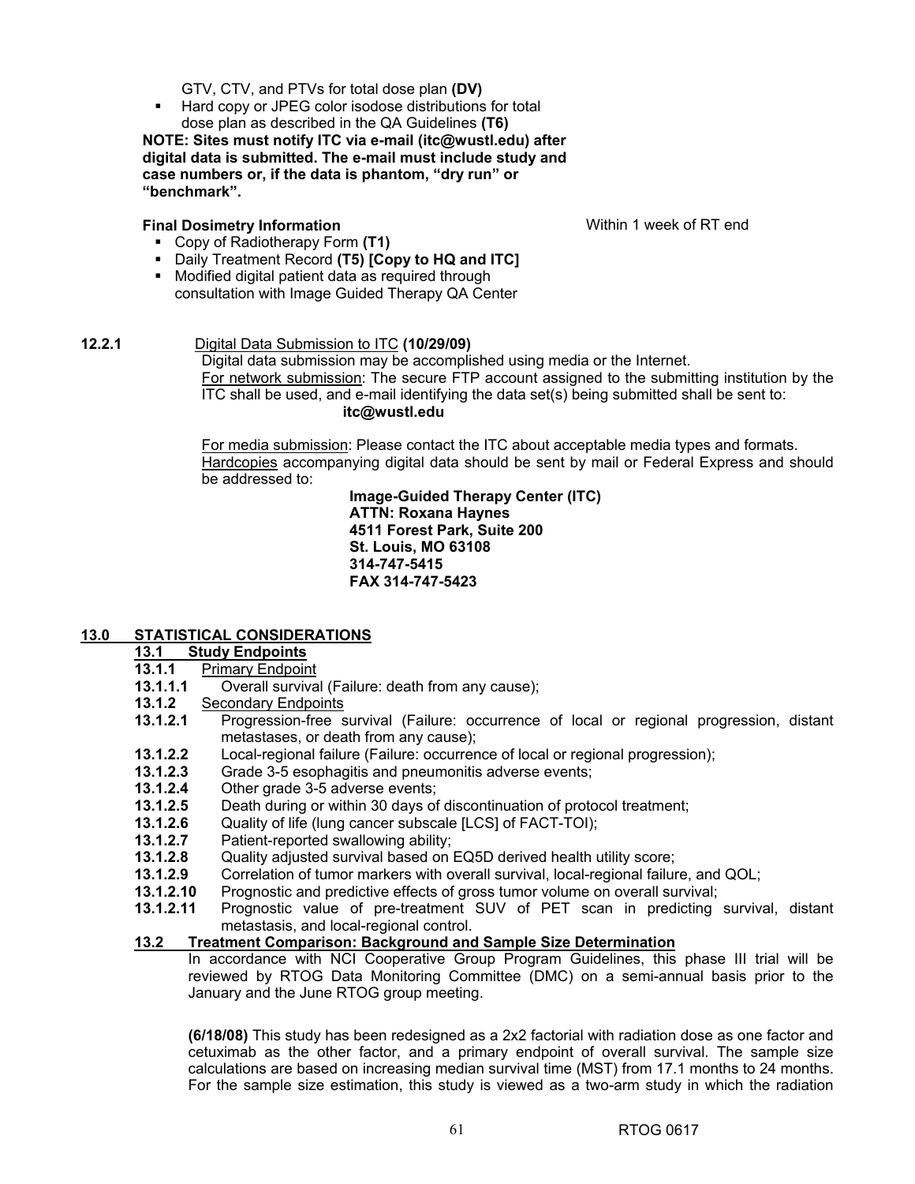GTV, CTV, and PTVs for total dose plan **(DV)**

- Hard copy or JPEG color isodose distributions for total dose plan as described in the QA Guidelines **(T6)**

**NOTE: Sites must notify ITC via e-mail (itc@wustl.edu) after digital data is submitted. The e-mail must include study and case numbers or, if the data is phantom, "dry run" or "benchmark".**

**Final Dosimetry Information** — Within 1 week of RT end

- Copy of Radiotherapy Form **(T1)**
- Daily Treatment Record **(T5) [Copy to HQ and ITC]**
- Modified digital patient data as required through consultation with Image Guided Therapy QA Center

**12.2.1** Digital Data Submission to ITC **(10/29/09)**

Digital data submission may be accomplished using media or the Internet.

For network submission: The secure FTP account assigned to the submitting institution by the ITC shall be used, and e-mail identifying the data set(s) being submitted shall be sent to:

**itc@wustl.edu**

For media submission: Please contact the ITC about acceptable media types and formats.

Hardcopies accompanying digital data should be sent by mail or Federal Express and should be addressed to:

**Image-Guided Therapy Center (ITC)**
**ATTN: Roxana Haynes**
**4511 Forest Park, Suite 200**
**St. Louis, MO 63108**
**314-747-5415**
**FAX 314-747-5423**

## 13.0 STATISTICAL CONSIDERATIONS

### 13.1 Study Endpoints

**13.1.1** Primary Endpoint

**13.1.1.1** Overall survival (Failure: death from any cause);

**13.1.2** Secondary Endpoints

**13.1.2.1** Progression-free survival (Failure: occurrence of local or regional progression, distant metastases, or death from any cause);

**13.1.2.2** Local-regional failure (Failure: occurrence of local or regional progression);

**13.1.2.3** Grade 3-5 esophagitis and pneumonitis adverse events;

**13.1.2.4** Other grade 3-5 adverse events;

**13.1.2.5** Death during or within 30 days of discontinuation of protocol treatment;

**13.1.2.6** Quality of life (lung cancer subscale [LCS] of FACT-TOI);

**13.1.2.7** Patient-reported swallowing ability;

**13.1.2.8** Quality adjusted survival based on EQ5D derived health utility score;

**13.1.2.9** Correlation of tumor markers with overall survival, local-regional failure, and QOL;

**13.1.2.10** Prognostic and predictive effects of gross tumor volume on overall survival;

**13.1.2.11** Prognostic value of pre-treatment SUV of PET scan in predicting survival, distant metastasis, and local-regional control.

### 13.2 Treatment Comparison: Background and Sample Size Determination

In accordance with NCI Cooperative Group Program Guidelines, this phase III trial will be reviewed by RTOG Data Monitoring Committee (DMC) on a semi-annual basis prior to the January and the June RTOG group meeting.

**(6/18/08)** This study has been redesigned as a 2x2 factorial with radiation dose as one factor and cetuximab as the other factor, and a primary endpoint of overall survival. The sample size calculations are based on increasing median survival time (MST) from 17.1 months to 24 months. For the sample size estimation, this study is viewed as a two-arm study in which the radiation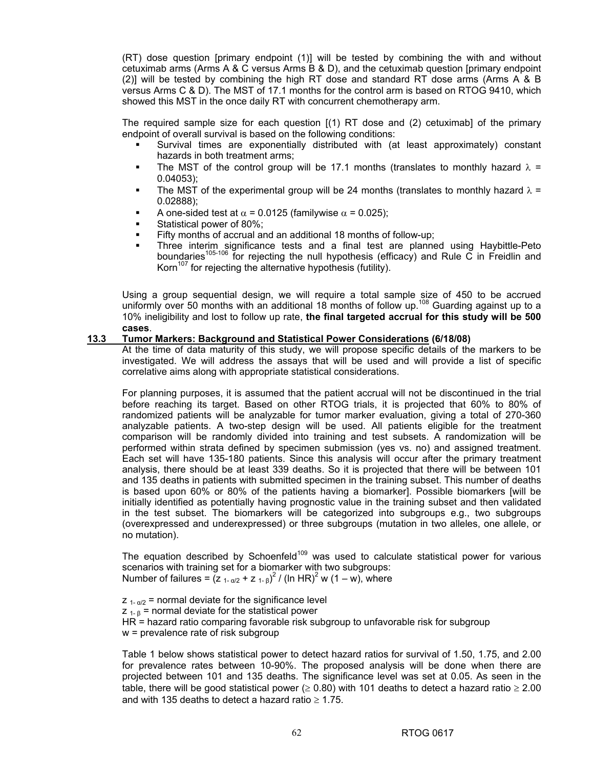(RT) dose question [primary endpoint (1)] will be tested by combining the with and without cetuximab arms (Arms A & C versus Arms B & D), and the cetuximab question [primary endpoint (2)] will be tested by combining the high RT dose and standard RT dose arms (Arms A & B versus Arms C & D). The MST of 17.1 months for the control arm is based on RTOG 9410, which showed this MST in the once daily RT with concurrent chemotherapy arm.

The required sample size for each question [(1) RT dose and (2) cetuximab] of the primary endpoint of overall survival is based on the following conditions:

- Survival times are exponentially distributed with (at least approximately) constant hazards in both treatment arms;
- The MST of the control group will be 17.1 months (translates to monthly hazard $\lambda$ = 0.04053);
- The MST of the experimental group will be 24 months (translates to monthly hazard $\lambda$ = 0.02888);
- A one-sided test at $\alpha = 0.0125$ (familywise $\alpha = 0.025$);
- Statistical power of 80%;
- Fifty months of accrual and an additional 18 months of follow-up;
- Three interim significance tests and a final test are planned using Haybittle-Peto boundaries[105-106] for rejecting the null hypothesis (efficacy) and Rule C in Freidlin and Korn[107] for rejecting the alternative hypothesis (futility).

Using a group sequential design, we will require a total sample size of 450 to be accrued uniformly over 50 months with an additional 18 months of follow up.[108] Guarding against up to a 10% ineligibility and lost to follow up rate, **the final targeted accrual for this study will be 500 cases**.

## 13.3 Tumor Markers: Background and Statistical Power Considerations (6/18/08)

At the time of data maturity of this study, we will propose specific details of the markers to be investigated. We will address the assays that will be used and will provide a list of specific correlative aims along with appropriate statistical considerations.

For planning purposes, it is assumed that the patient accrual will not be discontinued in the trial before reaching its target. Based on other RTOG trials, it is projected that 60% to 80% of randomized patients will be analyzable for tumor marker evaluation, giving a total of 270-360 analyzable patients. A two-step design will be used. All patients eligible for the treatment comparison will be randomly divided into training and test subsets. A randomization will be performed within strata defined by specimen submission (yes vs. no) and assigned treatment. Each set will have 135-180 patients. Since this analysis will occur after the primary treatment analysis, there should be at least 339 deaths. So it is projected that there will be between 101 and 135 deaths in patients with submitted specimen in the training subset. This number of deaths is based upon 60% or 80% of the patients having a biomarker]. Possible biomarkers [will be initially identified as potentially having prognostic value in the training subset and then validated in the test subset. The biomarkers will be categorized into subgroups e.g., two subgroups (overexpressed and underexpressed) or three subgroups (mutation in two alleles, one allele, or no mutation).

The equation described by Schoenfeld[109] was used to calculate statistical power for various scenarios with training set for a biomarker with two subgroups:
Number of failures = $(z_{1-\alpha/2} + z_{1-\beta})^2 / (\ln HR)^2 \, w\,(1 - w)$, where

$z_{1-\alpha/2}$ = normal deviate for the significance level
$z_{1-\beta}$ = normal deviate for the statistical power
HR = hazard ratio comparing favorable risk subgroup to unfavorable risk for subgroup
w = prevalence rate of risk subgroup

Table 1 below shows statistical power to detect hazard ratios for survival of 1.50, 1.75, and 2.00 for prevalence rates between 10-90%. The proposed analysis will be done when there are projected between 101 and 135 deaths. The significance level was set at 0.05. As seen in the table, there will be good statistical power ($\geq$ 0.80) with 101 deaths to detect a hazard ratio $\geq$ 2.00 and with 135 deaths to detect a hazard ratio $\geq$ 1.75.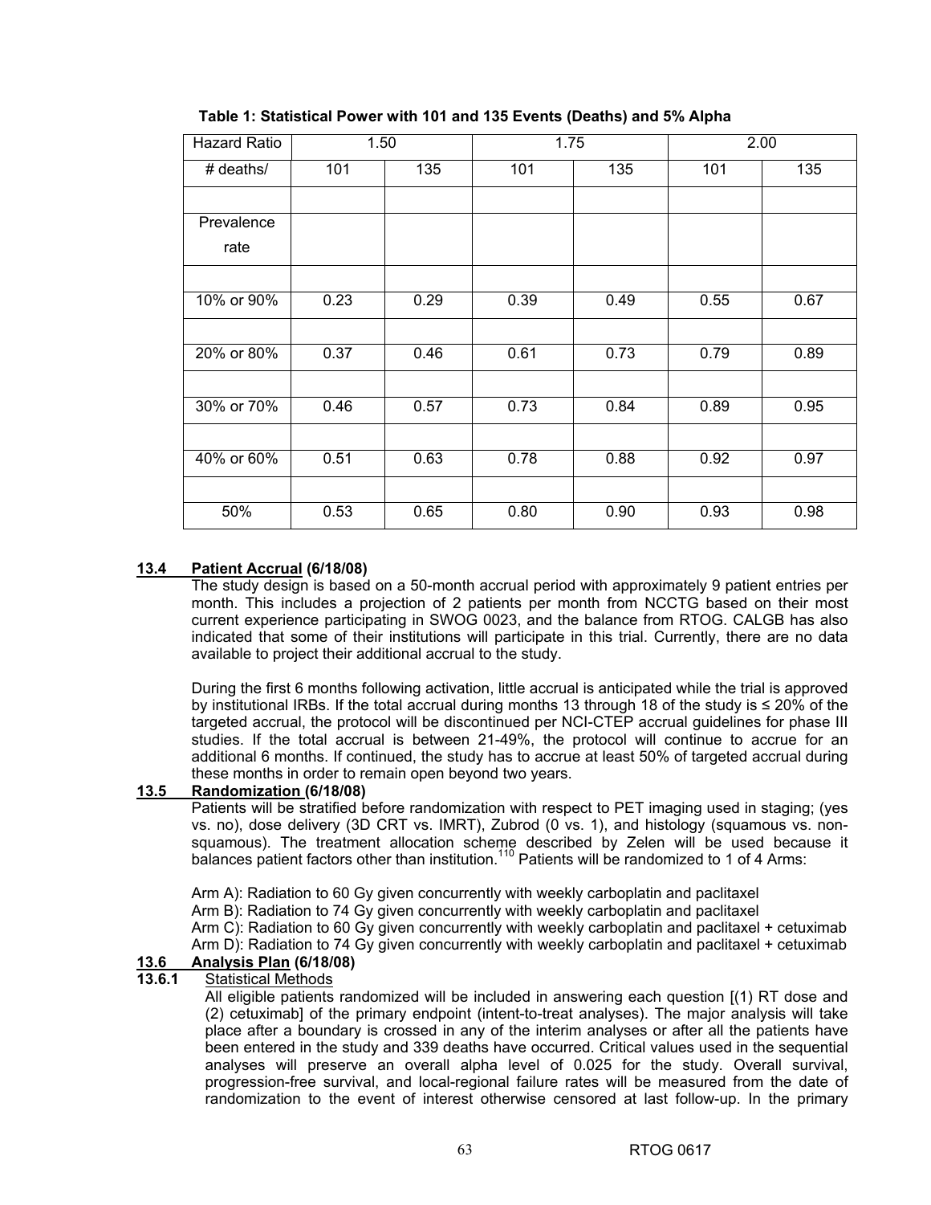**Table 1: Statistical Power with 101 and 135 Events (Deaths) and 5% Alpha**

| Hazard Ratio | 1.50 | | 1.75 | | 2.00 | |
|---|---|---|---|---|---|---|
| # deaths/ | 101 | 135 | 101 | 135 | 101 | 135 |
| Prevalence rate | | | | | | |
| 10% or 90% | 0.23 | 0.29 | 0.39 | 0.49 | 0.55 | 0.67 |
| 20% or 80% | 0.37 | 0.46 | 0.61 | 0.73 | 0.79 | 0.89 |
| 30% or 70% | 0.46 | 0.57 | 0.73 | 0.84 | 0.89 | 0.95 |
| 40% or 60% | 0.51 | 0.63 | 0.78 | 0.88 | 0.92 | 0.97 |
| 50% | 0.53 | 0.65 | 0.80 | 0.90 | 0.93 | 0.98 |

### 13.4 Patient Accrual (6/18/08)

The study design is based on a 50-month accrual period with approximately 9 patient entries per month. This includes a projection of 2 patients per month from NCCTG based on their most current experience participating in SWOG 0023, and the balance from RTOG. CALGB has also indicated that some of their institutions will participate in this trial. Currently, there are no data available to project their additional accrual to the study.

During the first 6 months following activation, little accrual is anticipated while the trial is approved by institutional IRBs. If the total accrual during months 13 through 18 of the study is ≤ 20% of the targeted accrual, the protocol will be discontinued per NCI-CTEP accrual guidelines for phase III studies. If the total accrual is between 21-49%, the protocol will continue to accrue for an additional 6 months. If continued, the study has to accrue at least 50% of targeted accrual during these months in order to remain open beyond two years.

### 13.5 Randomization (6/18/08)

Patients will be stratified before randomization with respect to PET imaging used in staging; (yes vs. no), dose delivery (3D CRT vs. IMRT), Zubrod (0 vs. 1), and histology (squamous vs. non-squamous). The treatment allocation scheme described by Zelen will be used because it balances patient factors other than institution.[110] Patients will be randomized to 1 of 4 Arms:

Arm A): Radiation to 60 Gy given concurrently with weekly carboplatin and paclitaxel
Arm B): Radiation to 74 Gy given concurrently with weekly carboplatin and paclitaxel
Arm C): Radiation to 60 Gy given concurrently with weekly carboplatin and paclitaxel + cetuximab
Arm D): Radiation to 74 Gy given concurrently with weekly carboplatin and paclitaxel + cetuximab

### 13.6 Analysis Plan (6/18/08)

#### 13.6.1 Statistical Methods

All eligible patients randomized will be included in answering each question [(1) RT dose and (2) cetuximab] of the primary endpoint (intent-to-treat analyses). The major analysis will take place after a boundary is crossed in any of the interim analyses or after all the patients have been entered in the study and 339 deaths have occurred. Critical values used in the sequential analyses will preserve an overall alpha level of 0.025 for the study. Overall survival, progression-free survival, and local-regional failure rates will be measured from the date of randomization to the event of interest otherwise censored at last follow-up. In the primary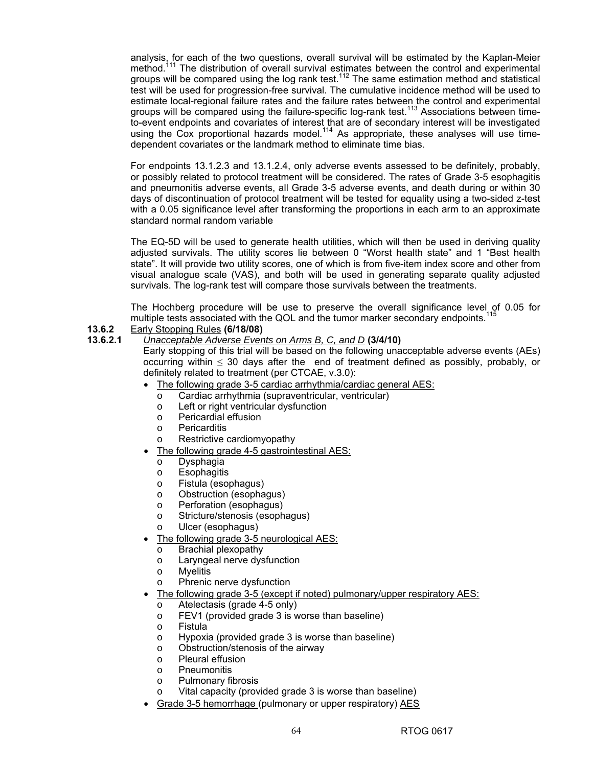analysis, for each of the two questions, overall survival will be estimated by the Kaplan-Meier method.[111] The distribution of overall survival estimates between the control and experimental groups will be compared using the log rank test.[112] The same estimation method and statistical test will be used for progression-free survival. The cumulative incidence method will be used to estimate local-regional failure rates and the failure rates between the control and experimental groups will be compared using the failure-specific log-rank test.[113] Associations between time-to-event endpoints and covariates of interest that are of secondary interest will be investigated using the Cox proportional hazards model.[114] As appropriate, these analyses will use time-dependent covariates or the landmark method to eliminate time bias.

For endpoints 13.1.2.3 and 13.1.2.4, only adverse events assessed to be definitely, probably, or possibly related to protocol treatment will be considered. The rates of Grade 3-5 esophagitis and pneumonitis adverse events, all Grade 3-5 adverse events, and death during or within 30 days of discontinuation of protocol treatment will be tested for equality using a two-sided z-test with a 0.05 significance level after transforming the proportions in each arm to an approximate standard normal random variable

The EQ-5D will be used to generate health utilities, which will then be used in deriving quality adjusted survivals. The utility scores lie between 0 "Worst health state" and 1 "Best health state". It will provide two utility scores, one of which is from five-item index score and other from visual analogue scale (VAS), and both will be used in generating separate quality adjusted survivals. The log-rank test will compare those survivals between the treatments.

The Hochberg procedure will be use to preserve the overall significance level of 0.05 for multiple tests associated with the QOL and the tumor marker secondary endpoints.[115]

**13.6.2** Early Stopping Rules **(6/18/08)**

**13.6.2.1** *Unacceptable Adverse Events on Arms B, C, and D* **(3/4/10)**

Early stopping of this trial will be based on the following unacceptable adverse events (AEs) occurring within $\leq$ 30 days after the end of treatment defined as possibly, probably, or definitely related to treatment (per CTCAE, v.3.0):

- The following grade 3-5 cardiac arrhythmia/cardiac general AES:
  - Cardiac arrhythmia (supraventricular, ventricular)
  - Left or right ventricular dysfunction
  - Pericardial effusion
  - Pericarditis
  - Restrictive cardiomyopathy
- The following grade 4-5 gastrointestinal AES:
  - Dysphagia
  - Esophagitis
  - Fistula (esophagus)
  - Obstruction (esophagus)
  - Perforation (esophagus)
  - Stricture/stenosis (esophagus)
  - Ulcer (esophagus)
- The following grade 3-5 neurological AES:
  - Brachial plexopathy
  - Laryngeal nerve dysfunction
  - Myelitis
  - Phrenic nerve dysfunction
- The following grade 3-5 (except if noted) pulmonary/upper respiratory AES:
  - Atelectasis (grade 4-5 only)
  - FEV1 (provided grade 3 is worse than baseline)
  - Fistula
  - Hypoxia (provided grade 3 is worse than baseline)
  - Obstruction/stenosis of the airway
  - Pleural effusion
  - Pneumonitis
  - Pulmonary fibrosis
  - Vital capacity (provided grade 3 is worse than baseline)
- Grade 3-5 hemorrhage (pulmonary or upper respiratory) AES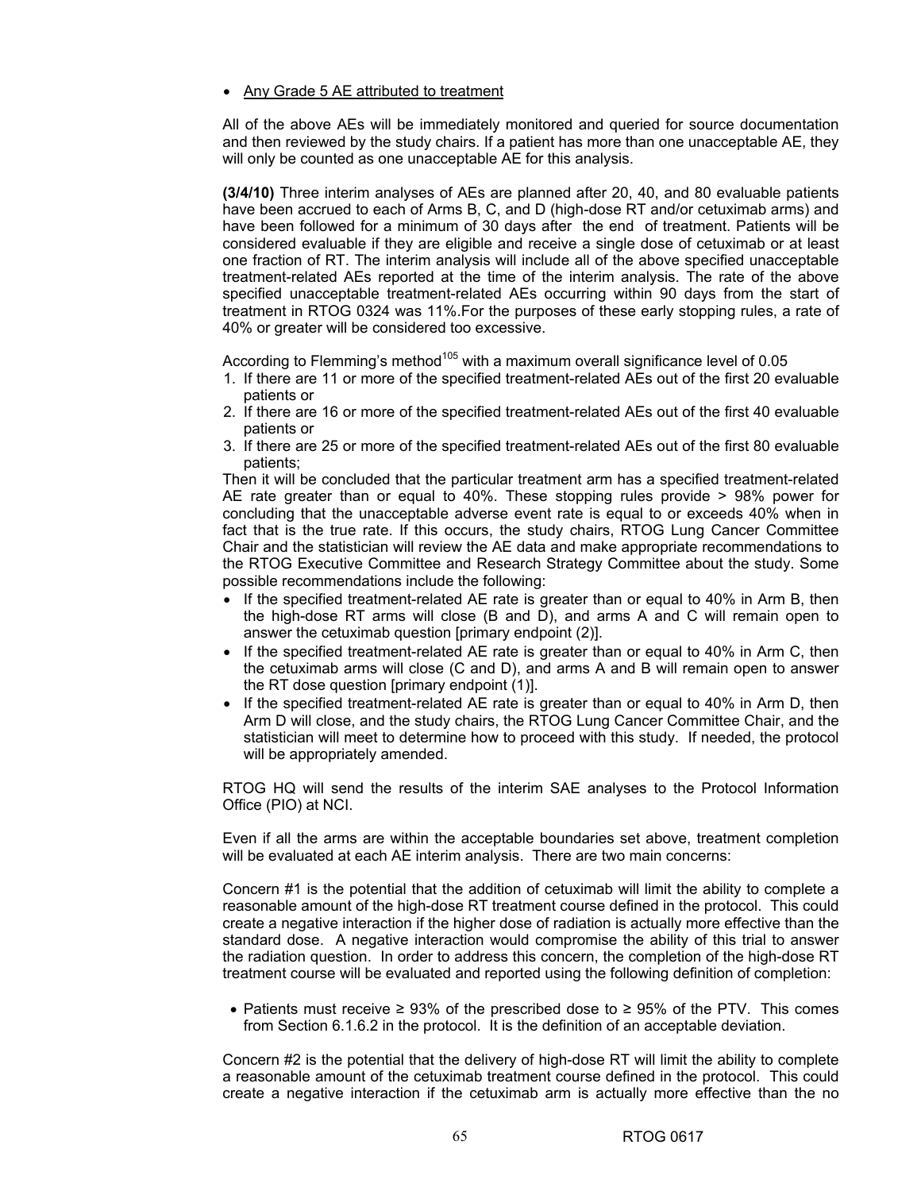- Any Grade 5 AE attributed to treatment

All of the above AEs will be immediately monitored and queried for source documentation and then reviewed by the study chairs. If a patient has more than one unacceptable AE, they will only be counted as one unacceptable AE for this analysis.

**(3/4/10)** Three interim analyses of AEs are planned after 20, 40, and 80 evaluable patients have been accrued to each of Arms B, C, and D (high-dose RT and/or cetuximab arms) and have been followed for a minimum of 30 days after the end of treatment. Patients will be considered evaluable if they are eligible and receive a single dose of cetuximab or at least one fraction of RT. The interim analysis will include all of the above specified unacceptable treatment-related AEs reported at the time of the interim analysis. The rate of the above specified unacceptable treatment-related AEs occurring within 90 days from the start of treatment in RTOG 0324 was 11%.For the purposes of these early stopping rules, a rate of 40% or greater will be considered too excessive.

According to Flemming's method[105] with a maximum overall significance level of 0.05

1. If there are 11 or more of the specified treatment-related AEs out of the first 20 evaluable patients or
2. If there are 16 or more of the specified treatment-related AEs out of the first 40 evaluable patients or
3. If there are 25 or more of the specified treatment-related AEs out of the first 80 evaluable patients;

Then it will be concluded that the particular treatment arm has a specified treatment-related AE rate greater than or equal to 40%. These stopping rules provide > 98% power for concluding that the unacceptable adverse event rate is equal to or exceeds 40% when in fact that is the true rate. If this occurs, the study chairs, RTOG Lung Cancer Committee Chair and the statistician will review the AE data and make appropriate recommendations to the RTOG Executive Committee and Research Strategy Committee about the study. Some possible recommendations include the following:

- If the specified treatment-related AE rate is greater than or equal to 40% in Arm B, then the high-dose RT arms will close (B and D), and arms A and C will remain open to answer the cetuximab question [primary endpoint (2)].
- If the specified treatment-related AE rate is greater than or equal to 40% in Arm C, then the cetuximab arms will close (C and D), and arms A and B will remain open to answer the RT dose question [primary endpoint (1)].
- If the specified treatment-related AE rate is greater than or equal to 40% in Arm D, then Arm D will close, and the study chairs, the RTOG Lung Cancer Committee Chair, and the statistician will meet to determine how to proceed with this study. If needed, the protocol will be appropriately amended.

RTOG HQ will send the results of the interim SAE analyses to the Protocol Information Office (PIO) at NCI.

Even if all the arms are within the acceptable boundaries set above, treatment completion will be evaluated at each AE interim analysis. There are two main concerns:

Concern #1 is the potential that the addition of cetuximab will limit the ability to complete a reasonable amount of the high-dose RT treatment course defined in the protocol. This could create a negative interaction if the higher dose of radiation is actually more effective than the standard dose. A negative interaction would compromise the ability of this trial to answer the radiation question. In order to address this concern, the completion of the high-dose RT treatment course will be evaluated and reported using the following definition of completion:

- Patients must receive ≥ 93% of the prescribed dose to ≥ 95% of the PTV. This comes from Section 6.1.6.2 in the protocol. It is the definition of an acceptable deviation.

Concern #2 is the potential that the delivery of high-dose RT will limit the ability to complete a reasonable amount of the cetuximab treatment course defined in the protocol. This could create a negative interaction if the cetuximab arm is actually more effective than the no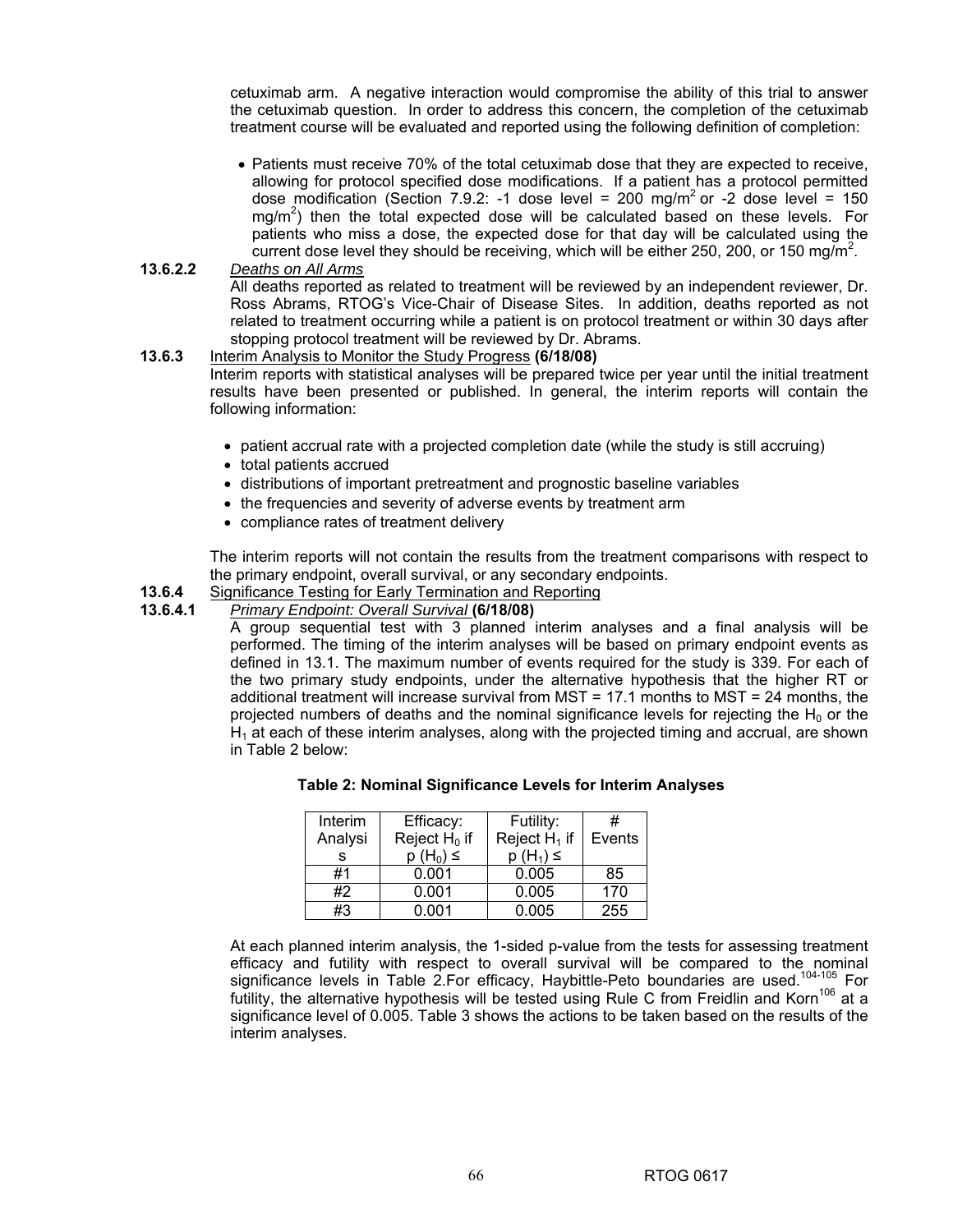cetuximab arm. A negative interaction would compromise the ability of this trial to answer the cetuximab question. In order to address this concern, the completion of the cetuximab treatment course will be evaluated and reported using the following definition of completion:

- Patients must receive 70% of the total cetuximab dose that they are expected to receive, allowing for protocol specified dose modifications. If a patient has a protocol permitted dose modification (Section 7.9.2: -1 dose level = 200 $mg/m^2$ or -2 dose level = 150 $mg/m^2$) then the total expected dose will be calculated based on these levels. For patients who miss a dose, the expected dose for that day will be calculated using the current dose level they should be receiving, which will be either 250, 200, or 150 $mg/m^2$.

**13.6.2.2** *Deaths on All Arms*

All deaths reported as related to treatment will be reviewed by an independent reviewer, Dr. Ross Abrams, RTOG's Vice-Chair of Disease Sites. In addition, deaths reported as not related to treatment occurring while a patient is on protocol treatment or within 30 days after stopping protocol treatment will be reviewed by Dr. Abrams.

**13.6.3** Interim Analysis to Monitor the Study Progress **(6/18/08)**

Interim reports with statistical analyses will be prepared twice per year until the initial treatment results have been presented or published. In general, the interim reports will contain the following information:

- patient accrual rate with a projected completion date (while the study is still accruing)
- total patients accrued
- distributions of important pretreatment and prognostic baseline variables
- the frequencies and severity of adverse events by treatment arm
- compliance rates of treatment delivery

The interim reports will not contain the results from the treatment comparisons with respect to the primary endpoint, overall survival, or any secondary endpoints.

**13.6.4** Significance Testing for Early Termination and Reporting

**13.6.4.1** *Primary Endpoint: Overall Survival* **(6/18/08)**

A group sequential test with 3 planned interim analyses and a final analysis will be performed. The timing of the interim analyses will be based on primary endpoint events as defined in 13.1. The maximum number of events required for the study is 339. For each of the two primary study endpoints, under the alternative hypothesis that the higher RT or additional treatment will increase survival from MST = 17.1 months to MST = 24 months, the projected numbers of deaths and the nominal significance levels for rejecting the $H_0$ or the $H_1$ at each of these interim analyses, along with the projected timing and accrual, are shown in Table 2 below:

**Table 2: Nominal Significance Levels for Interim Analyses**

| Interim Analysis | Efficacy: Reject $H_0$ if $p(H_0) \leq$ | Futility: Reject $H_1$ if $p(H_1) \leq$ | # Events |
|---|---|---|---|
| #1 | 0.001 | 0.005 | 85 |
| #2 | 0.001 | 0.005 | 170 |
| #3 | 0.001 | 0.005 | 255 |

At each planned interim analysis, the 1-sided p-value from the tests for assessing treatment efficacy and futility with respect to overall survival will be compared to the nominal significance levels in Table 2.For efficacy, Haybittle-Peto boundaries are used.[104-105] For futility, the alternative hypothesis will be tested using Rule C from Freidlin and Korn[106] at a significance level of 0.005. Table 3 shows the actions to be taken based on the results of the interim analyses.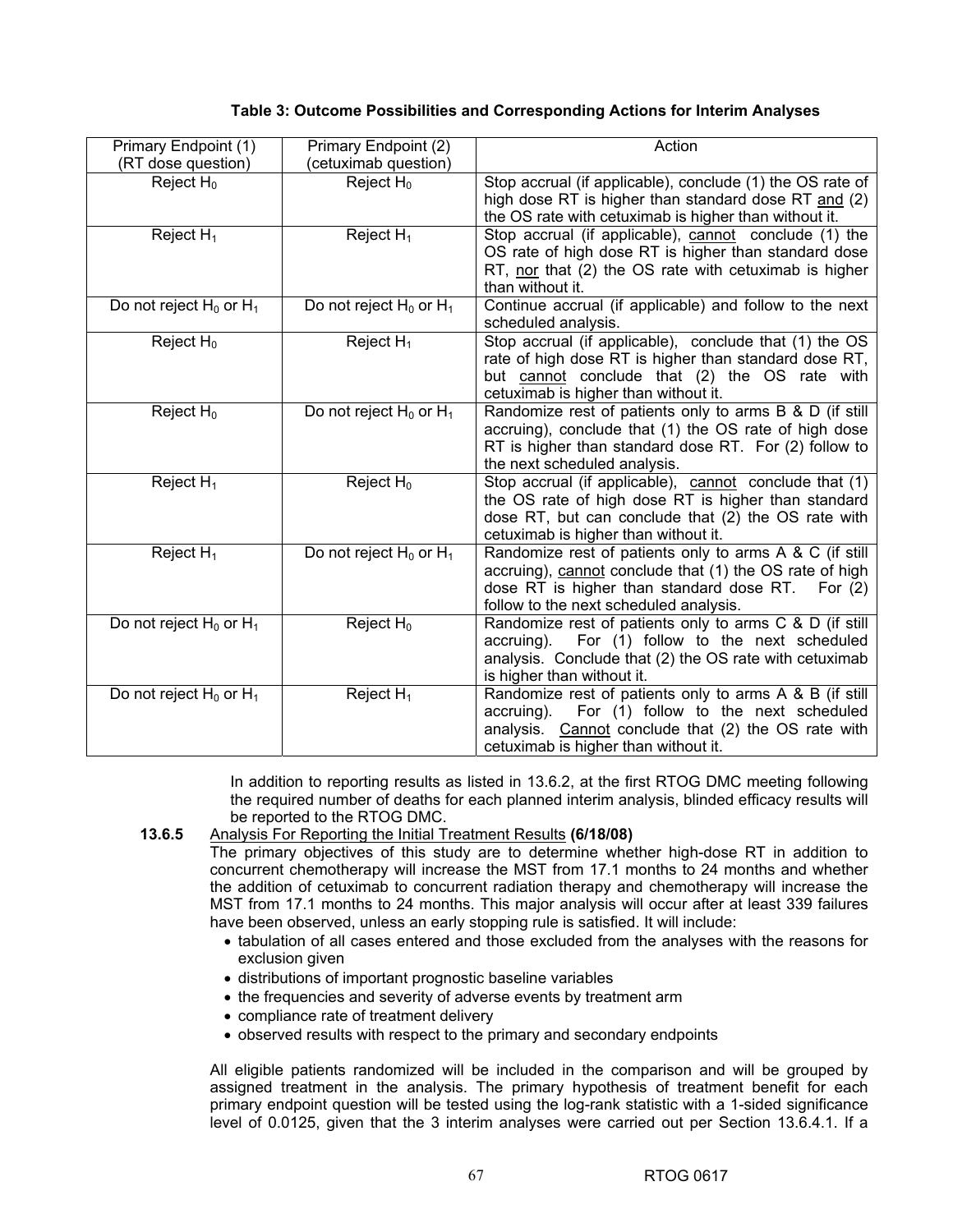**Table 3: Outcome Possibilities and Corresponding Actions for Interim Analyses**

| Primary Endpoint (1) (RT dose question) | Primary Endpoint (2) (cetuximab question) | Action |
|---|---|---|
| Reject $H_0$ | Reject $H_0$ | Stop accrual (if applicable), conclude (1) the OS rate of high dose RT is higher than standard dose RT and (2) the OS rate with cetuximab is higher than without it. |
| Reject $H_1$ | Reject $H_1$ | Stop accrual (if applicable), cannot conclude (1) the OS rate of high dose RT is higher than standard dose RT, nor that (2) the OS rate with cetuximab is higher than without it. |
| Do not reject $H_0$ or $H_1$ | Do not reject $H_0$ or $H_1$ | Continue accrual (if applicable) and follow to the next scheduled analysis. |
| Reject $H_0$ | Reject $H_1$ | Stop accrual (if applicable), conclude that (1) the OS rate of high dose RT is higher than standard dose RT, but cannot conclude that (2) the OS rate with cetuximab is higher than without it. |
| Reject $H_0$ | Do not reject $H_0$ or $H_1$ | Randomize rest of patients only to arms B & D (if still accruing), conclude that (1) the OS rate of high dose RT is higher than standard dose RT. For (2) follow to the next scheduled analysis. |
| Reject $H_1$ | Reject $H_0$ | Stop accrual (if applicable), cannot conclude that (1) the OS rate of high dose RT is higher than standard dose RT, but can conclude that (2) the OS rate with cetuximab is higher than without it. |
| Reject $H_1$ | Do not reject $H_0$ or $H_1$ | Randomize rest of patients only to arms A & C (if still accruing), cannot conclude that (1) the OS rate of high dose RT is higher than standard dose RT. For (2) follow to the next scheduled analysis. |
| Do not reject $H_0$ or $H_1$ | Reject $H_0$ | Randomize rest of patients only to arms C & D (if still accruing). For (1) follow to the next scheduled analysis. Conclude that (2) the OS rate with cetuximab is higher than without it. |
| Do not reject $H_0$ or $H_1$ | Reject $H_1$ | Randomize rest of patients only to arms A & B (if still accruing). For (1) follow to the next scheduled analysis. Cannot conclude that (2) the OS rate with cetuximab is higher than without it. |

In addition to reporting results as listed in 13.6.2, at the first RTOG DMC meeting following the required number of deaths for each planned interim analysis, blinded efficacy results will be reported to the RTOG DMC.

**13.6.5** Analysis For Reporting the Initial Treatment Results **(6/18/08)**

The primary objectives of this study are to determine whether high-dose RT in addition to concurrent chemotherapy will increase the MST from 17.1 months to 24 months and whether the addition of cetuximab to concurrent radiation therapy and chemotherapy will increase the MST from 17.1 months to 24 months. This major analysis will occur after at least 339 failures have been observed, unless an early stopping rule is satisfied. It will include:

- tabulation of all cases entered and those excluded from the analyses with the reasons for exclusion given
- distributions of important prognostic baseline variables
- the frequencies and severity of adverse events by treatment arm
- compliance rate of treatment delivery
- observed results with respect to the primary and secondary endpoints

All eligible patients randomized will be included in the comparison and will be grouped by assigned treatment in the analysis. The primary hypothesis of treatment benefit for each primary endpoint question will be tested using the log-rank statistic with a 1-sided significance level of 0.0125, given that the 3 interim analyses were carried out per Section 13.6.4.1. If a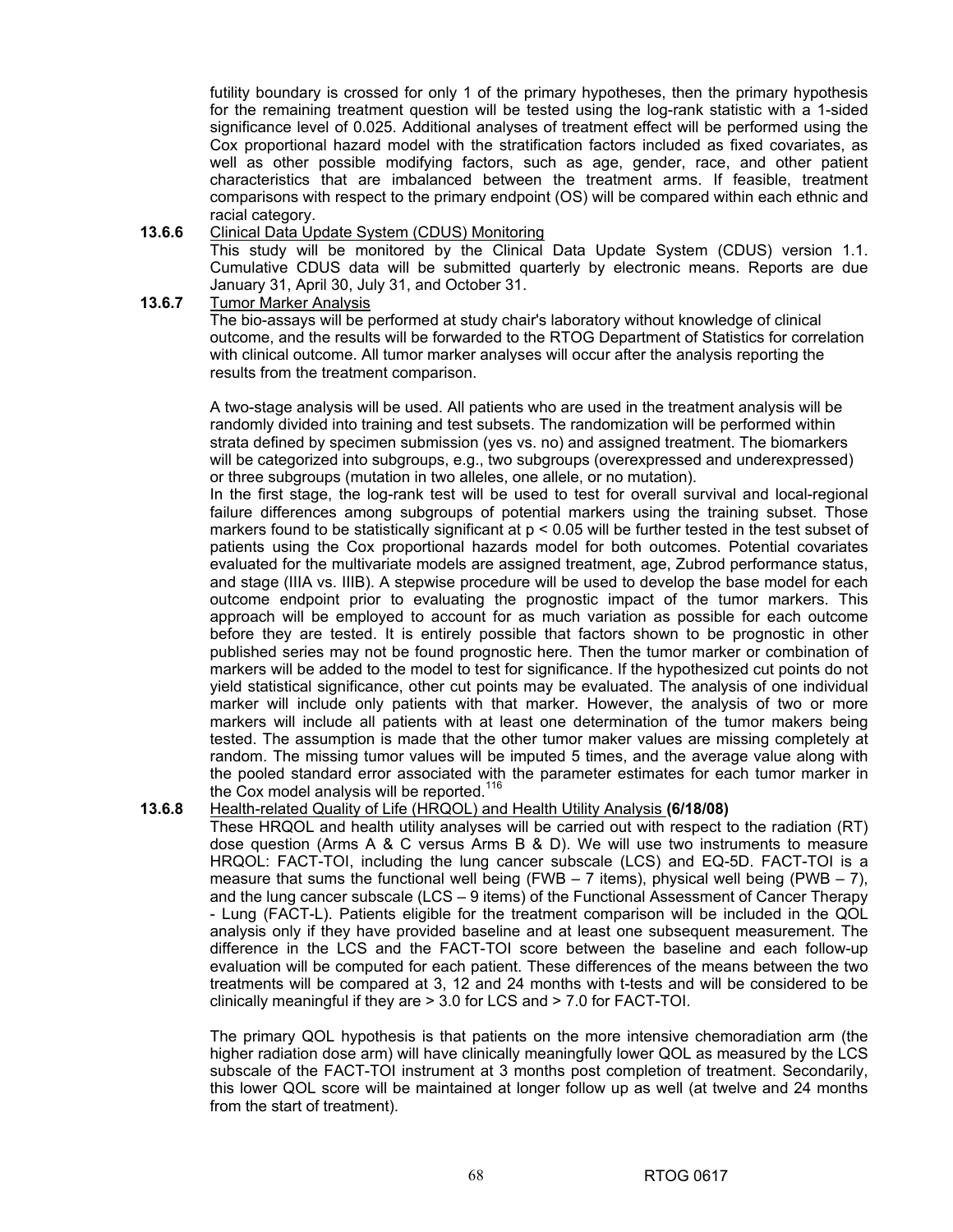futility boundary is crossed for only 1 of the primary hypotheses, then the primary hypothesis for the remaining treatment question will be tested using the log-rank statistic with a 1-sided significance level of 0.025. Additional analyses of treatment effect will be performed using the Cox proportional hazard model with the stratification factors included as fixed covariates, as well as other possible modifying factors, such as age, gender, race, and other patient characteristics that are imbalanced between the treatment arms. If feasible, treatment comparisons with respect to the primary endpoint (OS) will be compared within each ethnic and racial category.

**13.6.6** Clinical Data Update System (CDUS) Monitoring

This study will be monitored by the Clinical Data Update System (CDUS) version 1.1. Cumulative CDUS data will be submitted quarterly by electronic means. Reports are due January 31, April 30, July 31, and October 31.

**13.6.7** Tumor Marker Analysis

The bio-assays will be performed at study chair's laboratory without knowledge of clinical outcome, and the results will be forwarded to the RTOG Department of Statistics for correlation with clinical outcome. All tumor marker analyses will occur after the analysis reporting the results from the treatment comparison.

A two-stage analysis will be used. All patients who are used in the treatment analysis will be randomly divided into training and test subsets. The randomization will be performed within strata defined by specimen submission (yes vs. no) and assigned treatment. The biomarkers will be categorized into subgroups, e.g., two subgroups (overexpressed and underexpressed) or three subgroups (mutation in two alleles, one allele, or no mutation).

In the first stage, the log-rank test will be used to test for overall survival and local-regional failure differences among subgroups of potential markers using the training subset. Those markers found to be statistically significant at $p < 0.05$ will be further tested in the test subset of patients using the Cox proportional hazards model for both outcomes. Potential covariates evaluated for the multivariate models are assigned treatment, age, Zubrod performance status, and stage (IIIA vs. IIIB). A stepwise procedure will be used to develop the base model for each outcome endpoint prior to evaluating the prognostic impact of the tumor markers. This approach will be employed to account for as much variation as possible for each outcome before they are tested. It is entirely possible that factors shown to be prognostic in other published series may not be found prognostic here. Then the tumor marker or combination of markers will be added to the model to test for significance. If the hypothesized cut points do not yield statistical significance, other cut points may be evaluated. The analysis of one individual marker will include only patients with that marker. However, the analysis of two or more markers will include all patients with at least one determination of the tumor makers being tested. The assumption is made that the other tumor maker values are missing completely at random. The missing tumor values will be imputed 5 times, and the average value along with the pooled standard error associated with the parameter estimates for each tumor marker in the Cox model analysis will be reported.[116]

**13.6.8** Health-related Quality of Life (HRQOL) and Health Utility Analysis **(6/18/08)**

These HRQOL and health utility analyses will be carried out with respect to the radiation (RT) dose question (Arms A & C versus Arms B & D). We will use two instruments to measure HRQOL: FACT-TOI, including the lung cancer subscale (LCS) and EQ-5D. FACT-TOI is a measure that sums the functional well being (FWB – 7 items), physical well being (PWB – 7), and the lung cancer subscale (LCS – 9 items) of the Functional Assessment of Cancer Therapy - Lung (FACT-L). Patients eligible for the treatment comparison will be included in the QOL analysis only if they have provided baseline and at least one subsequent measurement. The difference in the LCS and the FACT-TOI score between the baseline and each follow-up evaluation will be computed for each patient. These differences of the means between the two treatments will be compared at 3, 12 and 24 months with t-tests and will be considered to be clinically meaningful if they are > 3.0 for LCS and > 7.0 for FACT-TOI.

The primary QOL hypothesis is that patients on the more intensive chemoradiation arm (the higher radiation dose arm) will have clinically meaningfully lower QOL as measured by the LCS subscale of the FACT-TOI instrument at 3 months post completion of treatment. Secondarily, this lower QOL score will be maintained at longer follow up as well (at twelve and 24 months from the start of treatment).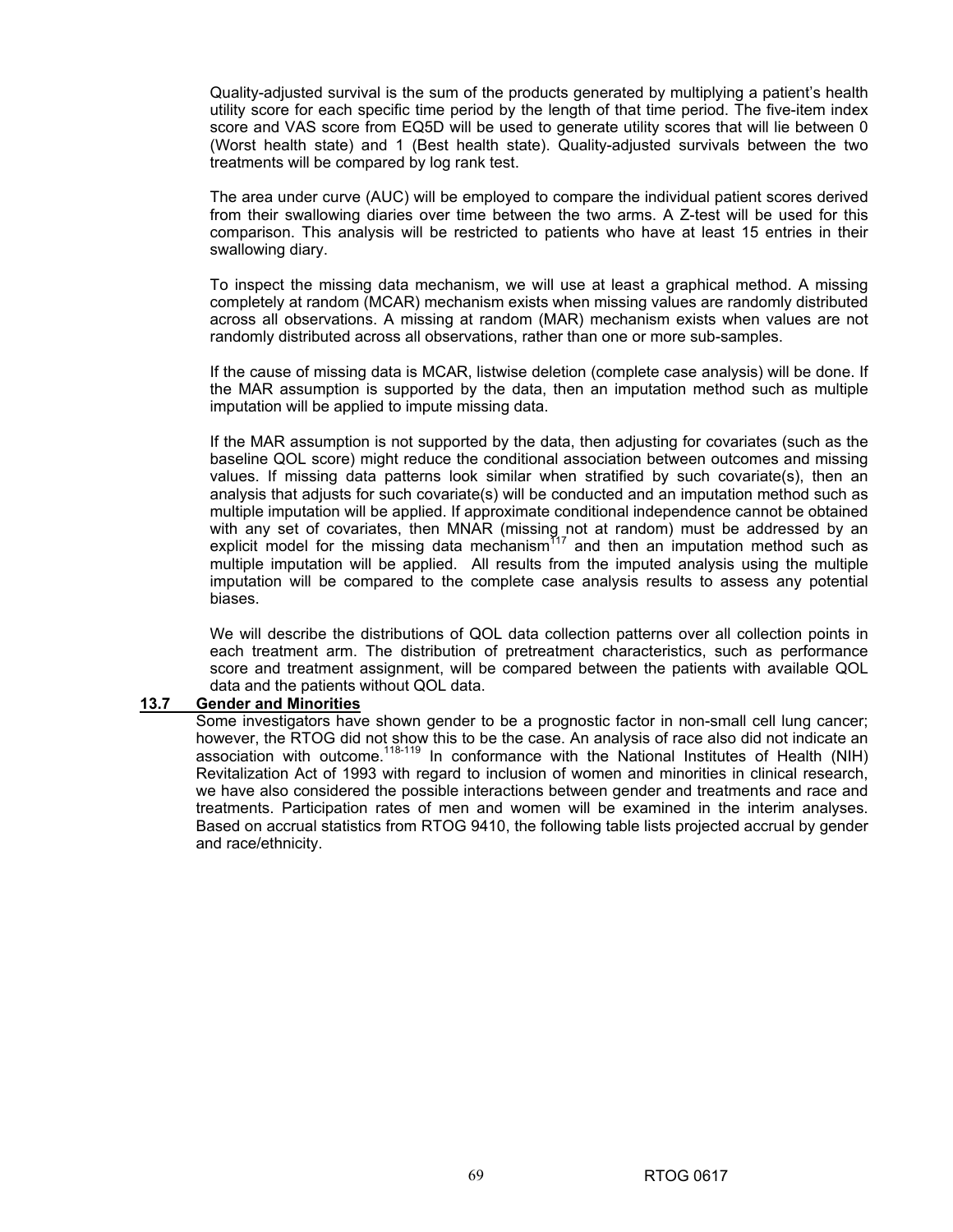Quality-adjusted survival is the sum of the products generated by multiplying a patient's health utility score for each specific time period by the length of that time period. The five-item index score and VAS score from EQ5D will be used to generate utility scores that will lie between 0 (Worst health state) and 1 (Best health state). Quality-adjusted survivals between the two treatments will be compared by log rank test.

The area under curve (AUC) will be employed to compare the individual patient scores derived from their swallowing diaries over time between the two arms. A Z-test will be used for this comparison. This analysis will be restricted to patients who have at least 15 entries in their swallowing diary.

To inspect the missing data mechanism, we will use at least a graphical method. A missing completely at random (MCAR) mechanism exists when missing values are randomly distributed across all observations. A missing at random (MAR) mechanism exists when values are not randomly distributed across all observations, rather than one or more sub-samples.

If the cause of missing data is MCAR, listwise deletion (complete case analysis) will be done. If the MAR assumption is supported by the data, then an imputation method such as multiple imputation will be applied to impute missing data.

If the MAR assumption is not supported by the data, then adjusting for covariates (such as the baseline QOL score) might reduce the conditional association between outcomes and missing values. If missing data patterns look similar when stratified by such covariate(s), then an analysis that adjusts for such covariate(s) will be conducted and an imputation method such as multiple imputation will be applied. If approximate conditional independence cannot be obtained with any set of covariates, then MNAR (missing not at random) must be addressed by an explicit model for the missing data mechanism[117] and then an imputation method such as multiple imputation will be applied. All results from the imputed analysis using the multiple imputation will be compared to the complete case analysis results to assess any potential biases.

We will describe the distributions of QOL data collection patterns over all collection points in each treatment arm. The distribution of pretreatment characteristics, such as performance score and treatment assignment, will be compared between the patients with available QOL data and the patients without QOL data.

## 13.7 Gender and Minorities

Some investigators have shown gender to be a prognostic factor in non-small cell lung cancer; however, the RTOG did not show this to be the case. An analysis of race also did not indicate an association with outcome.[118-119] In conformance with the National Institutes of Health (NIH) Revitalization Act of 1993 with regard to inclusion of women and minorities in clinical research, we have also considered the possible interactions between gender and treatments and race and treatments. Participation rates of men and women will be examined in the interim analyses. Based on accrual statistics from RTOG 9410, the following table lists projected accrual by gender and race/ethnicity.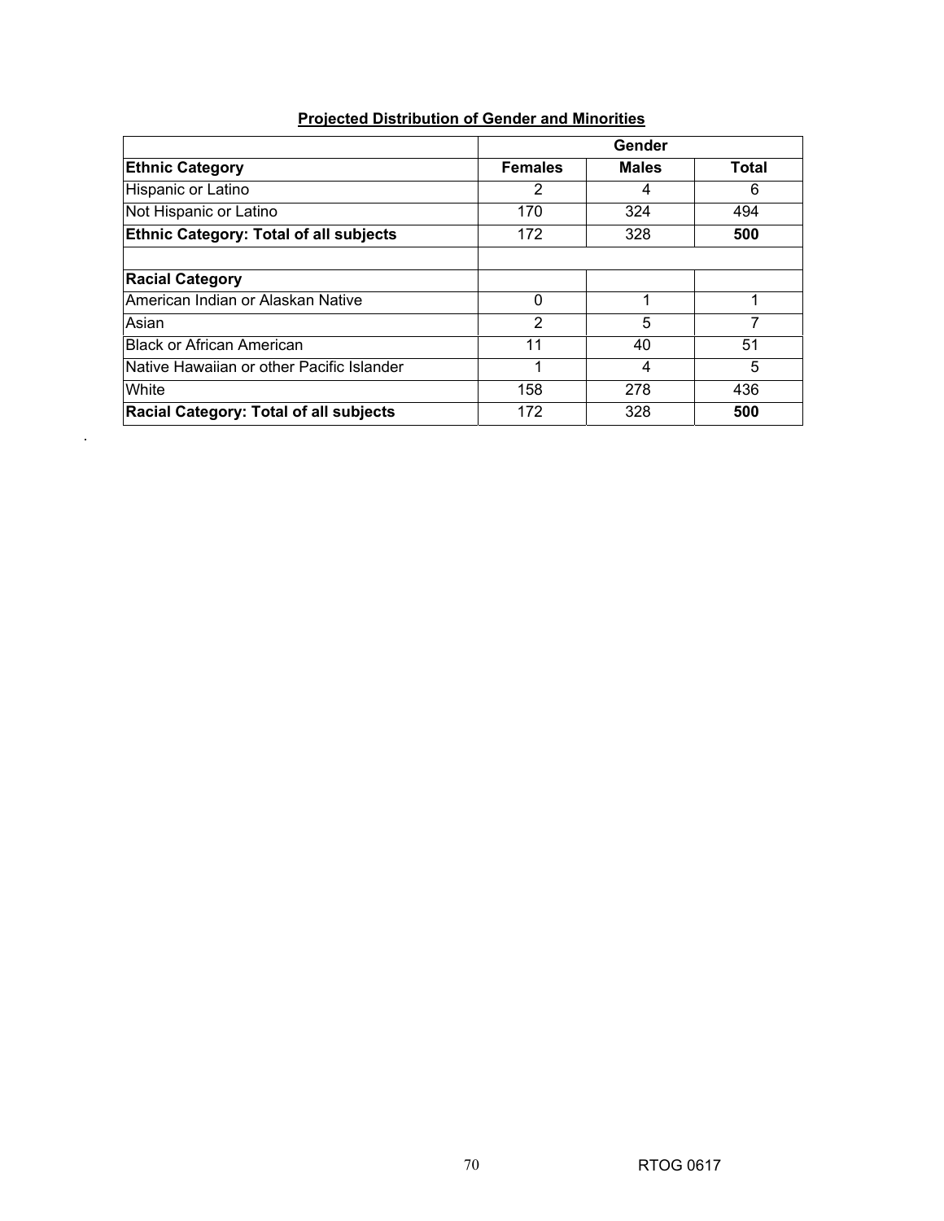**Projected Distribution of Gender and Minorities**

| | Gender | | |
|---|---|---|---|
| **Ethnic Category** | **Females** | **Males** | **Total** |
| Hispanic or Latino | 2 | 4 | 6 |
| Not Hispanic or Latino | 170 | 324 | 494 |
| **Ethnic Category: Total of all subjects** | 172 | 328 | **500** |
| | | | |
| **Racial Category** | | | |
| American Indian or Alaskan Native | 0 | 1 | 1 |
| Asian | 2 | 5 | 7 |
| Black or African American | 11 | 40 | 51 |
| Native Hawaiian or other Pacific Islander | 1 | 4 | 5 |
| White | 158 | 278 | 436 |
| **Racial Category: Total of all subjects** | 172 | 328 | **500** |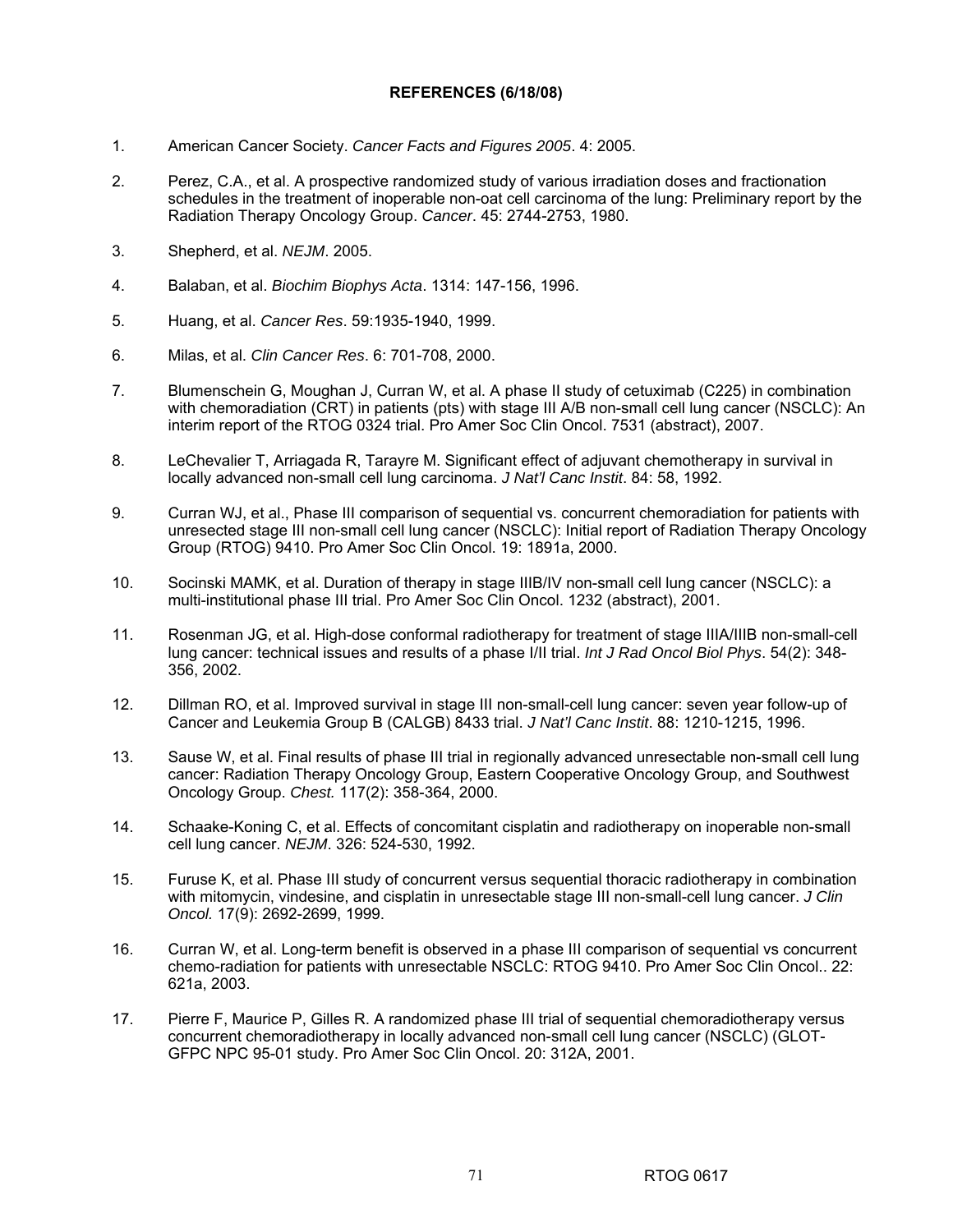**REFERENCES (6/18/08)**

1. American Cancer Society. *Cancer Facts and Figures 2005*. 4: 2005.

2. Perez, C.A., et al. A prospective randomized study of various irradiation doses and fractionation schedules in the treatment of inoperable non-oat cell carcinoma of the lung: Preliminary report by the Radiation Therapy Oncology Group. *Cancer*. 45: 2744-2753, 1980.

3. Shepherd, et al. *NEJM*. 2005.

4. Balaban, et al. *Biochim Biophys Acta*. 1314: 147-156, 1996.

5. Huang, et al. *Cancer Res*. 59:1935-1940, 1999.

6. Milas, et al. *Clin Cancer Res*. 6: 701-708, 2000.

7. Blumenschein G, Moughan J, Curran W, et al. A phase II study of cetuximab (C225) in combination with chemoradiation (CRT) in patients (pts) with stage III A/B non-small cell lung cancer (NSCLC): An interim report of the RTOG 0324 trial. Pro Amer Soc Clin Oncol. 7531 (abstract), 2007.

8. LeChevalier T, Arriagada R, Tarayre M. Significant effect of adjuvant chemotherapy in survival in locally advanced non-small cell lung carcinoma. *J Nat'l Canc Instit*. 84: 58, 1992.

9. Curran WJ, et al., Phase III comparison of sequential vs. concurrent chemoradiation for patients with unresected stage III non-small cell lung cancer (NSCLC): Initial report of Radiation Therapy Oncology Group (RTOG) 9410. Pro Amer Soc Clin Oncol. 19: 1891a, 2000.

10. Socinski MAMK, et al. Duration of therapy in stage IIIB/IV non-small cell lung cancer (NSCLC): a multi-institutional phase III trial. Pro Amer Soc Clin Oncol. 1232 (abstract), 2001.

11. Rosenman JG, et al. High-dose conformal radiotherapy for treatment of stage IIIA/IIIB non-small-cell lung cancer: technical issues and results of a phase I/II trial. *Int J Rad Oncol Biol Phys*. 54(2): 348-356, 2002.

12. Dillman RO, et al. Improved survival in stage III non-small-cell lung cancer: seven year follow-up of Cancer and Leukemia Group B (CALGB) 8433 trial. *J Nat'l Canc Instit*. 88: 1210-1215, 1996.

13. Sause W, et al. Final results of phase III trial in regionally advanced unresectable non-small cell lung cancer: Radiation Therapy Oncology Group, Eastern Cooperative Oncology Group, and Southwest Oncology Group. *Chest.* 117(2): 358-364, 2000.

14. Schaake-Koning C, et al. Effects of concomitant cisplatin and radiotherapy on inoperable non-small cell lung cancer. *NEJM*. 326: 524-530, 1992.

15. Furuse K, et al. Phase III study of concurrent versus sequential thoracic radiotherapy in combination with mitomycin, vindesine, and cisplatin in unresectable stage III non-small-cell lung cancer. *J Clin Oncol.* 17(9): 2692-2699, 1999.

16. Curran W, et al. Long-term benefit is observed in a phase III comparison of sequential vs concurrent chemo-radiation for patients with unresectable NSCLC: RTOG 9410. Pro Amer Soc Clin Oncol.. 22: 621a, 2003.

17. Pierre F, Maurice P, Gilles R. A randomized phase III trial of sequential chemoradiotherapy versus concurrent chemoradiotherapy in locally advanced non-small cell lung cancer (NSCLC) (GLOT-GFPC NPC 95-01 study. Pro Amer Soc Clin Oncol. 20: 312A, 2001.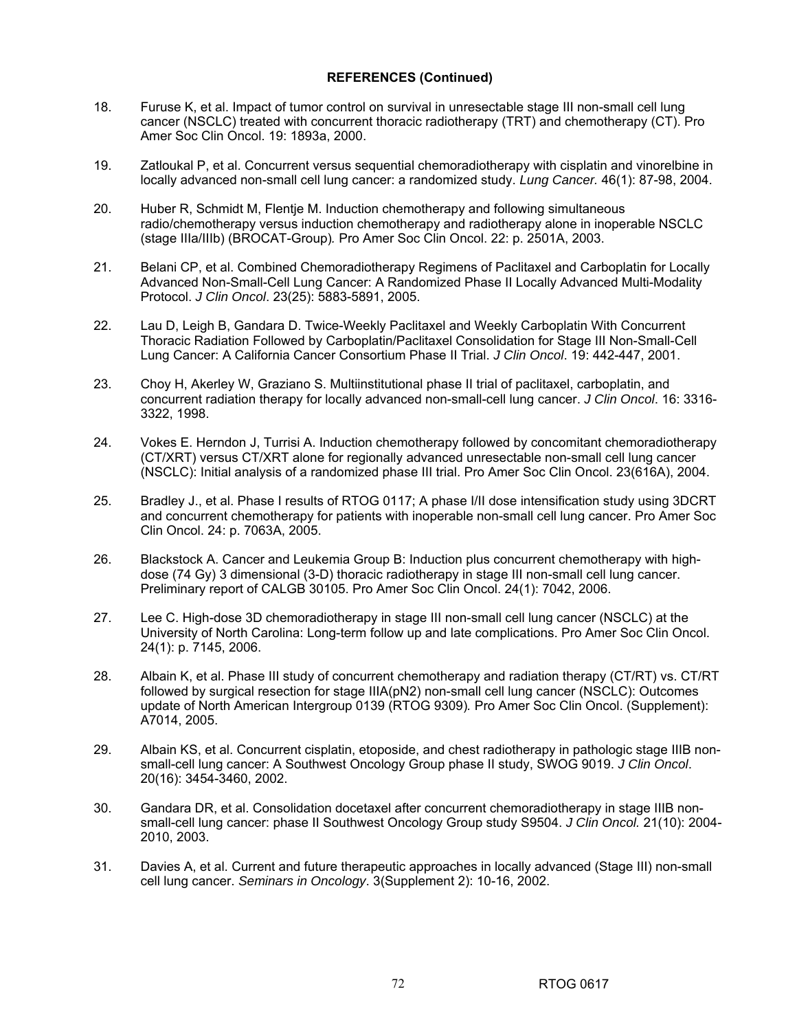**REFERENCES (Continued)**

18. Furuse K, et al. Impact of tumor control on survival in unresectable stage III non-small cell lung cancer (NSCLC) treated with concurrent thoracic radiotherapy (TRT) and chemotherapy (CT). Pro Amer Soc Clin Oncol. 19: 1893a, 2000.

19. Zatloukal P, et al. Concurrent versus sequential chemoradiotherapy with cisplatin and vinorelbine in locally advanced non-small cell lung cancer: a randomized study. *Lung Cancer.* 46(1): 87-98, 2004.

20. Huber R, Schmidt M, Flentje M. Induction chemotherapy and following simultaneous radio/chemotherapy versus induction chemotherapy and radiotherapy alone in inoperable NSCLC (stage IIIa/IIIb) (BROCAT-Group)*.* Pro Amer Soc Clin Oncol. 22: p. 2501A, 2003.

21. Belani CP, et al. Combined Chemoradiotherapy Regimens of Paclitaxel and Carboplatin for Locally Advanced Non-Small-Cell Lung Cancer: A Randomized Phase II Locally Advanced Multi-Modality Protocol. *J Clin Oncol*. 23(25): 5883-5891, 2005.

22. Lau D, Leigh B, Gandara D. Twice-Weekly Paclitaxel and Weekly Carboplatin With Concurrent Thoracic Radiation Followed by Carboplatin/Paclitaxel Consolidation for Stage III Non-Small-Cell Lung Cancer: A California Cancer Consortium Phase II Trial. *J Clin Oncol*. 19: 442-447, 2001.

23. Choy H, Akerley W, Graziano S. Multiinstitutional phase II trial of paclitaxel, carboplatin, and concurrent radiation therapy for locally advanced non-small-cell lung cancer. *J Clin Oncol*. 16: 3316-3322, 1998.

24. Vokes E. Herndon J, Turrisi A. Induction chemotherapy followed by concomitant chemoradiotherapy (CT/XRT) versus CT/XRT alone for regionally advanced unresectable non-small cell lung cancer (NSCLC): Initial analysis of a randomized phase III trial. Pro Amer Soc Clin Oncol. 23(616A), 2004.

25. Bradley J., et al. Phase I results of RTOG 0117; A phase I/II dose intensification study using 3DCRT and concurrent chemotherapy for patients with inoperable non-small cell lung cancer. Pro Amer Soc Clin Oncol. 24: p. 7063A, 2005.

26. Blackstock A. Cancer and Leukemia Group B: Induction plus concurrent chemotherapy with high-dose (74 Gy) 3 dimensional (3-D) thoracic radiotherapy in stage III non-small cell lung cancer. Preliminary report of CALGB 30105. Pro Amer Soc Clin Oncol. 24(1): 7042, 2006.

27. Lee C. High-dose 3D chemoradiotherapy in stage III non-small cell lung cancer (NSCLC) at the University of North Carolina: Long-term follow up and late complications. Pro Amer Soc Clin Oncol. 24(1): p. 7145, 2006.

28. Albain K, et al. Phase III study of concurrent chemotherapy and radiation therapy (CT/RT) vs. CT/RT followed by surgical resection for stage IIIA(pN2) non-small cell lung cancer (NSCLC): Outcomes update of North American Intergroup 0139 (RTOG 9309)*.* Pro Amer Soc Clin Oncol. (Supplement): A7014, 2005.

29. Albain KS, et al. Concurrent cisplatin, etoposide, and chest radiotherapy in pathologic stage IIIB non-small-cell lung cancer: A Southwest Oncology Group phase II study, SWOG 9019. *J Clin Oncol*. 20(16): 3454-3460, 2002.

30. Gandara DR, et al. Consolidation docetaxel after concurrent chemoradiotherapy in stage IIIB non-small-cell lung cancer: phase II Southwest Oncology Group study S9504. *J Clin Oncol.* 21(10): 2004-2010, 2003.

31. Davies A, et al. Current and future therapeutic approaches in locally advanced (Stage III) non-small cell lung cancer. *Seminars in Oncology*. 3(Supplement 2): 10-16, 2002.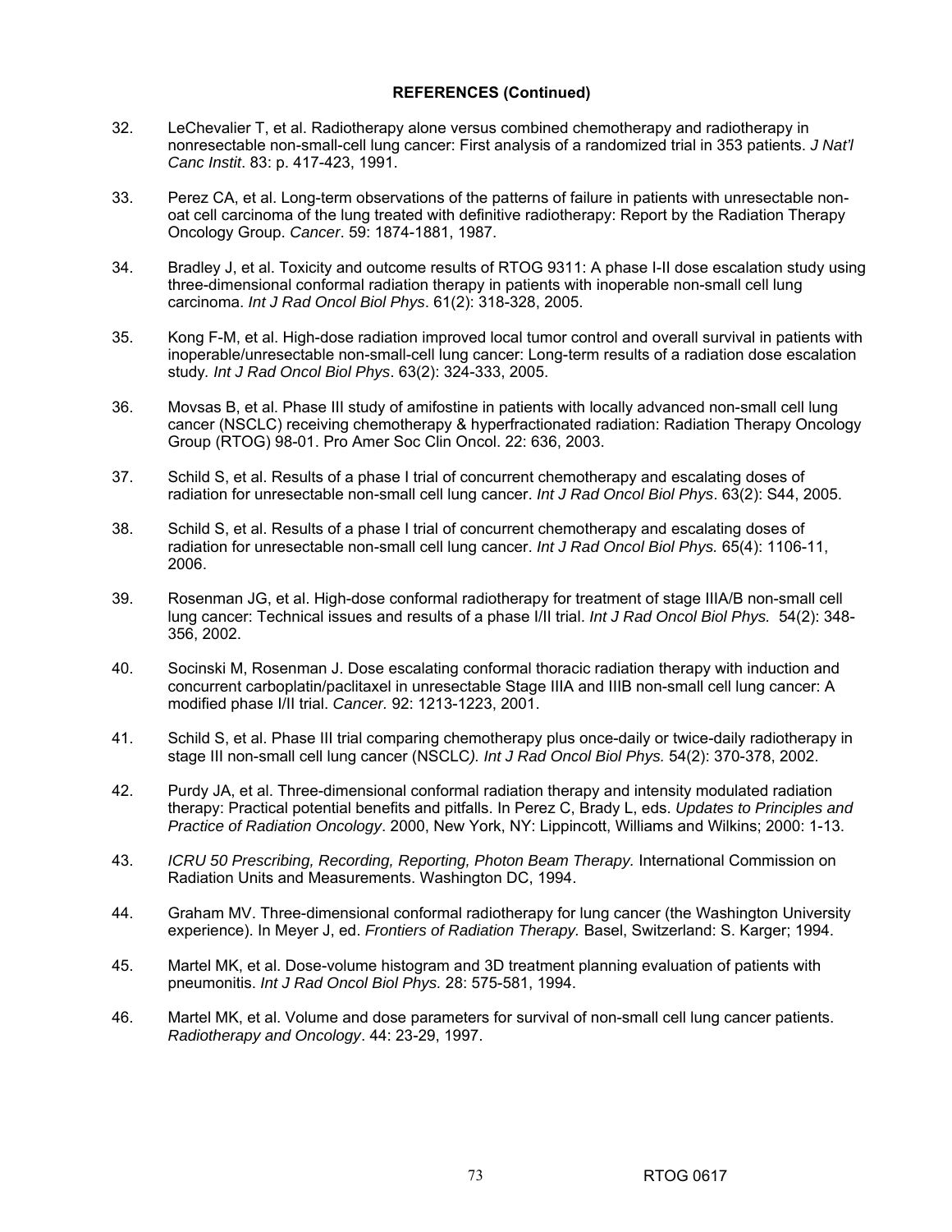**REFERENCES (Continued)**

32. LeChevalier T, et al. Radiotherapy alone versus combined chemotherapy and radiotherapy in nonresectable non-small-cell lung cancer: First analysis of a randomized trial in 353 patients. *J Nat'l Canc Instit*. 83: p. 417-423, 1991.

33. Perez CA, et al. Long-term observations of the patterns of failure in patients with unresectable non-oat cell carcinoma of the lung treated with definitive radiotherapy: Report by the Radiation Therapy Oncology Group. *Cancer*. 59: 1874-1881, 1987.

34. Bradley J, et al. Toxicity and outcome results of RTOG 9311: A phase I-II dose escalation study using three-dimensional conformal radiation therapy in patients with inoperable non-small cell lung carcinoma. *Int J Rad Oncol Biol Phys*. 61(2): 318-328, 2005.

35. Kong F-M, et al. High-dose radiation improved local tumor control and overall survival in patients with inoperable/unresectable non-small-cell lung cancer: Long-term results of a radiation dose escalation study. *Int J Rad Oncol Biol Phys*. 63(2): 324-333, 2005.

36. Movsas B, et al. Phase III study of amifostine in patients with locally advanced non-small cell lung cancer (NSCLC) receiving chemotherapy & hyperfractionated radiation: Radiation Therapy Oncology Group (RTOG) 98-01. Pro Amer Soc Clin Oncol. 22: 636, 2003.

37. Schild S, et al. Results of a phase I trial of concurrent chemotherapy and escalating doses of radiation for unresectable non-small cell lung cancer. *Int J Rad Oncol Biol Phys*. 63(2): S44, 2005.

38. Schild S, et al. Results of a phase I trial of concurrent chemotherapy and escalating doses of radiation for unresectable non-small cell lung cancer. *Int J Rad Oncol Biol Phys.* 65(4): 1106-11, 2006.

39. Rosenman JG, et al. High-dose conformal radiotherapy for treatment of stage IIIA/B non-small cell lung cancer: Technical issues and results of a phase I/II trial. *Int J Rad Oncol Biol Phys.* 54(2): 348-356, 2002.

40. Socinski M, Rosenman J. Dose escalating conformal thoracic radiation therapy with induction and concurrent carboplatin/paclitaxel in unresectable Stage IIIA and IIIB non-small cell lung cancer: A modified phase I/II trial. *Cancer.* 92: 1213-1223, 2001.

41. Schild S, et al. Phase III trial comparing chemotherapy plus once-daily or twice-daily radiotherapy in stage III non-small cell lung cancer (NSCLC*). Int J Rad Oncol Biol Phys.* 54(2): 370-378, 2002.

42. Purdy JA, et al. Three-dimensional conformal radiation therapy and intensity modulated radiation therapy: Practical potential benefits and pitfalls. In Perez C, Brady L, eds. *Updates to Principles and Practice of Radiation Oncology*. 2000, New York, NY: Lippincott, Williams and Wilkins; 2000: 1-13.

43. *ICRU 50 Prescribing, Recording, Reporting, Photon Beam Therapy.* International Commission on Radiation Units and Measurements. Washington DC, 1994.

44. Graham MV. Three-dimensional conformal radiotherapy for lung cancer (the Washington University experience). In Meyer J, ed. *Frontiers of Radiation Therapy.* Basel, Switzerland: S. Karger; 1994.

45. Martel MK, et al. Dose-volume histogram and 3D treatment planning evaluation of patients with pneumonitis. *Int J Rad Oncol Biol Phys.* 28: 575-581, 1994.

46. Martel MK, et al. Volume and dose parameters for survival of non-small cell lung cancer patients. *Radiotherapy and Oncology*. 44: 23-29, 1997.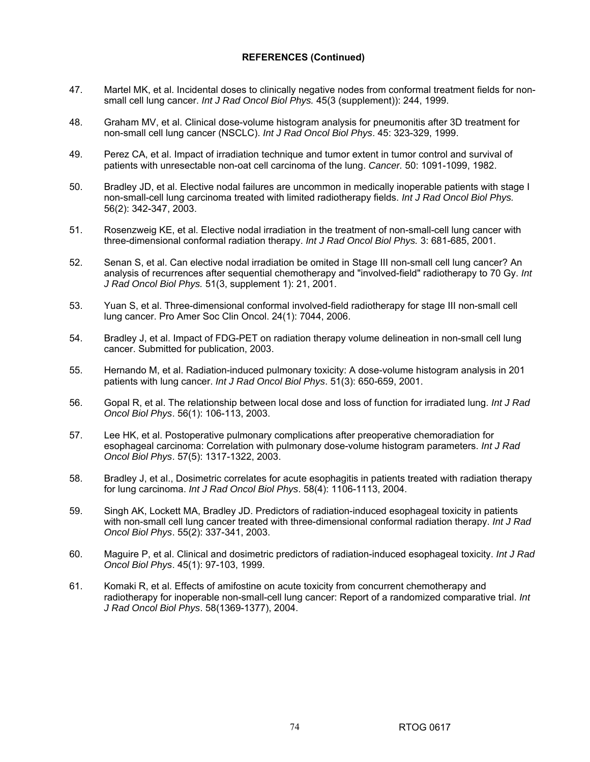**REFERENCES (Continued)**

47. Martel MK, et al. Incidental doses to clinically negative nodes from conformal treatment fields for non-small cell lung cancer. *Int J Rad Oncol Biol Phys.* 45(3 (supplement)): 244, 1999.

48. Graham MV, et al. Clinical dose-volume histogram analysis for pneumonitis after 3D treatment for non-small cell lung cancer (NSCLC). *Int J Rad Oncol Biol Phys*. 45: 323-329, 1999.

49. Perez CA, et al. Impact of irradiation technique and tumor extent in tumor control and survival of patients with unresectable non-oat cell carcinoma of the lung. *Cancer.* 50: 1091-1099, 1982.

50. Bradley JD, et al. Elective nodal failures are uncommon in medically inoperable patients with stage I non-small-cell lung carcinoma treated with limited radiotherapy fields. *Int J Rad Oncol Biol Phys.* 56(2): 342-347, 2003.

51. Rosenzweig KE, et al. Elective nodal irradiation in the treatment of non-small-cell lung cancer with three-dimensional conformal radiation therapy. *Int J Rad Oncol Biol Phys.* 3: 681-685, 2001.

52. Senan S, et al. Can elective nodal irradiation be omited in Stage III non-small cell lung cancer? An analysis of recurrences after sequential chemotherapy and "involved-field" radiotherapy to 70 Gy. *Int J Rad Oncol Biol Phys.* 51(3, supplement 1): 21, 2001.

53. Yuan S, et al. Three-dimensional conformal involved-field radiotherapy for stage III non-small cell lung cancer. Pro Amer Soc Clin Oncol. 24(1): 7044, 2006.

54. Bradley J, et al. Impact of FDG-PET on radiation therapy volume delineation in non-small cell lung cancer. Submitted for publication, 2003.

55. Hernando M, et al. Radiation-induced pulmonary toxicity: A dose-volume histogram analysis in 201 patients with lung cancer. *Int J Rad Oncol Biol Phys*. 51(3): 650-659, 2001.

56. Gopal R, et al. The relationship between local dose and loss of function for irradiated lung. *Int J Rad Oncol Biol Phys*. 56(1): 106-113, 2003.

57. Lee HK, et al. Postoperative pulmonary complications after preoperative chemoradiation for esophageal carcinoma: Correlation with pulmonary dose-volume histogram parameters. *Int J Rad Oncol Biol Phys*. 57(5): 1317-1322, 2003.

58. Bradley J, et al., Dosimetric correlates for acute esophagitis in patients treated with radiation therapy for lung carcinoma. *Int J Rad Oncol Biol Phys*. 58(4): 1106-1113, 2004.

59. Singh AK, Lockett MA, Bradley JD. Predictors of radiation-induced esophageal toxicity in patients with non-small cell lung cancer treated with three-dimensional conformal radiation therapy. *Int J Rad Oncol Biol Phys*. 55(2): 337-341, 2003.

60. Maguire P, et al. Clinical and dosimetric predictors of radiation-induced esophageal toxicity. *Int J Rad Oncol Biol Phys*. 45(1): 97-103, 1999.

61. Komaki R, et al. Effects of amifostine on acute toxicity from concurrent chemotherapy and radiotherapy for inoperable non-small-cell lung cancer: Report of a randomized comparative trial. *Int J Rad Oncol Biol Phys*. 58(1369-1377), 2004.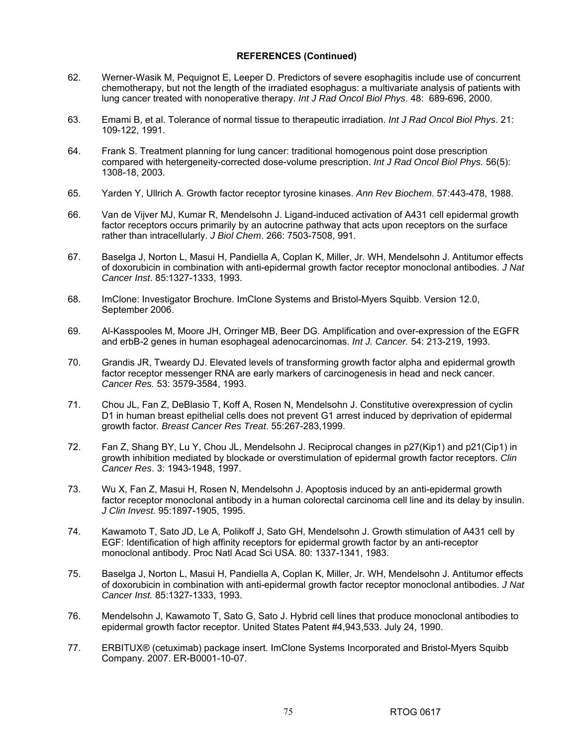**REFERENCES (Continued)**

62. Werner-Wasik M, Pequignot E, Leeper D. Predictors of severe esophagitis include use of concurrent chemotherapy, but not the length of the irradiated esophagus: a multivariate analysis of patients with lung cancer treated with nonoperative therapy. *Int J Rad Oncol Biol Phys*. 48: 689-696, 2000.

63. Emami B, et al. Tolerance of normal tissue to therapeutic irradiation. *Int J Rad Oncol Biol Phys*. 21: 109-122, 1991.

64. Frank S. Treatment planning for lung cancer: traditional homogenous point dose prescription compared with hetergeneity-corrected dose-volume prescription. *Int J Rad Oncol Biol Phys.* 56(5): 1308-18, 2003.

65. Yarden Y, Ullrich A. Growth factor receptor tyrosine kinases. *Ann Rev Biochem*. 57:443-478, 1988.

66. Van de Vijver MJ, Kumar R, Mendelsohn J. Ligand-induced activation of A431 cell epidermal growth factor receptors occurs primarily by an autocrine pathway that acts upon receptors on the surface rather than intracellularly. *J Biol Chem*. 266: 7503-7508, 991.

67. Baselga J, Norton L, Masui H, Pandiella A, Coplan K, Miller, Jr. WH, Mendelsohn J. Antitumor effects of doxorubicin in combination with anti-epidermal growth factor receptor monoclonal antibodies. *J Nat Cancer Inst*. 85:1327-1333, 1993.

68. ImClone: Investigator Brochure. ImClone Systems and Bristol-Myers Squibb. Version 12.0, September 2006.

69. Al-Kasspooles M, Moore JH, Orringer MB, Beer DG. Amplification and over-expression of the EGFR and erbB-2 genes in human esophageal adenocarcinomas. *Int J. Cancer.* 54: 213-219, 1993.

70. Grandis JR, Tweardy DJ. Elevated levels of transforming growth factor alpha and epidermal growth factor receptor messenger RNA are early markers of carcinogenesis in head and neck cancer. *Cancer Res.* 53: 3579-3584, 1993.

71. Chou JL, Fan Z, DeBlasio T, Koff A, Rosen N, Mendelsohn J. Constitutive overexpression of cyclin D1 in human breast epithelial cells does not prevent G1 arrest induced by deprivation of epidermal growth factor. *Breast Cancer Res Treat*. 55:267-283,1999.

72. Fan Z, Shang BY, Lu Y, Chou JL, Mendelsohn J. Reciprocal changes in p27(Kip1) and p21(Cip1) in growth inhibition mediated by blockade or overstimulation of epidermal growth factor receptors. *Clin Cancer Res*. 3: 1943-1948, 1997.

73. Wu X, Fan Z, Masui H, Rosen N, Mendelsohn J. Apoptosis induced by an anti-epidermal growth factor receptor monoclonal antibody in a human colorectal carcinoma cell line and its delay by insulin. *J Clin Invest.* 95:1897-1905, 1995.

74. Kawamoto T, Sato JD, Le A, Polikoff J, Sato GH, Mendelsohn J. Growth stimulation of A431 cell by EGF: Identification of high affinity receptors for epidermal growth factor by an anti-receptor monoclonal antibody. Proc Natl Acad Sci USA. 80: 1337-1341, 1983.

75. Baselga J, Norton L, Masui H, Pandiella A, Coplan K, Miller, Jr. WH, Mendelsohn J. Antitumor effects of doxorubicin in combination with anti-epidermal growth factor receptor monoclonal antibodies. *J Nat Cancer Inst.* 85:1327-1333, 1993.

76. Mendelsohn J, Kawamoto T, Sato G, Sato J. Hybrid cell lines that produce monoclonal antibodies to epidermal growth factor receptor. United States Patent #4,943,533. July 24, 1990.

77. ERBITUX® (cetuximab) package insert. ImClone Systems Incorporated and Bristol-Myers Squibb Company. 2007. ER-B0001-10-07.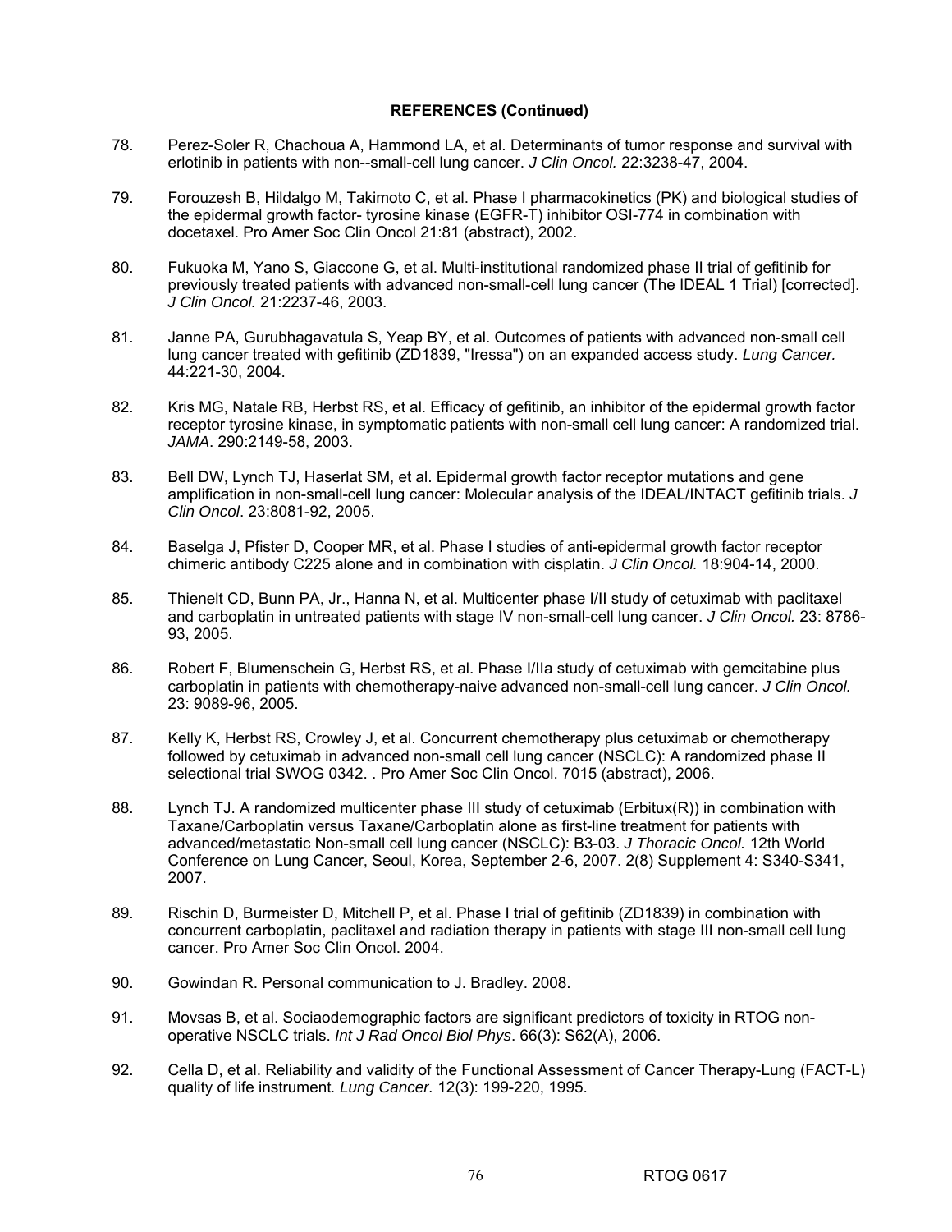**REFERENCES (Continued)**

78. Perez-Soler R, Chachoua A, Hammond LA, et al. Determinants of tumor response and survival with erlotinib in patients with non--small-cell lung cancer. *J Clin Oncol.* 22:3238-47, 2004.

79. Forouzesh B, Hildalgo M, Takimoto C, et al. Phase I pharmacokinetics (PK) and biological studies of the epidermal growth factor- tyrosine kinase (EGFR-T) inhibitor OSI-774 in combination with docetaxel. Pro Amer Soc Clin Oncol 21:81 (abstract), 2002.

80. Fukuoka M, Yano S, Giaccone G, et al. Multi-institutional randomized phase II trial of gefitinib for previously treated patients with advanced non-small-cell lung cancer (The IDEAL 1 Trial) [corrected]. *J Clin Oncol.* 21:2237-46, 2003.

81. Janne PA, Gurubhagavatula S, Yeap BY, et al. Outcomes of patients with advanced non-small cell lung cancer treated with gefitinib (ZD1839, "Iressa") on an expanded access study. *Lung Cancer.* 44:221-30, 2004.

82. Kris MG, Natale RB, Herbst RS, et al. Efficacy of gefitinib, an inhibitor of the epidermal growth factor receptor tyrosine kinase, in symptomatic patients with non-small cell lung cancer: A randomized trial. *JAMA*. 290:2149-58, 2003.

83. Bell DW, Lynch TJ, Haserlat SM, et al. Epidermal growth factor receptor mutations and gene amplification in non-small-cell lung cancer: Molecular analysis of the IDEAL/INTACT gefitinib trials. *J Clin Oncol*. 23:8081-92, 2005.

84. Baselga J, Pfister D, Cooper MR, et al. Phase I studies of anti-epidermal growth factor receptor chimeric antibody C225 alone and in combination with cisplatin. *J Clin Oncol.* 18:904-14, 2000.

85. Thienelt CD, Bunn PA, Jr., Hanna N, et al. Multicenter phase I/II study of cetuximab with paclitaxel and carboplatin in untreated patients with stage IV non-small-cell lung cancer. *J Clin Oncol.* 23: 8786-93, 2005.

86. Robert F, Blumenschein G, Herbst RS, et al. Phase I/IIa study of cetuximab with gemcitabine plus carboplatin in patients with chemotherapy-naive advanced non-small-cell lung cancer. *J Clin Oncol.* 23: 9089-96, 2005.

87. Kelly K, Herbst RS, Crowley J, et al. Concurrent chemotherapy plus cetuximab or chemotherapy followed by cetuximab in advanced non-small cell lung cancer (NSCLC): A randomized phase II selectional trial SWOG 0342. . Pro Amer Soc Clin Oncol. 7015 (abstract), 2006.

88. Lynch TJ. A randomized multicenter phase III study of cetuximab (Erbitux(R)) in combination with Taxane/Carboplatin versus Taxane/Carboplatin alone as first-line treatment for patients with advanced/metastatic Non-small cell lung cancer (NSCLC): B3-03. *J Thoracic Oncol.* 12th World Conference on Lung Cancer, Seoul, Korea, September 2-6, 2007. 2(8) Supplement 4: S340-S341, 2007.

89. Rischin D, Burmeister D, Mitchell P, et al. Phase I trial of gefitinib (ZD1839) in combination with concurrent carboplatin, paclitaxel and radiation therapy in patients with stage III non-small cell lung cancer. Pro Amer Soc Clin Oncol. 2004.

90. Gowindan R. Personal communication to J. Bradley. 2008.

91. Movsas B, et al. Sociaodemographic factors are significant predictors of toxicity in RTOG non-operative NSCLC trials. *Int J Rad Oncol Biol Phys*. 66(3): S62(A), 2006.

92. Cella D, et al. Reliability and validity of the Functional Assessment of Cancer Therapy-Lung (FACT-L) quality of life instrument*. Lung Cancer.* 12(3): 199-220, 1995.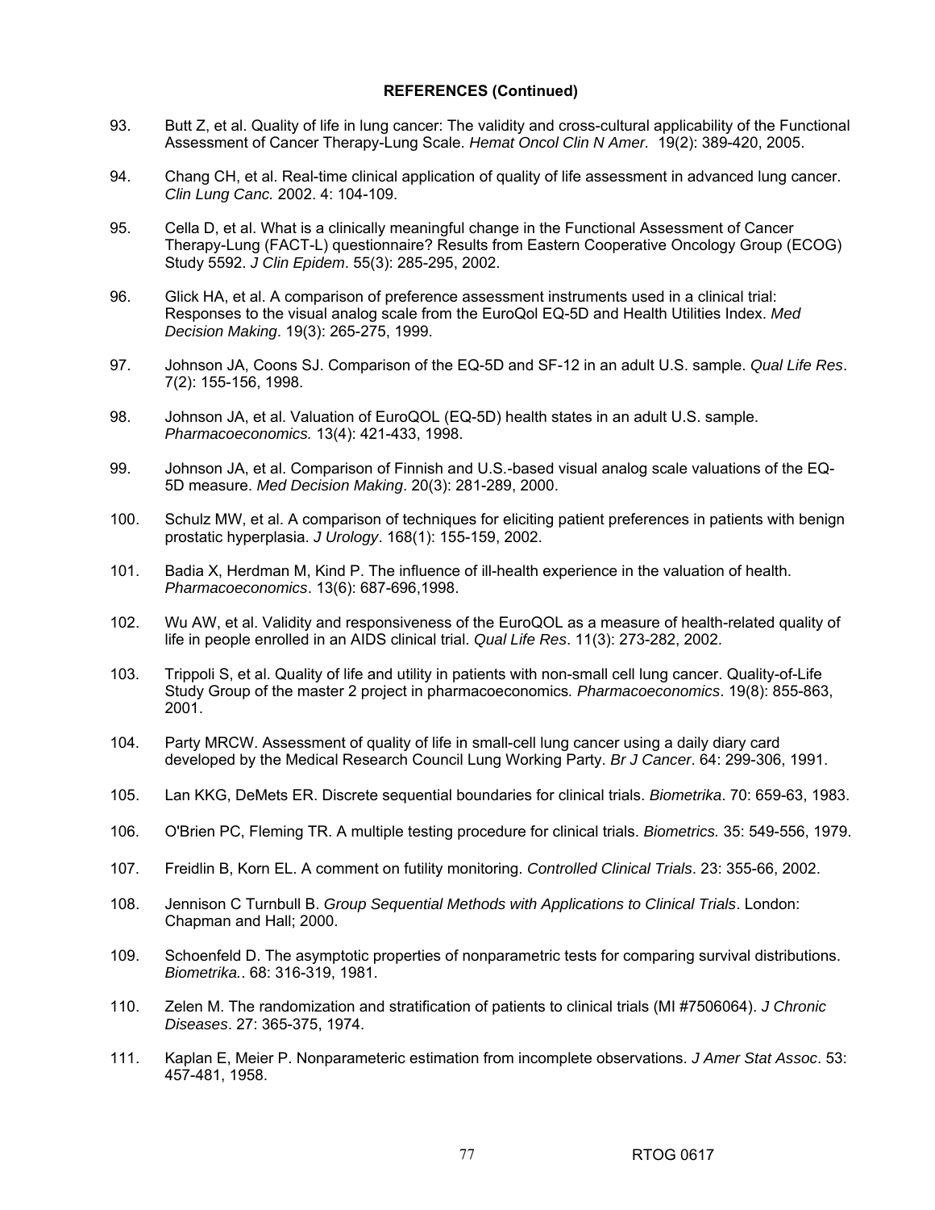**REFERENCES (Continued)**

93. Butt Z, et al. Quality of life in lung cancer: The validity and cross-cultural applicability of the Functional Assessment of Cancer Therapy-Lung Scale. *Hemat Oncol Clin N Amer.* 19(2): 389-420, 2005.

94. Chang CH, et al. Real-time clinical application of quality of life assessment in advanced lung cancer. *Clin Lung Canc.* 2002. 4: 104-109.

95. Cella D, et al. What is a clinically meaningful change in the Functional Assessment of Cancer Therapy-Lung (FACT-L) questionnaire? Results from Eastern Cooperative Oncology Group (ECOG) Study 5592. *J Clin Epidem*. 55(3): 285-295, 2002.

96. Glick HA, et al. A comparison of preference assessment instruments used in a clinical trial: Responses to the visual analog scale from the EuroQol EQ-5D and Health Utilities Index. *Med Decision Making*. 19(3): 265-275, 1999.

97. Johnson JA, Coons SJ. Comparison of the EQ-5D and SF-12 in an adult U.S. sample. *Qual Life Res*. 7(2): 155-156, 1998.

98. Johnson JA, et al. Valuation of EuroQOL (EQ-5D) health states in an adult U.S. sample. *Pharmacoeconomics.* 13(4): 421-433, 1998.

99. Johnson JA, et al. Comparison of Finnish and U.S.-based visual analog scale valuations of the EQ-5D measure. *Med Decision Making*. 20(3): 281-289, 2000.

100. Schulz MW, et al. A comparison of techniques for eliciting patient preferences in patients with benign prostatic hyperplasia. *J Urology*. 168(1): 155-159, 2002.

101. Badia X, Herdman M, Kind P. The influence of ill-health experience in the valuation of health. *Pharmacoeconomics*. 13(6): 687-696,1998.

102. Wu AW, et al. Validity and responsiveness of the EuroQOL as a measure of health-related quality of life in people enrolled in an AIDS clinical trial. *Qual Life Res*. 11(3): 273-282, 2002.

103. Trippoli S, et al. Quality of life and utility in patients with non-small cell lung cancer. Quality-of-Life Study Group of the master 2 project in pharmacoeconomics*. Pharmacoeconomics*. 19(8): 855-863, 2001.

104. Party MRCW. Assessment of quality of life in small-cell lung cancer using a daily diary card developed by the Medical Research Council Lung Working Party. *Br J Cancer*. 64: 299-306, 1991.

105. Lan KKG, DeMets ER. Discrete sequential boundaries for clinical trials. *Biometrika*. 70: 659-63, 1983.

106. O'Brien PC, Fleming TR. A multiple testing procedure for clinical trials. *Biometrics.* 35: 549-556, 1979.

107. Freidlin B, Korn EL. A comment on futility monitoring. *Controlled Clinical Trials*. 23: 355-66, 2002.

108. Jennison C Turnbull B. *Group Sequential Methods with Applications to Clinical Trials*. London: Chapman and Hall; 2000.

109. Schoenfeld D. The asymptotic properties of nonparametric tests for comparing survival distributions. *Biometrika.*. 68: 316-319, 1981.

110. Zelen M. The randomization and stratification of patients to clinical trials (MI #7506064). *J Chronic Diseases*. 27: 365-375, 1974.

111. Kaplan E, Meier P. Nonparameteric estimation from incomplete observations. *J Amer Stat Assoc*. 53: 457-481, 1958.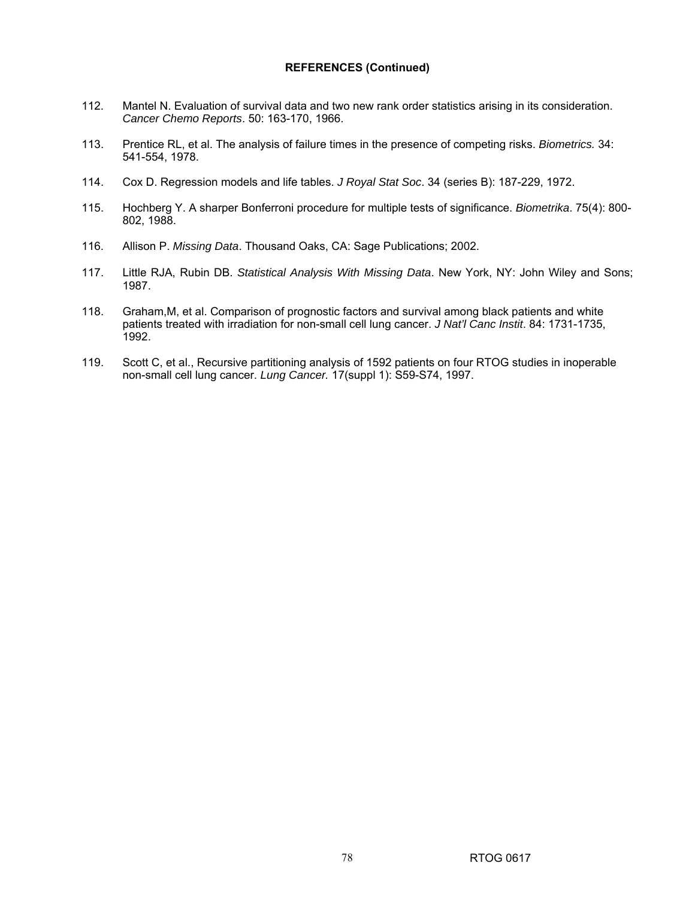**REFERENCES (Continued)**

112. Mantel N. Evaluation of survival data and two new rank order statistics arising in its consideration. *Cancer Chemo Reports*. 50: 163-170, 1966.

113. Prentice RL, et al. The analysis of failure times in the presence of competing risks. *Biometrics.* 34: 541-554, 1978.

114. Cox D. Regression models and life tables. *J Royal Stat Soc*. 34 (series B): 187-229, 1972.

115. Hochberg Y. A sharper Bonferroni procedure for multiple tests of significance. *Biometrika*. 75(4): 800-802, 1988.

116. Allison P. *Missing Data*. Thousand Oaks, CA: Sage Publications; 2002.

117. Little RJA, Rubin DB. *Statistical Analysis With Missing Data*. New York, NY: John Wiley and Sons; 1987.

118. Graham,M, et al. Comparison of prognostic factors and survival among black patients and white patients treated with irradiation for non-small cell lung cancer. *J Nat'l Canc Instit*. 84: 1731-1735, 1992.

119. Scott C, et al., Recursive partitioning analysis of 1592 patients on four RTOG studies in inoperable non-small cell lung cancer. *Lung Cancer.* 17(suppl 1): S59-S74, 1997.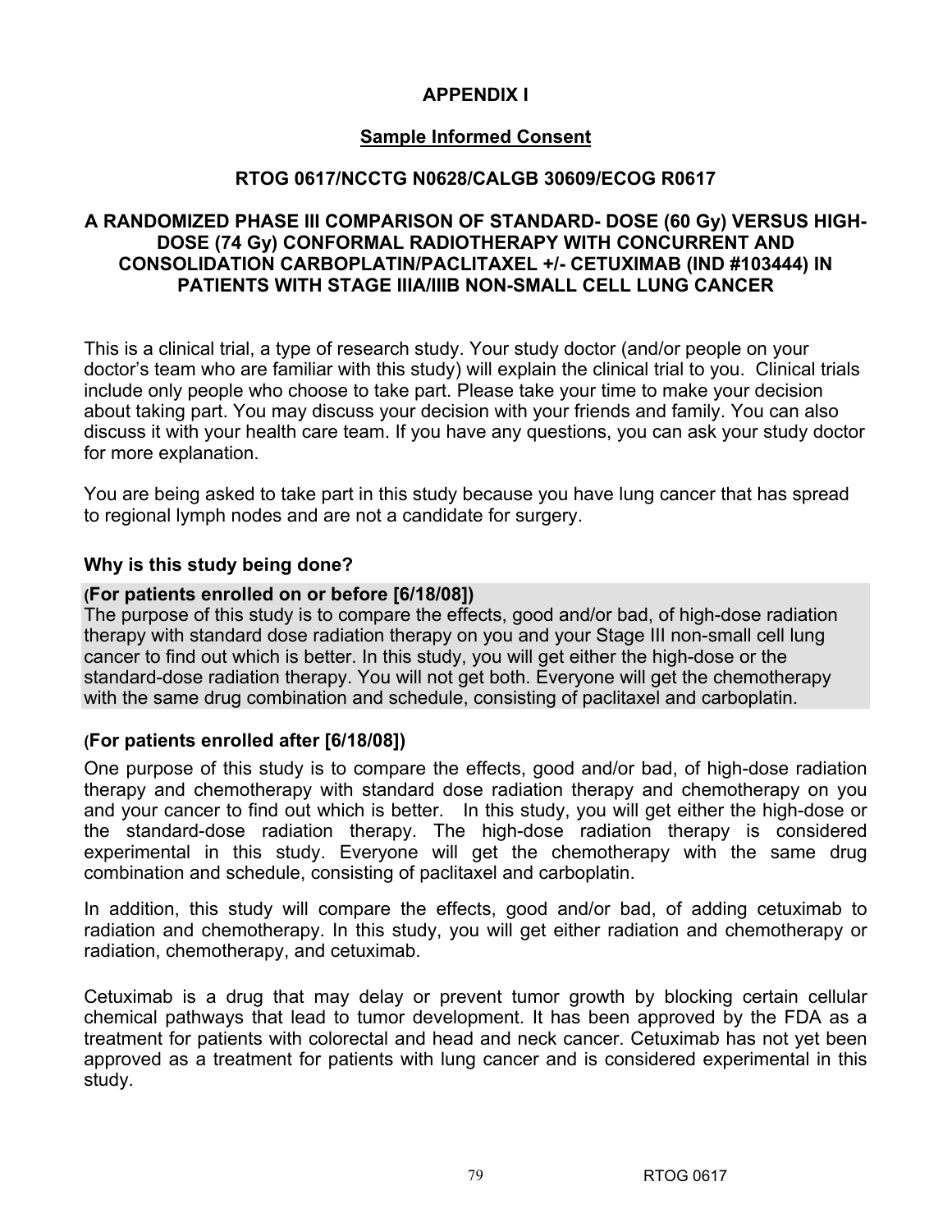# APPENDIX I

## Sample Informed Consent

### RTOG 0617/NCCTG N0628/CALGB 30609/ECOG R0617

### A RANDOMIZED PHASE III COMPARISON OF STANDARD- DOSE (60 Gy) VERSUS HIGH-DOSE (74 Gy) CONFORMAL RADIOTHERAPY WITH CONCURRENT AND CONSOLIDATION CARBOPLATIN/PACLITAXEL +/- CETUXIMAB (IND #103444) IN PATIENTS WITH STAGE IIIA/IIIB NON-SMALL CELL LUNG CANCER

This is a clinical trial, a type of research study. Your study doctor (and/or people on your doctor's team who are familiar with this study) will explain the clinical trial to you. Clinical trials include only people who choose to take part. Please take your time to make your decision about taking part. You may discuss your decision with your friends and family. You can also discuss it with your health care team. If you have any questions, you can ask your study doctor for more explanation.

You are being asked to take part in this study because you have lung cancer that has spread to regional lymph nodes and are not a candidate for surgery.

### Why is this study being done?

**(For patients enrolled on or before [6/18/08])**
The purpose of this study is to compare the effects, good and/or bad, of high-dose radiation therapy with standard dose radiation therapy on you and your Stage III non-small cell lung cancer to find out which is better. In this study, you will get either the high-dose or the standard-dose radiation therapy. You will not get both. Everyone will get the chemotherapy with the same drug combination and schedule, consisting of paclitaxel and carboplatin.

**(For patients enrolled after [6/18/08])**
One purpose of this study is to compare the effects, good and/or bad, of high-dose radiation therapy and chemotherapy with standard dose radiation therapy and chemotherapy on you and your cancer to find out which is better. In this study, you will get either the high-dose or the standard-dose radiation therapy. The high-dose radiation therapy is considered experimental in this study. Everyone will get the chemotherapy with the same drug combination and schedule, consisting of paclitaxel and carboplatin.

In addition, this study will compare the effects, good and/or bad, of adding cetuximab to radiation and chemotherapy. In this study, you will get either radiation and chemotherapy or radiation, chemotherapy, and cetuximab.

Cetuximab is a drug that may delay or prevent tumor growth by blocking certain cellular chemical pathways that lead to tumor development. It has been approved by the FDA as a treatment for patients with colorectal and head and neck cancer. Cetuximab has not yet been approved as a treatment for patients with lung cancer and is considered experimental in this study.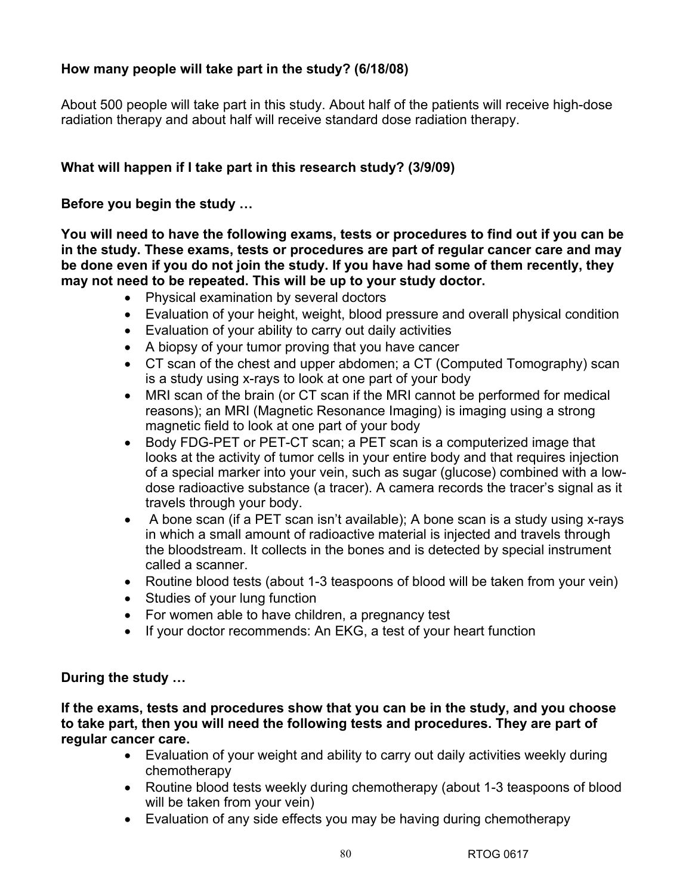**How many people will take part in the study? (6/18/08)**

About 500 people will take part in this study. About half of the patients will receive high-dose radiation therapy and about half will receive standard dose radiation therapy.

**What will happen if I take part in this research study? (3/9/09)**

**Before you begin the study …**

**You will need to have the following exams, tests or procedures to find out if you can be in the study. These exams, tests or procedures are part of regular cancer care and may be done even if you do not join the study. If you have had some of them recently, they may not need to be repeated. This will be up to your study doctor.**

- Physical examination by several doctors
- Evaluation of your height, weight, blood pressure and overall physical condition
- Evaluation of your ability to carry out daily activities
- A biopsy of your tumor proving that you have cancer
- CT scan of the chest and upper abdomen; a CT (Computed Tomography) scan is a study using x-rays to look at one part of your body
- MRI scan of the brain (or CT scan if the MRI cannot be performed for medical reasons); an MRI (Magnetic Resonance Imaging) is imaging using a strong magnetic field to look at one part of your body
- Body FDG-PET or PET-CT scan; a PET scan is a computerized image that looks at the activity of tumor cells in your entire body and that requires injection of a special marker into your vein, such as sugar (glucose) combined with a low-dose radioactive substance (a tracer). A camera records the tracer's signal as it travels through your body.
- A bone scan (if a PET scan isn't available); A bone scan is a study using x-rays in which a small amount of radioactive material is injected and travels through the bloodstream. It collects in the bones and is detected by special instrument called a scanner.
- Routine blood tests (about 1-3 teaspoons of blood will be taken from your vein)
- Studies of your lung function
- For women able to have children, a pregnancy test
- If your doctor recommends: An EKG, a test of your heart function

**During the study …**

**If the exams, tests and procedures show that you can be in the study, and you choose to take part, then you will need the following tests and procedures. They are part of regular cancer care.**

- Evaluation of your weight and ability to carry out daily activities weekly during chemotherapy
- Routine blood tests weekly during chemotherapy (about 1-3 teaspoons of blood will be taken from your vein)
- Evaluation of any side effects you may be having during chemotherapy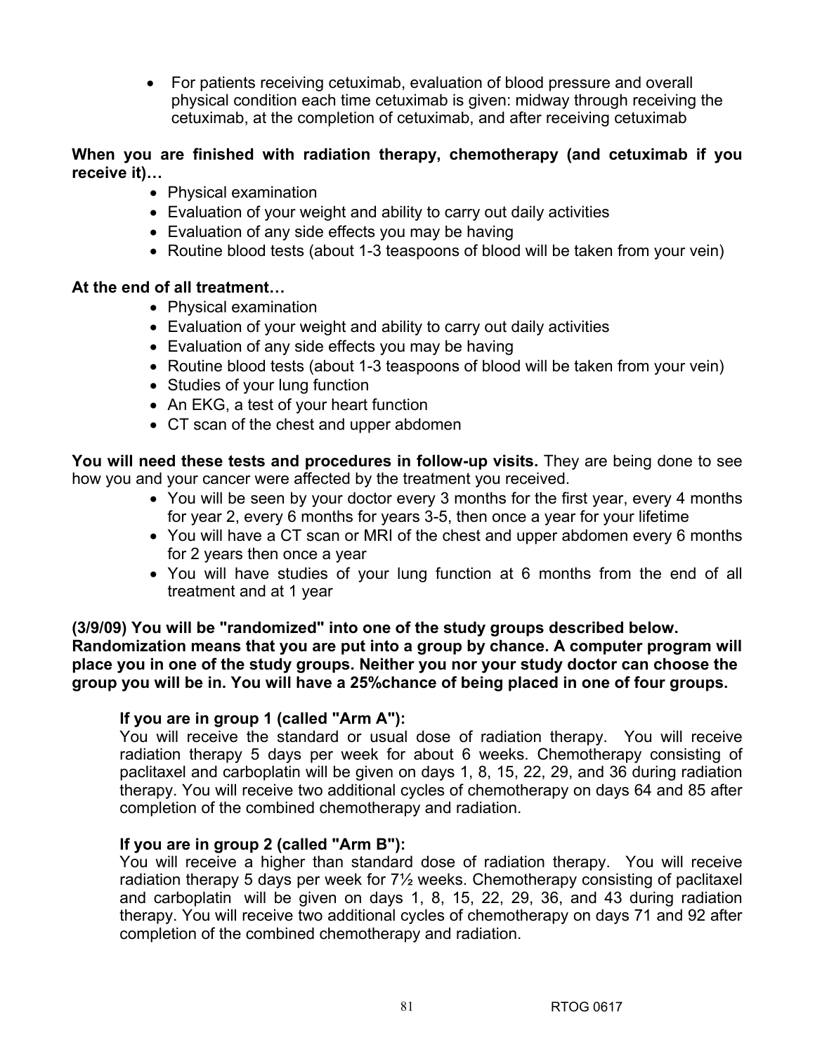- For patients receiving cetuximab, evaluation of blood pressure and overall physical condition each time cetuximab is given: midway through receiving the cetuximab, at the completion of cetuximab, and after receiving cetuximab

**When you are finished with radiation therapy, chemotherapy (and cetuximab if you receive it)…**

- Physical examination
- Evaluation of your weight and ability to carry out daily activities
- Evaluation of any side effects you may be having
- Routine blood tests (about 1-3 teaspoons of blood will be taken from your vein)

**At the end of all treatment…**

- Physical examination
- Evaluation of your weight and ability to carry out daily activities
- Evaluation of any side effects you may be having
- Routine blood tests (about 1-3 teaspoons of blood will be taken from your vein)
- Studies of your lung function
- An EKG, a test of your heart function
- CT scan of the chest and upper abdomen

**You will need these tests and procedures in follow-up visits.** They are being done to see how you and your cancer were affected by the treatment you received.

- You will be seen by your doctor every 3 months for the first year, every 4 months for year 2, every 6 months for years 3-5, then once a year for your lifetime
- You will have a CT scan or MRI of the chest and upper abdomen every 6 months for 2 years then once a year
- You will have studies of your lung function at 6 months from the end of all treatment and at 1 year

**(3/9/09) You will be "randomized" into one of the study groups described below. Randomization means that you are put into a group by chance. A computer program will place you in one of the study groups. Neither you nor your study doctor can choose the group you will be in. You will have a 25%chance of being placed in one of four groups.**

**If you are in group 1 (called "Arm A"):**
You will receive the standard or usual dose of radiation therapy. You will receive radiation therapy 5 days per week for about 6 weeks. Chemotherapy consisting of paclitaxel and carboplatin will be given on days 1, 8, 15, 22, 29, and 36 during radiation therapy. You will receive two additional cycles of chemotherapy on days 64 and 85 after completion of the combined chemotherapy and radiation.

**If you are in group 2 (called "Arm B"):**
You will receive a higher than standard dose of radiation therapy. You will receive radiation therapy 5 days per week for 7½ weeks. Chemotherapy consisting of paclitaxel and carboplatin will be given on days 1, 8, 15, 22, 29, 36, and 43 during radiation therapy. You will receive two additional cycles of chemotherapy on days 71 and 92 after completion of the combined chemotherapy and radiation.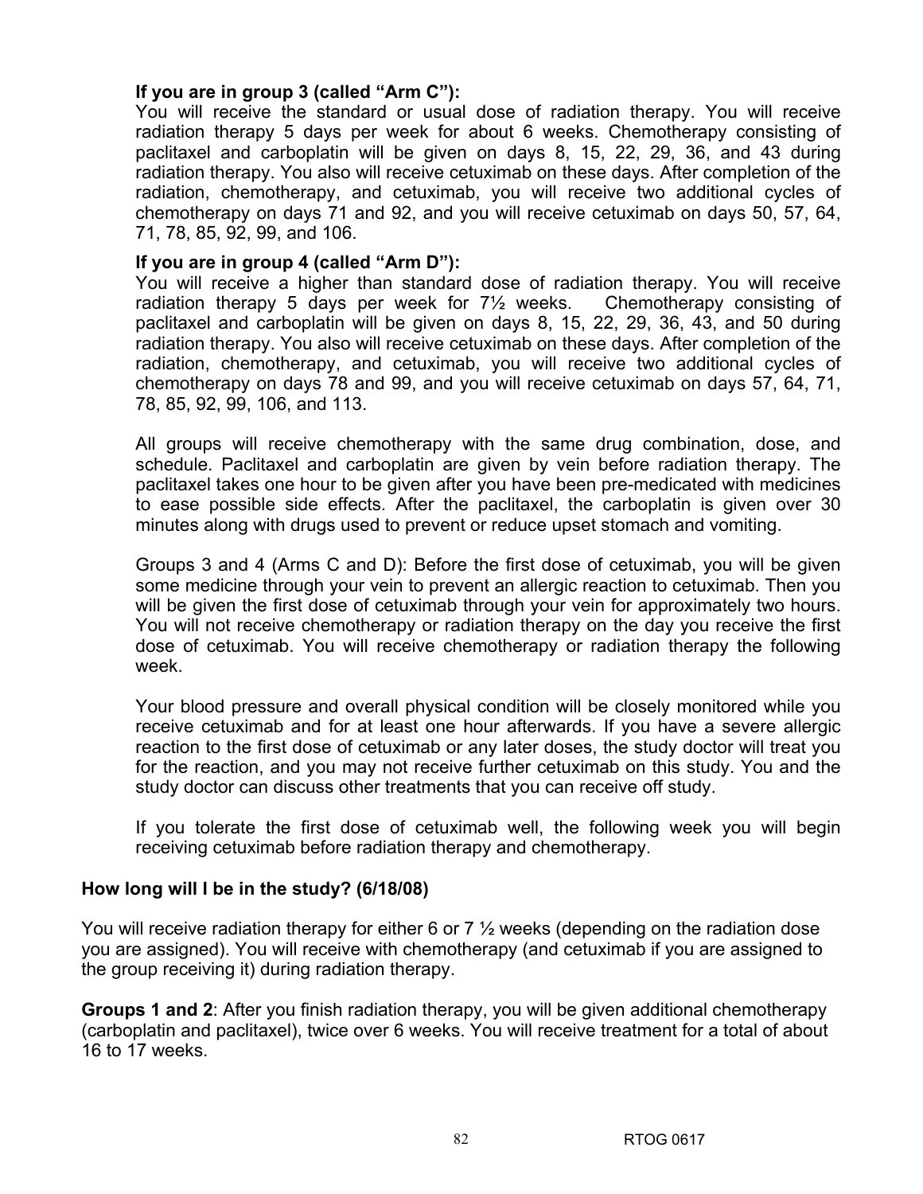**If you are in group 3 (called “Arm C”):**

You will receive the standard or usual dose of radiation therapy. You will receive radiation therapy 5 days per week for about 6 weeks. Chemotherapy consisting of paclitaxel and carboplatin will be given on days 8, 15, 22, 29, 36, and 43 during radiation therapy. You also will receive cetuximab on these days. After completion of the radiation, chemotherapy, and cetuximab, you will receive two additional cycles of chemotherapy on days 71 and 92, and you will receive cetuximab on days 50, 57, 64, 71, 78, 85, 92, 99, and 106.

**If you are in group 4 (called “Arm D”):**

You will receive a higher than standard dose of radiation therapy. You will receive radiation therapy 5 days per week for 7½ weeks. Chemotherapy consisting of paclitaxel and carboplatin will be given on days 8, 15, 22, 29, 36, 43, and 50 during radiation therapy. You also will receive cetuximab on these days. After completion of the radiation, chemotherapy, and cetuximab, you will receive two additional cycles of chemotherapy on days 78 and 99, and you will receive cetuximab on days 57, 64, 71, 78, 85, 92, 99, 106, and 113.

All groups will receive chemotherapy with the same drug combination, dose, and schedule. Paclitaxel and carboplatin are given by vein before radiation therapy. The paclitaxel takes one hour to be given after you have been pre-medicated with medicines to ease possible side effects. After the paclitaxel, the carboplatin is given over 30 minutes along with drugs used to prevent or reduce upset stomach and vomiting.

Groups 3 and 4 (Arms C and D): Before the first dose of cetuximab, you will be given some medicine through your vein to prevent an allergic reaction to cetuximab. Then you will be given the first dose of cetuximab through your vein for approximately two hours. You will not receive chemotherapy or radiation therapy on the day you receive the first dose of cetuximab. You will receive chemotherapy or radiation therapy the following week.

Your blood pressure and overall physical condition will be closely monitored while you receive cetuximab and for at least one hour afterwards. If you have a severe allergic reaction to the first dose of cetuximab or any later doses, the study doctor will treat you for the reaction, and you may not receive further cetuximab on this study. You and the study doctor can discuss other treatments that you can receive off study.

If you tolerate the first dose of cetuximab well, the following week you will begin receiving cetuximab before radiation therapy and chemotherapy.

**How long will I be in the study? (6/18/08)**

You will receive radiation therapy for either 6 or 7 ½ weeks (depending on the radiation dose you are assigned). You will receive with chemotherapy (and cetuximab if you are assigned to the group receiving it) during radiation therapy.

**Groups 1 and 2**: After you finish radiation therapy, you will be given additional chemotherapy (carboplatin and paclitaxel), twice over 6 weeks. You will receive treatment for a total of about 16 to 17 weeks.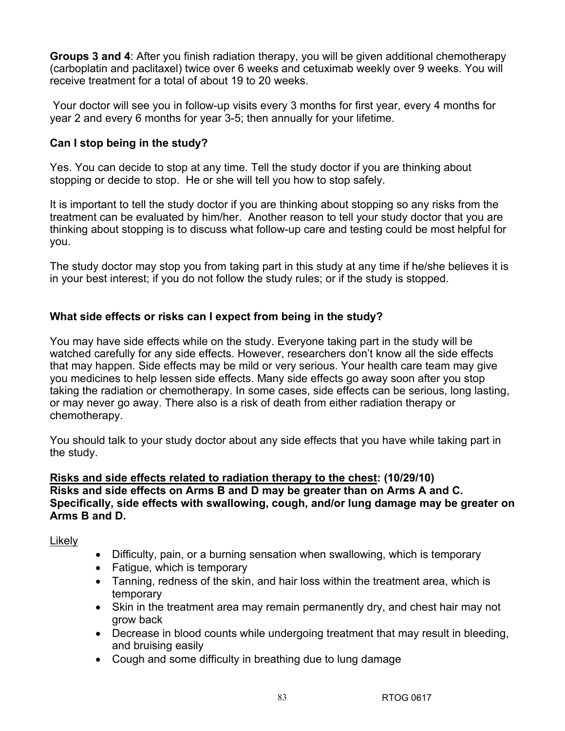**Groups 3 and 4**: After you finish radiation therapy, you will be given additional chemotherapy (carboplatin and paclitaxel) twice over 6 weeks and cetuximab weekly over 9 weeks. You will receive treatment for a total of about 19 to 20 weeks.

Your doctor will see you in follow-up visits every 3 months for first year, every 4 months for year 2 and every 6 months for year 3-5; then annually for your lifetime.

### Can I stop being in the study?

Yes. You can decide to stop at any time. Tell the study doctor if you are thinking about stopping or decide to stop. He or she will tell you how to stop safely.

It is important to tell the study doctor if you are thinking about stopping so any risks from the treatment can be evaluated by him/her. Another reason to tell your study doctor that you are thinking about stopping is to discuss what follow-up care and testing could be most helpful for you.

The study doctor may stop you from taking part in this study at any time if he/she believes it is in your best interest; if you do not follow the study rules; or if the study is stopped.

### What side effects or risks can I expect from being in the study?

You may have side effects while on the study. Everyone taking part in the study will be watched carefully for any side effects. However, researchers don't know all the side effects that may happen. Side effects may be mild or very serious. Your health care team may give you medicines to help lessen side effects. Many side effects go away soon after you stop taking the radiation or chemotherapy. In some cases, side effects can be serious, long lasting, or may never go away. There also is a risk of death from either radiation therapy or chemotherapy.

You should talk to your study doctor about any side effects that you have while taking part in the study.

**Risks and side effects related to radiation therapy to the chest: (10/29/10)**
**Risks and side effects on Arms B and D may be greater than on Arms A and C. Specifically, side effects with swallowing, cough, and/or lung damage may be greater on Arms B and D.**

Likely

- Difficulty, pain, or a burning sensation when swallowing, which is temporary
- Fatigue, which is temporary
- Tanning, redness of the skin, and hair loss within the treatment area, which is temporary
- Skin in the treatment area may remain permanently dry, and chest hair may not grow back
- Decrease in blood counts while undergoing treatment that may result in bleeding, and bruising easily
- Cough and some difficulty in breathing due to lung damage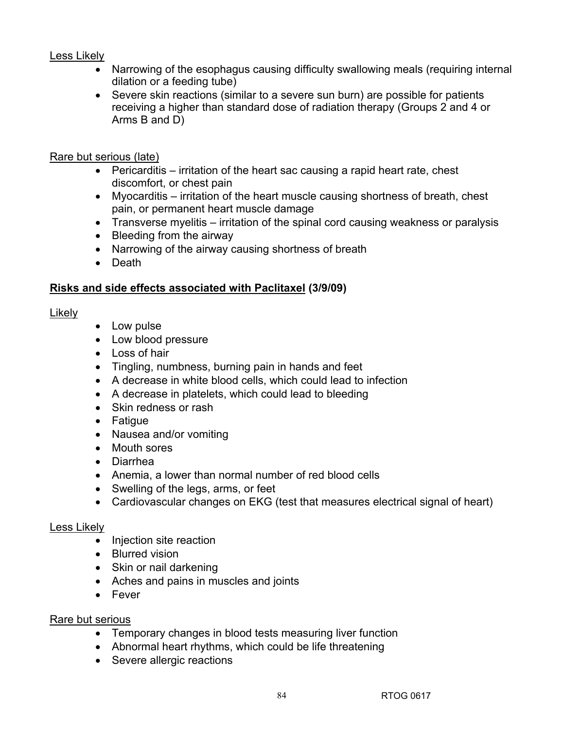Less Likely

- Narrowing of the esophagus causing difficulty swallowing meals (requiring internal dilation or a feeding tube)
- Severe skin reactions (similar to a severe sun burn) are possible for patients receiving a higher than standard dose of radiation therapy (Groups 2 and 4 or Arms B and D)

Rare but serious (late)

- Pericarditis – irritation of the heart sac causing a rapid heart rate, chest discomfort, or chest pain
- Myocarditis – irritation of the heart muscle causing shortness of breath, chest pain, or permanent heart muscle damage
- Transverse myelitis – irritation of the spinal cord causing weakness or paralysis
- Bleeding from the airway
- Narrowing of the airway causing shortness of breath
- Death

**Risks and side effects associated with Paclitaxel (3/9/09)**

Likely

- Low pulse
- Low blood pressure
- Loss of hair
- Tingling, numbness, burning pain in hands and feet
- A decrease in white blood cells, which could lead to infection
- A decrease in platelets, which could lead to bleeding
- Skin redness or rash
- Fatigue
- Nausea and/or vomiting
- Mouth sores
- Diarrhea
- Anemia, a lower than normal number of red blood cells
- Swelling of the legs, arms, or feet
- Cardiovascular changes on EKG (test that measures electrical signal of heart)

Less Likely

- Injection site reaction
- Blurred vision
- Skin or nail darkening
- Aches and pains in muscles and joints
- Fever

Rare but serious

- Temporary changes in blood tests measuring liver function
- Abnormal heart rhythms, which could be life threatening
- Severe allergic reactions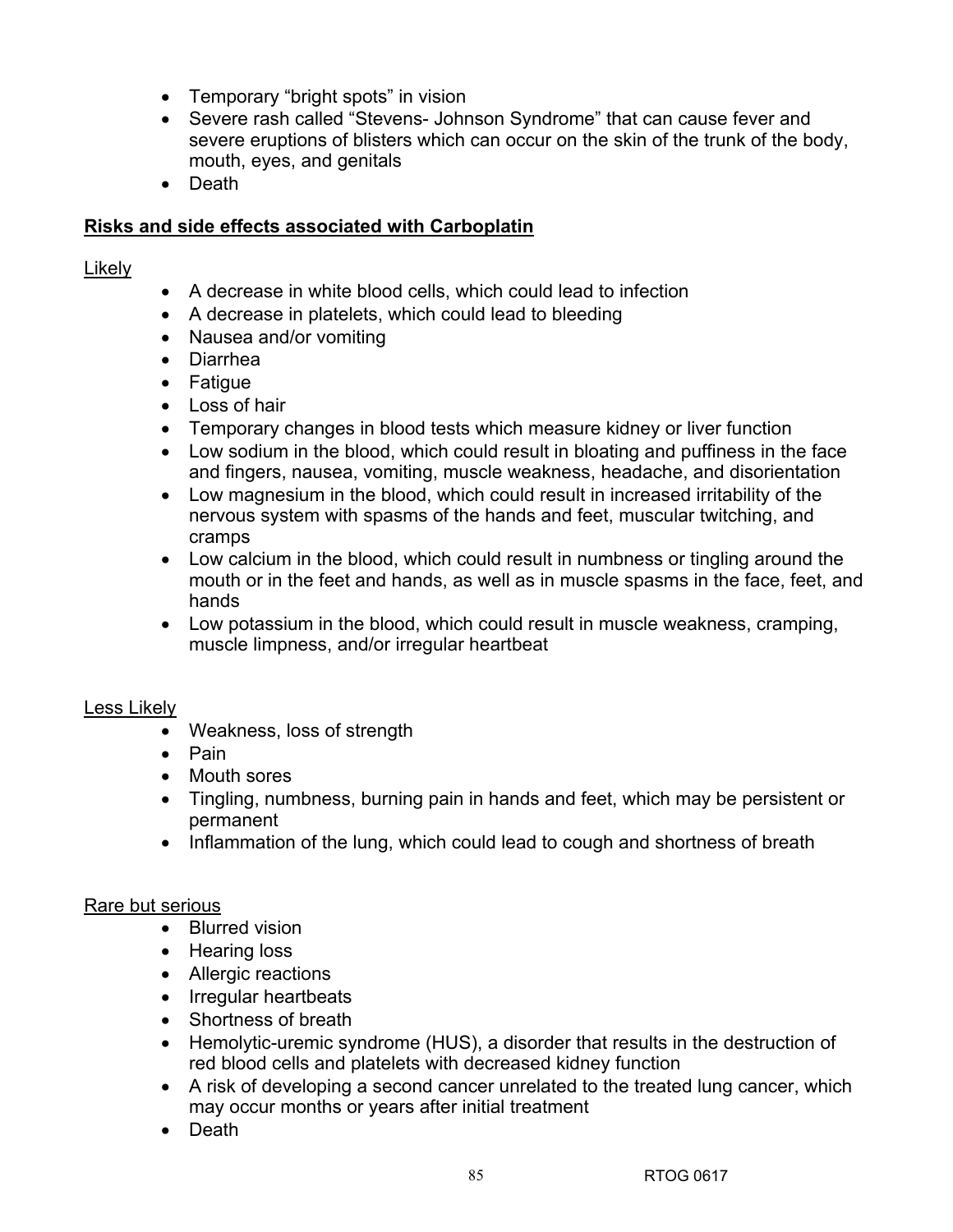- Temporary "bright spots" in vision
- Severe rash called "Stevens- Johnson Syndrome" that can cause fever and severe eruptions of blisters which can occur on the skin of the trunk of the body, mouth, eyes, and genitals
- Death

**Risks and side effects associated with Carboplatin**

Likely

- A decrease in white blood cells, which could lead to infection
- A decrease in platelets, which could lead to bleeding
- Nausea and/or vomiting
- Diarrhea
- Fatigue
- Loss of hair
- Temporary changes in blood tests which measure kidney or liver function
- Low sodium in the blood, which could result in bloating and puffiness in the face and fingers, nausea, vomiting, muscle weakness, headache, and disorientation
- Low magnesium in the blood, which could result in increased irritability of the nervous system with spasms of the hands and feet, muscular twitching, and cramps
- Low calcium in the blood, which could result in numbness or tingling around the mouth or in the feet and hands, as well as in muscle spasms in the face, feet, and hands
- Low potassium in the blood, which could result in muscle weakness, cramping, muscle limpness, and/or irregular heartbeat

Less Likely

- Weakness, loss of strength
- Pain
- Mouth sores
- Tingling, numbness, burning pain in hands and feet, which may be persistent or permanent
- Inflammation of the lung, which could lead to cough and shortness of breath

Rare but serious

- Blurred vision
- Hearing loss
- Allergic reactions
- Irregular heartbeats
- Shortness of breath
- Hemolytic-uremic syndrome (HUS), a disorder that results in the destruction of red blood cells and platelets with decreased kidney function
- A risk of developing a second cancer unrelated to the treated lung cancer, which may occur months or years after initial treatment
- Death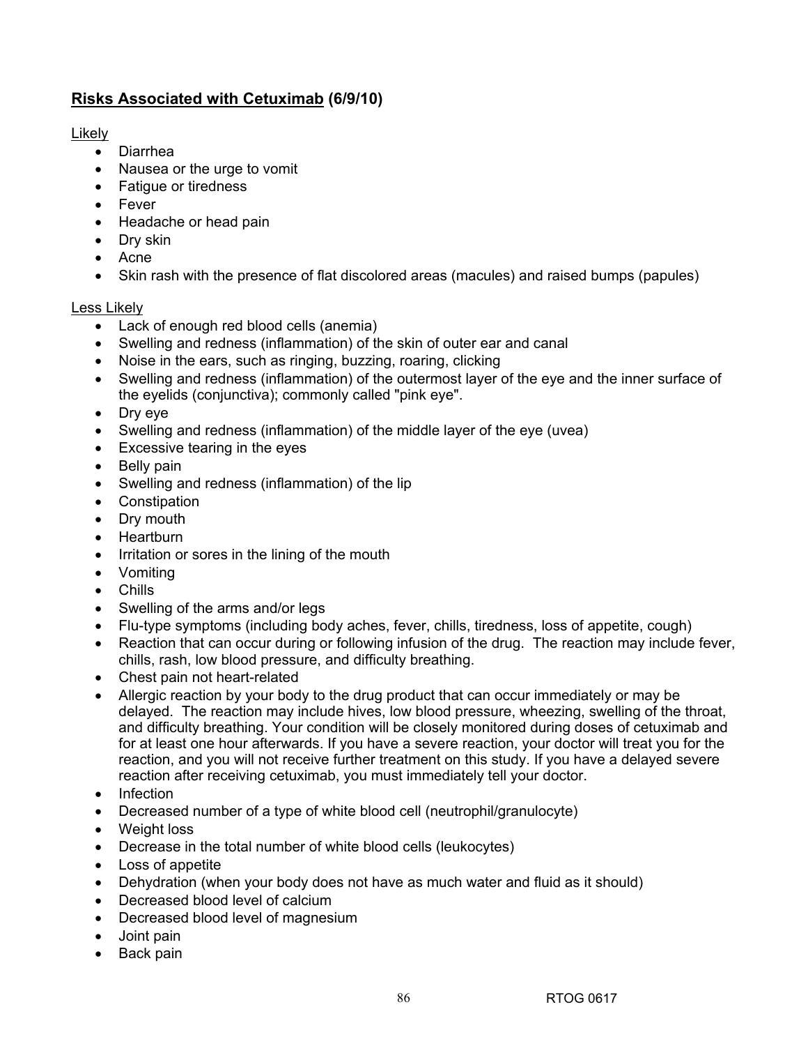**<u>Risks Associated with Cetuximab</u> (6/9/10)**

<u>Likely</u>

- Diarrhea
- Nausea or the urge to vomit
- Fatigue or tiredness
- Fever
- Headache or head pain
- Dry skin
- Acne
- Skin rash with the presence of flat discolored areas (macules) and raised bumps (papules)

<u>Less Likely</u>

- Lack of enough red blood cells (anemia)
- Swelling and redness (inflammation) of the skin of outer ear and canal
- Noise in the ears, such as ringing, buzzing, roaring, clicking
- Swelling and redness (inflammation) of the outermost layer of the eye and the inner surface of the eyelids (conjunctiva); commonly called "pink eye".
- Dry eye
- Swelling and redness (inflammation) of the middle layer of the eye (uvea)
- Excessive tearing in the eyes
- Belly pain
- Swelling and redness (inflammation) of the lip
- Constipation
- Dry mouth
- Heartburn
- Irritation or sores in the lining of the mouth
- Vomiting
- Chills
- Swelling of the arms and/or legs
- Flu-type symptoms (including body aches, fever, chills, tiredness, loss of appetite, cough)
- Reaction that can occur during or following infusion of the drug. The reaction may include fever, chills, rash, low blood pressure, and difficulty breathing.
- Chest pain not heart-related
- Allergic reaction by your body to the drug product that can occur immediately or may be delayed. The reaction may include hives, low blood pressure, wheezing, swelling of the throat, and difficulty breathing. Your condition will be closely monitored during doses of cetuximab and for at least one hour afterwards. If you have a severe reaction, your doctor will treat you for the reaction, and you will not receive further treatment on this study. If you have a delayed severe reaction after receiving cetuximab, you must immediately tell your doctor.
- Infection
- Decreased number of a type of white blood cell (neutrophil/granulocyte)
- Weight loss
- Decrease in the total number of white blood cells (leukocytes)
- Loss of appetite
- Dehydration (when your body does not have as much water and fluid as it should)
- Decreased blood level of calcium
- Decreased blood level of magnesium
- Joint pain
- Back pain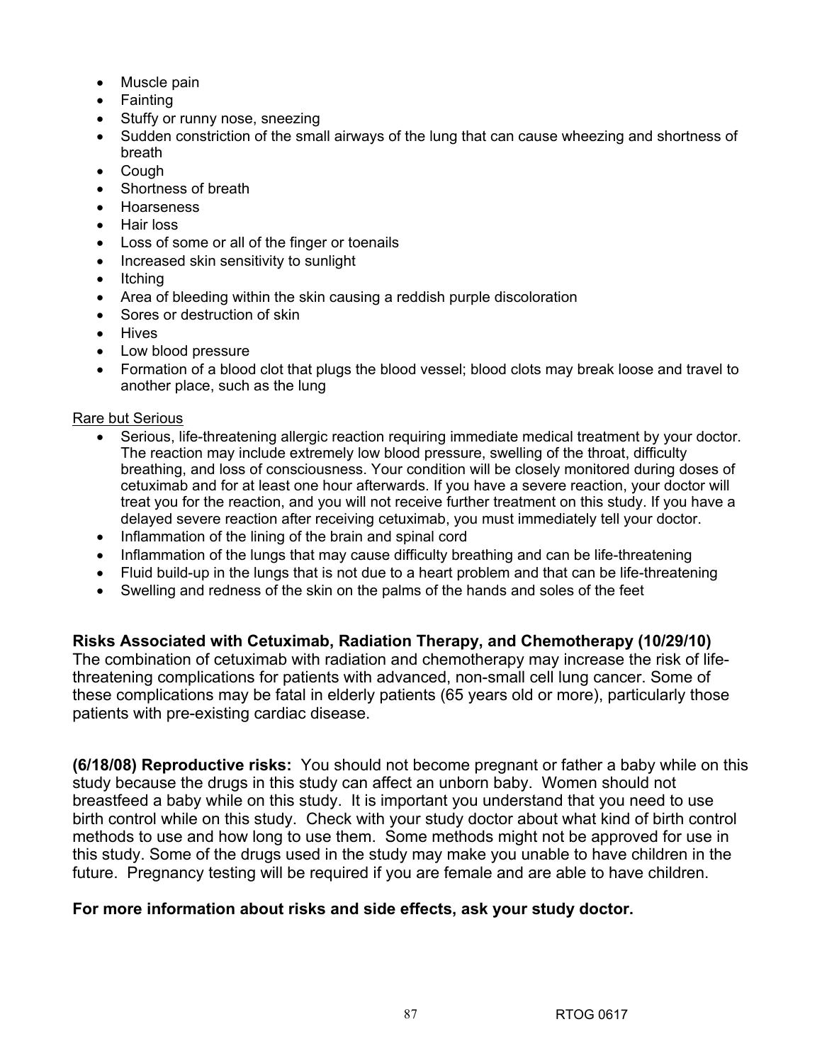- Muscle pain
- Fainting
- Stuffy or runny nose, sneezing
- Sudden constriction of the small airways of the lung that can cause wheezing and shortness of breath
- Cough
- Shortness of breath
- Hoarseness
- Hair loss
- Loss of some or all of the finger or toenails
- Increased skin sensitivity to sunlight
- Itching
- Area of bleeding within the skin causing a reddish purple discoloration
- Sores or destruction of skin
- Hives
- Low blood pressure
- Formation of a blood clot that plugs the blood vessel; blood clots may break loose and travel to another place, such as the lung

Rare but Serious

- Serious, life-threatening allergic reaction requiring immediate medical treatment by your doctor. The reaction may include extremely low blood pressure, swelling of the throat, difficulty breathing, and loss of consciousness. Your condition will be closely monitored during doses of cetuximab and for at least one hour afterwards. If you have a severe reaction, your doctor will treat you for the reaction, and you will not receive further treatment on this study. If you have a delayed severe reaction after receiving cetuximab, you must immediately tell your doctor.
- Inflammation of the lining of the brain and spinal cord
- Inflammation of the lungs that may cause difficulty breathing and can be life-threatening
- Fluid build-up in the lungs that is not due to a heart problem and that can be life-threatening
- Swelling and redness of the skin on the palms of the hands and soles of the feet

**Risks Associated with Cetuximab, Radiation Therapy, and Chemotherapy (10/29/10)**
The combination of cetuximab with radiation and chemotherapy may increase the risk of life-threatening complications for patients with advanced, non-small cell lung cancer. Some of these complications may be fatal in elderly patients (65 years old or more), particularly those patients with pre-existing cardiac disease.

**(6/18/08) Reproductive risks:** You should not become pregnant or father a baby while on this study because the drugs in this study can affect an unborn baby. Women should not breastfeed a baby while on this study. It is important you understand that you need to use birth control while on this study. Check with your study doctor about what kind of birth control methods to use and how long to use them. Some methods might not be approved for use in this study. Some of the drugs used in the study may make you unable to have children in the future. Pregnancy testing will be required if you are female and are able to have children.

**For more information about risks and side effects, ask your study doctor.**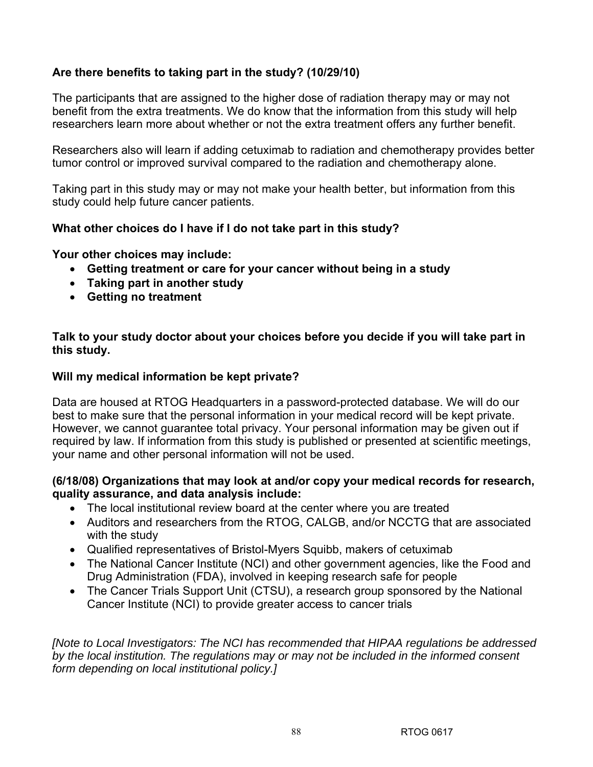**Are there benefits to taking part in the study? (10/29/10)**

The participants that are assigned to the higher dose of radiation therapy may or may not benefit from the extra treatments. We do know that the information from this study will help researchers learn more about whether or not the extra treatment offers any further benefit.

Researchers also will learn if adding cetuximab to radiation and chemotherapy provides better tumor control or improved survival compared to the radiation and chemotherapy alone.

Taking part in this study may or may not make your health better, but information from this study could help future cancer patients.

**What other choices do I have if I do not take part in this study?**

**Your other choices may include:**

- **Getting treatment or care for your cancer without being in a study**
- **Taking part in another study**
- **Getting no treatment**

**Talk to your study doctor about your choices before you decide if you will take part in this study.**

**Will my medical information be kept private?**

Data are housed at RTOG Headquarters in a password-protected database. We will do our best to make sure that the personal information in your medical record will be kept private. However, we cannot guarantee total privacy. Your personal information may be given out if required by law. If information from this study is published or presented at scientific meetings, your name and other personal information will not be used.

**(6/18/08) Organizations that may look at and/or copy your medical records for research, quality assurance, and data analysis include:**

- The local institutional review board at the center where you are treated
- Auditors and researchers from the RTOG, CALGB, and/or NCCTG that are associated with the study
- Qualified representatives of Bristol-Myers Squibb, makers of cetuximab
- The National Cancer Institute (NCI) and other government agencies, like the Food and Drug Administration (FDA), involved in keeping research safe for people
- The Cancer Trials Support Unit (CTSU), a research group sponsored by the National Cancer Institute (NCI) to provide greater access to cancer trials

*[Note to Local Investigators: The NCI has recommended that HIPAA regulations be addressed by the local institution. The regulations may or may not be included in the informed consent form depending on local institutional policy.]*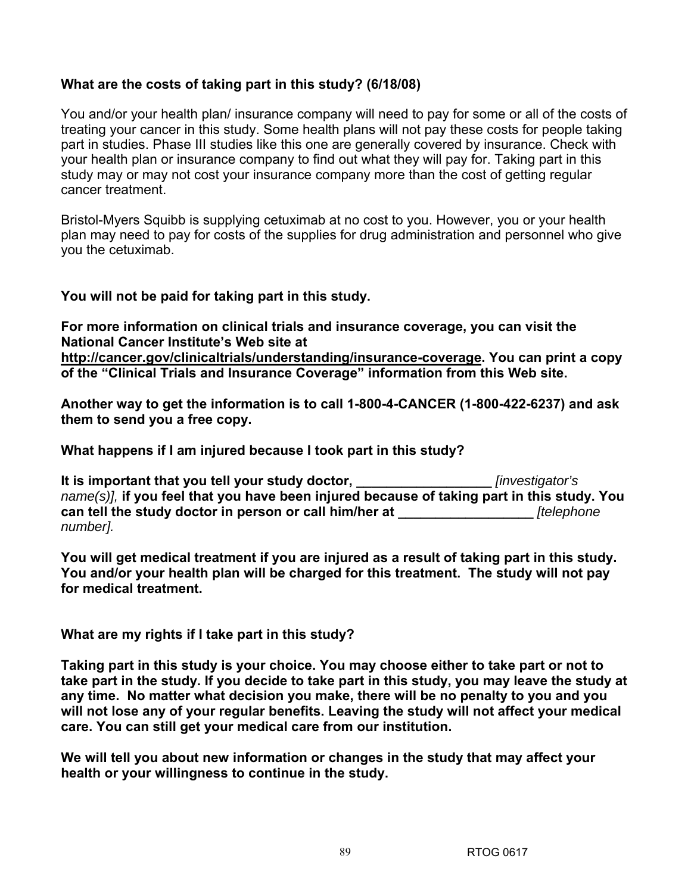**What are the costs of taking part in this study? (6/18/08)**

You and/or your health plan/ insurance company will need to pay for some or all of the costs of treating your cancer in this study. Some health plans will not pay these costs for people taking part in studies. Phase III studies like this one are generally covered by insurance. Check with your health plan or insurance company to find out what they will pay for. Taking part in this study may or may not cost your insurance company more than the cost of getting regular cancer treatment.

Bristol-Myers Squibb is supplying cetuximab at no cost to you. However, you or your health plan may need to pay for costs of the supplies for drug administration and personnel who give you the cetuximab.

**You will not be paid for taking part in this study.**

**For more information on clinical trials and insurance coverage, you can visit the National Cancer Institute's Web site at http://cancer.gov/clinicaltrials/understanding/insurance-coverage. You can print a copy of the "Clinical Trials and Insurance Coverage" information from this Web site.**

**Another way to get the information is to call 1-800-4-CANCER (1-800-422-6237) and ask them to send you a free copy.**

**What happens if I am injured because I took part in this study?**

**It is important that you tell your study doctor, __________________** *[investigator's name(s)],* **if you feel that you have been injured because of taking part in this study. You can tell the study doctor in person or call him/her at __________________** *[telephone number].*

**You will get medical treatment if you are injured as a result of taking part in this study. You and/or your health plan will be charged for this treatment. The study will not pay for medical treatment.**

**What are my rights if I take part in this study?**

**Taking part in this study is your choice. You may choose either to take part or not to take part in the study. If you decide to take part in this study, you may leave the study at any time. No matter what decision you make, there will be no penalty to you and you will not lose any of your regular benefits. Leaving the study will not affect your medical care. You can still get your medical care from our institution.**

**We will tell you about new information or changes in the study that may affect your health or your willingness to continue in the study.**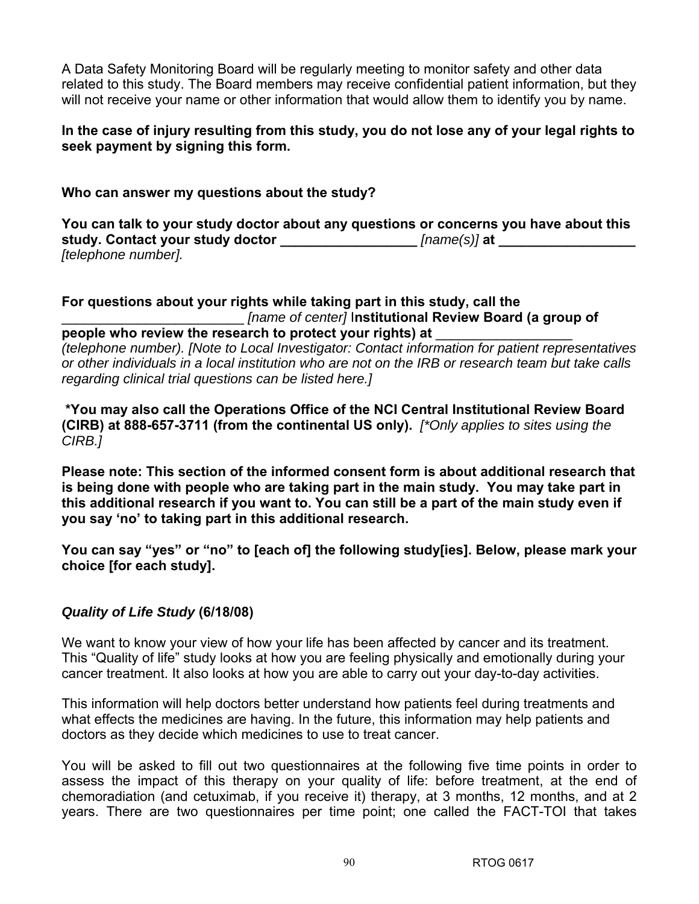A Data Safety Monitoring Board will be regularly meeting to monitor safety and other data related to this study. The Board members may receive confidential patient information, but they will not receive your name or other information that would allow them to identify you by name.

**In the case of injury resulting from this study, you do not lose any of your legal rights to seek payment by signing this form.**

**Who can answer my questions about the study?**

**You can talk to your study doctor about any questions or concerns you have about this study. Contact your study doctor __________________** *[name(s)]* **at __________________** *[telephone number].*

**For questions about your rights while taking part in this study, call the ________________________** *[name of center]* **Institutional Review Board (a group of people who review the research to protect your rights) at __________________** *(telephone number). [Note to Local Investigator: Contact information for patient representatives or other individuals in a local institution who are not on the IRB or research team but take calls regarding clinical trial questions can be listed here.]*

**\*You may also call the Operations Office of the NCI Central Institutional Review Board (CIRB) at 888-657-3711 (from the continental US only).** *[\*Only applies to sites using the CIRB.]*

**Please note: This section of the informed consent form is about additional research that is being done with people who are taking part in the main study. You may take part in this additional research if you want to. You can still be a part of the main study even if you say 'no' to taking part in this additional research.**

**You can say "yes" or "no" to [each of] the following study[ies]. Below, please mark your choice [for each study].**

***Quality of Life Study*** **(6/18/08)**

We want to know your view of how your life has been affected by cancer and its treatment. This "Quality of life" study looks at how you are feeling physically and emotionally during your cancer treatment. It also looks at how you are able to carry out your day-to-day activities.

This information will help doctors better understand how patients feel during treatments and what effects the medicines are having. In the future, this information may help patients and doctors as they decide which medicines to use to treat cancer.

You will be asked to fill out two questionnaires at the following five time points in order to assess the impact of this therapy on your quality of life: before treatment, at the end of chemoradiation (and cetuximab, if you receive it) therapy, at 3 months, 12 months, and at 2 years. There are two questionnaires per time point; one called the FACT-TOI that takes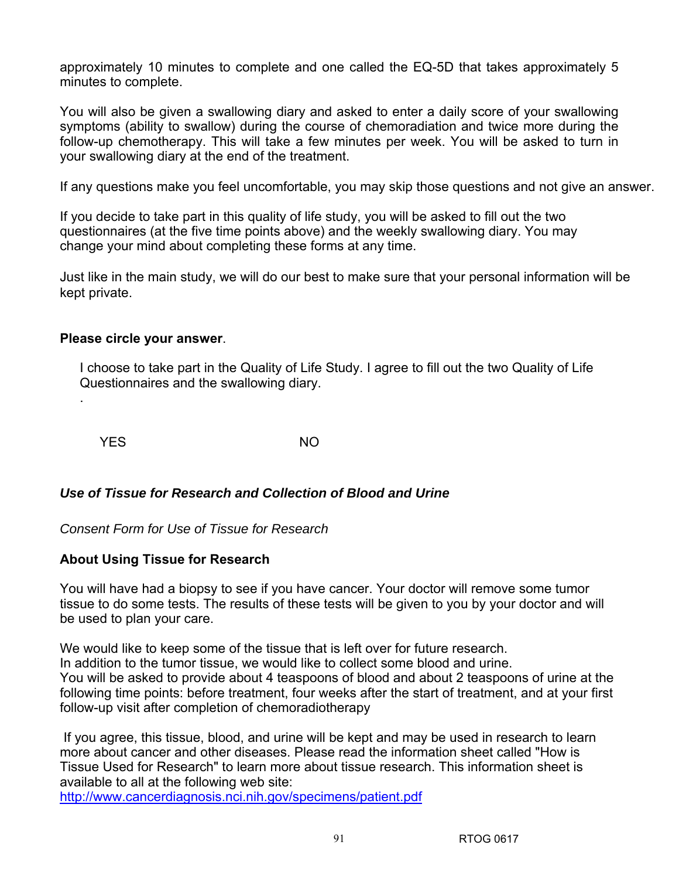approximately 10 minutes to complete and one called the EQ-5D that takes approximately 5 minutes to complete.

You will also be given a swallowing diary and asked to enter a daily score of your swallowing symptoms (ability to swallow) during the course of chemoradiation and twice more during the follow-up chemotherapy. This will take a few minutes per week. You will be asked to turn in your swallowing diary at the end of the treatment.

If any questions make you feel uncomfortable, you may skip those questions and not give an answer.

If you decide to take part in this quality of life study, you will be asked to fill out the two questionnaires (at the five time points above) and the weekly swallowing diary. You may change your mind about completing these forms at any time.

Just like in the main study, we will do our best to make sure that your personal information will be kept private.

**Please circle your answer**.

I choose to take part in the Quality of Life Study. I agree to fill out the two Quality of Life Questionnaires and the swallowing diary.

.

YES NO

***Use of Tissue for Research and Collection of Blood and Urine***

*Consent Form for Use of Tissue for Research*

**About Using Tissue for Research**

You will have had a biopsy to see if you have cancer. Your doctor will remove some tumor tissue to do some tests. The results of these tests will be given to you by your doctor and will be used to plan your care.

We would like to keep some of the tissue that is left over for future research.
In addition to the tumor tissue, we would like to collect some blood and urine.
You will be asked to provide about 4 teaspoons of blood and about 2 teaspoons of urine at the following time points: before treatment, four weeks after the start of treatment, and at your first follow-up visit after completion of chemoradiotherapy

If you agree, this tissue, blood, and urine will be kept and may be used in research to learn more about cancer and other diseases. Please read the information sheet called "How is Tissue Used for Research" to learn more about tissue research. This information sheet is available to all at the following web site:
http://www.cancerdiagnosis.nci.nih.gov/specimens/patient.pdf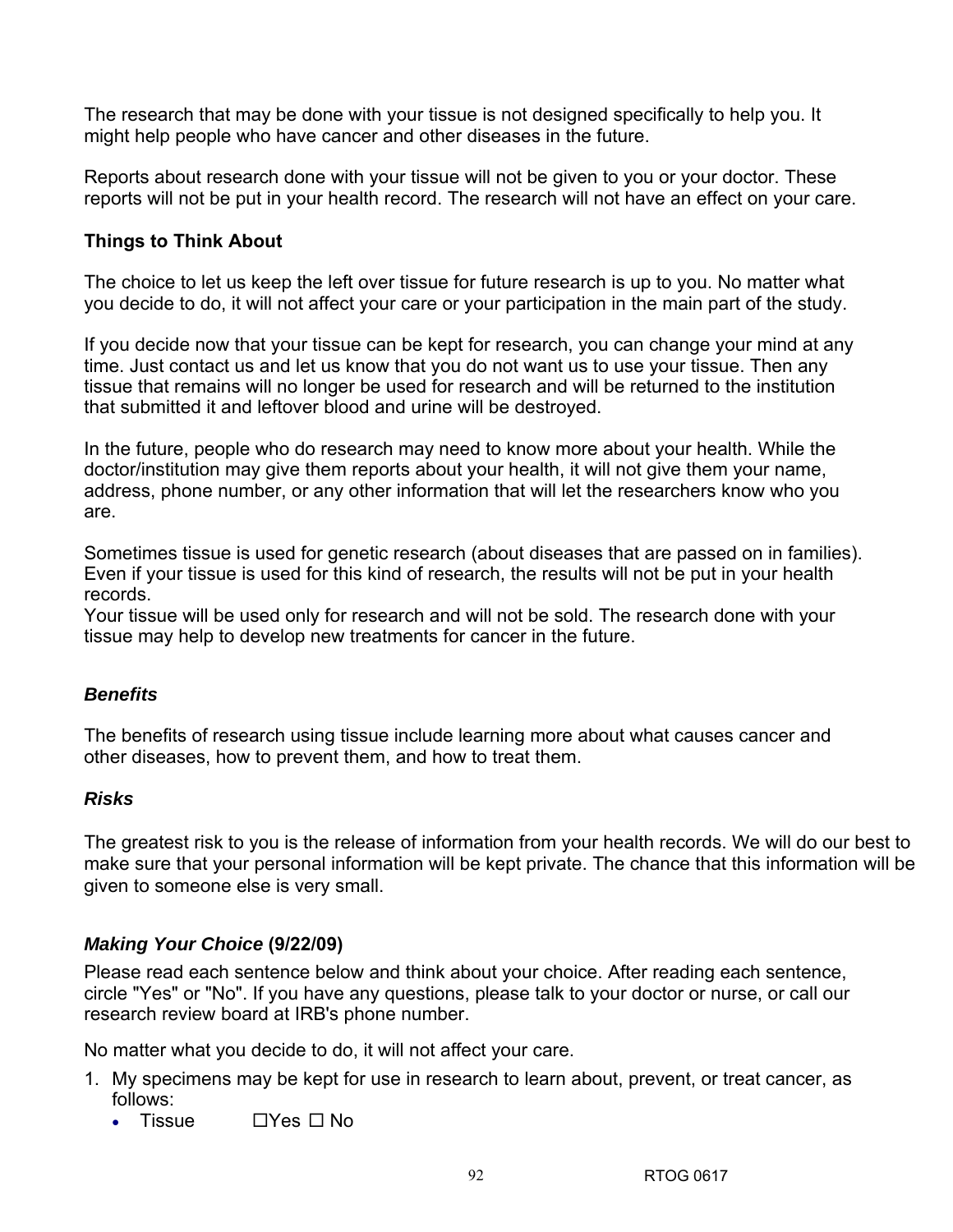The research that may be done with your tissue is not designed specifically to help you. It might help people who have cancer and other diseases in the future.

Reports about research done with your tissue will not be given to you or your doctor. These reports will not be put in your health record. The research will not have an effect on your care.

**Things to Think About**

The choice to let us keep the left over tissue for future research is up to you. No matter what you decide to do, it will not affect your care or your participation in the main part of the study.

If you decide now that your tissue can be kept for research, you can change your mind at any time. Just contact us and let us know that you do not want us to use your tissue. Then any tissue that remains will no longer be used for research and will be returned to the institution that submitted it and leftover blood and urine will be destroyed.

In the future, people who do research may need to know more about your health. While the doctor/institution may give them reports about your health, it will not give them your name, address, phone number, or any other information that will let the researchers know who you are.

Sometimes tissue is used for genetic research (about diseases that are passed on in families). Even if your tissue is used for this kind of research, the results will not be put in your health records.
Your tissue will be used only for research and will not be sold. The research done with your tissue may help to develop new treatments for cancer in the future.

***Benefits***

The benefits of research using tissue include learning more about what causes cancer and other diseases, how to prevent them, and how to treat them.

***Risks***

The greatest risk to you is the release of information from your health records. We will do our best to make sure that your personal information will be kept private. The chance that this information will be given to someone else is very small.

***Making Your Choice* (9/22/09)**

Please read each sentence below and think about your choice. After reading each sentence, circle "Yes" or "No". If you have any questions, please talk to your doctor or nurse, or call our research review board at IRB's phone number.

No matter what you decide to do, it will not affect your care.

1. My specimens may be kept for use in research to learn about, prevent, or treat cancer, as follows:
   - Tissue ☐Yes ☐ No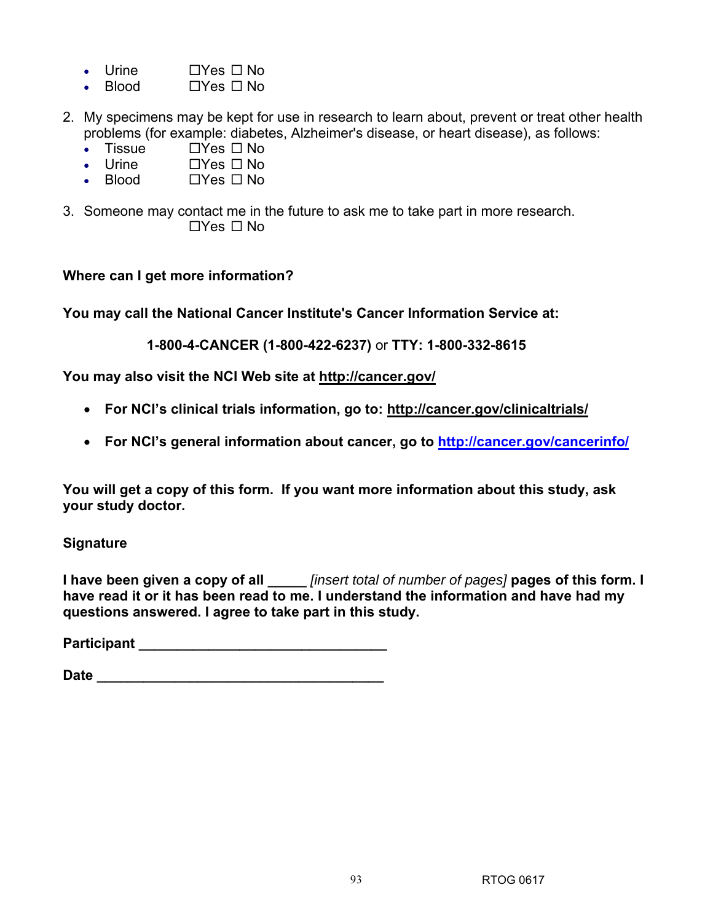- Urine ☐Yes ☐ No
- Blood ☐Yes ☐ No

2. My specimens may be kept for use in research to learn about, prevent or treat other health problems (for example: diabetes, Alzheimer's disease, or heart disease), as follows:
   - Tissue ☐Yes ☐ No
   - Urine ☐Yes ☐ No
   - Blood ☐Yes ☐ No

3. Someone may contact me in the future to ask me to take part in more research.

   ☐Yes ☐ No

**Where can I get more information?**

**You may call the National Cancer Institute's Cancer Information Service at:**

**1-800-4-CANCER (1-800-422-6237)** or **TTY: 1-800-332-8615**

**You may also visit the NCI Web site at http://cancer.gov/**

- **For NCI's clinical trials information, go to: http://cancer.gov/clinicaltrials/**
- **For NCI's general information about cancer, go to http://cancer.gov/cancerinfo/**

**You will get a copy of this form. If you want more information about this study, ask your study doctor.**

**Signature**

**I have been given a copy of all _____** *[insert total of number of pages]* **pages of this form. I have read it or it has been read to me. I understand the information and have had my questions answered. I agree to take part in this study.**

**Participant ________________________________**

**Date _____________________________________**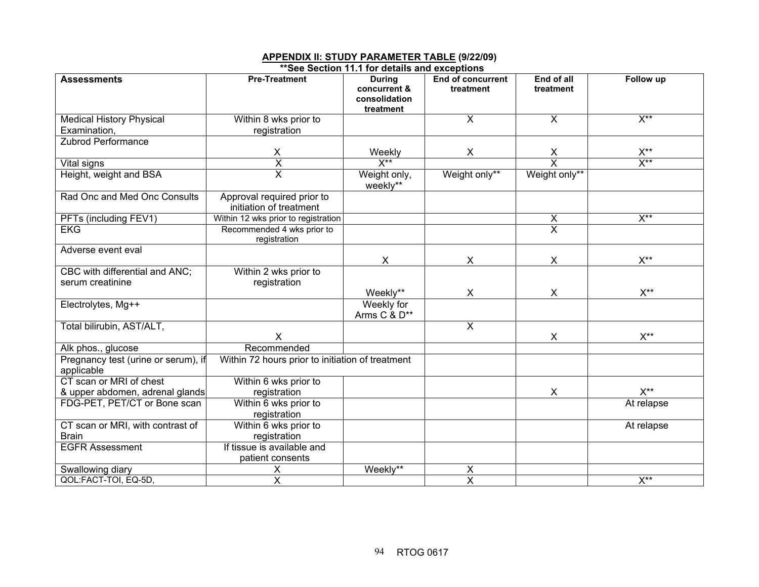## APPENDIX II: STUDY PARAMETER TABLE (9/22/09)

**\*\*See Section 11.1 for details and exceptions**

| Assessments | Pre-Treatment | During concurrent & consolidation treatment | End of concurrent treatment | End of all treatment | Follow up |
|---|---|---|---|---|---|
| Medical History Physical Examination, | Within 8 wks prior to registration | | X | X | X** |
| Zubrod Performance | X | Weekly | X | X | X** |
| Vital signs | X | X** | | X | X** |
| Height, weight and BSA | X | Weight only, weekly** | Weight only** | Weight only** | |
| Rad Onc and Med Onc Consults | Approval required prior to initiation of treatment | | | | |
| PFTs (including FEV1) | Within 12 wks prior to registration | | | X | X** |
| EKG | Recommended 4 wks prior to registration | | | X | |
| Adverse event eval | | X | X | X | X** |
| CBC with differential and ANC; serum creatinine | Within 2 wks prior to registration | Weekly** | X | X | X** |
| Electrolytes, Mg++ | | Weekly for Arms C & D** | | | |
| Total bilirubin, AST/ALT, | X | | X | X | X** |
| Alk phos., glucose | Recommended | | | | |
| Pregnancy test (urine or serum), if applicable | Within 72 hours prior to initiation of treatment | | | | |
| CT scan or MRI of chest & upper abdomen, adrenal glands | Within 6 wks prior to registration | | | X | X** |
| FDG-PET, PET/CT or Bone scan | Within 6 wks prior to registration | | | | At relapse |
| CT scan or MRI, with contrast of Brain | Within 6 wks prior to registration | | | | At relapse |
| EGFR Assessment | If tissue is available and patient consents | | | | |
| Swallowing diary | X | Weekly** | X | | |
| QOL:FACT-TOI, EQ-5D, | X | | X | | X** |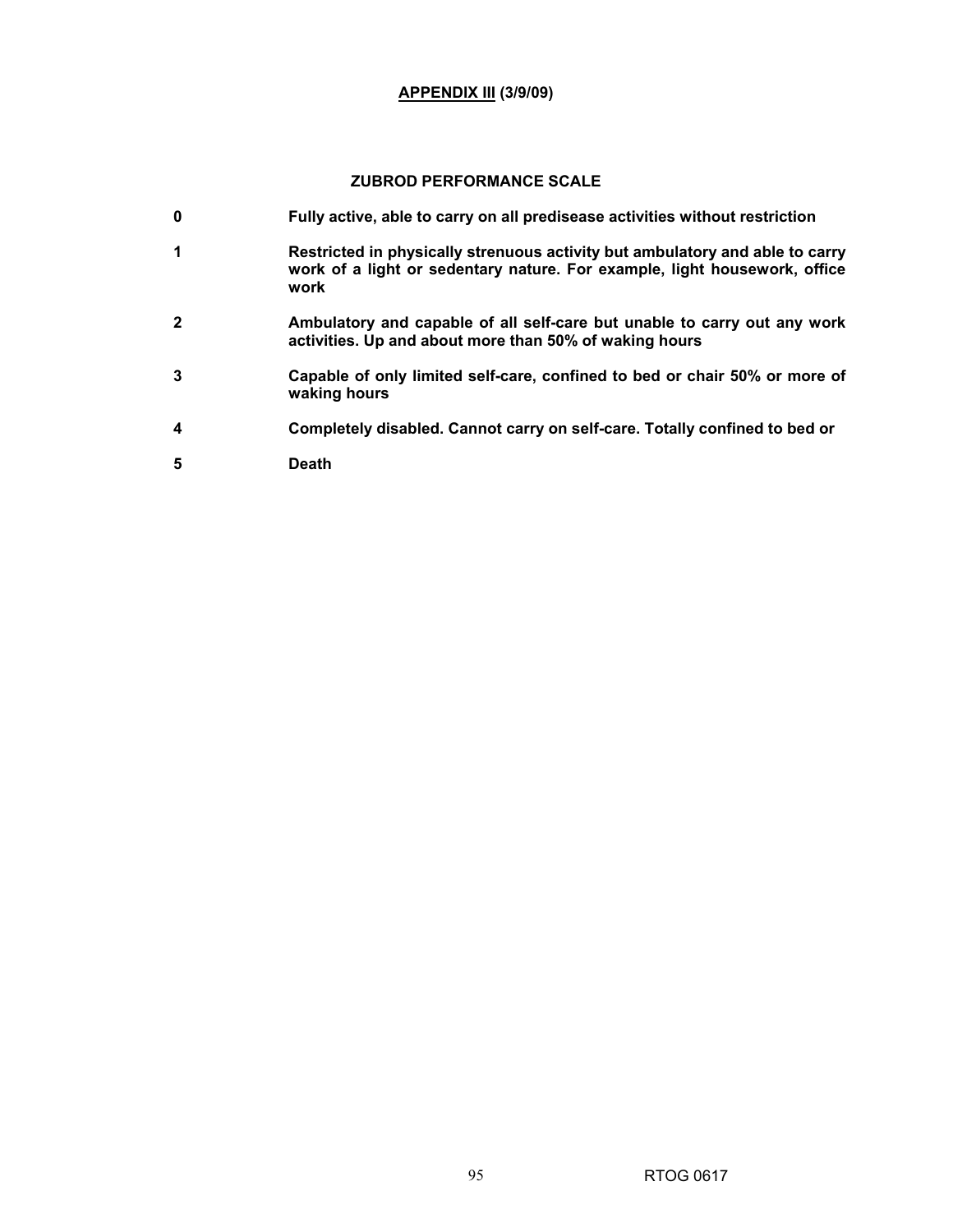**APPENDIX III (3/9/09)**

## ZUBROD PERFORMANCE SCALE

| | |
|---|---|
| **0** | **Fully active, able to carry on all predisease activities without restriction** |
| **1** | **Restricted in physically strenuous activity but ambulatory and able to carry work of a light or sedentary nature. For example, light housework, office work** |
| **2** | **Ambulatory and capable of all self-care but unable to carry out any work activities. Up and about more than 50% of waking hours** |
| **3** | **Capable of only limited self-care, confined to bed or chair 50% or more of waking hours** |
| **4** | **Completely disabled. Cannot carry on self-care. Totally confined to bed or** |
| **5** | **Death** |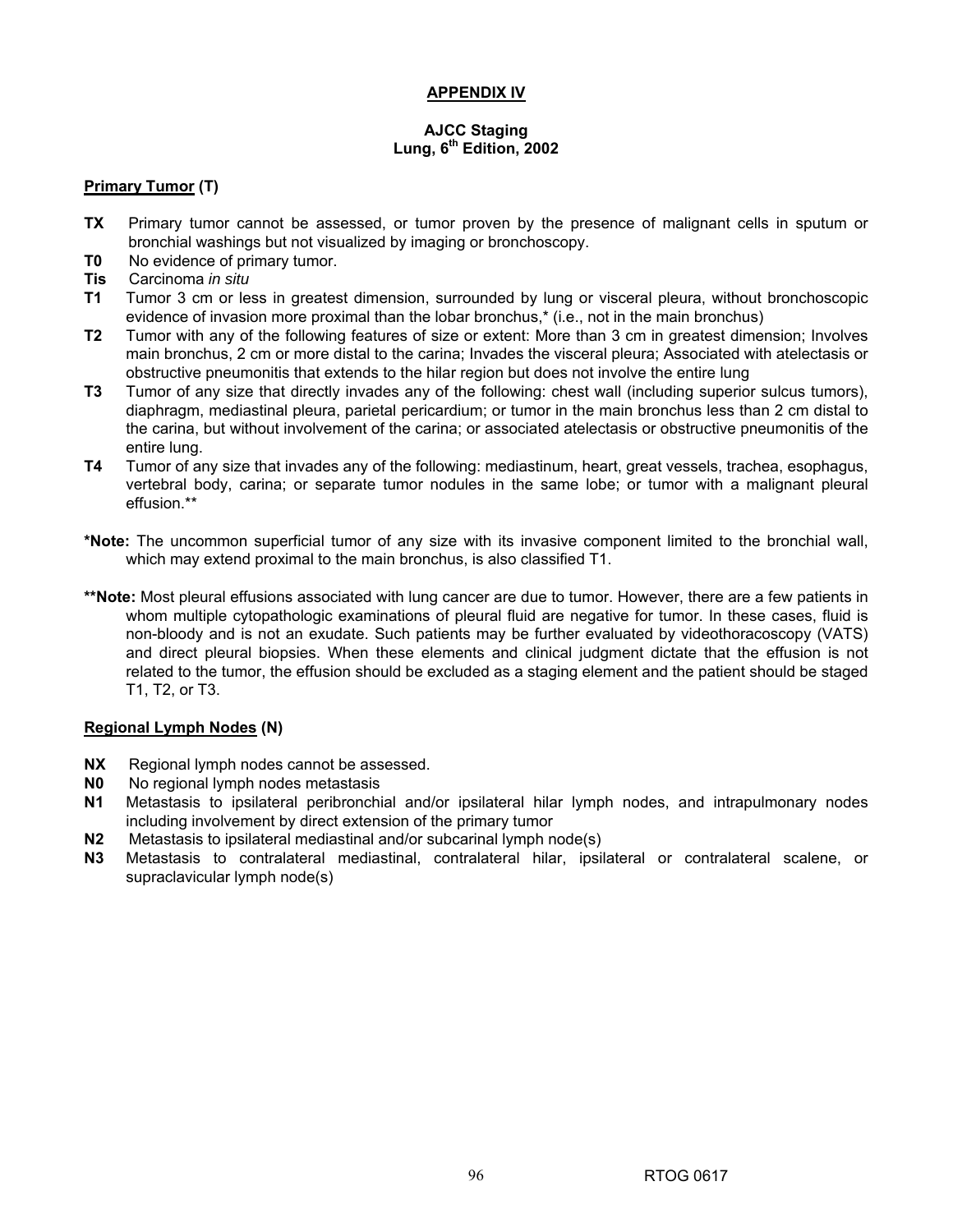## APPENDIX IV

### AJCC Staging
### Lung, 6th Edition, 2002

**Primary Tumor (T)**

- **TX** Primary tumor cannot be assessed, or tumor proven by the presence of malignant cells in sputum or bronchial washings but not visualized by imaging or bronchoscopy.
- **T0** No evidence of primary tumor.
- **Tis** Carcinoma *in situ*
- **T1** Tumor 3 cm or less in greatest dimension, surrounded by lung or visceral pleura, without bronchoscopic evidence of invasion more proximal than the lobar bronchus,* (i.e., not in the main bronchus)
- **T2** Tumor with any of the following features of size or extent: More than 3 cm in greatest dimension; Involves main bronchus, 2 cm or more distal to the carina; Invades the visceral pleura; Associated with atelectasis or obstructive pneumonitis that extends to the hilar region but does not involve the entire lung
- **T3** Tumor of any size that directly invades any of the following: chest wall (including superior sulcus tumors), diaphragm, mediastinal pleura, parietal pericardium; or tumor in the main bronchus less than 2 cm distal to the carina, but without involvement of the carina; or associated atelectasis or obstructive pneumonitis of the entire lung.
- **T4** Tumor of any size that invades any of the following: mediastinum, heart, great vessels, trachea, esophagus, vertebral body, carina; or separate tumor nodules in the same lobe; or tumor with a malignant pleural effusion.**

**\*Note:** The uncommon superficial tumor of any size with its invasive component limited to the bronchial wall, which may extend proximal to the main bronchus, is also classified T1.

**\*\*Note:** Most pleural effusions associated with lung cancer are due to tumor. However, there are a few patients in whom multiple cytopathologic examinations of pleural fluid are negative for tumor. In these cases, fluid is non-bloody and is not an exudate. Such patients may be further evaluated by videothoracoscopy (VATS) and direct pleural biopsies. When these elements and clinical judgment dictate that the effusion is not related to the tumor, the effusion should be excluded as a staging element and the patient should be staged T1, T2, or T3.

**Regional Lymph Nodes (N)**

- **NX** Regional lymph nodes cannot be assessed.
- **N0** No regional lymph nodes metastasis
- **N1** Metastasis to ipsilateral peribronchial and/or ipsilateral hilar lymph nodes, and intrapulmonary nodes including involvement by direct extension of the primary tumor
- **N2** Metastasis to ipsilateral mediastinal and/or subcarinal lymph node(s)
- **N3** Metastasis to contralateral mediastinal, contralateral hilar, ipsilateral or contralateral scalene, or supraclavicular lymph node(s)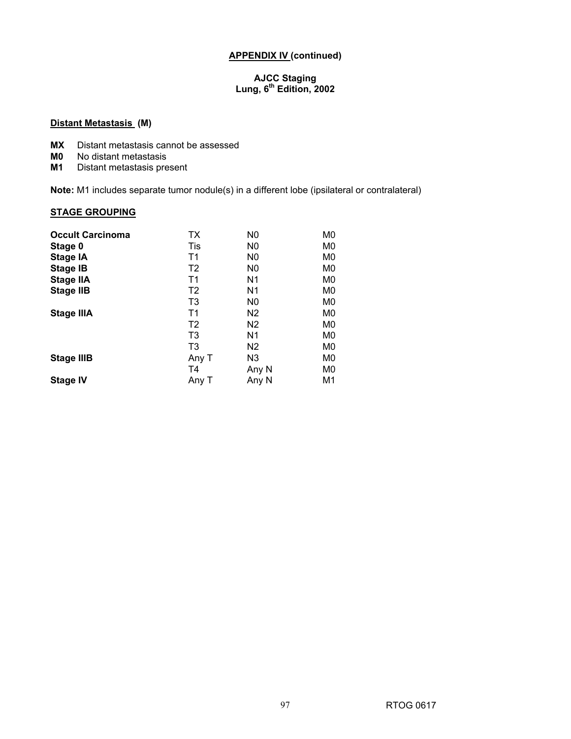**APPENDIX IV (continued)**

**AJCC Staging**
**Lung, 6th Edition, 2002**

**Distant Metastasis (M)**

**MX** Distant metastasis cannot be assessed
**M0** No distant metastasis
**M1** Distant metastasis present

**Note:** M1 includes separate tumor nodule(s) in a different lobe (ipsilateral or contralateral)

**STAGE GROUPING**

| | | | |
|---|---|---|---|
| **Occult Carcinoma** | TX | N0 | M0 |
| **Stage 0** | Tis | N0 | M0 |
| **Stage IA** | T1 | N0 | M0 |
| **Stage IB** | T2 | N0 | M0 |
| **Stage IIA** | T1 | N1 | M0 |
| **Stage IIB** | T2 | N1 | M0 |
| | T3 | N0 | M0 |
| **Stage IIIA** | T1 | N2 | M0 |
| | T2 | N2 | M0 |
| | T3 | N1 | M0 |
| | T3 | N2 | M0 |
| **Stage IIIB** | Any T | N3 | M0 |
| | T4 | Any N | M0 |
| **Stage IV** | Any T | Any N | M1 |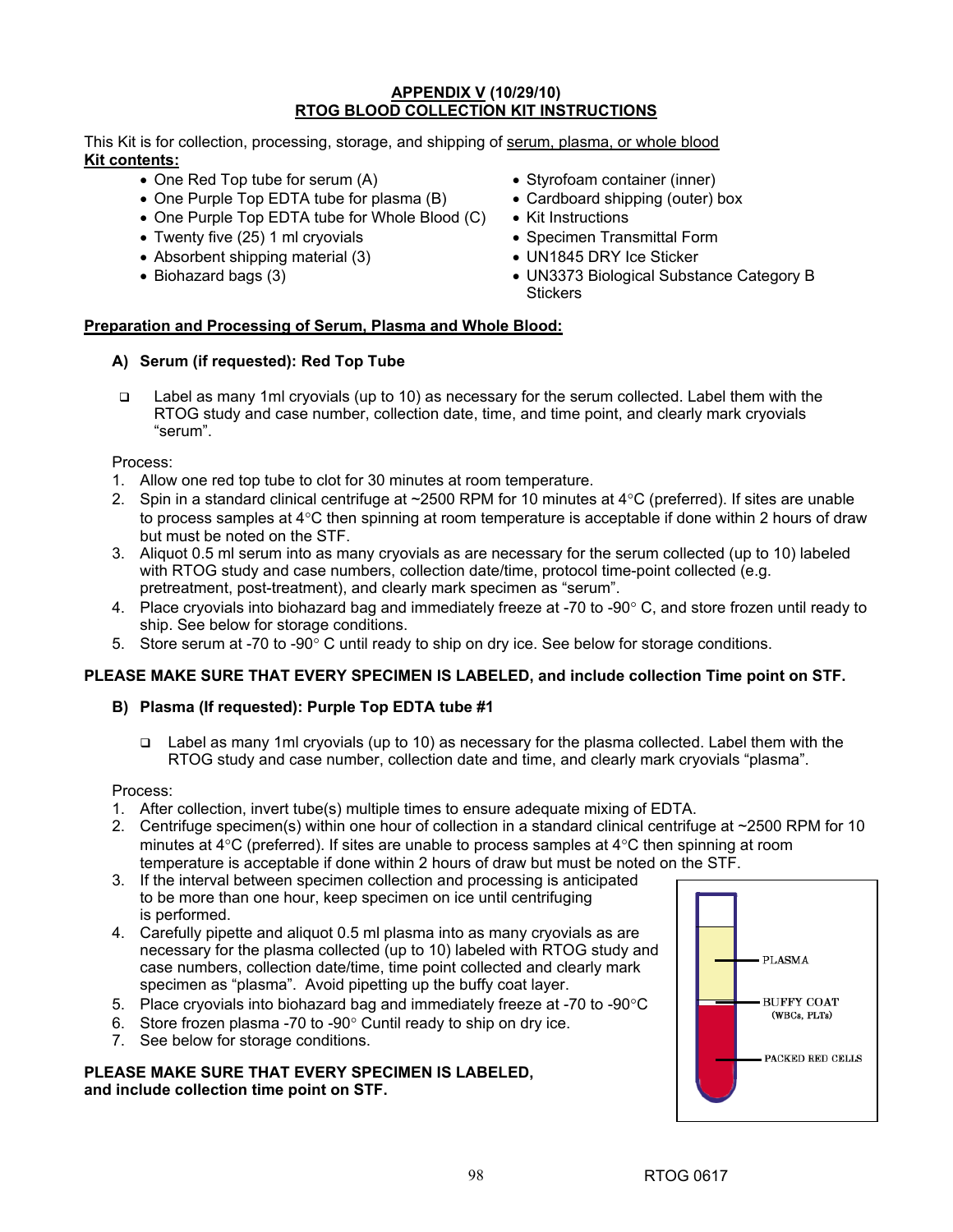**APPENDIX V (10/29/10)**
**RTOG BLOOD COLLECTION KIT INSTRUCTIONS**

This Kit is for collection, processing, storage, and shipping of serum, plasma, or whole blood

**Kit contents:**

- One Red Top tube for serum (A)
- One Purple Top EDTA tube for plasma (B)
- One Purple Top EDTA tube for Whole Blood (C)
- Twenty five (25) 1 ml cryovials
- Absorbent shipping material (3)
- Biohazard bags (3)
- Styrofoam container (inner)
- Cardboard shipping (outer) box
- Kit Instructions
- Specimen Transmittal Form
- UN1845 DRY Ice Sticker
- UN3373 Biological Substance Category B Stickers

**Preparation and Processing of Serum, Plasma and Whole Blood:**

**A) Serum (if requested): Red Top Tube**

- ❑ Label as many 1ml cryovials (up to 10) as necessary for the serum collected. Label them with the RTOG study and case number, collection date, time, and time point, and clearly mark cryovials "serum".

Process:

1. Allow one red top tube to clot for 30 minutes at room temperature.
2. Spin in a standard clinical centrifuge at ~2500 RPM for 10 minutes at 4°C (preferred). If sites are unable to process samples at 4°C then spinning at room temperature is acceptable if done within 2 hours of draw but must be noted on the STF.
3. Aliquot 0.5 ml serum into as many cryovials as are necessary for the serum collected (up to 10) labeled with RTOG study and case numbers, collection date/time, protocol time-point collected (e.g. pretreatment, post-treatment), and clearly mark specimen as "serum".
4. Place cryovials into biohazard bag and immediately freeze at -70 to -90° C, and store frozen until ready to ship. See below for storage conditions.
5. Store serum at -70 to -90° C until ready to ship on dry ice. See below for storage conditions.

**PLEASE MAKE SURE THAT EVERY SPECIMEN IS LABELED, and include collection Time point on STF.**

**B) Plasma (If requested): Purple Top EDTA tube #1**

- ❑ Label as many 1ml cryovials (up to 10) as necessary for the plasma collected. Label them with the RTOG study and case number, collection date and time, and clearly mark cryovials "plasma".

Process:

1. After collection, invert tube(s) multiple times to ensure adequate mixing of EDTA.
2. Centrifuge specimen(s) within one hour of collection in a standard clinical centrifuge at ~2500 RPM for 10 minutes at 4°C (preferred). If sites are unable to process samples at 4°C then spinning at room temperature is acceptable if done within 2 hours of draw but must be noted on the STF.
3. If the interval between specimen collection and processing is anticipated to be more than one hour, keep specimen on ice until centrifuging is performed.
4. Carefully pipette and aliquot 0.5 ml plasma into as many cryovials as are necessary for the plasma collected (up to 10) labeled with RTOG study and case numbers, collection date/time, time point collected and clearly mark specimen as "plasma". Avoid pipetting up the buffy coat layer.
5. Place cryovials into biohazard bag and immediately freeze at -70 to -90°C
6. Store frozen plasma -70 to -90° Cuntil ready to ship on dry ice.
7. See below for storage conditions.

PLASMA
BUFFY COAT (WBCs, PLTs)
PACKED RED CELLS

**PLEASE MAKE SURE THAT EVERY SPECIMEN IS LABELED, and include collection time point on STF.**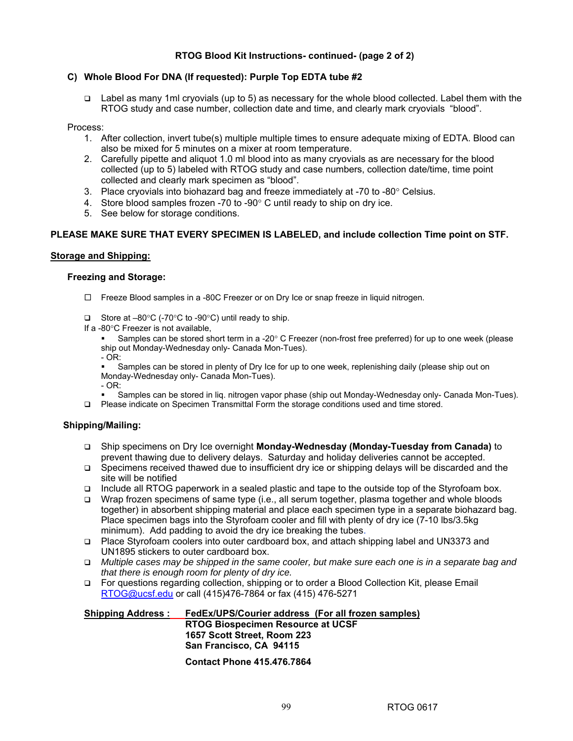**RTOG Blood Kit Instructions- continued- (page 2 of 2)**

### C) Whole Blood For DNA (If requested): Purple Top EDTA tube #2

- ❑ Label as many 1ml cryovials (up to 5) as necessary for the whole blood collected. Label them with the RTOG study and case number, collection date and time, and clearly mark cryovials "blood".

Process:

1. After collection, invert tube(s) multiple multiple times to ensure adequate mixing of EDTA. Blood can also be mixed for 5 minutes on a mixer at room temperature.
2. Carefully pipette and aliquot 1.0 ml blood into as many cryovials as are necessary for the blood collected (up to 5) labeled with RTOG study and case numbers, collection date/time, time point collected and clearly mark specimen as "blood".
3. Place cryovials into biohazard bag and freeze immediately at -70 to -80° Celsius.
4. Store blood samples frozen -70 to -90° C until ready to ship on dry ice.
5. See below for storage conditions.

**PLEASE MAKE SURE THAT EVERY SPECIMEN IS LABELED, and include collection Time point on STF.**

## Storage and Shipping:

### Freezing and Storage:

- ☐ Freeze Blood samples in a -80C Freezer or on Dry Ice or snap freeze in liquid nitrogen.
- ❑ Store at –80°C (-70°C to -90°C) until ready to ship.

If a -80°C Freezer is not available,

- Samples can be stored short term in a -20° C Freezer (non-frost free preferred) for up to one week (please ship out Monday-Wednesday only- Canada Mon-Tues).

  - OR:

- Samples can be stored in plenty of Dry Ice for up to one week, replenishing daily (please ship out on Monday-Wednesday only- Canada Mon-Tues).

  - OR:

- Samples can be stored in liq. nitrogen vapor phase (ship out Monday-Wednesday only- Canada Mon-Tues).

- ❑ Please indicate on Specimen Transmittal Form the storage conditions used and time stored.

### Shipping/Mailing:

- ❑ Ship specimens on Dry Ice overnight **Monday-Wednesday (Monday-Tuesday from Canada)** to prevent thawing due to delivery delays. Saturday and holiday deliveries cannot be accepted.
- ❑ Specimens received thawed due to insufficient dry ice or shipping delays will be discarded and the site will be notified
- ❑ Include all RTOG paperwork in a sealed plastic and tape to the outside top of the Styrofoam box.
- ❑ Wrap frozen specimens of same type (i.e., all serum together, plasma together and whole bloods together) in absorbent shipping material and place each specimen type in a separate biohazard bag. Place specimen bags into the Styrofoam cooler and fill with plenty of dry ice (7-10 lbs/3.5kg minimum). Add padding to avoid the dry ice breaking the tubes.
- ❑ Place Styrofoam coolers into outer cardboard box, and attach shipping label and UN3373 and UN1895 stickers to outer cardboard box.
- ❑ *Multiple cases may be shipped in the same cooler, but make sure each one is in a separate bag and that there is enough room for plenty of dry ice.*
- ❑ For questions regarding collection, shipping or to order a Blood Collection Kit, please Email RTOG@ucsf.edu or call (415)476-7864 or fax (415) 476-5271

**Shipping Address : FedEx/UPS/Courier address (For all frozen samples)**
**RTOG Biospecimen Resource at UCSF**
**1657 Scott Street, Room 223**
**San Francisco, CA 94115**

**Contact Phone 415.476.7864**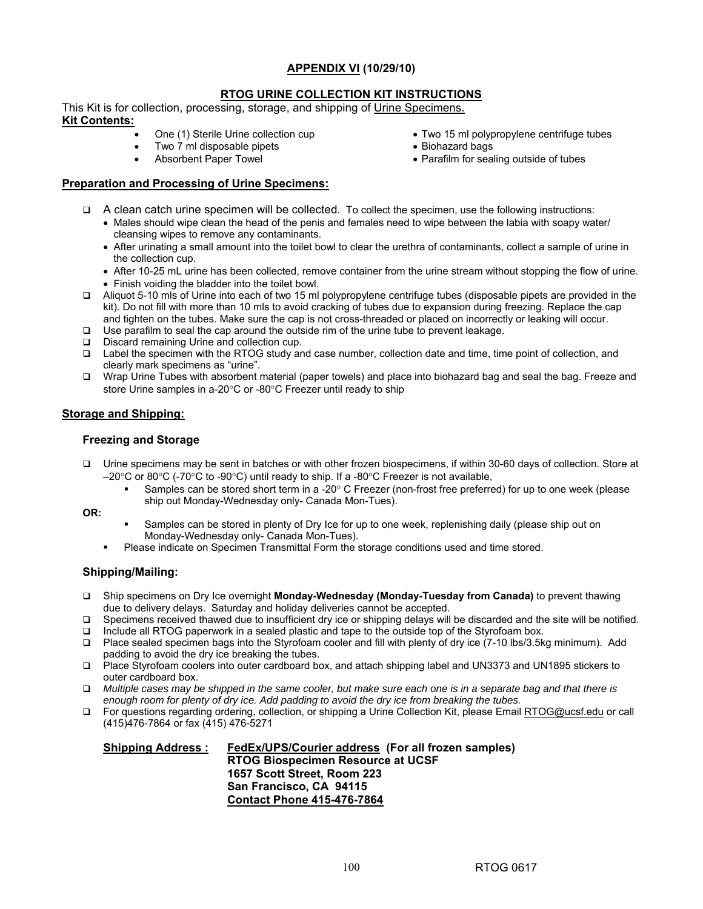## APPENDIX VI (10/29/10)

## RTOG URINE COLLECTION KIT INSTRUCTIONS

This Kit is for collection, processing, storage, and shipping of Urine Specimens.

**Kit Contents:**

- One (1) Sterile Urine collection cup
- Two 7 ml disposable pipets
- Absorbent Paper Towel
- Two 15 ml polypropylene centrifuge tubes
- Biohazard bags
- Parafilm for sealing outside of tubes

### Preparation and Processing of Urine Specimens:

- ❑ A clean catch urine specimen will be collected. To collect the specimen, use the following instructions:
  - Males should wipe clean the head of the penis and females need to wipe between the labia with soapy water/ cleansing wipes to remove any contaminants.
  - After urinating a small amount into the toilet bowl to clear the urethra of contaminants, collect a sample of urine in the collection cup.
  - After 10-25 mL urine has been collected, remove container from the urine stream without stopping the flow of urine.
  - Finish voiding the bladder into the toilet bowl.
- ❑ Aliquot 5-10 mls of Urine into each of two 15 ml polypropylene centrifuge tubes (disposable pipets are provided in the kit). Do not fill with more than 10 mls to avoid cracking of tubes due to expansion during freezing. Replace the cap and tighten on the tubes. Make sure the cap is not cross-threaded or placed on incorrectly or leaking will occur.
- ❑ Use parafilm to seal the cap around the outside rim of the urine tube to prevent leakage.
- ❑ Discard remaining Urine and collection cup.
- ❑ Label the specimen with the RTOG study and case number, collection date and time, time point of collection, and clearly mark specimens as "urine".
- ❑ Wrap Urine Tubes with absorbent material (paper towels) and place into biohazard bag and seal the bag. Freeze and store Urine samples in a-20°C or -80°C Freezer until ready to ship

### Storage and Shipping:

#### Freezing and Storage

- ❑ Urine specimens may be sent in batches or with other frozen biospecimens, if within 30-60 days of collection. Store at –20°C or 80°C (-70°C to -90°C) until ready to ship. If a -80°C Freezer is not available,
  - Samples can be stored short term in a -20° C Freezer (non-frost free preferred) for up to one week (please ship out Monday-Wednesday only- Canada Mon-Tues).

**OR:**

  - Samples can be stored in plenty of Dry Ice for up to one week, replenishing daily (please ship out on Monday-Wednesday only- Canada Mon-Tues).
  - Please indicate on Specimen Transmittal Form the storage conditions used and time stored.

#### Shipping/Mailing:

- ❑ Ship specimens on Dry Ice overnight **Monday-Wednesday (Monday-Tuesday from Canada)** to prevent thawing due to delivery delays. Saturday and holiday deliveries cannot be accepted.
- ❑ Specimens received thawed due to insufficient dry ice or shipping delays will be discarded and the site will be notified.
- ❑ Include all RTOG paperwork in a sealed plastic and tape to the outside top of the Styrofoam box.
- ❑ Place sealed specimen bags into the Styrofoam cooler and fill with plenty of dry ice (7-10 lbs/3.5kg minimum). Add padding to avoid the dry ice breaking the tubes.
- ❑ Place Styrofoam coolers into outer cardboard box, and attach shipping label and UN3373 and UN1895 stickers to outer cardboard box.
- ❑ *Multiple cases may be shipped in the same cooler, but make sure each one is in a separate bag and that there is enough room for plenty of dry ice. Add padding to avoid the dry ice from breaking the tubes.*
- ❑ For questions regarding ordering, collection, or shipping a Urine Collection Kit, please Email RTOG@ucsf.edu or call (415)476-7864 or fax (415) 476-5271

**Shipping Address :** **FedEx/UPS/Courier address (For all frozen samples)**
**RTOG Biospecimen Resource at UCSF**
**1657 Scott Street, Room 223**
**San Francisco, CA 94115**
**Contact Phone 415-476-7864**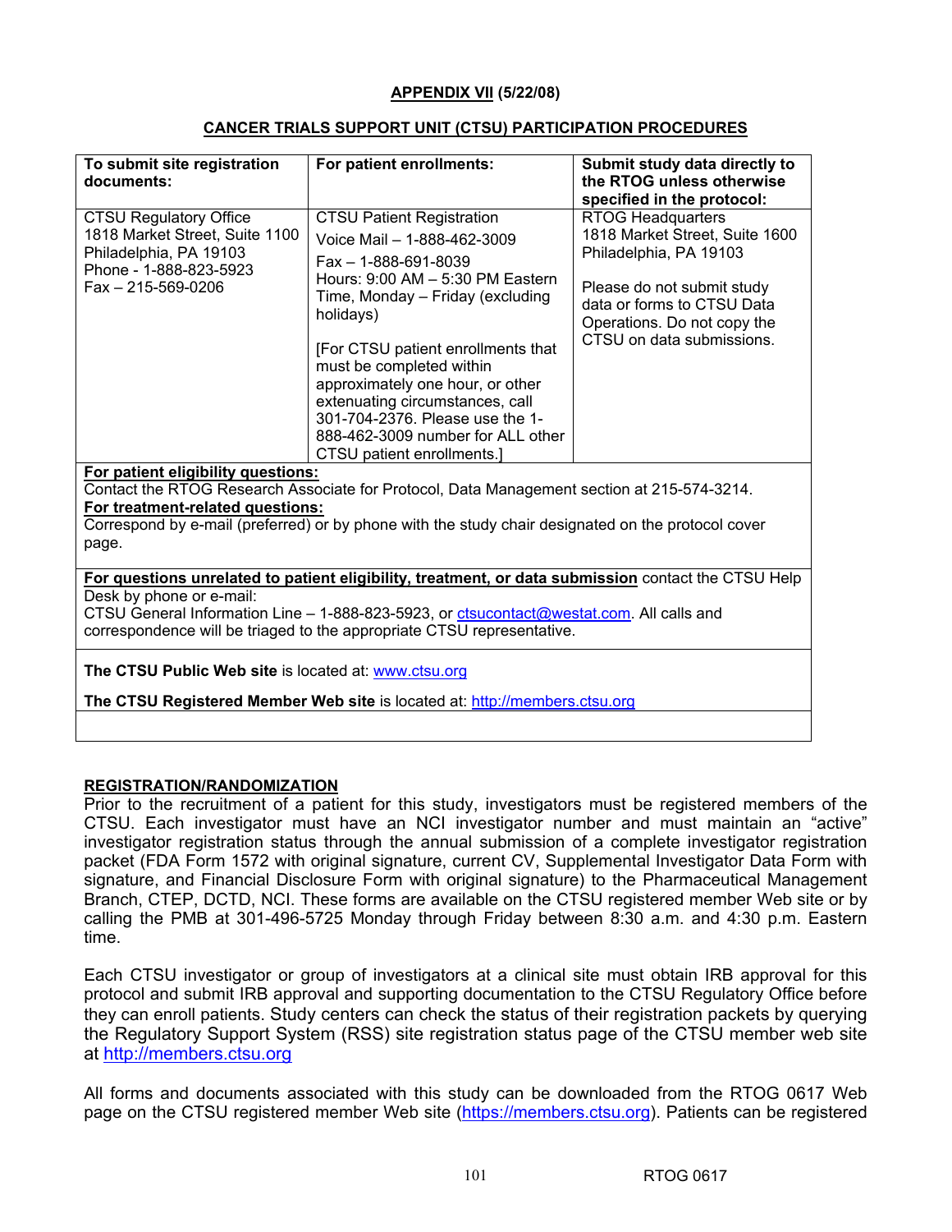**APPENDIX VII (5/22/08)**

**CANCER TRIALS SUPPORT UNIT (CTSU) PARTICIPATION PROCEDURES**

| **To submit site registration documents:** | **For patient enrollments:** | **Submit study data directly to the RTOG unless otherwise specified in the protocol:** |
|---|---|---|
| CTSU Regulatory Office<br>1818 Market Street, Suite 1100<br>Philadelphia, PA 19103<br>Phone - 1-888-823-5923<br>Fax – 215-569-0206 | CTSU Patient Registration<br>Voice Mail – 1-888-462-3009<br>Fax – 1-888-691-8039<br>Hours: 9:00 AM – 5:30 PM Eastern Time, Monday – Friday (excluding holidays)<br><br>[For CTSU patient enrollments that must be completed within approximately one hour, or other extenuating circumstances, call 301-704-2376. Please use the 1-888-462-3009 number for ALL other CTSU patient enrollments.] | RTOG Headquarters<br>1818 Market Street, Suite 1600<br>Philadelphia, PA 19103<br><br>Please do not submit study data or forms to CTSU Data Operations. Do not copy the CTSU on data submissions. |

**For patient eligibility questions:**
Contact the RTOG Research Associate for Protocol, Data Management section at 215-574-3214.
**For treatment-related questions:**
Correspond by e-mail (preferred) or by phone with the study chair designated on the protocol cover page.

**For questions unrelated to patient eligibility, treatment, or data submission** contact the CTSU Help Desk by phone or e-mail:
CTSU General Information Line – 1-888-823-5923, or ctsucontact@westat.com. All calls and correspondence will be triaged to the appropriate CTSU representative.

**The CTSU Public Web site** is located at: www.ctsu.org

**The CTSU Registered Member Web site** is located at: http://members.ctsu.org

**REGISTRATION/RANDOMIZATION**

Prior to the recruitment of a patient for this study, investigators must be registered members of the CTSU. Each investigator must have an NCI investigator number and must maintain an "active" investigator registration status through the annual submission of a complete investigator registration packet (FDA Form 1572 with original signature, current CV, Supplemental Investigator Data Form with signature, and Financial Disclosure Form with original signature) to the Pharmaceutical Management Branch, CTEP, DCTD, NCI. These forms are available on the CTSU registered member Web site or by calling the PMB at 301-496-5725 Monday through Friday between 8:30 a.m. and 4:30 p.m. Eastern time.

Each CTSU investigator or group of investigators at a clinical site must obtain IRB approval for this protocol and submit IRB approval and supporting documentation to the CTSU Regulatory Office before they can enroll patients. Study centers can check the status of their registration packets by querying the Regulatory Support System (RSS) site registration status page of the CTSU member web site at http://members.ctsu.org

All forms and documents associated with this study can be downloaded from the RTOG 0617 Web page on the CTSU registered member Web site (https://members.ctsu.org). Patients can be registered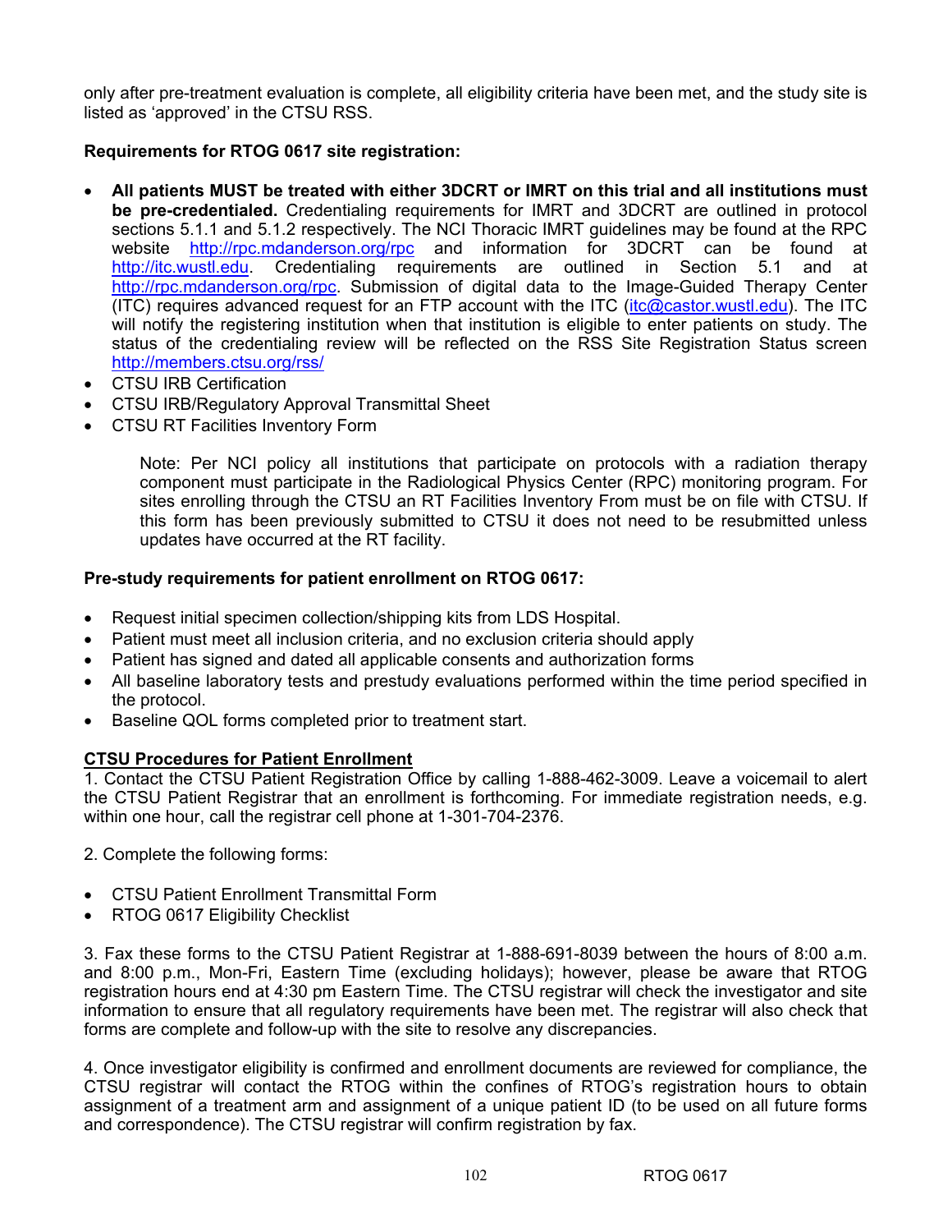only after pre-treatment evaluation is complete, all eligibility criteria have been met, and the study site is listed as 'approved' in the CTSU RSS.

**Requirements for RTOG 0617 site registration:**

- **All patients MUST be treated with either 3DCRT or IMRT on this trial and all institutions must be pre-credentialed.** Credentialing requirements for IMRT and 3DCRT are outlined in protocol sections 5.1.1 and 5.1.2 respectively. The NCI Thoracic IMRT guidelines may be found at the RPC website http://rpc.mdanderson.org/rpc and information for 3DCRT can be found at http://itc.wustl.edu. Credentialing requirements are outlined in Section 5.1 and at http://rpc.mdanderson.org/rpc. Submission of digital data to the Image-Guided Therapy Center (ITC) requires advanced request for an FTP account with the ITC (itc@castor.wustl.edu). The ITC will notify the registering institution when that institution is eligible to enter patients on study. The status of the credentialing review will be reflected on the RSS Site Registration Status screen http://members.ctsu.org/rss/
- CTSU IRB Certification
- CTSU IRB/Regulatory Approval Transmittal Sheet
- CTSU RT Facilities Inventory Form

  Note: Per NCI policy all institutions that participate on protocols with a radiation therapy component must participate in the Radiological Physics Center (RPC) monitoring program. For sites enrolling through the CTSU an RT Facilities Inventory From must be on file with CTSU. If this form has been previously submitted to CTSU it does not need to be resubmitted unless updates have occurred at the RT facility.

**Pre-study requirements for patient enrollment on RTOG 0617:**

- Request initial specimen collection/shipping kits from LDS Hospital.
- Patient must meet all inclusion criteria, and no exclusion criteria should apply
- Patient has signed and dated all applicable consents and authorization forms
- All baseline laboratory tests and prestudy evaluations performed within the time period specified in the protocol.
- Baseline QOL forms completed prior to treatment start.

**CTSU Procedures for Patient Enrollment**

1. Contact the CTSU Patient Registration Office by calling 1-888-462-3009. Leave a voicemail to alert the CTSU Patient Registrar that an enrollment is forthcoming. For immediate registration needs, e.g. within one hour, call the registrar cell phone at 1-301-704-2376.

2. Complete the following forms:

- CTSU Patient Enrollment Transmittal Form
- RTOG 0617 Eligibility Checklist

3. Fax these forms to the CTSU Patient Registrar at 1-888-691-8039 between the hours of 8:00 a.m. and 8:00 p.m., Mon-Fri, Eastern Time (excluding holidays); however, please be aware that RTOG registration hours end at 4:30 pm Eastern Time. The CTSU registrar will check the investigator and site information to ensure that all regulatory requirements have been met. The registrar will also check that forms are complete and follow-up with the site to resolve any discrepancies.

4. Once investigator eligibility is confirmed and enrollment documents are reviewed for compliance, the CTSU registrar will contact the RTOG within the confines of RTOG's registration hours to obtain assignment of a treatment arm and assignment of a unique patient ID (to be used on all future forms and correspondence). The CTSU registrar will confirm registration by fax.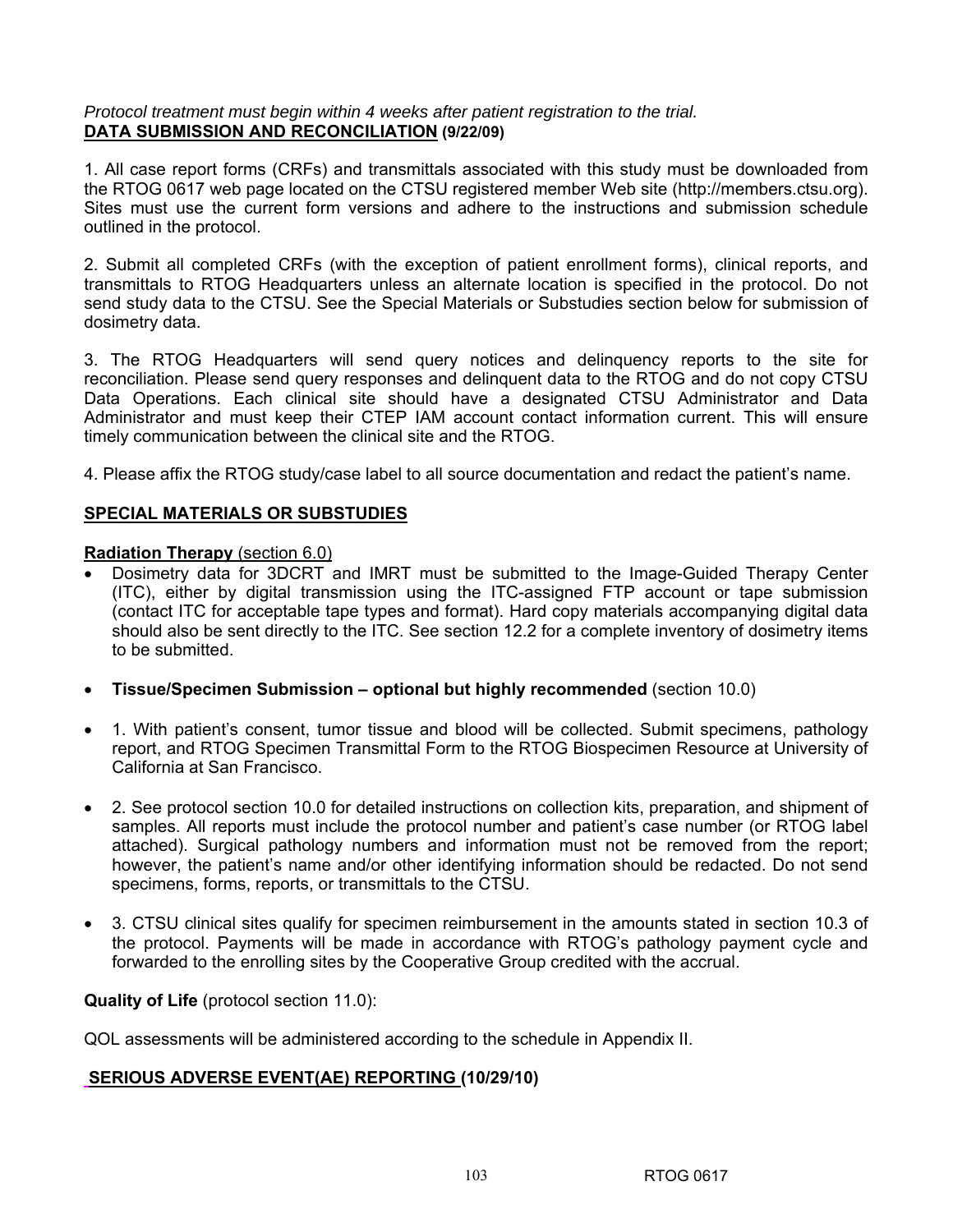*Protocol treatment must begin within 4 weeks after patient registration to the trial.*

**DATA SUBMISSION AND RECONCILIATION (9/22/09)**

1. All case report forms (CRFs) and transmittals associated with this study must be downloaded from the RTOG 0617 web page located on the CTSU registered member Web site (http://members.ctsu.org). Sites must use the current form versions and adhere to the instructions and submission schedule outlined in the protocol.

2. Submit all completed CRFs (with the exception of patient enrollment forms), clinical reports, and transmittals to RTOG Headquarters unless an alternate location is specified in the protocol. Do not send study data to the CTSU. See the Special Materials or Substudies section below for submission of dosimetry data.

3. The RTOG Headquarters will send query notices and delinquency reports to the site for reconciliation. Please send query responses and delinquent data to the RTOG and do not copy CTSU Data Operations. Each clinical site should have a designated CTSU Administrator and Data Administrator and must keep their CTEP IAM account contact information current. This will ensure timely communication between the clinical site and the RTOG.

4. Please affix the RTOG study/case label to all source documentation and redact the patient's name.

**SPECIAL MATERIALS OR SUBSTUDIES**

**Radiation Therapy** (section 6.0)

- Dosimetry data for 3DCRT and IMRT must be submitted to the Image-Guided Therapy Center (ITC), either by digital transmission using the ITC-assigned FTP account or tape submission (contact ITC for acceptable tape types and format). Hard copy materials accompanying digital data should also be sent directly to the ITC. See section 12.2 for a complete inventory of dosimetry items to be submitted.

- **Tissue/Specimen Submission – optional but highly recommended** (section 10.0)

- 1. With patient's consent, tumor tissue and blood will be collected. Submit specimens, pathology report, and RTOG Specimen Transmittal Form to the RTOG Biospecimen Resource at University of California at San Francisco.

- 2. See protocol section 10.0 for detailed instructions on collection kits, preparation, and shipment of samples. All reports must include the protocol number and patient's case number (or RTOG label attached). Surgical pathology numbers and information must not be removed from the report; however, the patient's name and/or other identifying information should be redacted. Do not send specimens, forms, reports, or transmittals to the CTSU.

- 3. CTSU clinical sites qualify for specimen reimbursement in the amounts stated in section 10.3 of the protocol. Payments will be made in accordance with RTOG's pathology payment cycle and forwarded to the enrolling sites by the Cooperative Group credited with the accrual.

**Quality of Life** (protocol section 11.0):

QOL assessments will be administered according to the schedule in Appendix II.

**SERIOUS ADVERSE EVENT(AE) REPORTING (10/29/10)**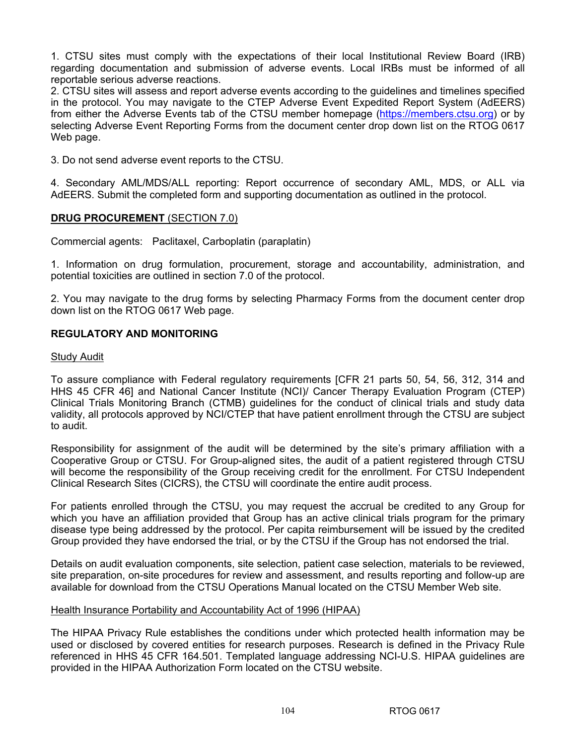1. CTSU sites must comply with the expectations of their local Institutional Review Board (IRB) regarding documentation and submission of adverse events. Local IRBs must be informed of all reportable serious adverse reactions.
2. CTSU sites will assess and report adverse events according to the guidelines and timelines specified in the protocol. You may navigate to the CTEP Adverse Event Expedited Report System (AdEERS) from either the Adverse Events tab of the CTSU member homepage (https://members.ctsu.org) or by selecting Adverse Event Reporting Forms from the document center drop down list on the RTOG 0617 Web page.

3. Do not send adverse event reports to the CTSU.

4. Secondary AML/MDS/ALL reporting: Report occurrence of secondary AML, MDS, or ALL via AdEERS. Submit the completed form and supporting documentation as outlined in the protocol.

**DRUG PROCUREMENT** (SECTION 7.0)

Commercial agents: Paclitaxel, Carboplatin (paraplatin)

1. Information on drug formulation, procurement, storage and accountability, administration, and potential toxicities are outlined in section 7.0 of the protocol.

2. You may navigate to the drug forms by selecting Pharmacy Forms from the document center drop down list on the RTOG 0617 Web page.

**REGULATORY AND MONITORING**

Study Audit

To assure compliance with Federal regulatory requirements [CFR 21 parts 50, 54, 56, 312, 314 and HHS 45 CFR 46] and National Cancer Institute (NCI)/ Cancer Therapy Evaluation Program (CTEP) Clinical Trials Monitoring Branch (CTMB) guidelines for the conduct of clinical trials and study data validity, all protocols approved by NCI/CTEP that have patient enrollment through the CTSU are subject to audit.

Responsibility for assignment of the audit will be determined by the site's primary affiliation with a Cooperative Group or CTSU. For Group-aligned sites, the audit of a patient registered through CTSU will become the responsibility of the Group receiving credit for the enrollment. For CTSU Independent Clinical Research Sites (CICRS), the CTSU will coordinate the entire audit process.

For patients enrolled through the CTSU, you may request the accrual be credited to any Group for which you have an affiliation provided that Group has an active clinical trials program for the primary disease type being addressed by the protocol. Per capita reimbursement will be issued by the credited Group provided they have endorsed the trial, or by the CTSU if the Group has not endorsed the trial.

Details on audit evaluation components, site selection, patient case selection, materials to be reviewed, site preparation, on-site procedures for review and assessment, and results reporting and follow-up are available for download from the CTSU Operations Manual located on the CTSU Member Web site.

Health Insurance Portability and Accountability Act of 1996 (HIPAA)

The HIPAA Privacy Rule establishes the conditions under which protected health information may be used or disclosed by covered entities for research purposes. Research is defined in the Privacy Rule referenced in HHS 45 CFR 164.501. Templated language addressing NCI-U.S. HIPAA guidelines are provided in the HIPAA Authorization Form located on the CTSU website.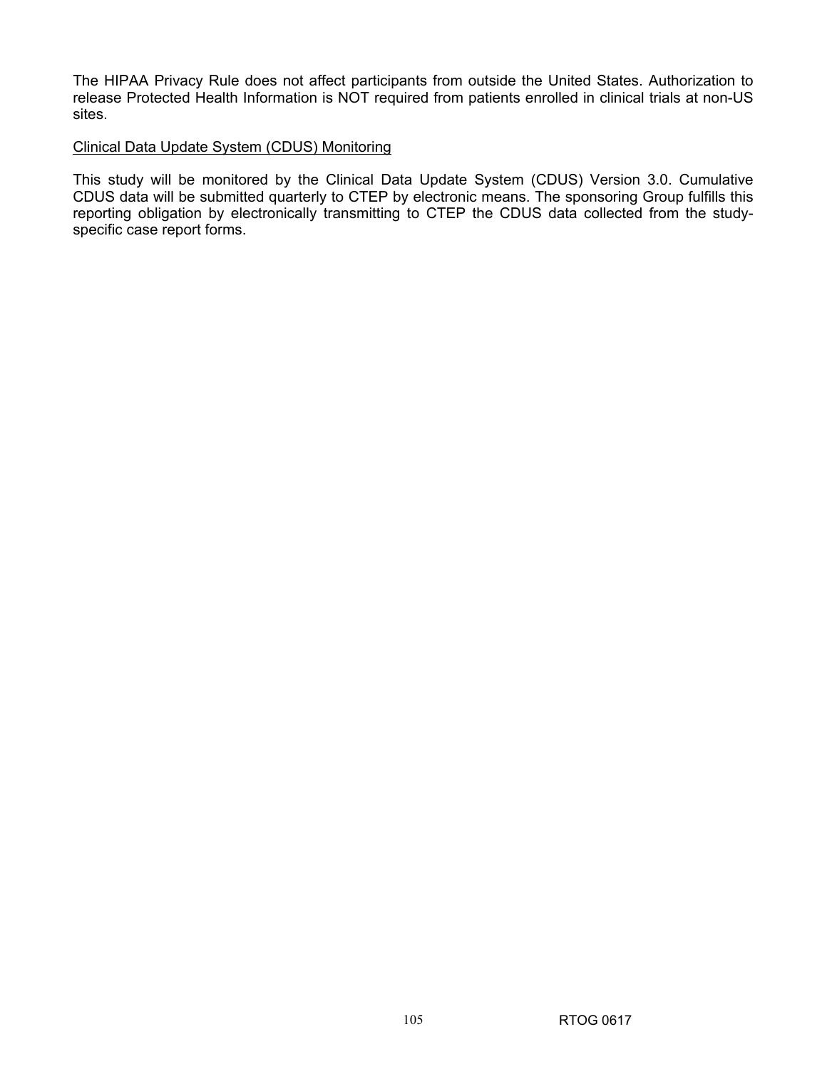The HIPAA Privacy Rule does not affect participants from outside the United States. Authorization to release Protected Health Information is NOT required from patients enrolled in clinical trials at non-US sites.

Clinical Data Update System (CDUS) Monitoring

This study will be monitored by the Clinical Data Update System (CDUS) Version 3.0. Cumulative CDUS data will be submitted quarterly to CTEP by electronic means. The sponsoring Group fulfills this reporting obligation by electronically transmitting to CTEP the CDUS data collected from the study-specific case report forms.